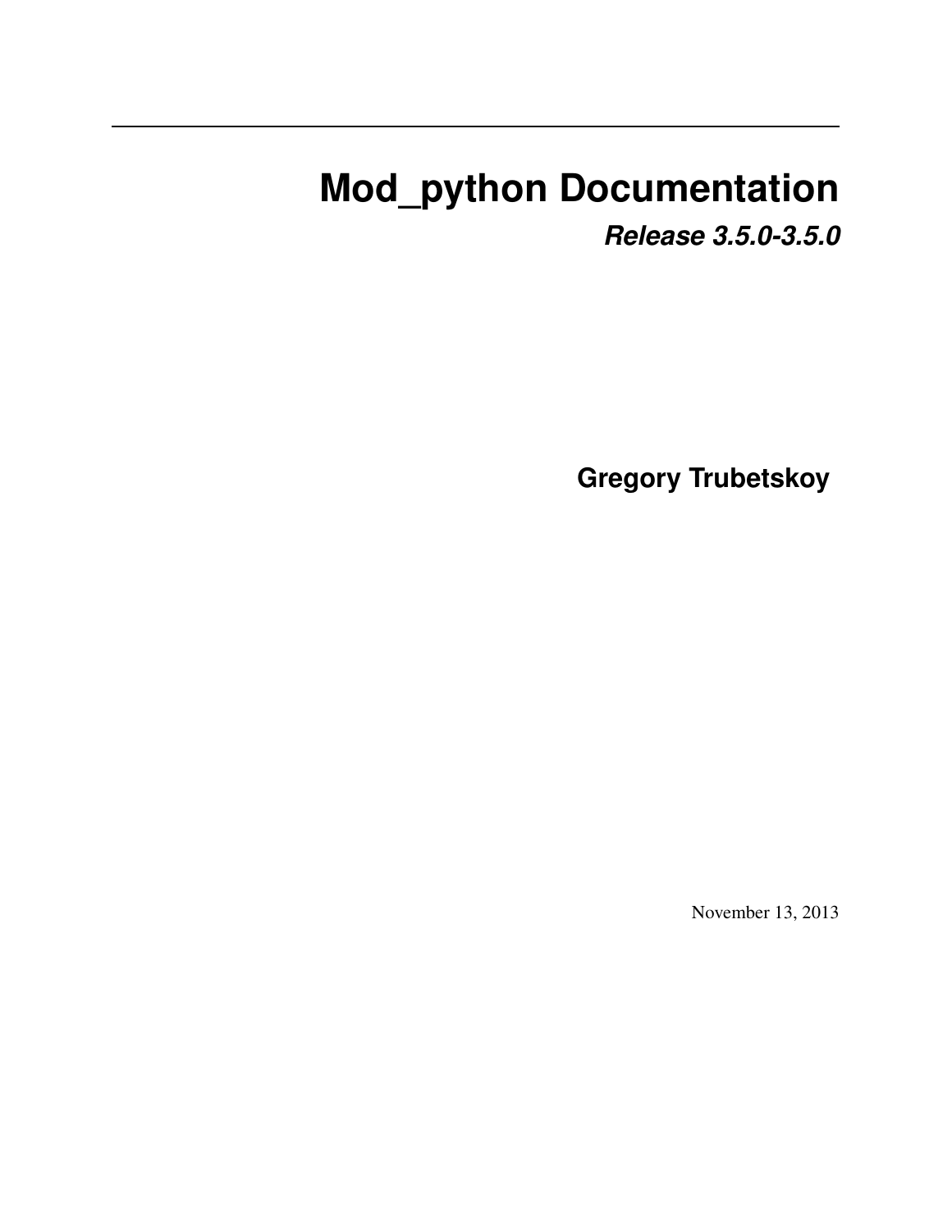# Mod_python Documentation

***Release 3.5.0-3.5.0***

**Gregory Trubetskoy**

November 13, 2013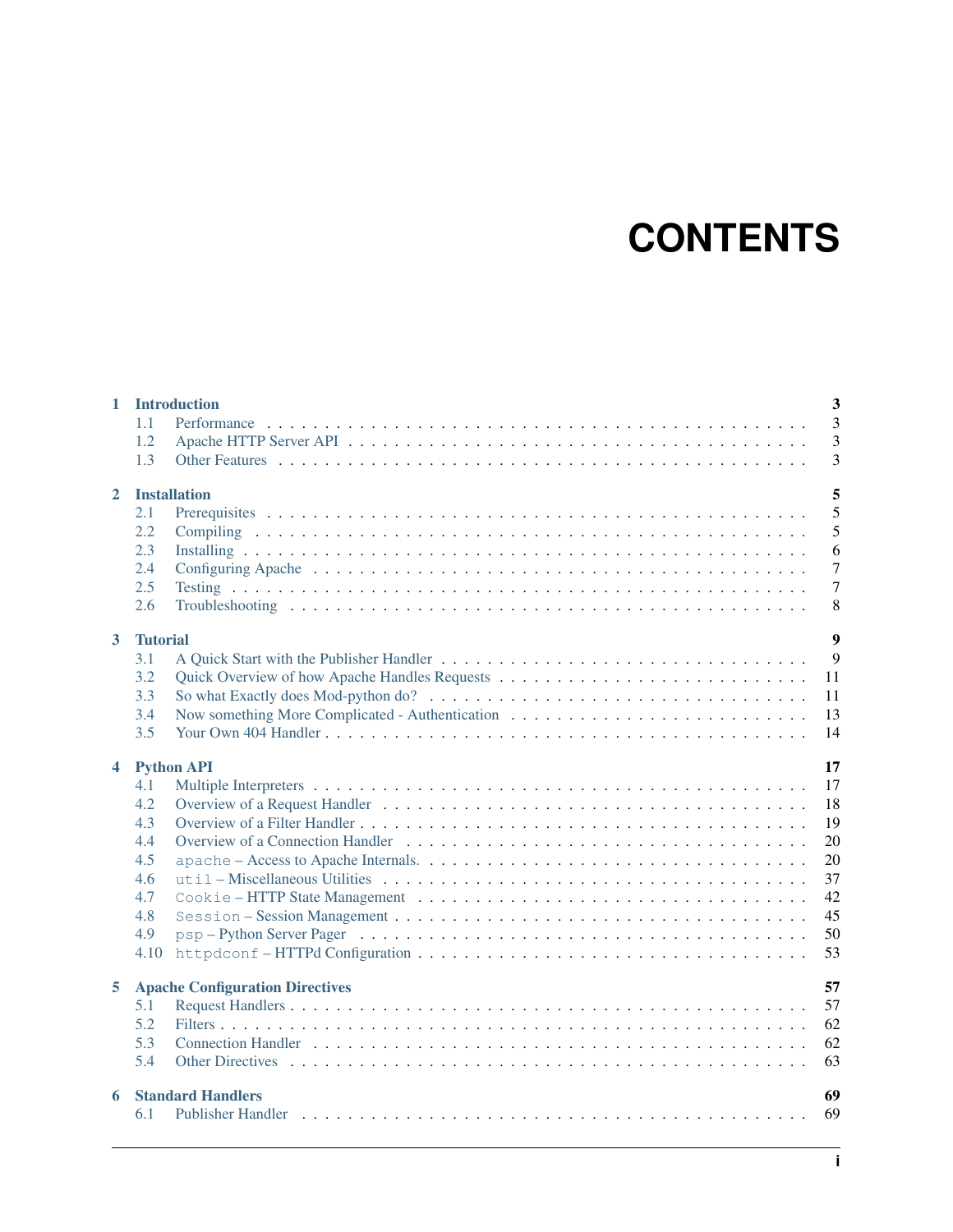# CONTENTS

- **1 Introduction** — **3**
  - 1.1 Performance — 3
  - 1.2 Apache HTTP Server API — 3
  - 1.3 Other Features — 3
- **2 Installation** — **5**
  - 2.1 Prerequisites — 5
  - 2.2 Compiling — 5
  - 2.3 Installing — 6
  - 2.4 Configuring Apache — 7
  - 2.5 Testing — 7
  - 2.6 Troubleshooting — 8
- **3 Tutorial** — **9**
  - 3.1 A Quick Start with the Publisher Handler — 9
  - 3.2 Quick Overview of how Apache Handles Requests — 11
  - 3.3 So what Exactly does Mod-python do? — 11
  - 3.4 Now something More Complicated - Authentication — 13
  - 3.5 Your Own 404 Handler — 14
- **4 Python API** — **17**
  - 4.1 Multiple Interpreters — 17
  - 4.2 Overview of a Request Handler — 18
  - 4.3 Overview of a Filter Handler — 19
  - 4.4 Overview of a Connection Handler — 20
  - 4.5 `apache` – Access to Apache Internals. — 20
  - 4.6 `util` – Miscellaneous Utilities — 37
  - 4.7 `Cookie` – HTTP State Management — 42
  - 4.8 `Session` – Session Management — 45
  - 4.9 `psp` – Python Server Pager — 50
  - 4.10 `httpdconf` – HTTPd Configuration — 53
- **5 Apache Configuration Directives** — **57**
  - 5.1 Request Handlers — 57
  - 5.2 Filters — 62
  - 5.3 Connection Handler — 62
  - 5.4 Other Directives — 63
- **6 Standard Handlers** — **69**
  - 6.1 Publisher Handler — 69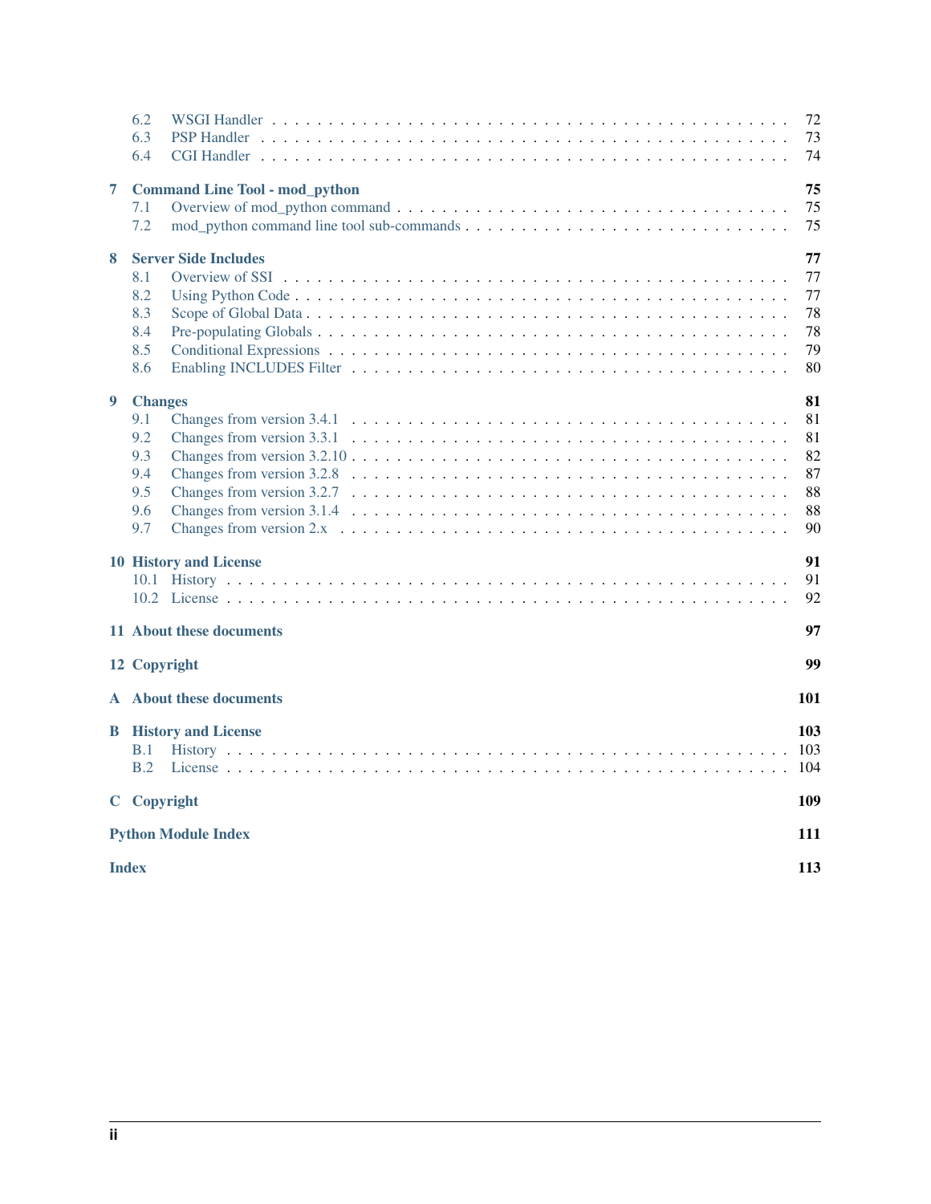- 6.2 WSGI Handler . . . 72
- 6.3 PSP Handler . . . 73
- 6.4 CGI Handler . . . 74

**7 Command Line Tool - mod_python** **75**
- 7.1 Overview of mod_python command . . . 75
- 7.2 mod_python command line tool sub-commands . . . 75

**8 Server Side Includes** **77**
- 8.1 Overview of SSI . . . 77
- 8.2 Using Python Code . . . 77
- 8.3 Scope of Global Data . . . 78
- 8.4 Pre-populating Globals . . . 78
- 8.5 Conditional Expressions . . . 79
- 8.6 Enabling INCLUDES Filter . . . 80

**9 Changes** **81**
- 9.1 Changes from version 3.4.1 . . . 81
- 9.2 Changes from version 3.3.1 . . . 81
- 9.3 Changes from version 3.2.10 . . . 82
- 9.4 Changes from version 3.2.8 . . . 87
- 9.5 Changes from version 3.2.7 . . . 88
- 9.6 Changes from version 3.1.4 . . . 88
- 9.7 Changes from version 2.x . . . 90

**10 History and License** **91**
- 10.1 History . . . 91
- 10.2 License . . . 92

**11 About these documents** **97**

**12 Copyright** **99**

**A About these documents** **101**

**B History and License** **103**
- B.1 History . . . 103
- B.2 License . . . 104

**C Copyright** **109**

**Python Module Index** **111**

**Index** **113**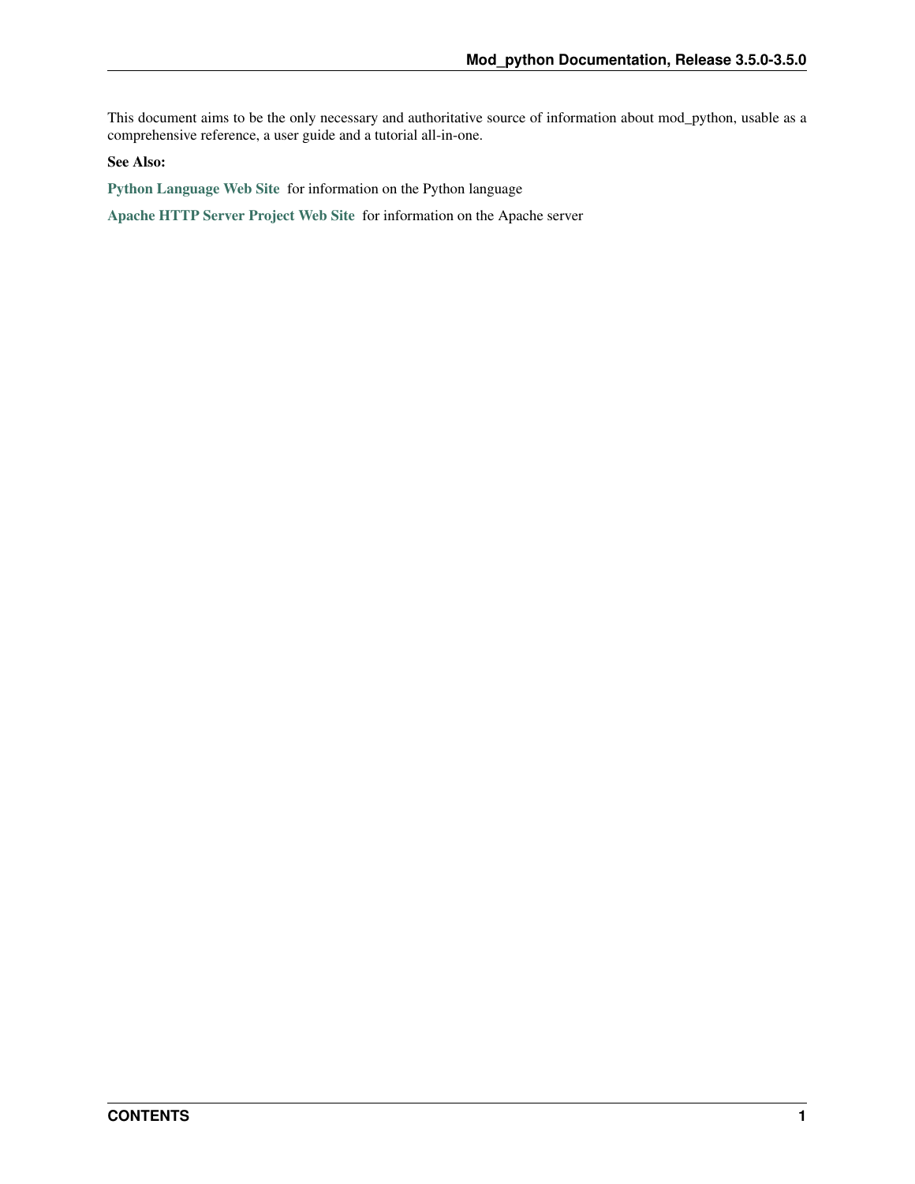This document aims to be the only necessary and authoritative source of information about mod_python, usable as a comprehensive reference, a user guide and a tutorial all-in-one.

**See Also:**

**Python Language Web Site** for information on the Python language

**Apache HTTP Server Project Web Site** for information on the Apache server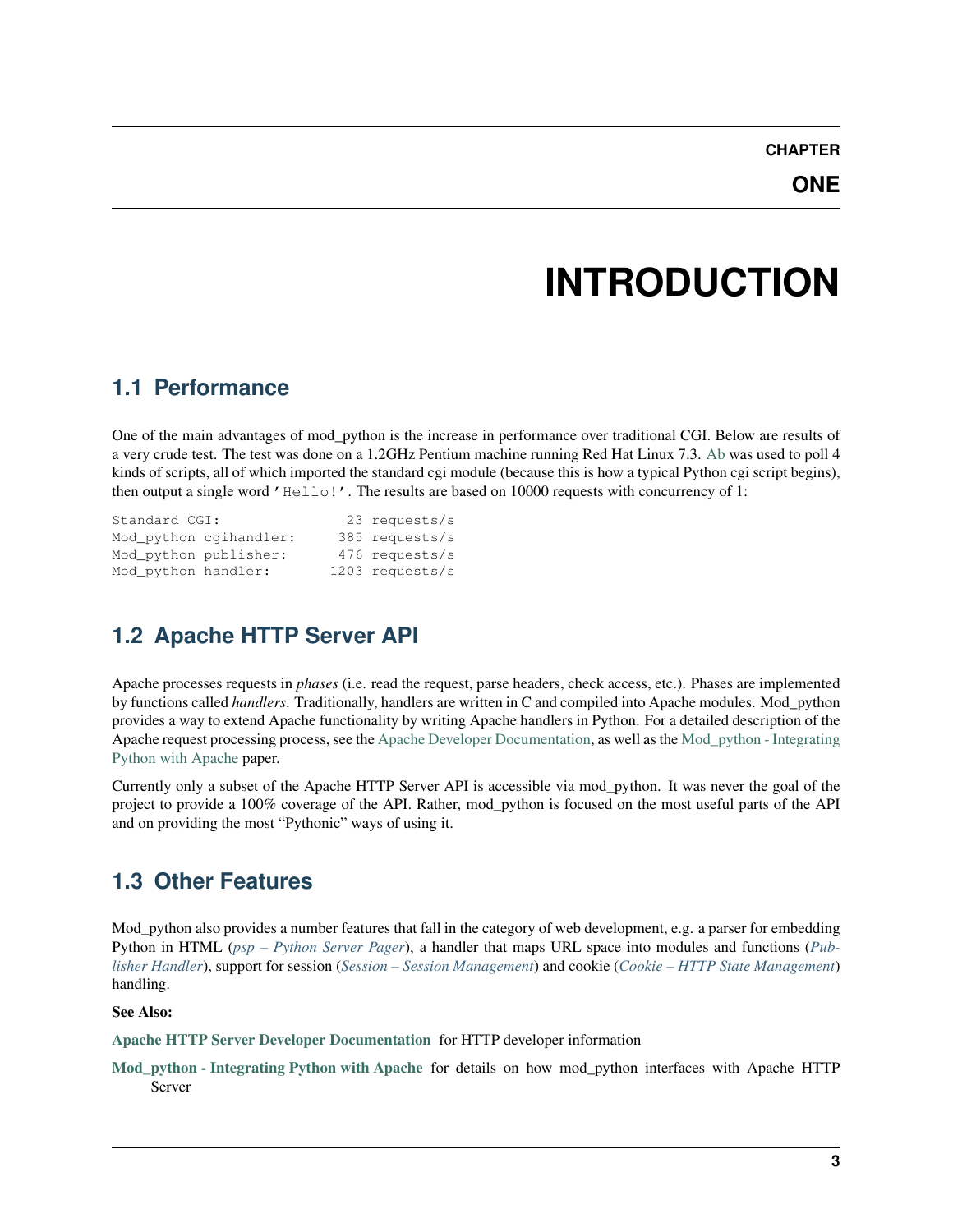# CHAPTER ONE

# INTRODUCTION

## 1.1 Performance

One of the main advantages of mod_python is the increase in performance over traditional CGI. Below are results of a very crude test. The test was done on a 1.2GHz Pentium machine running Red Hat Linux 7.3. Ab was used to poll 4 kinds of scripts, all of which imported the standard cgi module (because this is how a typical Python cgi script begins), then output a single word `'Hello!'`. The results are based on 10000 requests with concurrency of 1:

```
Standard CGI:               23 requests/s
Mod_python cgihandler:     385 requests/s
Mod_python publisher:      476 requests/s
Mod_python handler:       1203 requests/s
```

## 1.2 Apache HTTP Server API

Apache processes requests in *phases* (i.e. read the request, parse headers, check access, etc.). Phases are implemented by functions called *handlers*. Traditionally, handlers are written in C and compiled into Apache modules. Mod_python provides a way to extend Apache functionality by writing Apache handlers in Python. For a detailed description of the Apache request processing process, see the Apache Developer Documentation, as well as the Mod_python - Integrating Python with Apache paper.

Currently only a subset of the Apache HTTP Server API is accessible via mod_python. It was never the goal of the project to provide a 100% coverage of the API. Rather, mod_python is focused on the most useful parts of the API and on providing the most "Pythonic" ways of using it.

## 1.3 Other Features

Mod_python also provides a number features that fall in the category of web development, e.g. a parser for embedding Python in HTML (*psp – Python Server Pager*), a handler that maps URL space into modules and functions (*Publisher Handler*), support for session (*Session – Session Management*) and cookie (*Cookie – HTTP State Management*) handling.

**See Also:**

**Apache HTTP Server Developer Documentation** for HTTP developer information

**Mod_python - Integrating Python with Apache** for details on how mod_python interfaces with Apache HTTP Server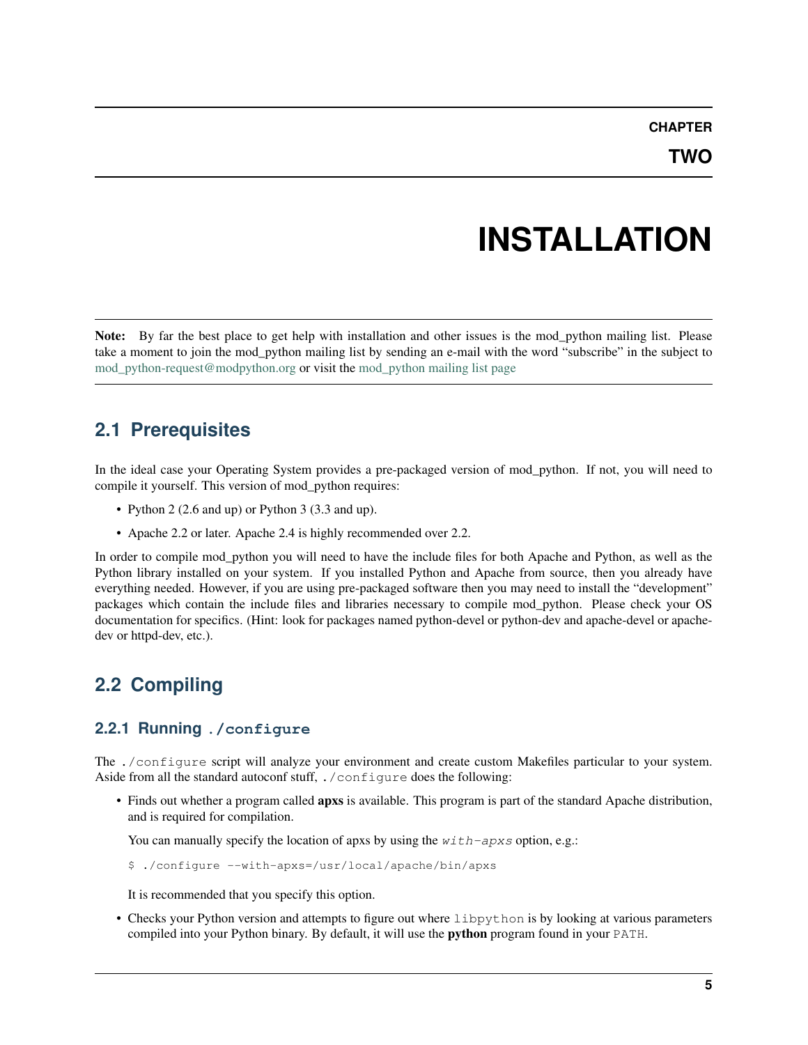# CHAPTER TWO

# INSTALLATION

**Note:** By far the best place to get help with installation and other issues is the mod_python mailing list. Please take a moment to join the mod_python mailing list by sending an e-mail with the word "subscribe" in the subject to mod_python-request@modpython.org or visit the mod_python mailing list page

## 2.1 Prerequisites

In the ideal case your Operating System provides a pre-packaged version of mod_python. If not, you will need to compile it yourself. This version of mod_python requires:

- Python 2 (2.6 and up) or Python 3 (3.3 and up).
- Apache 2.2 or later. Apache 2.4 is highly recommended over 2.2.

In order to compile mod_python you will need to have the include files for both Apache and Python, as well as the Python library installed on your system. If you installed Python and Apache from source, then you already have everything needed. However, if you are using pre-packaged software then you may need to install the "development" packages which contain the include files and libraries necessary to compile mod_python. Please check your OS documentation for specifics. (Hint: look for packages named python-devel or python-dev and apache-devel or apache-dev or httpd-dev, etc.).

## 2.2 Compiling

### 2.2.1 Running `./configure`

The `./configure` script will analyze your environment and create custom Makefiles particular to your system. Aside from all the standard autoconf stuff, `./configure` does the following:

- Finds out whether a program called **apxs** is available. This program is part of the standard Apache distribution, and is required for compilation.

  You can manually specify the location of apxs by using the *with-apxs* option, e.g.:

  ```
  $ ./configure --with-apxs=/usr/local/apache/bin/apxs
  ```

  It is recommended that you specify this option.

- Checks your Python version and attempts to figure out where `libpython` is by looking at various parameters compiled into your Python binary. By default, it will use the **python** program found in your `PATH`.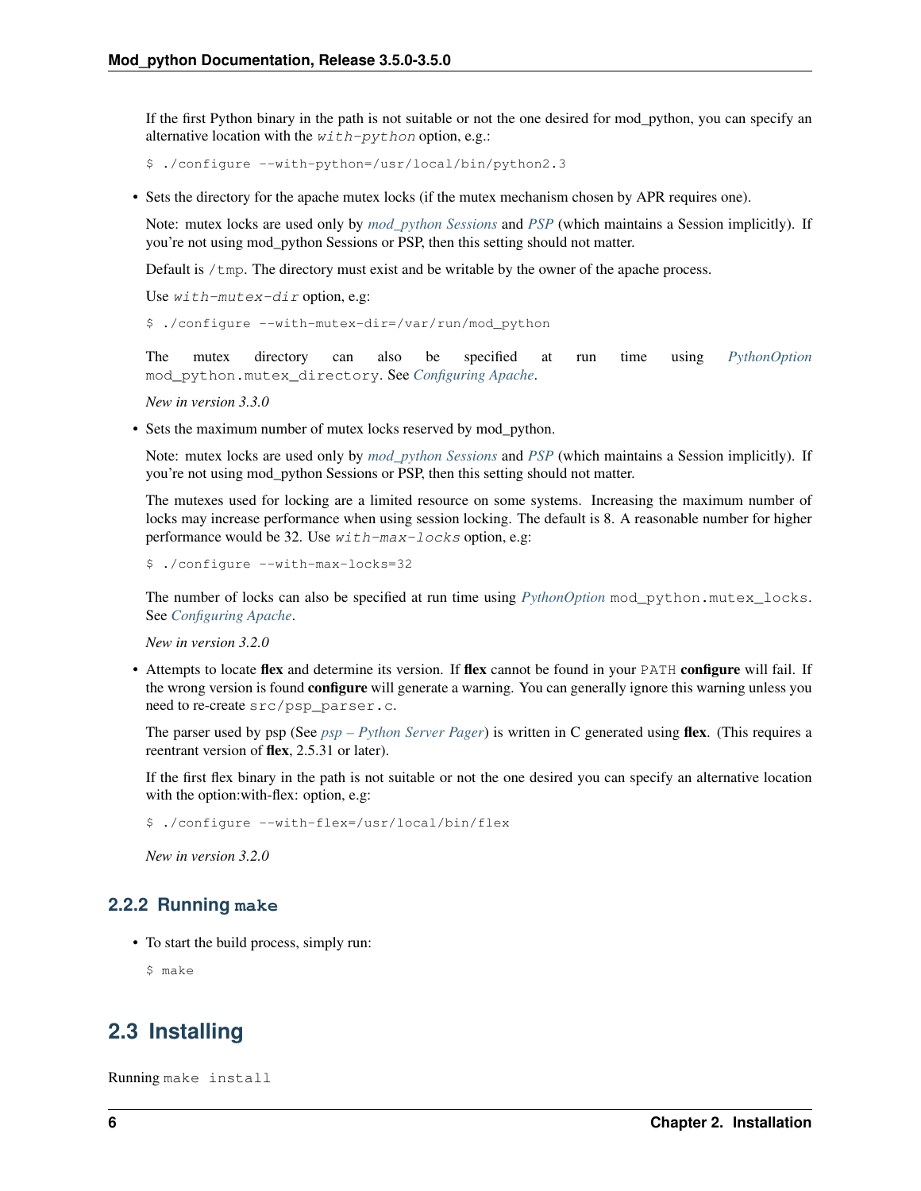If the first Python binary in the path is not suitable or not the one desired for mod_python, you can specify an alternative location with the *with-python* option, e.g.:

```
$ ./configure --with-python=/usr/local/bin/python2.3
```

- Sets the directory for the apache mutex locks (if the mutex mechanism chosen by APR requires one).

  Note: mutex locks are used only by *mod_python Sessions* and *PSP* (which maintains a Session implicitly). If you're not using mod_python Sessions or PSP, then this setting should not matter.

  Default is `/tmp`. The directory must exist and be writable by the owner of the apache process.

  Use *with-mutex-dir* option, e.g:

  ```
  $ ./configure --with-mutex-dir=/var/run/mod_python
  ```

  The mutex directory can also be specified at run time using *PythonOption* `mod_python.mutex_directory`. See *Configuring Apache*.

  *New in version 3.3.0*

- Sets the maximum number of mutex locks reserved by mod_python.

  Note: mutex locks are used only by *mod_python Sessions* and *PSP* (which maintains a Session implicitly). If you're not using mod_python Sessions or PSP, then this setting should not matter.

  The mutexes used for locking are a limited resource on some systems. Increasing the maximum number of locks may increase performance when using session locking. The default is 8. A reasonable number for higher performance would be 32. Use *with-max-locks* option, e.g:

  ```
  $ ./configure --with-max-locks=32
  ```

  The number of locks can also be specified at run time using *PythonOption* `mod_python.mutex_locks`. See *Configuring Apache*.

  *New in version 3.2.0*

- Attempts to locate **flex** and determine its version. If **flex** cannot be found in your `PATH` **configure** will fail. If the wrong version is found **configure** will generate a warning. You can generally ignore this warning unless you need to re-create `src/psp_parser.c`.

  The parser used by psp (See *psp – Python Server Pager*) is written in C generated using **flex**. (This requires a reentrant version of **flex**, 2.5.31 or later).

  If the first flex binary in the path is not suitable or not the one desired you can specify an alternative location with the option:with-flex: option, e.g:

  ```
  $ ./configure --with-flex=/usr/local/bin/flex
  ```

  *New in version 3.2.0*

### 2.2.2 Running `make`

- To start the build process, simply run:

  ```
  $ make
  ```

## 2.3 Installing

Running `make install`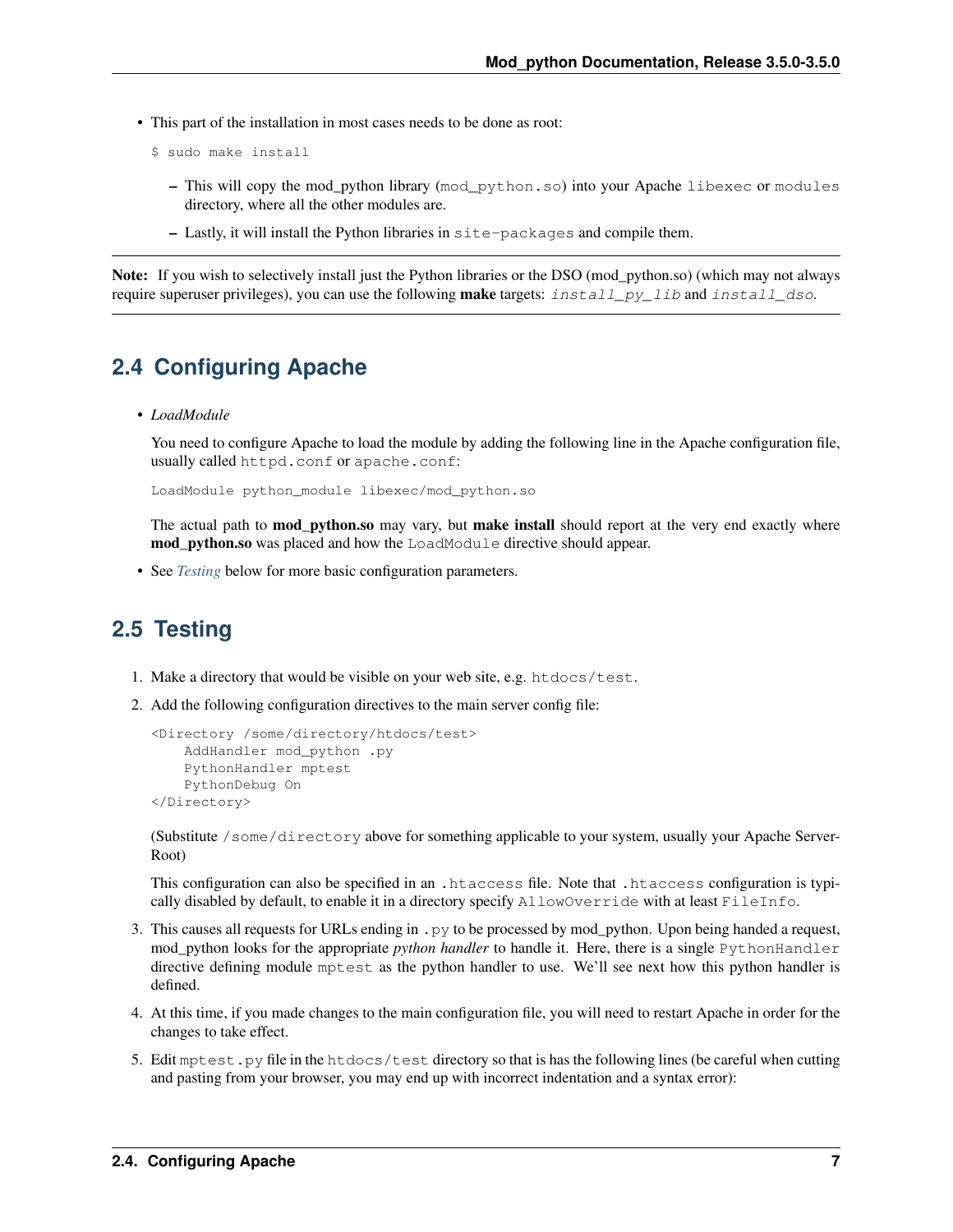- This part of the installation in most cases needs to be done as root:

  ```
  $ sudo make install
  ```

  – This will copy the mod_python library (`mod_python.so`) into your Apache `libexec` or `modules` directory, where all the other modules are.

  – Lastly, it will install the Python libraries in `site-packages` and compile them.

---

**Note:** If you wish to selectively install just the Python libraries or the DSO (mod_python.so) (which may not always require superuser privileges), you can use the following **make** targets: *`install_py_lib`* and *`install_dso`*.

---

## 2.4 Configuring Apache

- *LoadModule*

  You need to configure Apache to load the module by adding the following line in the Apache configuration file, usually called `httpd.conf` or `apache.conf`:

  ```
  LoadModule python_module libexec/mod_python.so
  ```

  The actual path to **mod_python.so** may vary, but **make install** should report at the very end exactly where **mod_python.so** was placed and how the `LoadModule` directive should appear.

- See *Testing* below for more basic configuration parameters.

## 2.5 Testing

1. Make a directory that would be visible on your web site, e.g. `htdocs/test`.

2. Add the following configuration directives to the main server config file:

   ```
   <Directory /some/directory/htdocs/test>
       AddHandler mod_python .py
       PythonHandler mptest
       PythonDebug On
   </Directory>
   ```

   (Substitute `/some/directory` above for something applicable to your system, usually your Apache ServerRoot)

   This configuration can also be specified in an `.htaccess` file. Note that `.htaccess` configuration is typically disabled by default, to enable it in a directory specify `AllowOverride` with at least `FileInfo`.

3. This causes all requests for URLs ending in `.py` to be processed by mod_python. Upon being handed a request, mod_python looks for the appropriate *python handler* to handle it. Here, there is a single `PythonHandler` directive defining module `mptest` as the python handler to use. We'll see next how this python handler is defined.

4. At this time, if you made changes to the main configuration file, you will need to restart Apache in order for the changes to take effect.

5. Edit `mptest.py` file in the `htdocs/test` directory so that is has the following lines (be careful when cutting and pasting from your browser, you may end up with incorrect indentation and a syntax error):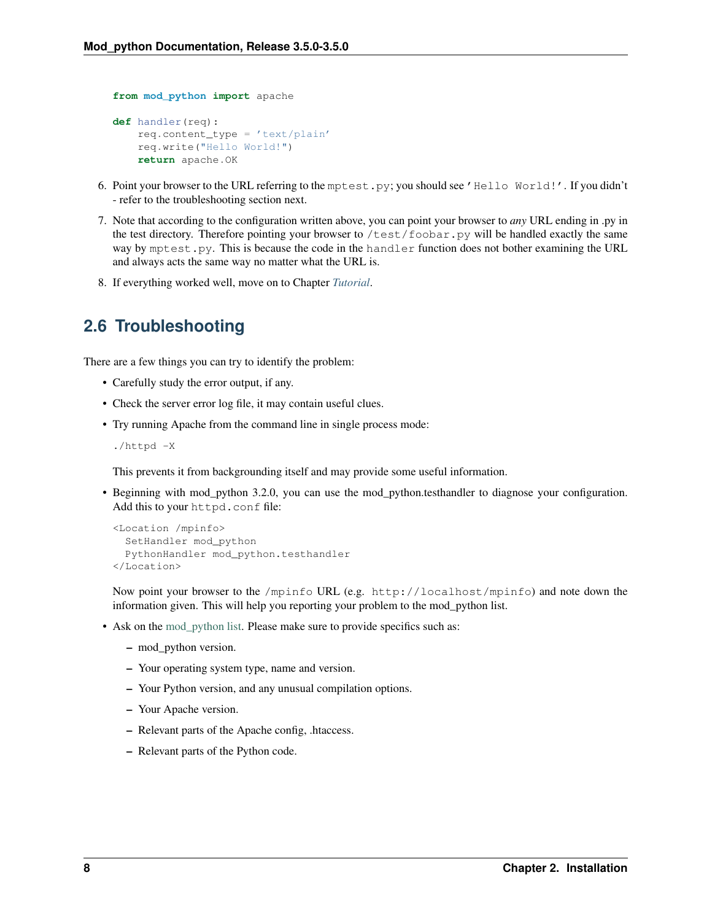```python
from mod_python import apache

def handler(req):
    req.content_type = 'text/plain'
    req.write("Hello World!")
    return apache.OK
```

6. Point your browser to the URL referring to the `mptest.py`; you should see `'Hello World!'`. If you didn't - refer to the troubleshooting section next.

7. Note that according to the configuration written above, you can point your browser to *any* URL ending in .py in the test directory. Therefore pointing your browser to `/test/foobar.py` will be handled exactly the same way by `mptest.py`. This is because the code in the `handler` function does not bother examining the URL and always acts the same way no matter what the URL is.

8. If everything worked well, move on to Chapter *Tutorial*.

## 2.6 Troubleshooting

There are a few things you can try to identify the problem:

- Carefully study the error output, if any.
- Check the server error log file, it may contain useful clues.
- Try running Apache from the command line in single process mode:

  ```
  ./httpd -X
  ```

  This prevents it from backgrounding itself and may provide some useful information.

- Beginning with mod_python 3.2.0, you can use the mod_python.testhandler to diagnose your configuration. Add this to your `httpd.conf` file:

  ```
  <Location /mpinfo>
    SetHandler mod_python
    PythonHandler mod_python.testhandler
  </Location>
  ```

  Now point your browser to the `/mpinfo` URL (e.g. `http://localhost/mpinfo`) and note down the information given. This will help you reporting your problem to the mod_python list.

- Ask on the mod_python list. Please make sure to provide specifics such as:
  - mod_python version.
  - Your operating system type, name and version.
  - Your Python version, and any unusual compilation options.
  - Your Apache version.
  - Relevant parts of the Apache config, .htaccess.
  - Relevant parts of the Python code.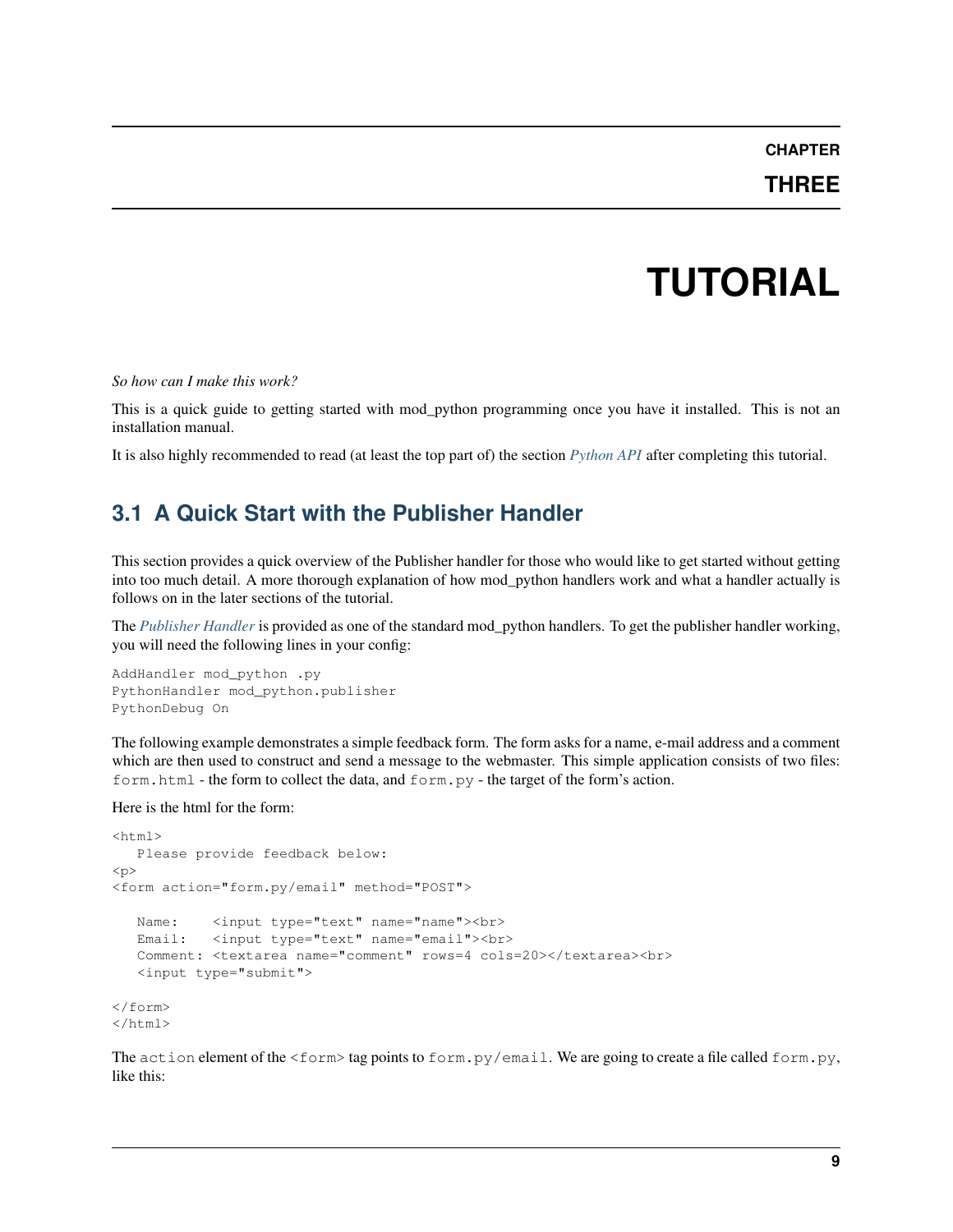# CHAPTER THREE

# TUTORIAL

*So how can I make this work?*

This is a quick guide to getting started with mod_python programming once you have it installed. This is not an installation manual.

It is also highly recommended to read (at least the top part of) the section *Python API* after completing this tutorial.

## 3.1 A Quick Start with the Publisher Handler

This section provides a quick overview of the Publisher handler for those who would like to get started without getting into too much detail. A more thorough explanation of how mod_python handlers work and what a handler actually is follows on in the later sections of the tutorial.

The *Publisher Handler* is provided as one of the standard mod_python handlers. To get the publisher handler working, you will need the following lines in your config:

```
AddHandler mod_python .py
PythonHandler mod_python.publisher
PythonDebug On
```

The following example demonstrates a simple feedback form. The form asks for a name, e-mail address and a comment which are then used to construct and send a message to the webmaster. This simple application consists of two files: `form.html` - the form to collect the data, and `form.py` - the target of the form's action.

Here is the html for the form:

```
<html>
   Please provide feedback below:
<p>
<form action="form.py/email" method="POST">

   Name:    <input type="text" name="name"><br>
   Email:   <input type="text" name="email"><br>
   Comment: <textarea name="comment" rows=4 cols=20></textarea><br>
   <input type="submit">

</form>
</html>
```

The `action` element of the `<form>` tag points to `form.py/email`. We are going to create a file called `form.py`, like this: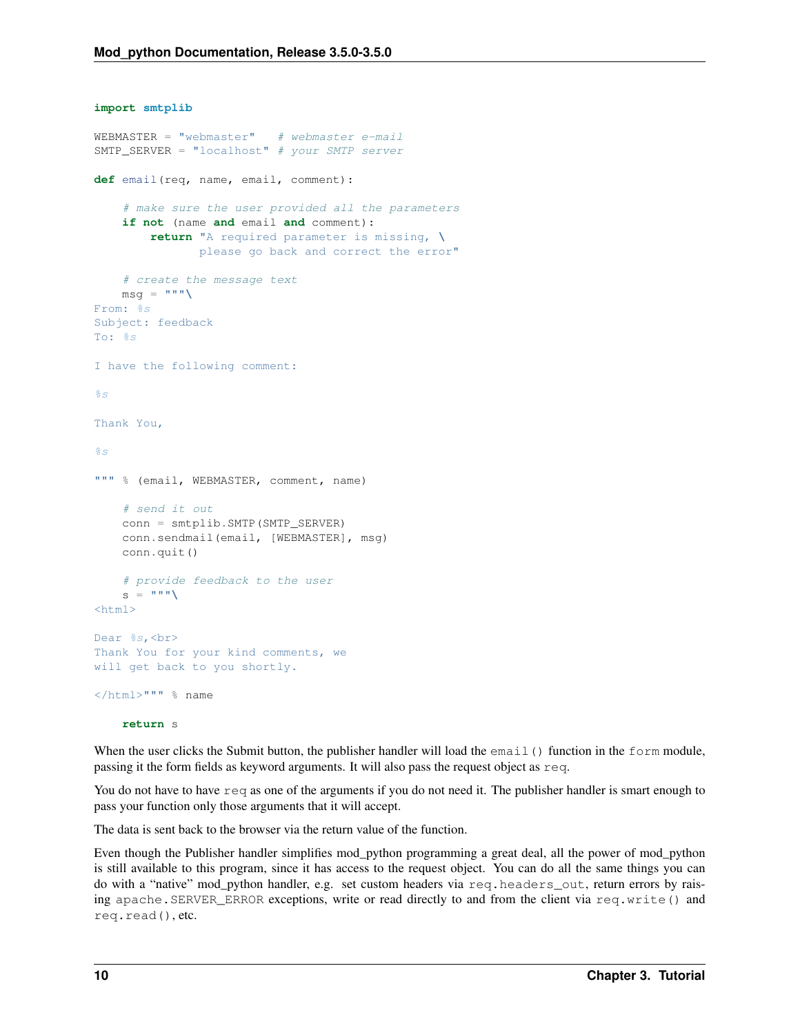```python
import smtplib

WEBMASTER = "webmaster"   # webmaster e-mail
SMTP_SERVER = "localhost" # your SMTP server

def email(req, name, email, comment):

    # make sure the user provided all the parameters
    if not (name and email and comment):
        return "A required parameter is missing, \
               please go back and correct the error"

    # create the message text
    msg = """\
From: %s
Subject: feedback
To: %s

I have the following comment:

%s

Thank You,

%s

""" % (email, WEBMASTER, comment, name)

    # send it out
    conn = smtplib.SMTP(SMTP_SERVER)
    conn.sendmail(email, [WEBMASTER], msg)
    conn.quit()

    # provide feedback to the user
    s = """\
<html>

Dear %s,<br>
Thank You for your kind comments, we
will get back to you shortly.

</html>""" % name

    return s
```

When the user clicks the Submit button, the publisher handler will load the `email()` function in the `form` module, passing it the form fields as keyword arguments. It will also pass the request object as `req`.

You do not have to have `req` as one of the arguments if you do not need it. The publisher handler is smart enough to pass your function only those arguments that it will accept.

The data is sent back to the browser via the return value of the function.

Even though the Publisher handler simplifies mod_python programming a great deal, all the power of mod_python is still available to this program, since it has access to the request object. You can do all the same things you can do with a "native" mod_python handler, e.g. set custom headers via `req.headers_out`, return errors by raising `apache.SERVER_ERROR` exceptions, write or read directly to and from the client via `req.write()` and `req.read()`, etc.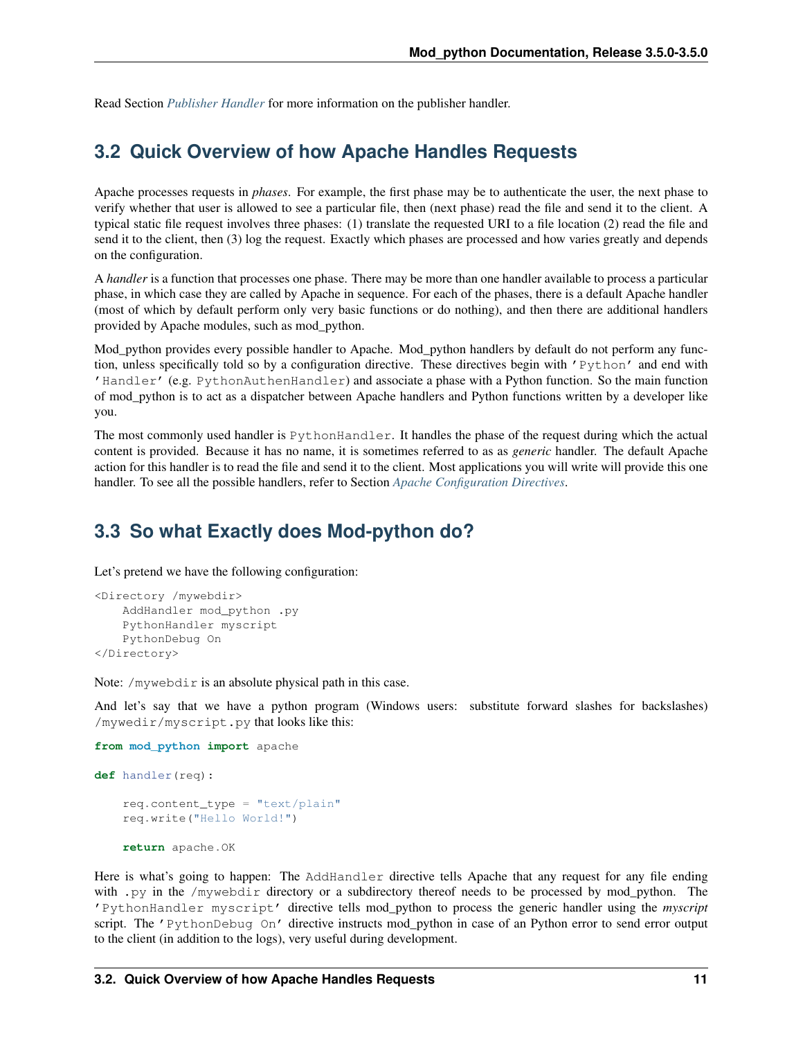Read Section *Publisher Handler* for more information on the publisher handler.

## 3.2 Quick Overview of how Apache Handles Requests

Apache processes requests in *phases*. For example, the first phase may be to authenticate the user, the next phase to verify whether that user is allowed to see a particular file, then (next phase) read the file and send it to the client. A typical static file request involves three phases: (1) translate the requested URI to a file location (2) read the file and send it to the client, then (3) log the request. Exactly which phases are processed and how varies greatly and depends on the configuration.

A *handler* is a function that processes one phase. There may be more than one handler available to process a particular phase, in which case they are called by Apache in sequence. For each of the phases, there is a default Apache handler (most of which by default perform only very basic functions or do nothing), and then there are additional handlers provided by Apache modules, such as mod_python.

Mod_python provides every possible handler to Apache. Mod_python handlers by default do not perform any function, unless specifically told so by a configuration directive. These directives begin with `'Python'` and end with `'Handler'` (e.g. `PythonAuthenHandler`) and associate a phase with a Python function. So the main function of mod_python is to act as a dispatcher between Apache handlers and Python functions written by a developer like you.

The most commonly used handler is `PythonHandler`. It handles the phase of the request during which the actual content is provided. Because it has no name, it is sometimes referred to as as *generic* handler. The default Apache action for this handler is to read the file and send it to the client. Most applications you will write will provide this one handler. To see all the possible handlers, refer to Section *Apache Configuration Directives*.

## 3.3 So what Exactly does Mod-python do?

Let's pretend we have the following configuration:

```
<Directory /mywebdir>
    AddHandler mod_python .py
    PythonHandler myscript
    PythonDebug On
</Directory>
```

Note: `/mywebdir` is an absolute physical path in this case.

And let's say that we have a python program (Windows users: substitute forward slashes for backslashes) `/mywedir/myscript.py` that looks like this:

```python
from mod_python import apache

def handler(req):

    req.content_type = "text/plain"
    req.write("Hello World!")

    return apache.OK
```

Here is what's going to happen: The `AddHandler` directive tells Apache that any request for any file ending with `.py` in the `/mywebdir` directory or a subdirectory thereof needs to be processed by mod_python. The `'PythonHandler myscript'` directive tells mod_python to process the generic handler using the *myscript* script. The `'PythonDebug On'` directive instructs mod_python in case of an Python error to send error output to the client (in addition to the logs), very useful during development.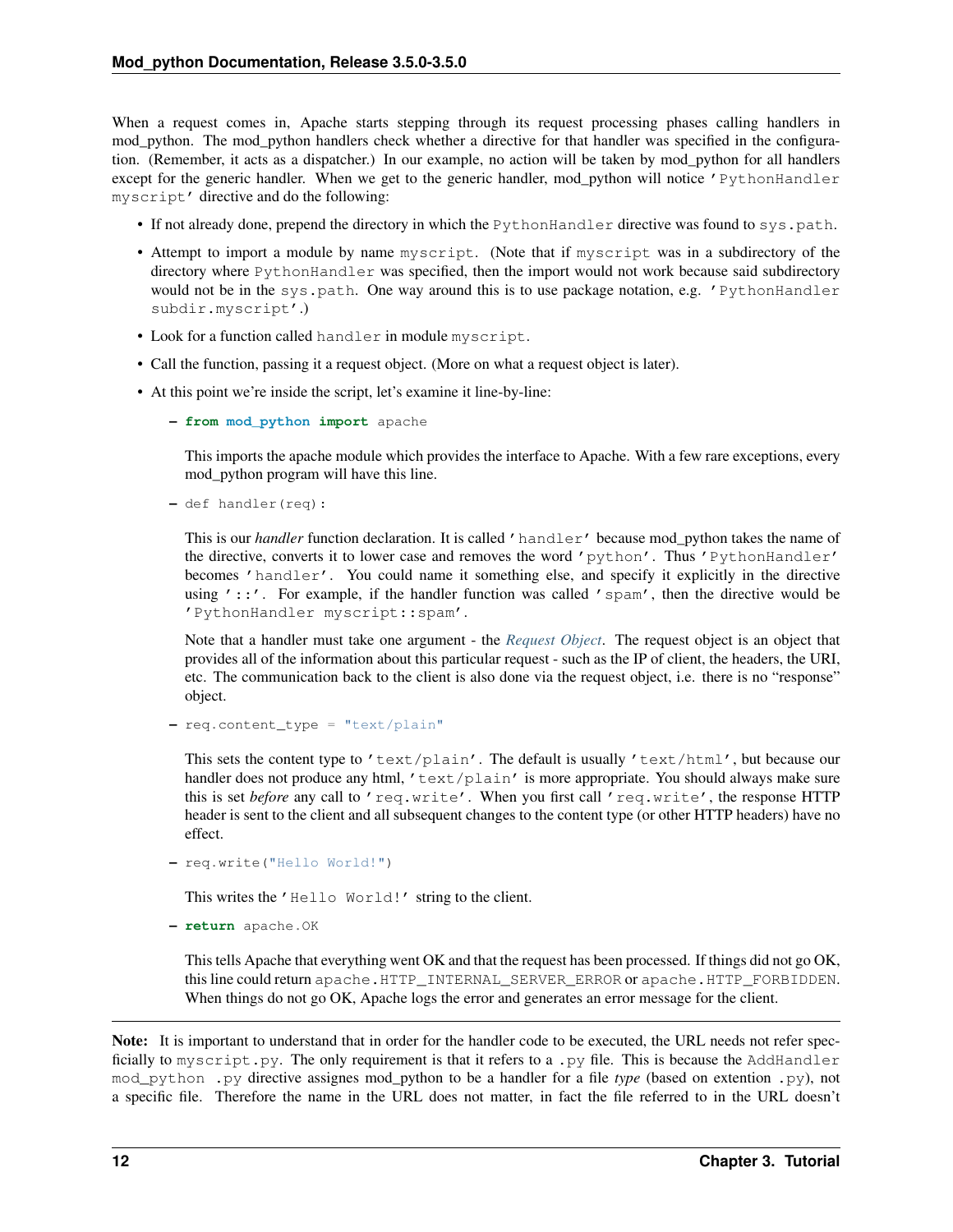When a request comes in, Apache starts stepping through its request processing phases calling handlers in mod_python. The mod_python handlers check whether a directive for that handler was specified in the configuration. (Remember, it acts as a dispatcher.) In our example, no action will be taken by mod_python for all handlers except for the generic handler. When we get to the generic handler, mod_python will notice `'PythonHandler myscript'` directive and do the following:

- If not already done, prepend the directory in which the `PythonHandler` directive was found to `sys.path`.
- Attempt to import a module by name `myscript`. (Note that if `myscript` was in a subdirectory of the directory where `PythonHandler` was specified, then the import would not work because said subdirectory would not be in the `sys.path`. One way around this is to use package notation, e.g. `'PythonHandler subdir.myscript'`.)
- Look for a function called `handler` in module `myscript`.
- Call the function, passing it a request object. (More on what a request object is later).
- At this point we're inside the script, let's examine it line-by-line:
  - `from mod_python import apache`

    This imports the apache module which provides the interface to Apache. With a few rare exceptions, every mod_python program will have this line.

  - `def handler(req):`

    This is our *handler* function declaration. It is called `'handler'` because mod_python takes the name of the directive, converts it to lower case and removes the word `'python'`. Thus `'PythonHandler'` becomes `'handler'`. You could name it something else, and specify it explicitly in the directive using `'::'`. For example, if the handler function was called `'spam'`, then the directive would be `'PythonHandler myscript::spam'`.

    Note that a handler must take one argument - the *Request Object*. The request object is an object that provides all of the information about this particular request - such as the IP of client, the headers, the URI, etc. The communication back to the client is also done via the request object, i.e. there is no "response" object.

  - `req.content_type = "text/plain"`

    This sets the content type to `'text/plain'`. The default is usually `'text/html'`, but because our handler does not produce any html, `'text/plain'` is more appropriate. You should always make sure this is set *before* any call to `'req.write'`. When you first call `'req.write'`, the response HTTP header is sent to the client and all subsequent changes to the content type (or other HTTP headers) have no effect.

  - `req.write("Hello World!")`

    This writes the `'Hello World!'` string to the client.

  - `return apache.OK`

    This tells Apache that everything went OK and that the request has been processed. If things did not go OK, this line could return `apache.HTTP_INTERNAL_SERVER_ERROR` or `apache.HTTP_FORBIDDEN`. When things do not go OK, Apache logs the error and generates an error message for the client.

**Note:** It is important to understand that in order for the handler code to be executed, the URL needs not refer specficially to `myscript.py`. The only requirement is that it refers to a `.py` file. This is because the `AddHandler mod_python .py` directive assignes mod_python to be a handler for a file *type* (based on extention `.py`), not a specific file. Therefore the name in the URL does not matter, in fact the file referred to in the URL doesn't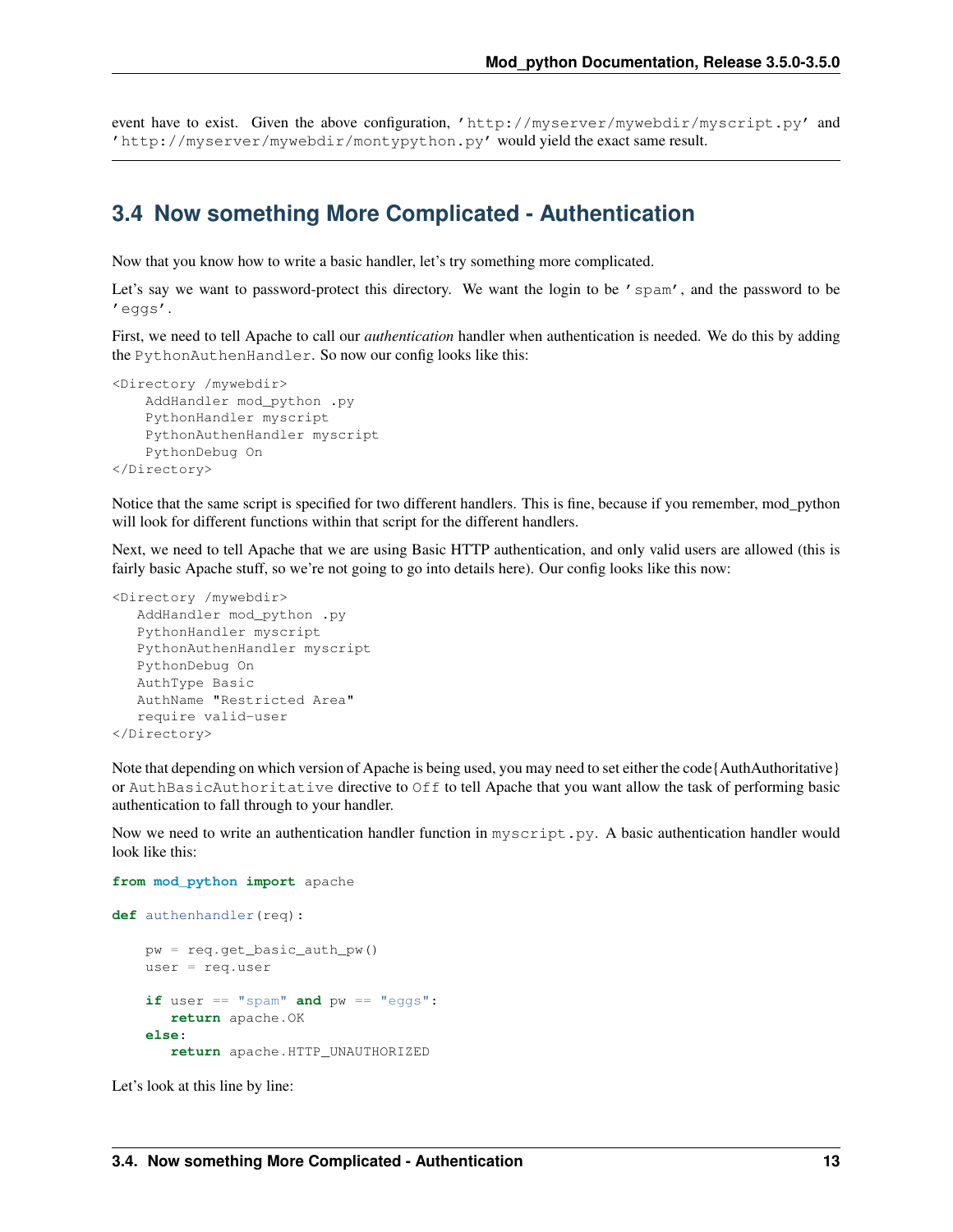event have to exist. Given the above configuration, 'http://myserver/mywebdir/myscript.py' and 'http://myserver/mywebdir/montypython.py' would yield the exact same result.

## 3.4 Now something More Complicated - Authentication

Now that you know how to write a basic handler, let's try something more complicated.

Let's say we want to password-protect this directory. We want the login to be 'spam', and the password to be 'eggs'.

First, we need to tell Apache to call our *authentication* handler when authentication is needed. We do this by adding the PythonAuthenHandler. So now our config looks like this:

```
<Directory /mywebdir>
    AddHandler mod_python .py
    PythonHandler myscript
    PythonAuthenHandler myscript
    PythonDebug On
</Directory>
```

Notice that the same script is specified for two different handlers. This is fine, because if you remember, mod_python will look for different functions within that script for the different handlers.

Next, we need to tell Apache that we are using Basic HTTP authentication, and only valid users are allowed (this is fairly basic Apache stuff, so we're not going to go into details here). Our config looks like this now:

```
<Directory /mywebdir>
   AddHandler mod_python .py
   PythonHandler myscript
   PythonAuthenHandler myscript
   PythonDebug On
   AuthType Basic
   AuthName "Restricted Area"
   require valid-user
</Directory>
```

Note that depending on which version of Apache is being used, you may need to set either the code{AuthAuthoritative} or AuthBasicAuthoritative directive to Off to tell Apache that you want allow the task of performing basic authentication to fall through to your handler.

Now we need to write an authentication handler function in myscript.py. A basic authentication handler would look like this:

```python
from mod_python import apache

def authenhandler(req):

    pw = req.get_basic_auth_pw()
    user = req.user

    if user == "spam" and pw == "eggs":
       return apache.OK
    else:
       return apache.HTTP_UNAUTHORIZED
```

Let's look at this line by line: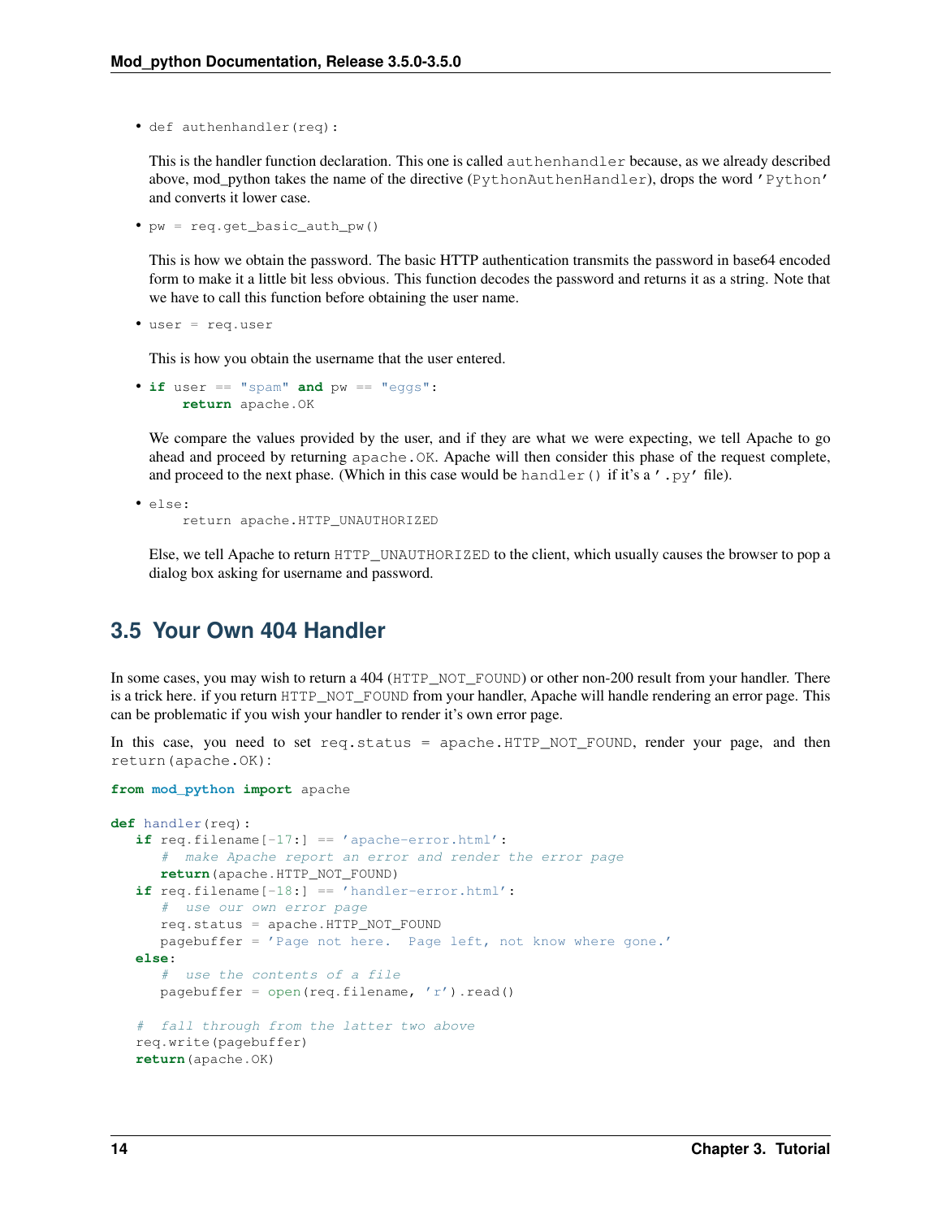- `def authenhandler(req):`

  This is the handler function declaration. This one is called `authenhandler` because, as we already described above, mod_python takes the name of the directive (`PythonAuthenHandler`), drops the word `'Python'` and converts it lower case.

- `pw = req.get_basic_auth_pw()`

  This is how we obtain the password. The basic HTTP authentication transmits the password in base64 encoded form to make it a little bit less obvious. This function decodes the password and returns it as a string. Note that we have to call this function before obtaining the user name.

- `user = req.user`

  This is how you obtain the username that the user entered.

- ```
  if user == "spam" and pw == "eggs":
      return apache.OK
  ```

  We compare the values provided by the user, and if they are what we were expecting, we tell Apache to go ahead and proceed by returning `apache.OK`. Apache will then consider this phase of the request complete, and proceed to the next phase. (Which in this case would be `handler()` if it's a `'.py'` file).

- ```
  else:
      return apache.HTTP_UNAUTHORIZED
  ```

  Else, we tell Apache to return `HTTP_UNAUTHORIZED` to the client, which usually causes the browser to pop a dialog box asking for username and password.

## 3.5 Your Own 404 Handler

In some cases, you may wish to return a 404 (`HTTP_NOT_FOUND`) or other non-200 result from your handler. There is a trick here. if you return `HTTP_NOT_FOUND` from your handler, Apache will handle rendering an error page. This can be problematic if you wish your handler to render it's own error page.

In this case, you need to set `req.status = apache.HTTP_NOT_FOUND`, render your page, and then `return(apache.OK)`:

```
from mod_python import apache

def handler(req):
   if req.filename[-17:] == 'apache-error.html':
      #  make Apache report an error and render the error page
      return(apache.HTTP_NOT_FOUND)
   if req.filename[-18:] == 'handler-error.html':
      #  use our own error page
      req.status = apache.HTTP_NOT_FOUND
      pagebuffer = 'Page not here.  Page left, not know where gone.'
   else:
      #  use the contents of a file
      pagebuffer = open(req.filename, 'r').read()

   #  fall through from the latter two above
   req.write(pagebuffer)
   return(apache.OK)
```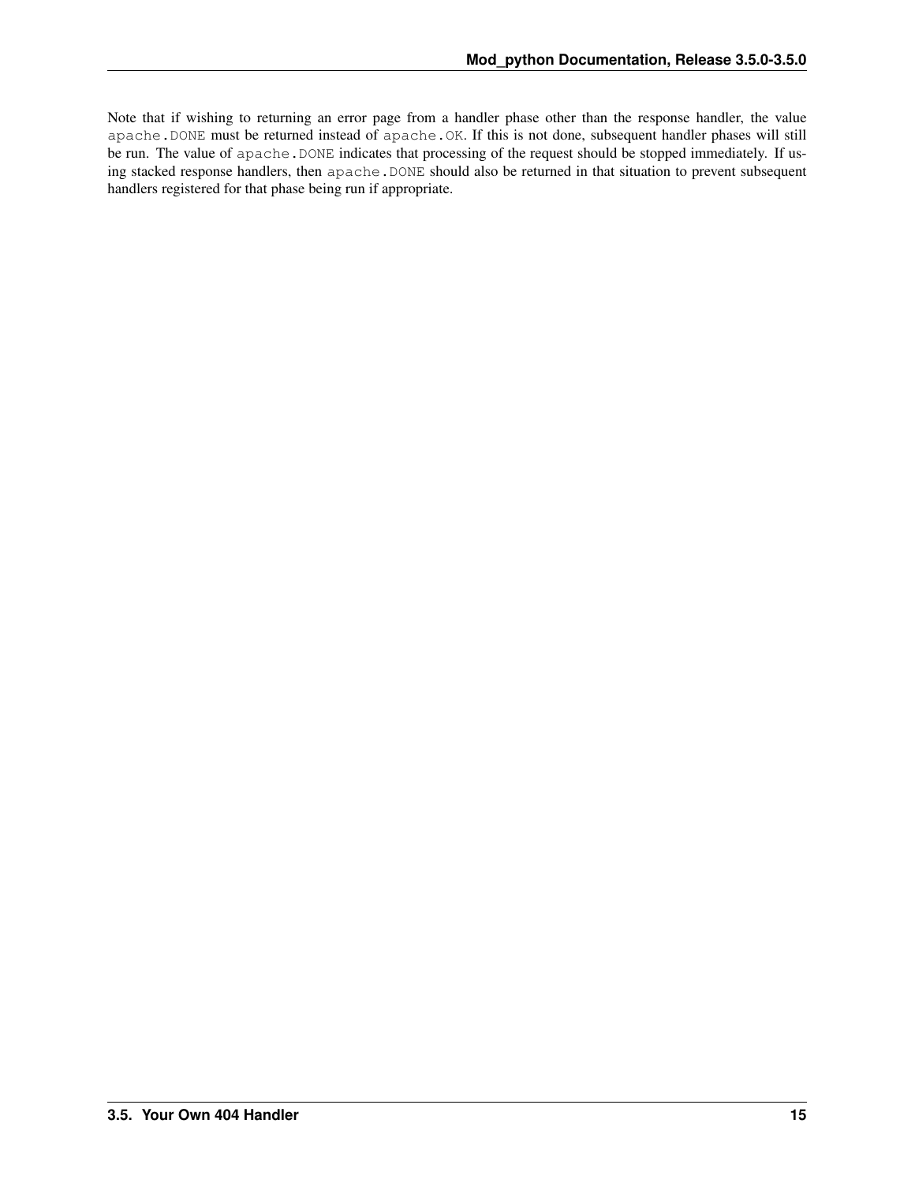Note that if wishing to returning an error page from a handler phase other than the response handler, the value `apache.DONE` must be returned instead of `apache.OK`. If this is not done, subsequent handler phases will still be run. The value of `apache.DONE` indicates that processing of the request should be stopped immediately. If using stacked response handlers, then `apache.DONE` should also be returned in that situation to prevent subsequent handlers registered for that phase being run if appropriate.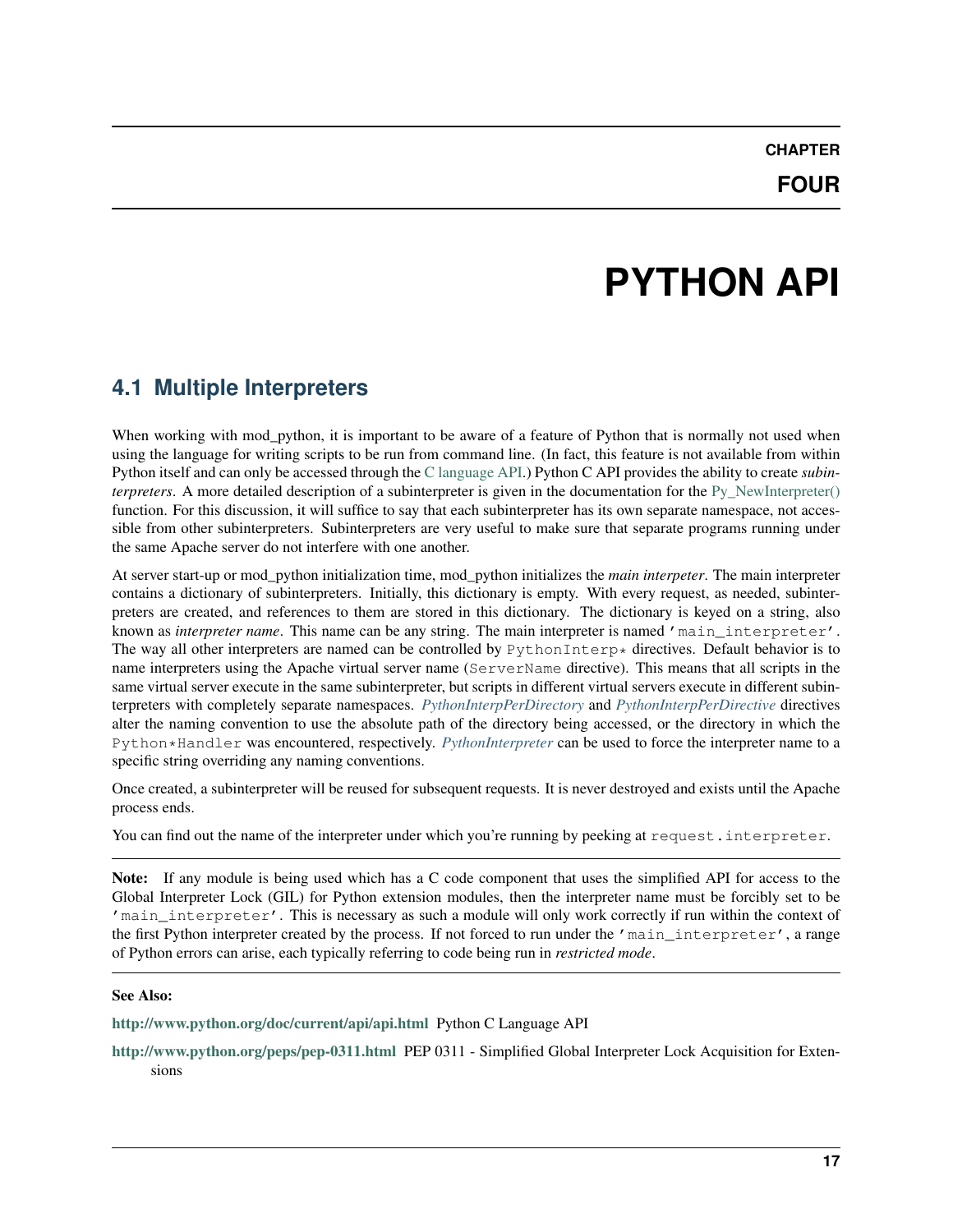# CHAPTER FOUR

# PYTHON API

## 4.1 Multiple Interpreters

When working with mod_python, it is important to be aware of a feature of Python that is normally not used when using the language for writing scripts to be run from command line. (In fact, this feature is not available from within Python itself and can only be accessed through the C language API.) Python C API provides the ability to create *subinterpreters*. A more detailed description of a subinterpreter is given in the documentation for the Py_NewInterpreter() function. For this discussion, it will suffice to say that each subinterpreter has its own separate namespace, not accessible from other subinterpreters. Subinterpreters are very useful to make sure that separate programs running under the same Apache server do not interfere with one another.

At server start-up or mod_python initialization time, mod_python initializes the *main interpeter*. The main interpreter contains a dictionary of subinterpreters. Initially, this dictionary is empty. With every request, as needed, subinterpreters are created, and references to them are stored in this dictionary. The dictionary is keyed on a string, also known as *interpreter name*. This name can be any string. The main interpreter is named `'main_interpreter'`. The way all other interpreters are named can be controlled by `PythonInterp*` directives. Default behavior is to name interpreters using the Apache virtual server name (`ServerName` directive). This means that all scripts in the same virtual server execute in the same subinterpreter, but scripts in different virtual servers execute in different subinterpreters with completely separate namespaces. *PythonInterpPerDirectory* and *PythonInterpPerDirective* directives alter the naming convention to use the absolute path of the directory being accessed, or the directory in which the `Python*Handler` was encountered, respectively. *PythonInterpreter* can be used to force the interpreter name to a specific string overriding any naming conventions.

Once created, a subinterpreter will be reused for subsequent requests. It is never destroyed and exists until the Apache process ends.

You can find out the name of the interpreter under which you're running by peeking at `request.interpreter`.

**Note:** If any module is being used which has a C code component that uses the simplified API for access to the Global Interpreter Lock (GIL) for Python extension modules, then the interpreter name must be forcibly set to be `'main_interpreter'`. This is necessary as such a module will only work correctly if run within the context of the first Python interpreter created by the process. If not forced to run under the `'main_interpreter'`, a range of Python errors can arise, each typically referring to code being run in *restricted mode*.

**See Also:**

**http://www.python.org/doc/current/api/api.html** Python C Language API

**http://www.python.org/peps/pep-0311.html** PEP 0311 - Simplified Global Interpreter Lock Acquisition for Extensions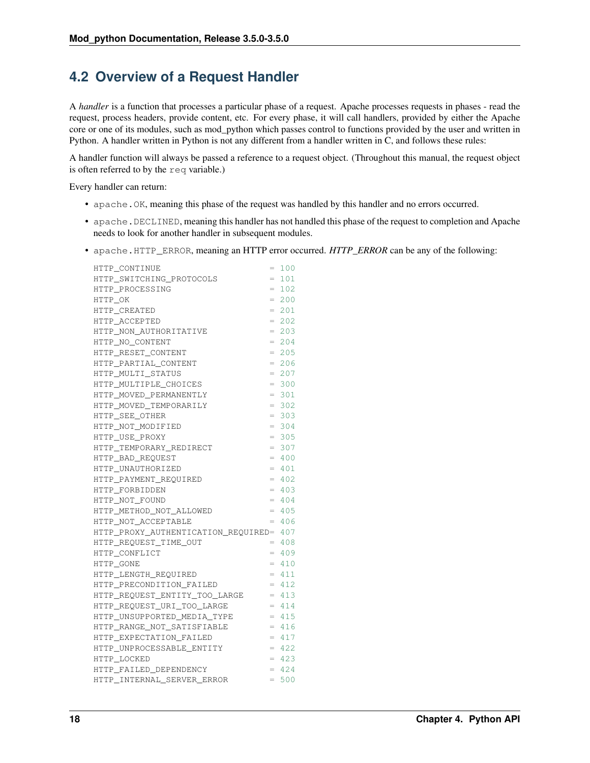## 4.2 Overview of a Request Handler

A *handler* is a function that processes a particular phase of a request. Apache processes requests in phases - read the request, process headers, provide content, etc. For every phase, it will call handlers, provided by either the Apache core or one of its modules, such as mod_python which passes control to functions provided by the user and written in Python. A handler written in Python is not any different from a handler written in C, and follows these rules:

A handler function will always be passed a reference to a request object. (Throughout this manual, the request object is often referred to by the `req` variable.)

Every handler can return:

- `apache.OK`, meaning this phase of the request was handled by this handler and no errors occurred.
- `apache.DECLINED`, meaning this handler has not handled this phase of the request to completion and Apache needs to look for another handler in subsequent modules.
- `apache.HTTP_ERROR`, meaning an HTTP error occurred. *HTTP_ERROR* can be any of the following:

```
HTTP_CONTINUE                     = 100
HTTP_SWITCHING_PROTOCOLS          = 101
HTTP_PROCESSING                   = 102
HTTP_OK                           = 200
HTTP_CREATED                      = 201
HTTP_ACCEPTED                     = 202
HTTP_NON_AUTHORITATIVE            = 203
HTTP_NO_CONTENT                   = 204
HTTP_RESET_CONTENT                = 205
HTTP_PARTIAL_CONTENT              = 206
HTTP_MULTI_STATUS                 = 207
HTTP_MULTIPLE_CHOICES             = 300
HTTP_MOVED_PERMANENTLY            = 301
HTTP_MOVED_TEMPORARILY            = 302
HTTP_SEE_OTHER                    = 303
HTTP_NOT_MODIFIED                 = 304
HTTP_USE_PROXY                    = 305
HTTP_TEMPORARY_REDIRECT           = 307
HTTP_BAD_REQUEST                  = 400
HTTP_UNAUTHORIZED                 = 401
HTTP_PAYMENT_REQUIRED             = 402
HTTP_FORBIDDEN                    = 403
HTTP_NOT_FOUND                    = 404
HTTP_METHOD_NOT_ALLOWED           = 405
HTTP_NOT_ACCEPTABLE               = 406
HTTP_PROXY_AUTHENTICATION_REQUIRED= 407
HTTP_REQUEST_TIME_OUT             = 408
HTTP_CONFLICT                     = 409
HTTP_GONE                         = 410
HTTP_LENGTH_REQUIRED              = 411
HTTP_PRECONDITION_FAILED          = 412
HTTP_REQUEST_ENTITY_TOO_LARGE     = 413
HTTP_REQUEST_URI_TOO_LARGE        = 414
HTTP_UNSUPPORTED_MEDIA_TYPE       = 415
HTTP_RANGE_NOT_SATISFIABLE        = 416
HTTP_EXPECTATION_FAILED           = 417
HTTP_UNPROCESSABLE_ENTITY         = 422
HTTP_LOCKED                       = 423
HTTP_FAILED_DEPENDENCY            = 424
HTTP_INTERNAL_SERVER_ERROR        = 500
```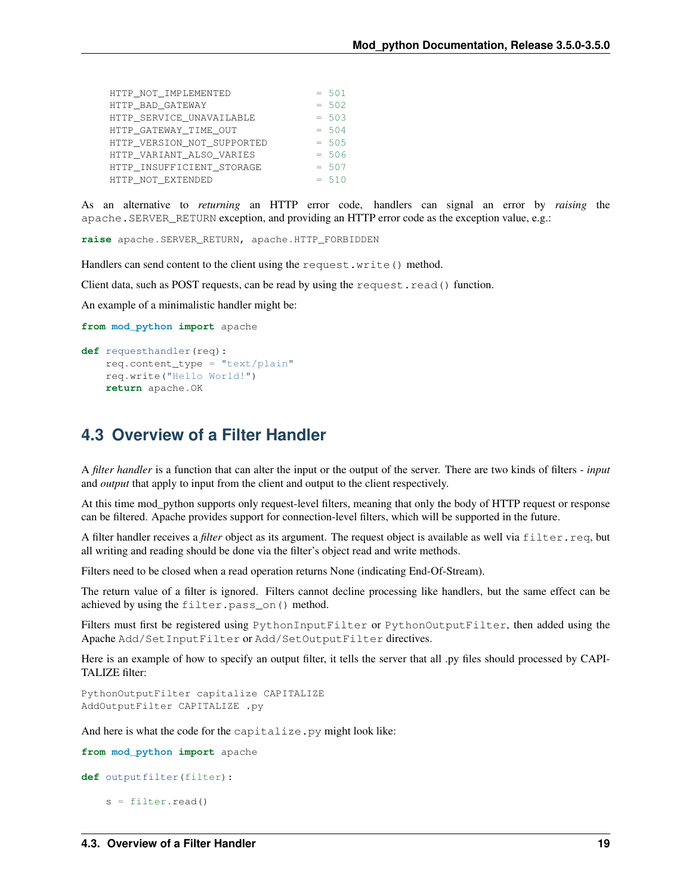```
HTTP_NOT_IMPLEMENTED              = 501
HTTP_BAD_GATEWAY                  = 502
HTTP_SERVICE_UNAVAILABLE          = 503
HTTP_GATEWAY_TIME_OUT             = 504
HTTP_VERSION_NOT_SUPPORTED        = 505
HTTP_VARIANT_ALSO_VARIES          = 506
HTTP_INSUFFICIENT_STORAGE         = 507
HTTP_NOT_EXTENDED                 = 510
```

As an alternative to *returning* an HTTP error code, handlers can signal an error by *raising* the `apache.SERVER_RETURN` exception, and providing an HTTP error code as the exception value, e.g.:

```
raise apache.SERVER_RETURN, apache.HTTP_FORBIDDEN
```

Handlers can send content to the client using the `request.write()` method.

Client data, such as POST requests, can be read by using the `request.read()` function.

An example of a minimalistic handler might be:

```
from mod_python import apache

def requesthandler(req):
    req.content_type = "text/plain"
    req.write("Hello World!")
    return apache.OK
```

## 4.3 Overview of a Filter Handler

A *filter handler* is a function that can alter the input or the output of the server. There are two kinds of filters - *input* and *output* that apply to input from the client and output to the client respectively.

At this time mod_python supports only request-level filters, meaning that only the body of HTTP request or response can be filtered. Apache provides support for connection-level filters, which will be supported in the future.

A filter handler receives a *filter* object as its argument. The request object is available as well via `filter.req`, but all writing and reading should be done via the filter's object read and write methods.

Filters need to be closed when a read operation returns None (indicating End-Of-Stream).

The return value of a filter is ignored. Filters cannot decline processing like handlers, but the same effect can be achieved by using the `filter.pass_on()` method.

Filters must first be registered using `PythonInputFilter` or `PythonOutputFilter`, then added using the Apache `Add/SetInputFilter` or `Add/SetOutputFilter` directives.

Here is an example of how to specify an output filter, it tells the server that all .py files should processed by CAPITALIZE filter:

```
PythonOutputFilter capitalize CAPITALIZE
AddOutputFilter CAPITALIZE .py
```

And here is what the code for the `capitalize.py` might look like:

```
from mod_python import apache

def outputfilter(filter):

    s = filter.read()
```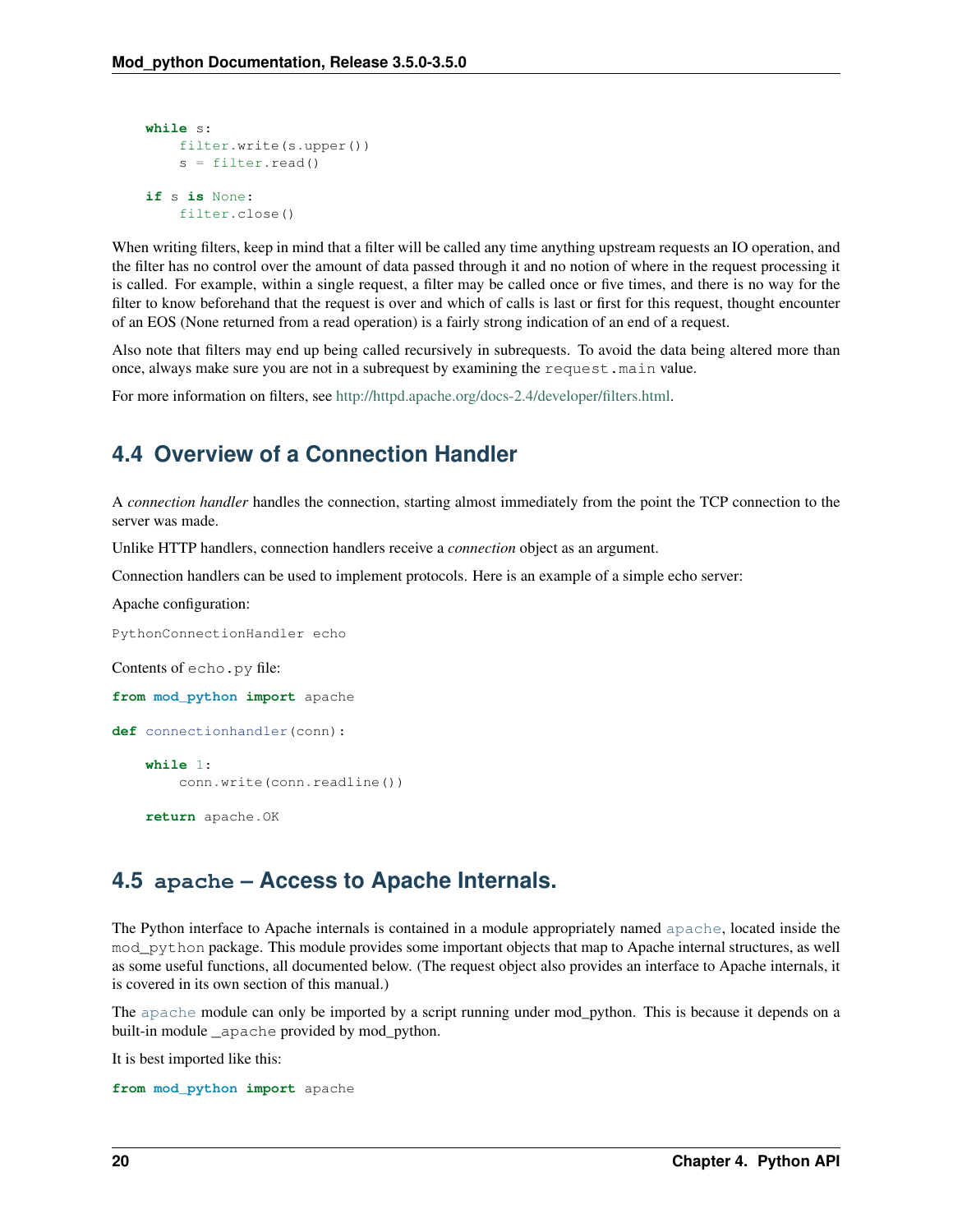```
    while s:
        filter.write(s.upper())
        s = filter.read()

    if s is None:
        filter.close()
```

When writing filters, keep in mind that a filter will be called any time anything upstream requests an IO operation, and the filter has no control over the amount of data passed through it and no notion of where in the request processing it is called. For example, within a single request, a filter may be called once or five times, and there is no way for the filter to know beforehand that the request is over and which of calls is last or first for this request, thought encounter of an EOS (None returned from a read operation) is a fairly strong indication of an end of a request.

Also note that filters may end up being called recursively in subrequests. To avoid the data being altered more than once, always make sure you are not in a subrequest by examining the `request.main` value.

For more information on filters, see http://httpd.apache.org/docs-2.4/developer/filters.html.

## 4.4 Overview of a Connection Handler

A *connection handler* handles the connection, starting almost immediately from the point the TCP connection to the server was made.

Unlike HTTP handlers, connection handlers receive a *connection* object as an argument.

Connection handlers can be used to implement protocols. Here is an example of a simple echo server:

Apache configuration:

```
PythonConnectionHandler echo
```

Contents of `echo.py` file:

```
from mod_python import apache

def connectionhandler(conn):

    while 1:
        conn.write(conn.readline())

    return apache.OK
```

## 4.5 `apache` – Access to Apache Internals.

The Python interface to Apache internals is contained in a module appropriately named `apache`, located inside the `mod_python` package. This module provides some important objects that map to Apache internal structures, as well as some useful functions, all documented below. (The request object also provides an interface to Apache internals, it is covered in its own section of this manual.)

The `apache` module can only be imported by a script running under mod_python. This is because it depends on a built-in module `_apache` provided by mod_python.

It is best imported like this:

```
from mod_python import apache
```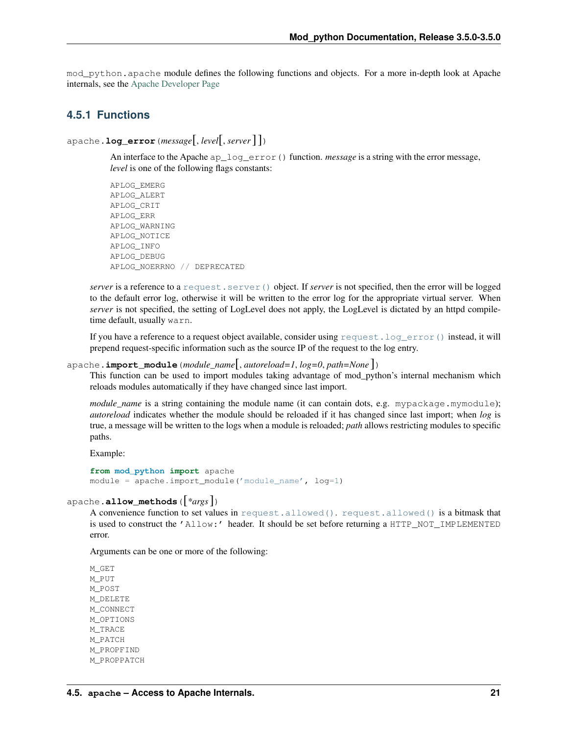mod_python.apache module defines the following functions and objects. For a more in-depth look at Apache internals, see the Apache Developer Page

### 4.5.1 Functions

apache.**log_error**(*message*[, *level*[, *server*]])

An interface to the Apache ap_log_error() function. *message* is a string with the error message, *level* is one of the following flags constants:

```
APLOG_EMERG
APLOG_ALERT
APLOG_CRIT
APLOG_ERR
APLOG_WARNING
APLOG_NOTICE
APLOG_INFO
APLOG_DEBUG
APLOG_NOERRNO // DEPRECATED
```

*server* is a reference to a request.server() object. If *server* is not specified, then the error will be logged to the default error log, otherwise it will be written to the error log for the appropriate virtual server. When *server* is not specified, the setting of LogLevel does not apply, the LogLevel is dictated by an httpd compile-time default, usually warn.

If you have a reference to a request object available, consider using request.log_error() instead, it will prepend request-specific information such as the source IP of the request to the log entry.

apache.**import_module**(*module_name*[, *autoreload=1*, *log=0*, *path=None*])

This function can be used to import modules taking advantage of mod_python's internal mechanism which reloads modules automatically if they have changed since last import.

*module_name* is a string containing the module name (it can contain dots, e.g. mypackage.mymodule); *autoreload* indicates whether the module should be reloaded if it has changed since last import; when *log* is true, a message will be written to the logs when a module is reloaded; *path* allows restricting modules to specific paths.

Example:

```
from mod_python import apache
module = apache.import_module('module_name', log=1)
```

apache.**allow_methods**([*args])

A convenience function to set values in request.allowed(). request.allowed() is a bitmask that is used to construct the 'Allow:' header. It should be set before returning a HTTP_NOT_IMPLEMENTED error.

Arguments can be one or more of the following:

```
M_GET
M_PUT
M_POST
M_DELETE
M_CONNECT
M_OPTIONS
M_TRACE
M_PATCH
M_PROPFIND
M_PROPPATCH
```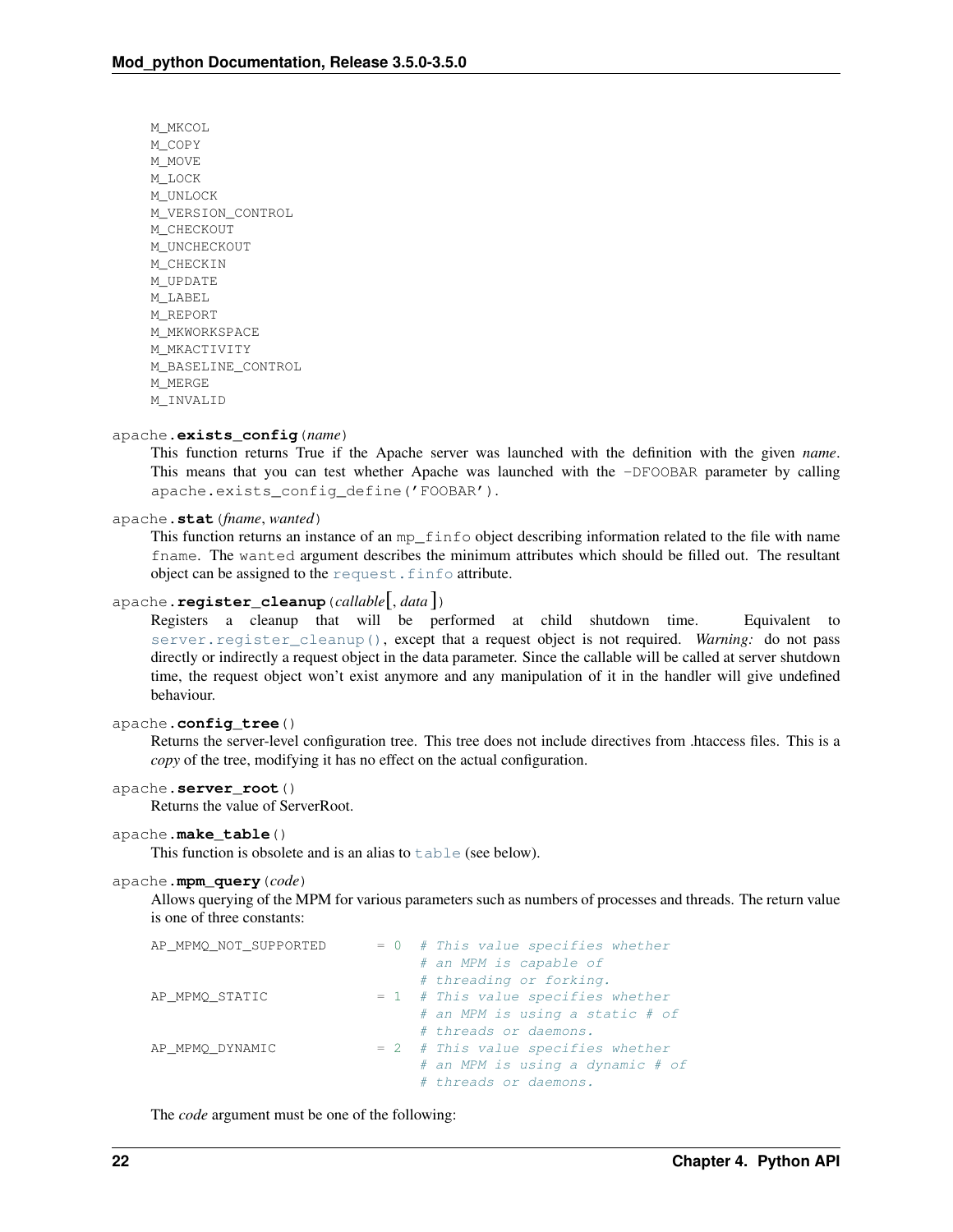```
M_MKCOL
M_COPY
M_MOVE
M_LOCK
M_UNLOCK
M_VERSION_CONTROL
M_CHECKOUT
M_UNCHECKOUT
M_CHECKIN
M_UPDATE
M_LABEL
M_REPORT
M_MKWORKSPACE
M_MKACTIVITY
M_BASELINE_CONTROL
M_MERGE
M_INVALID
```

apache.**exists_config**(*name*)

This function returns True if the Apache server was launched with the definition with the given *name*. This means that you can test whether Apache was launched with the `-DFOOBAR` parameter by calling `apache.exists_config_define('FOOBAR')`.

apache.**stat**(*fname*, *wanted*)

This function returns an instance of an `mp_finfo` object describing information related to the file with name `fname`. The `wanted` argument describes the minimum attributes which should be filled out. The resultant object can be assigned to the `request.finfo` attribute.

apache.**register_cleanup**(*callable*[, *data* ])

Registers a cleanup that will be performed at child shutdown time. Equivalent to `server.register_cleanup()`, except that a request object is not required. *Warning:* do not pass directly or indirectly a request object in the data parameter. Since the callable will be called at server shutdown time, the request object won't exist anymore and any manipulation of it in the handler will give undefined behaviour.

apache.**config_tree**()

Returns the server-level configuration tree. This tree does not include directives from .htaccess files. This is a *copy* of the tree, modifying it has no effect on the actual configuration.

apache.**server_root**()

Returns the value of ServerRoot.

apache.**make_table**()

This function is obsolete and is an alias to `table` (see below).

apache.**mpm_query**(*code*)

Allows querying of the MPM for various parameters such as numbers of processes and threads. The return value is one of three constants:

```
AP_MPMQ_NOT_SUPPORTED      = 0  # This value specifies whether
                                # an MPM is capable of
                                # threading or forking.
AP_MPMQ_STATIC             = 1  # This value specifies whether
                                # an MPM is using a static # of
                                # threads or daemons.
AP_MPMQ_DYNAMIC            = 2  # This value specifies whether
                                # an MPM is using a dynamic # of
                                # threads or daemons.
```

The *code* argument must be one of the following: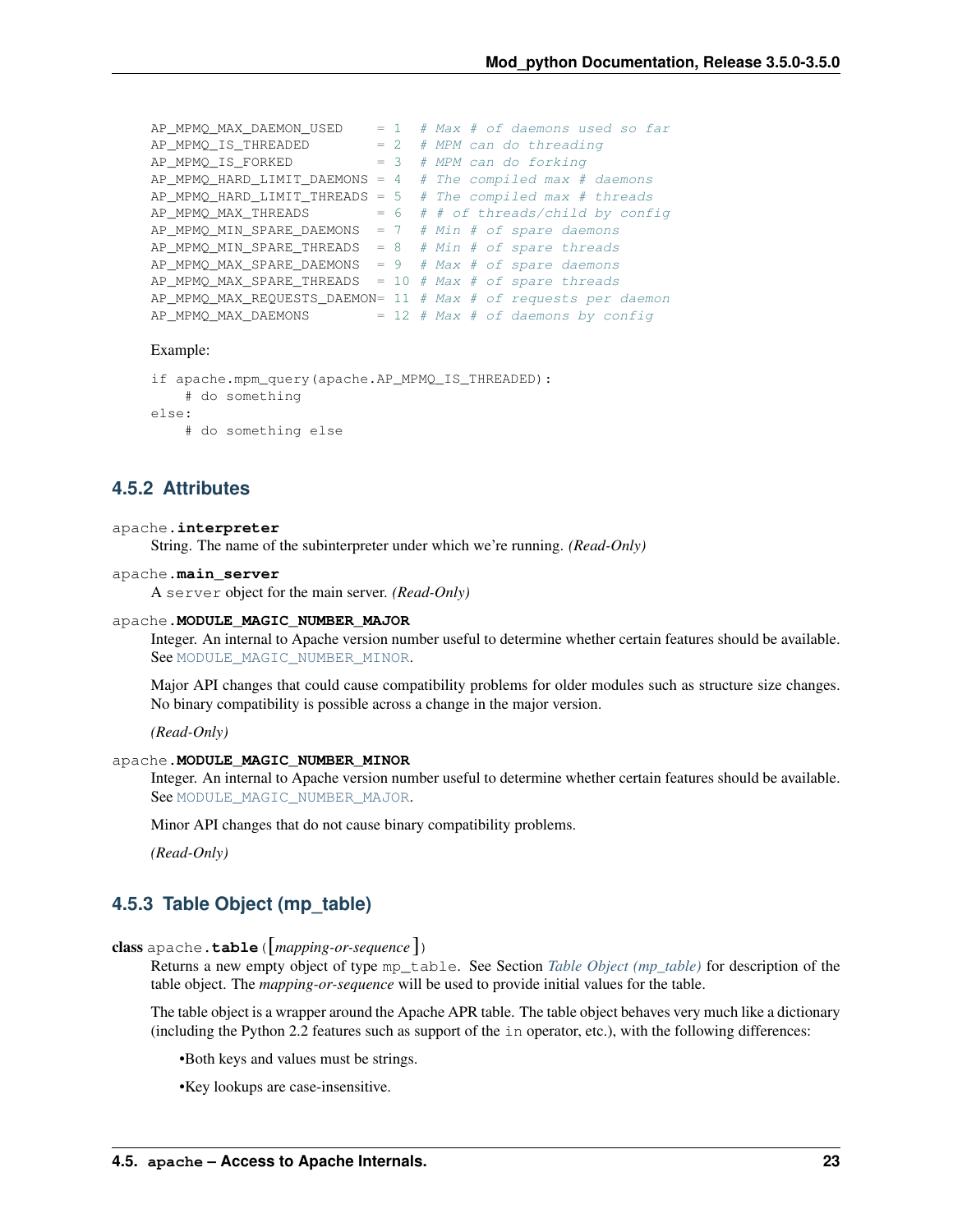```
AP_MPMQ_MAX_DAEMON_USED    = 1  # Max # of daemons used so far
AP_MPMQ_IS_THREADED        = 2  # MPM can do threading
AP_MPMQ_IS_FORKED          = 3  # MPM can do forking
AP_MPMQ_HARD_LIMIT_DAEMONS = 4  # The compiled max # daemons
AP_MPMQ_HARD_LIMIT_THREADS = 5  # The compiled max # threads
AP_MPMQ_MAX_THREADS        = 6  # # of threads/child by config
AP_MPMQ_MIN_SPARE_DAEMONS  = 7  # Min # of spare daemons
AP_MPMQ_MIN_SPARE_THREADS  = 8  # Min # of spare threads
AP_MPMQ_MAX_SPARE_DAEMONS  = 9  # Max # of spare daemons
AP_MPMQ_MAX_SPARE_THREADS  = 10 # Max # of spare threads
AP_MPMQ_MAX_REQUESTS_DAEMON= 11 # Max # of requests per daemon
AP_MPMQ_MAX_DAEMONS        = 12 # Max # of daemons by config
```

Example:

```
if apache.mpm_query(apache.AP_MPMQ_IS_THREADED):
    # do something
else:
    # do something else
```

### 4.5.2 Attributes

apache.**interpreter**
String. The name of the subinterpreter under which we're running. *(Read-Only)*

apache.**main_server**
A `server` object for the main server. *(Read-Only)*

apache.**MODULE_MAGIC_NUMBER_MAJOR**
Integer. An internal to Apache version number useful to determine whether certain features should be available. See `MODULE_MAGIC_NUMBER_MINOR`.

Major API changes that could cause compatibility problems for older modules such as structure size changes. No binary compatibility is possible across a change in the major version.

*(Read-Only)*

apache.**MODULE_MAGIC_NUMBER_MINOR**
Integer. An internal to Apache version number useful to determine whether certain features should be available. See `MODULE_MAGIC_NUMBER_MAJOR`.

Minor API changes that do not cause binary compatibility problems.

*(Read-Only)*

### 4.5.3 Table Object (mp_table)

**class** apache.**table**([*mapping-or-sequence*])
Returns a new empty object of type `mp_table`. See Section *Table Object (mp_table)* for description of the table object. The *mapping-or-sequence* will be used to provide initial values for the table.

The table object is a wrapper around the Apache APR table. The table object behaves very much like a dictionary (including the Python 2.2 features such as support of the `in` operator, etc.), with the following differences:

- Both keys and values must be strings.
- Key lookups are case-insensitive.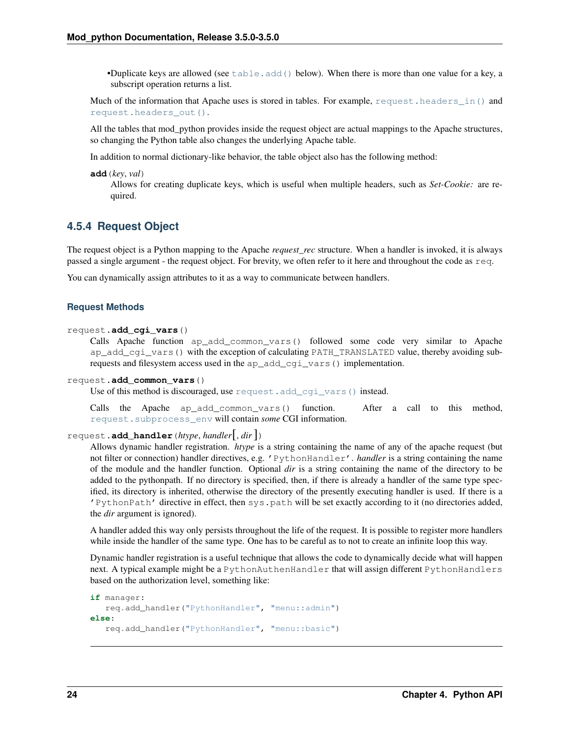- Duplicate keys are allowed (see `table.add()` below). When there is more than one value for a key, a subscript operation returns a list.

Much of the information that Apache uses is stored in tables. For example, `request.headers_in()` and `request.headers_out()`.

All the tables that mod_python provides inside the request object are actual mappings to the Apache structures, so changing the Python table also changes the underlying Apache table.

In addition to normal dictionary-like behavior, the table object also has the following method:

**add**(*key*, *val*)
Allows for creating duplicate keys, which is useful when multiple headers, such as *Set-Cookie:* are required.

### 4.5.4 Request Object

The request object is a Python mapping to the Apache *request_rec* structure. When a handler is invoked, it is always passed a single argument - the request object. For brevity, we often refer to it here and throughout the code as `req`.

You can dynamically assign attributes to it as a way to communicate between handlers.

#### Request Methods

request.**add_cgi_vars**()
Calls Apache function `ap_add_common_vars()` followed some code very similar to Apache `ap_add_cgi_vars()` with the exception of calculating `PATH_TRANSLATED` value, thereby avoiding subrequests and filesystem access used in the `ap_add_cgi_vars()` implementation.

request.**add_common_vars**()
Use of this method is discouraged, use `request.add_cgi_vars()` instead.

Calls the Apache `ap_add_common_vars()` function. After a call to this method, `request.subprocess_env` will contain *some* CGI information.

request.**add_handler**(*htype*, *handler*[, *dir* ])
Allows dynamic handler registration. *htype* is a string containing the name of any of the apache request (but not filter or connection) handler directives, e.g. `'PythonHandler'`. *handler* is a string containing the name of the module and the handler function. Optional *dir* is a string containing the name of the directory to be added to the pythonpath. If no directory is specified, then, if there is already a handler of the same type specified, its directory is inherited, otherwise the directory of the presently executing handler is used. If there is a `'PythonPath'` directive in effect, then `sys.path` will be set exactly according to it (no directories added, the *dir* argument is ignored).

A handler added this way only persists throughout the life of the request. It is possible to register more handlers while inside the handler of the same type. One has to be careful as to not to create an infinite loop this way.

Dynamic handler registration is a useful technique that allows the code to dynamically decide what will happen next. A typical example might be a `PythonAuthenHandler` that will assign different `PythonHandlers` based on the authorization level, something like:

```
if manager:
   req.add_handler("PythonHandler", "menu::admin")
else:
   req.add_handler("PythonHandler", "menu::basic")
```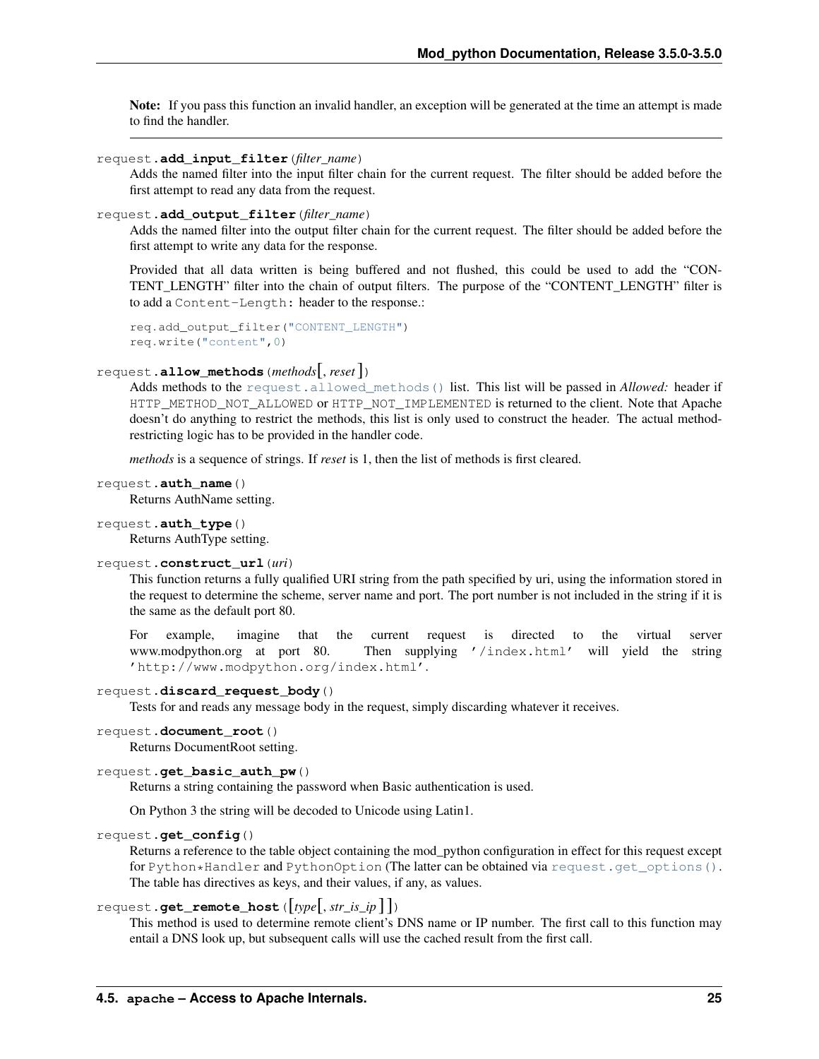**Note:** If you pass this function an invalid handler, an exception will be generated at the time an attempt is made to find the handler.

---

`request.`**`add_input_filter`**(*filter_name*)

Adds the named filter into the input filter chain for the current request. The filter should be added before the first attempt to read any data from the request.

`request.`**`add_output_filter`**(*filter_name*)

Adds the named filter into the output filter chain for the current request. The filter should be added before the first attempt to write any data for the response.

Provided that all data written is being buffered and not flushed, this could be used to add the "CONTENT_LENGTH" filter into the chain of output filters. The purpose of the "CONTENT_LENGTH" filter is to add a `Content-Length:` header to the response.:

```
req.add_output_filter("CONTENT_LENGTH")
req.write("content",0)
```

`request.`**`allow_methods`**(*methods*[, *reset* ])

Adds methods to the `request.allowed_methods()` list. This list will be passed in *Allowed:* header if `HTTP_METHOD_NOT_ALLOWED` or `HTTP_NOT_IMPLEMENTED` is returned to the client. Note that Apache doesn't do anything to restrict the methods, this list is only used to construct the header. The actual method-restricting logic has to be provided in the handler code.

*methods* is a sequence of strings. If *reset* is 1, then the list of methods is first cleared.

`request.`**`auth_name`**()

Returns AuthName setting.

`request.`**`auth_type`**()

Returns AuthType setting.

`request.`**`construct_url`**(*uri*)

This function returns a fully qualified URI string from the path specified by uri, using the information stored in the request to determine the scheme, server name and port. The port number is not included in the string if it is the same as the default port 80.

For example, imagine that the current request is directed to the virtual server www.modpython.org at port 80. Then supplying `'/index.html'` will yield the string `'http://www.modpython.org/index.html'`.

`request.`**`discard_request_body`**()

Tests for and reads any message body in the request, simply discarding whatever it receives.

`request.`**`document_root`**()

Returns DocumentRoot setting.

`request.`**`get_basic_auth_pw`**()

Returns a string containing the password when Basic authentication is used.

On Python 3 the string will be decoded to Unicode using Latin1.

`request.`**`get_config`**()

Returns a reference to the table object containing the mod_python configuration in effect for this request except for `Python*Handler` and `PythonOption` (The latter can be obtained via `request.get_options()`. The table has directives as keys, and their values, if any, as values.

`request.`**`get_remote_host`**([*type*[, *str_is_ip* ]])

This method is used to determine remote client's DNS name or IP number. The first call to this function may entail a DNS look up, but subsequent calls will use the cached result from the first call.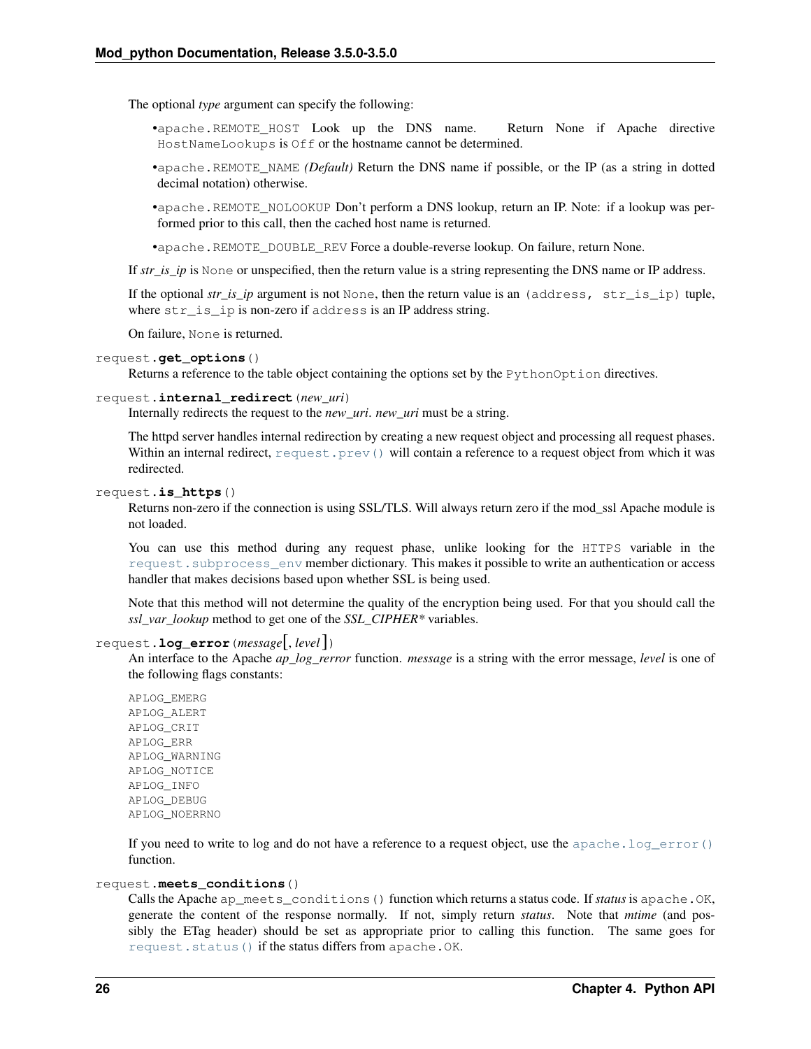The optional *type* argument can specify the following:

- `apache.REMOTE_HOST` Look up the DNS name. Return None if Apache directive `HostNameLookups` is `Off` or the hostname cannot be determined.
- `apache.REMOTE_NAME` *(Default)* Return the DNS name if possible, or the IP (as a string in dotted decimal notation) otherwise.
- `apache.REMOTE_NOLOOKUP` Don't perform a DNS lookup, return an IP. Note: if a lookup was performed prior to this call, then the cached host name is returned.
- `apache.REMOTE_DOUBLE_REV` Force a double-reverse lookup. On failure, return None.

If *str_is_ip* is `None` or unspecified, then the return value is a string representing the DNS name or IP address.

If the optional *str_is_ip* argument is not `None`, then the return value is an `(address, str_is_ip)` tuple, where `str_is_ip` is non-zero if `address` is an IP address string.

On failure, `None` is returned.

`request.`**`get_options`**`()`

Returns a reference to the table object containing the options set by the `PythonOption` directives.

`request.`**`internal_redirect`**`(`*new_uri*`)`

Internally redirects the request to the *new_uri*. *new_uri* must be a string.

The httpd server handles internal redirection by creating a new request object and processing all request phases. Within an internal redirect, `request.prev()` will contain a reference to a request object from which it was redirected.

`request.`**`is_https`**`()`

Returns non-zero if the connection is using SSL/TLS. Will always return zero if the mod_ssl Apache module is not loaded.

You can use this method during any request phase, unlike looking for the `HTTPS` variable in the `request.subprocess_env` member dictionary. This makes it possible to write an authentication or access handler that makes decisions based upon whether SSL is being used.

Note that this method will not determine the quality of the encryption being used. For that you should call the *ssl_var_lookup* method to get one of the *SSL_CIPHER** variables.

`request.`**`log_error`**`(`*message*[, *level*]`)`

An interface to the Apache *ap_log_rerror* function. *message* is a string with the error message, *level* is one of the following flags constants:

```
APLOG_EMERG
APLOG_ALERT
APLOG_CRIT
APLOG_ERR
APLOG_WARNING
APLOG_NOTICE
APLOG_INFO
APLOG_DEBUG
APLOG_NOERRNO
```

If you need to write to log and do not have a reference to a request object, use the `apache.log_error()` function.

`request.`**`meets_conditions`**`()`

Calls the Apache `ap_meets_conditions()` function which returns a status code. If *status* is `apache.OK`, generate the content of the response normally. If not, simply return *status*. Note that *mtime* (and possibly the ETag header) should be set as appropriate prior to calling this function. The same goes for `request.status()` if the status differs from `apache.OK`.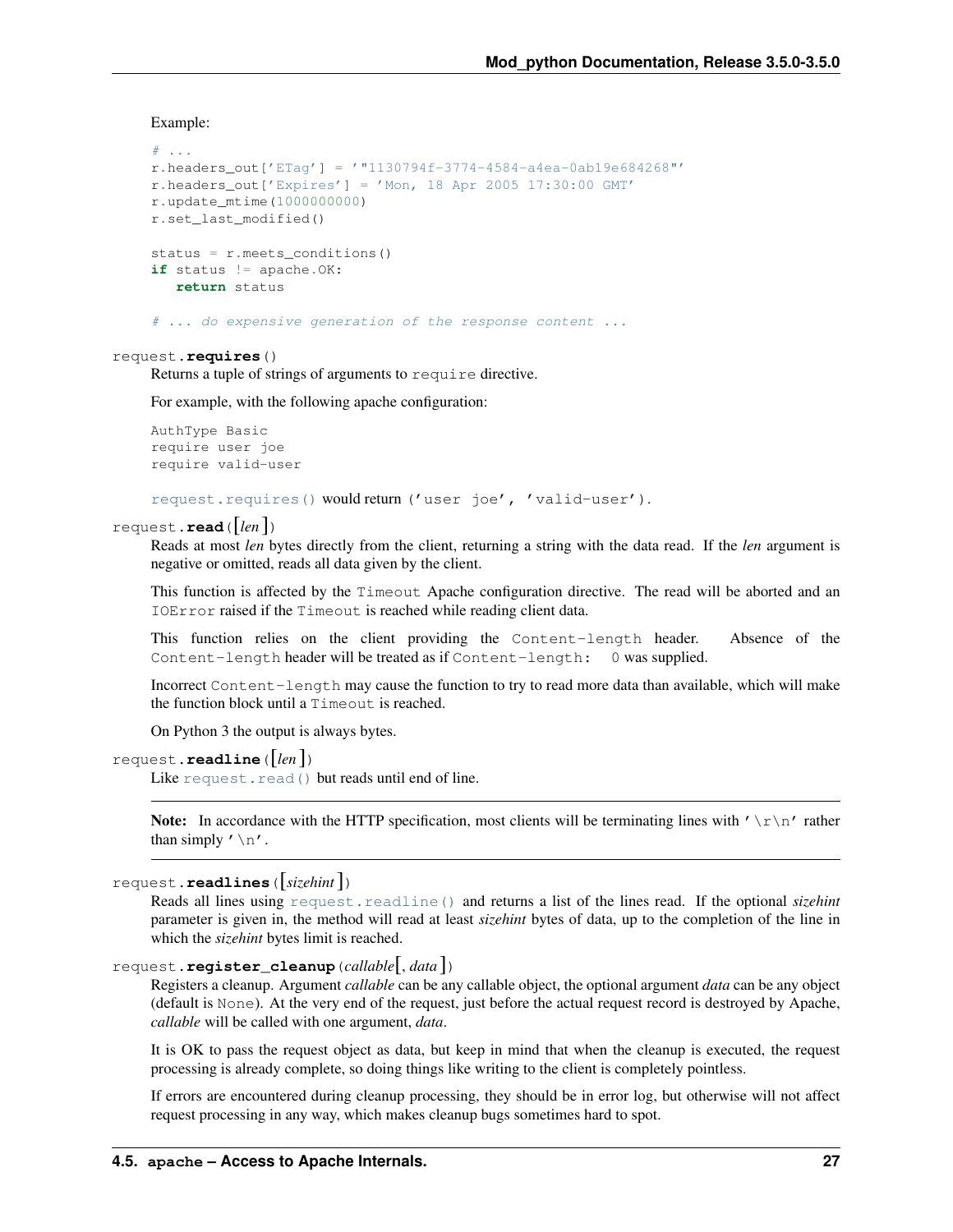Example:

```
# ...
r.headers_out['ETag'] = '"1130794f-3774-4584-a4ea-0ab19e684268"'
r.headers_out['Expires'] = 'Mon, 18 Apr 2005 17:30:00 GMT'
r.update_mtime(1000000000)
r.set_last_modified()

status = r.meets_conditions()
if status != apache.OK:
   return status

# ... do expensive generation of the response content ...
```

`request.`**`requires`**`()`

Returns a tuple of strings of arguments to `require` directive.

For example, with the following apache configuration:

```
AuthType Basic
require user joe
require valid-user
```

`request.requires()` would return `('user joe', 'valid-user')`.

`request.`**`read`**`([len])`

Reads at most *len* bytes directly from the client, returning a string with the data read. If the *len* argument is negative or omitted, reads all data given by the client.

This function is affected by the `Timeout` Apache configuration directive. The read will be aborted and an `IOError` raised if the `Timeout` is reached while reading client data.

This function relies on the client providing the `Content-length` header. Absence of the `Content-length` header will be treated as if `Content-length: 0` was supplied.

Incorrect `Content-length` may cause the function to try to read more data than available, which will make the function block until a `Timeout` is reached.

On Python 3 the output is always bytes.

`request.`**`readline`**`([len])`

Like `request.read()` but reads until end of line.

**Note:** In accordance with the HTTP specification, most clients will be terminating lines with `'\r\n'` rather than simply `'\n'`.

`request.`**`readlines`**`([sizehint])`

Reads all lines using `request.readline()` and returns a list of the lines read. If the optional *sizehint* parameter is given in, the method will read at least *sizehint* bytes of data, up to the completion of the line in which the *sizehint* bytes limit is reached.

`request.`**`register_cleanup`**`(callable[, data])`

Registers a cleanup. Argument *callable* can be any callable object, the optional argument *data* can be any object (default is `None`). At the very end of the request, just before the actual request record is destroyed by Apache, *callable* will be called with one argument, *data*.

It is OK to pass the request object as data, but keep in mind that when the cleanup is executed, the request processing is already complete, so doing things like writing to the client is completely pointless.

If errors are encountered during cleanup processing, they should be in error log, but otherwise will not affect request processing in any way, which makes cleanup bugs sometimes hard to spot.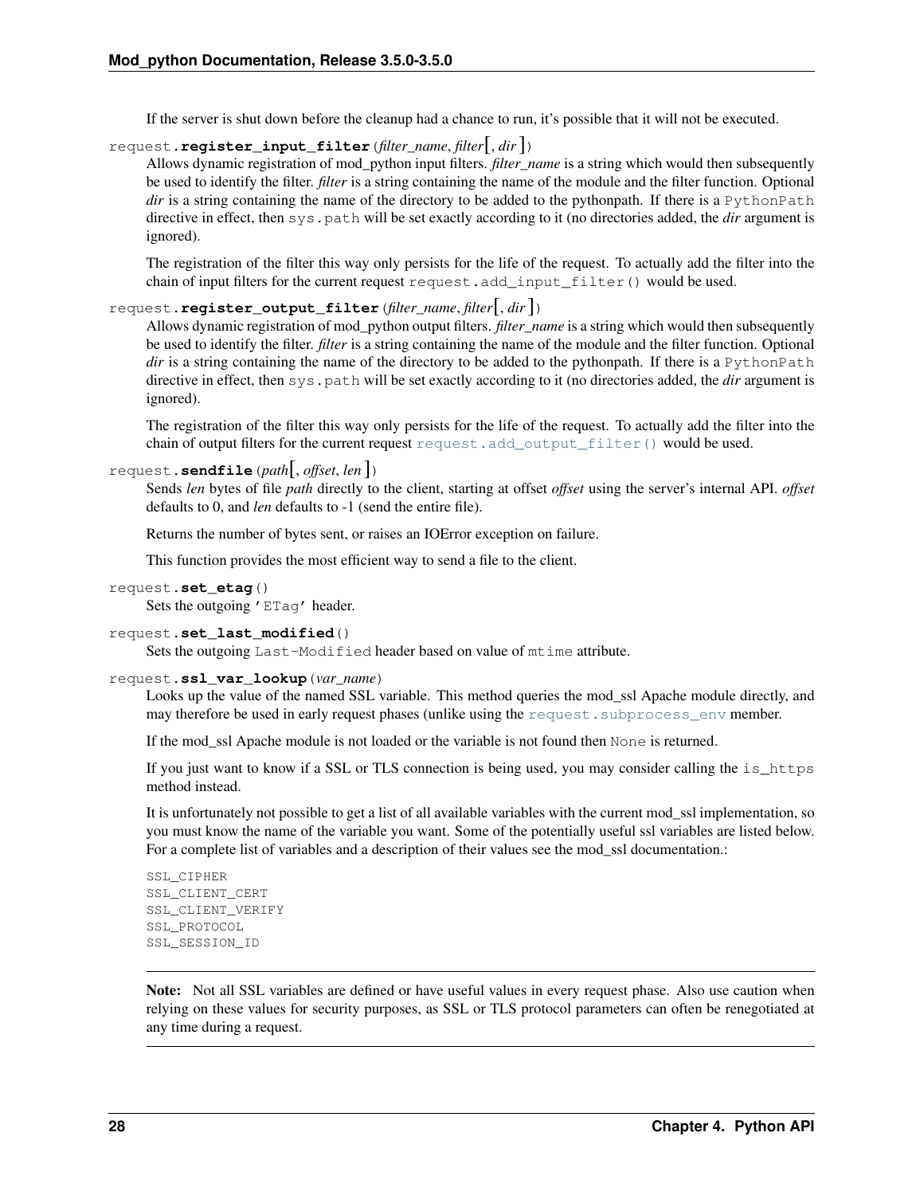If the server is shut down before the cleanup had a chance to run, it's possible that it will not be executed.

`request.`**`register_input_filter`**(*filter_name*, *filter*[, *dir* ])

Allows dynamic registration of mod_python input filters. *filter_name* is a string which would then subsequently be used to identify the filter. *filter* is a string containing the name of the module and the filter function. Optional *dir* is a string containing the name of the directory to be added to the pythonpath. If there is a `PythonPath` directive in effect, then `sys.path` will be set exactly according to it (no directories added, the *dir* argument is ignored).

The registration of the filter this way only persists for the life of the request. To actually add the filter into the chain of input filters for the current request `request.add_input_filter()` would be used.

`request.`**`register_output_filter`**(*filter_name*, *filter*[, *dir* ])

Allows dynamic registration of mod_python output filters. *filter_name* is a string which would then subsequently be used to identify the filter. *filter* is a string containing the name of the module and the filter function. Optional *dir* is a string containing the name of the directory to be added to the pythonpath. If there is a `PythonPath` directive in effect, then `sys.path` will be set exactly according to it (no directories added, the *dir* argument is ignored).

The registration of the filter this way only persists for the life of the request. To actually add the filter into the chain of output filters for the current request `request.add_output_filter()` would be used.

`request.`**`sendfile`**(*path*[, *offset*, *len* ])

Sends *len* bytes of file *path* directly to the client, starting at offset *offset* using the server's internal API. *offset* defaults to 0, and *len* defaults to -1 (send the entire file).

Returns the number of bytes sent, or raises an IOError exception on failure.

This function provides the most efficient way to send a file to the client.

`request.`**`set_etag`**()

Sets the outgoing `'ETag'` header.

`request.`**`set_last_modified`**()

Sets the outgoing `Last-Modified` header based on value of `mtime` attribute.

`request.`**`ssl_var_lookup`**(*var_name*)

Looks up the value of the named SSL variable. This method queries the mod_ssl Apache module directly, and may therefore be used in early request phases (unlike using the `request.subprocess_env` member.

If the mod_ssl Apache module is not loaded or the variable is not found then `None` is returned.

If you just want to know if a SSL or TLS connection is being used, you may consider calling the `is_https` method instead.

It is unfortunately not possible to get a list of all available variables with the current mod_ssl implementation, so you must know the name of the variable you want. Some of the potentially useful ssl variables are listed below. For a complete list of variables and a description of their values see the mod_ssl documentation.:

```
SSL_CIPHER
SSL_CLIENT_CERT
SSL_CLIENT_VERIFY
SSL_PROTOCOL
SSL_SESSION_ID
```

**Note:** Not all SSL variables are defined or have useful values in every request phase. Also use caution when relying on these values for security purposes, as SSL or TLS protocol parameters can often be renegotiated at any time during a request.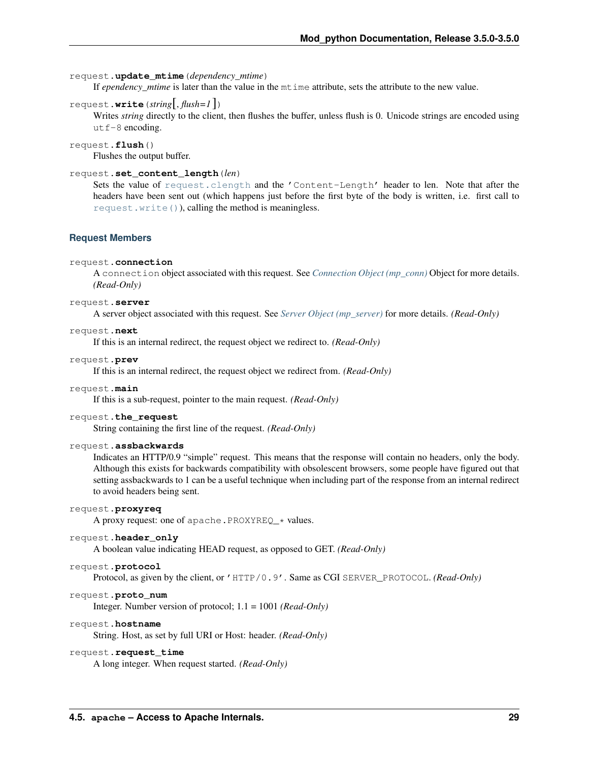request.**update_mtime**(*dependency_mtime*)
If *ependency_mtime* is later than the value in the `mtime` attribute, sets the attribute to the new value.

request.**write**(*string*[, *flush=1* ])
Writes *string* directly to the client, then flushes the buffer, unless flush is 0. Unicode strings are encoded using `utf-8` encoding.

request.**flush**()
Flushes the output buffer.

request.**set_content_length**(*len*)
Sets the value of `request.clength` and the `'Content-Length'` header to len. Note that after the headers have been sent out (which happens just before the first byte of the body is written, i.e. first call to `request.write()`), calling the method is meaningless.

#### Request Members

request.**connection**
A `connection` object associated with this request. See *Connection Object (mp_conn)* Object for more details. *(Read-Only)*

request.**server**
A server object associated with this request. See *Server Object (mp_server)* for more details. *(Read-Only)*

request.**next**
If this is an internal redirect, the request object we redirect to. *(Read-Only)*

request.**prev**
If this is an internal redirect, the request object we redirect from. *(Read-Only)*

request.**main**
If this is a sub-request, pointer to the main request. *(Read-Only)*

request.**the_request**
String containing the first line of the request. *(Read-Only)*

request.**assbackwards**
Indicates an HTTP/0.9 "simple" request. This means that the response will contain no headers, only the body. Although this exists for backwards compatibility with obsolescent browsers, some people have figured out that setting assbackwards to 1 can be a useful technique when including part of the response from an internal redirect to avoid headers being sent.

request.**proxyreq**
A proxy request: one of `apache.PROXYREQ_*` values.

request.**header_only**
A boolean value indicating HEAD request, as opposed to GET. *(Read-Only)*

request.**protocol**
Protocol, as given by the client, or `'HTTP/0.9'`. Same as CGI `SERVER_PROTOCOL`. *(Read-Only)*

request.**proto_num**
Integer. Number version of protocol; 1.1 = 1001 *(Read-Only)*

request.**hostname**
String. Host, as set by full URI or Host: header. *(Read-Only)*

request.**request_time**
A long integer. When request started. *(Read-Only)*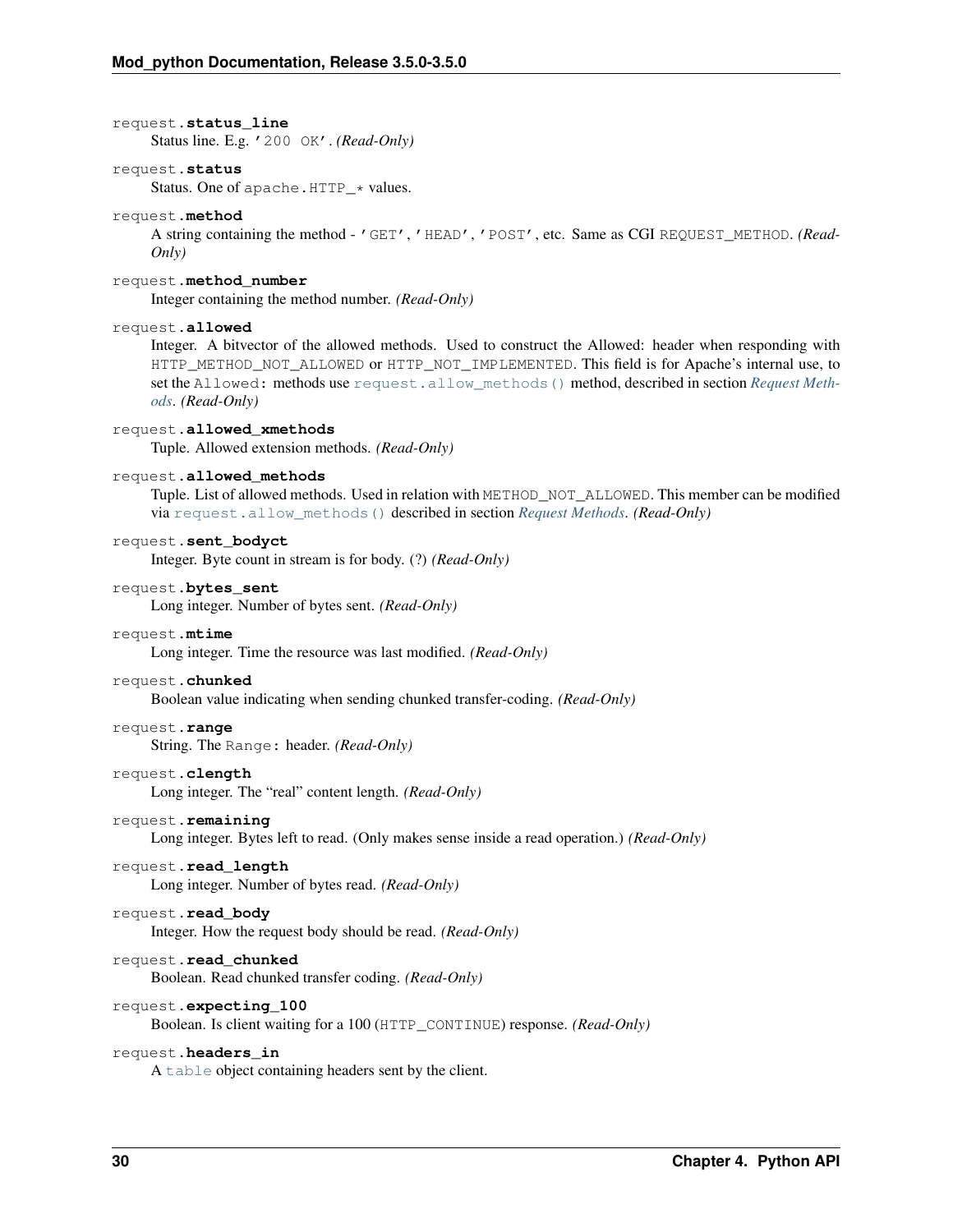request.**status_line**
: Status line. E.g. `'200 OK'`. *(Read-Only)*

request.**status**
: Status. One of `apache.HTTP_*` values.

request.**method**
: A string containing the method - `'GET'`, `'HEAD'`, `'POST'`, etc. Same as CGI `REQUEST_METHOD`. *(Read-Only)*

request.**method_number**
: Integer containing the method number. *(Read-Only)*

request.**allowed**
: Integer. A bitvector of the allowed methods. Used to construct the Allowed: header when responding with `HTTP_METHOD_NOT_ALLOWED` or `HTTP_NOT_IMPLEMENTED`. This field is for Apache's internal use, to set the `Allowed:` methods use `request.allow_methods()` method, described in section *Request Methods*. *(Read-Only)*

request.**allowed_xmethods**
: Tuple. Allowed extension methods. *(Read-Only)*

request.**allowed_methods**
: Tuple. List of allowed methods. Used in relation with `METHOD_NOT_ALLOWED`. This member can be modified via `request.allow_methods()` described in section *Request Methods*. *(Read-Only)*

request.**sent_bodyct**
: Integer. Byte count in stream is for body. (?) *(Read-Only)*

request.**bytes_sent**
: Long integer. Number of bytes sent. *(Read-Only)*

request.**mtime**
: Long integer. Time the resource was last modified. *(Read-Only)*

request.**chunked**
: Boolean value indicating when sending chunked transfer-coding. *(Read-Only)*

request.**range**
: String. The `Range:` header. *(Read-Only)*

request.**clength**
: Long integer. The "real" content length. *(Read-Only)*

request.**remaining**
: Long integer. Bytes left to read. (Only makes sense inside a read operation.) *(Read-Only)*

request.**read_length**
: Long integer. Number of bytes read. *(Read-Only)*

request.**read_body**
: Integer. How the request body should be read. *(Read-Only)*

request.**read_chunked**
: Boolean. Read chunked transfer coding. *(Read-Only)*

request.**expecting_100**
: Boolean. Is client waiting for a 100 (`HTTP_CONTINUE`) response. *(Read-Only)*

request.**headers_in**
: A `table` object containing headers sent by the client.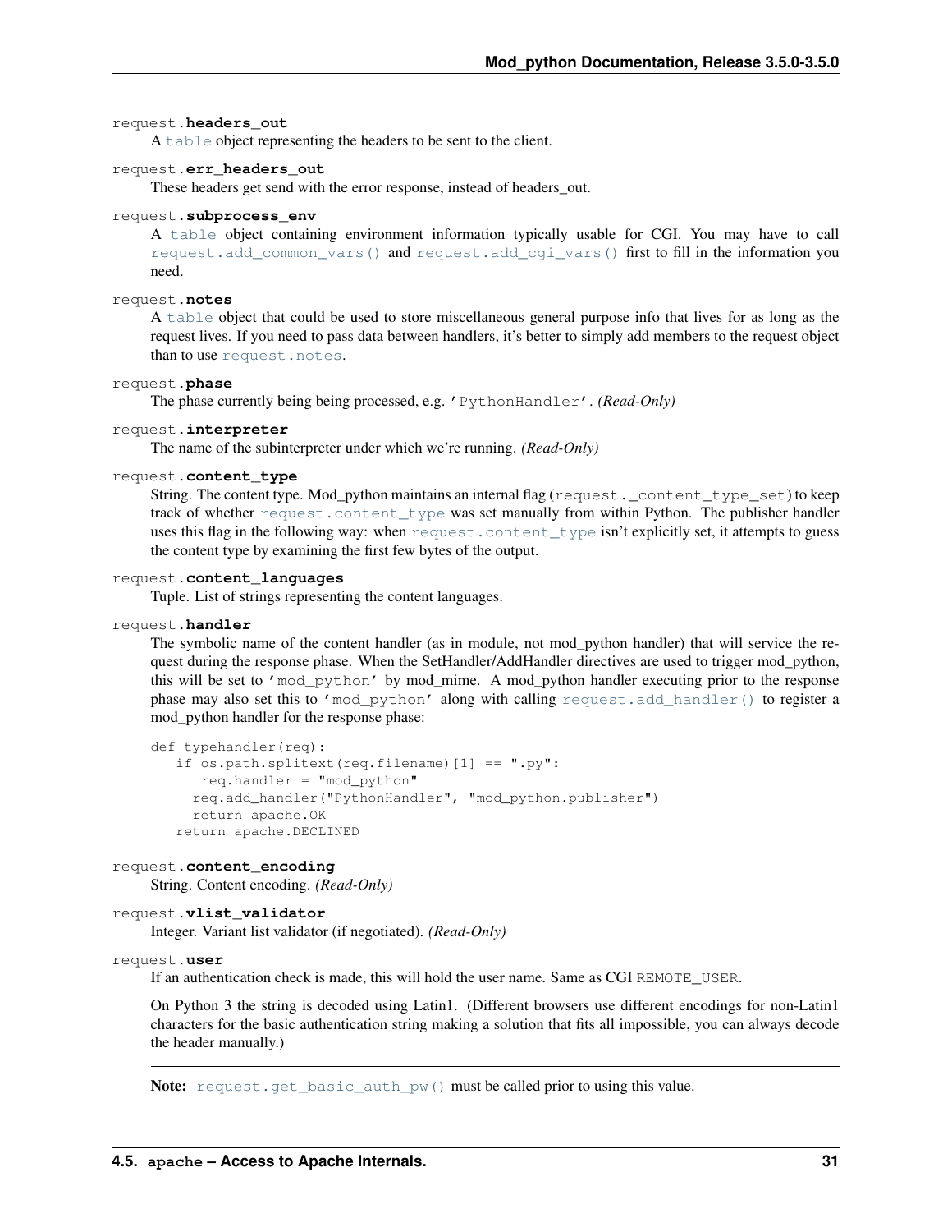request.**headers_out**

A `table` object representing the headers to be sent to the client.

request.**err_headers_out**

These headers get send with the error response, instead of headers_out.

request.**subprocess_env**

A `table` object containing environment information typically usable for CGI. You may have to call `request.add_common_vars()` and `request.add_cgi_vars()` first to fill in the information you need.

request.**notes**

A `table` object that could be used to store miscellaneous general purpose info that lives for as long as the request lives. If you need to pass data between handlers, it's better to simply add members to the request object than to use `request.notes`.

request.**phase**

The phase currently being being processed, e.g. `'PythonHandler'`. *(Read-Only)*

request.**interpreter**

The name of the subinterpreter under which we're running. *(Read-Only)*

request.**content_type**

String. The content type. Mod_python maintains an internal flag (`request._content_type_set`) to keep track of whether `request.content_type` was set manually from within Python. The publisher handler uses this flag in the following way: when `request.content_type` isn't explicitly set, it attempts to guess the content type by examining the first few bytes of the output.

request.**content_languages**

Tuple. List of strings representing the content languages.

request.**handler**

The symbolic name of the content handler (as in module, not mod_python handler) that will service the request during the response phase. When the SetHandler/AddHandler directives are used to trigger mod_python, this will be set to `'mod_python'` by mod_mime. A mod_python handler executing prior to the response phase may also set this to `'mod_python'` along with calling `request.add_handler()` to register a mod_python handler for the response phase:

```
def typehandler(req):
   if os.path.splitext(req.filename)[1] == ".py":
      req.handler = "mod_python"
     req.add_handler("PythonHandler", "mod_python.publisher")
     return apache.OK
   return apache.DECLINED
```

request.**content_encoding**

String. Content encoding. *(Read-Only)*

request.**vlist_validator**

Integer. Variant list validator (if negotiated). *(Read-Only)*

request.**user**

If an authentication check is made, this will hold the user name. Same as CGI `REMOTE_USER`.

On Python 3 the string is decoded using Latin1. (Different browsers use different encodings for non-Latin1 characters for the basic authentication string making a solution that fits all impossible, you can always decode the header manually.)

**Note:** `request.get_basic_auth_pw()` must be called prior to using this value.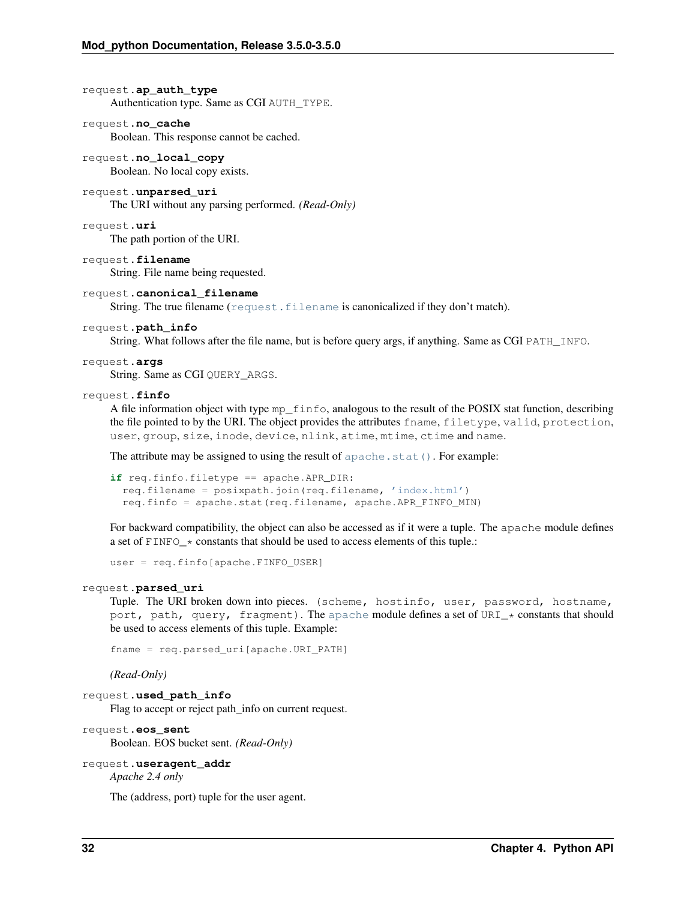request.**ap_auth_type**
Authentication type. Same as CGI `AUTH_TYPE`.

request.**no_cache**
Boolean. This response cannot be cached.

request.**no_local_copy**
Boolean. No local copy exists.

request.**unparsed_uri**
The URI without any parsing performed. *(Read-Only)*

request.**uri**
The path portion of the URI.

request.**filename**
String. File name being requested.

request.**canonical_filename**
String. The true filename (`request.filename` is canonicalized if they don't match).

request.**path_info**
String. What follows after the file name, but is before query args, if anything. Same as CGI `PATH_INFO`.

request.**args**
String. Same as CGI `QUERY_ARGS`.

request.**finfo**
A file information object with type `mp_finfo`, analogous to the result of the POSIX stat function, describing the file pointed to by the URI. The object provides the attributes `fname`, `filetype`, `valid`, `protection`, `user`, `group`, `size`, `inode`, `device`, `nlink`, `atime`, `mtime`, `ctime` and `name`.

The attribute may be assigned to using the result of `apache.stat()`. For example:

```
if req.finfo.filetype == apache.APR_DIR:
  req.filename = posixpath.join(req.filename, 'index.html')
  req.finfo = apache.stat(req.filename, apache.APR_FINFO_MIN)
```

For backward compatibility, the object can also be accessed as if it were a tuple. The `apache` module defines a set of `FINFO_*` constants that should be used to access elements of this tuple.:

```
user = req.finfo[apache.FINFO_USER]
```

request.**parsed_uri**
Tuple. The URI broken down into pieces. `(scheme, hostinfo, user, password, hostname, port, path, query, fragment)`. The `apache` module defines a set of `URI_*` constants that should be used to access elements of this tuple. Example:

```
fname = req.parsed_uri[apache.URI_PATH]
```

*(Read-Only)*

request.**used_path_info**
Flag to accept or reject path_info on current request.

request.**eos_sent**
Boolean. EOS bucket sent. *(Read-Only)*

request.**useragent_addr**
*Apache 2.4 only*

The (address, port) tuple for the user agent.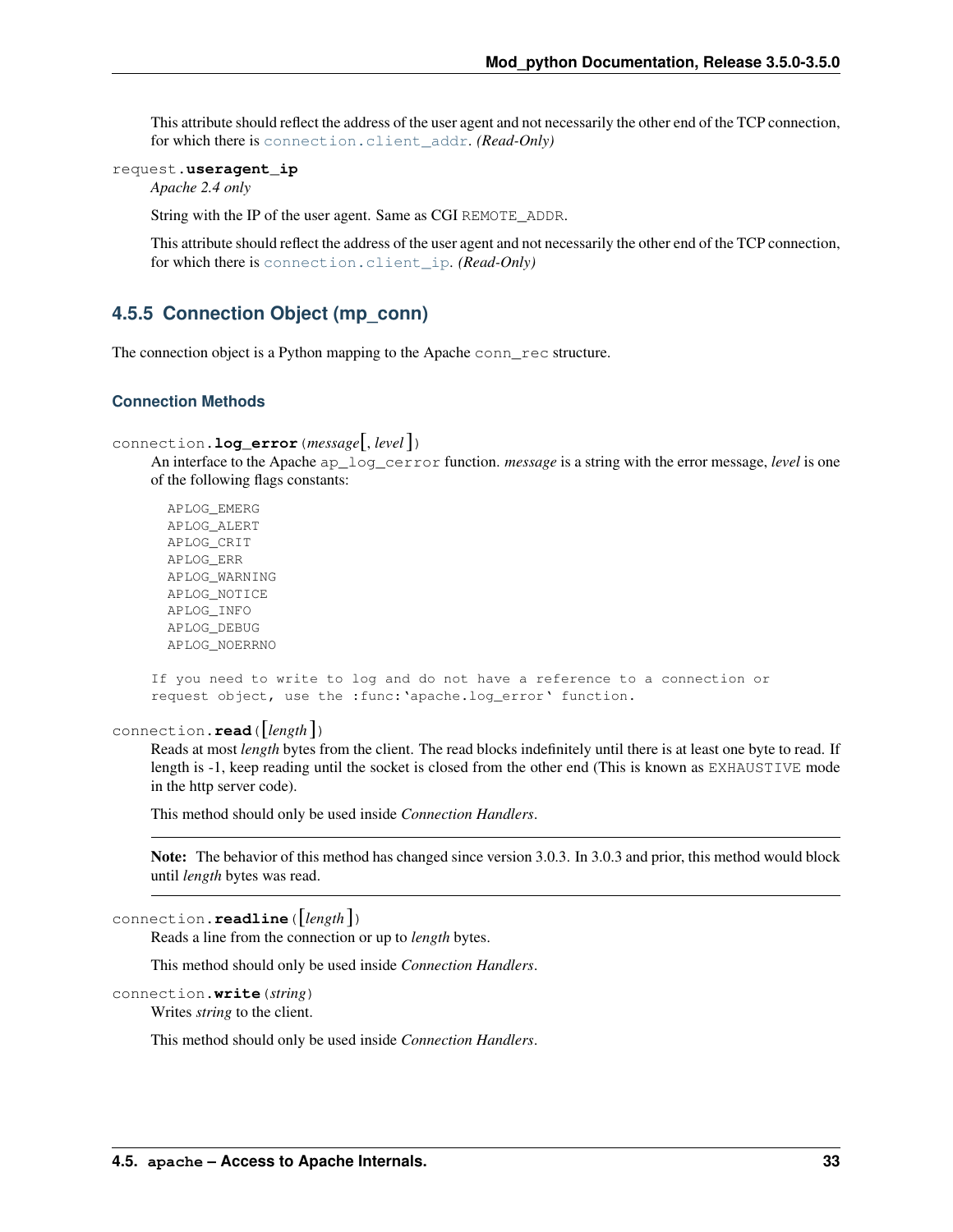This attribute should reflect the address of the user agent and not necessarily the other end of the TCP connection, for which there is `connection.client_addr`. *(Read-Only)*

`request.`**`useragent_ip`**

*Apache 2.4 only*

String with the IP of the user agent. Same as CGI `REMOTE_ADDR`.

This attribute should reflect the address of the user agent and not necessarily the other end of the TCP connection, for which there is `connection.client_ip`. *(Read-Only)*

### 4.5.5 Connection Object (mp_conn)

The connection object is a Python mapping to the Apache `conn_rec` structure.

#### Connection Methods

`connection.`**`log_error`**`(`*message*[, *level*]`)`

An interface to the Apache `ap_log_cerror` function. *message* is a string with the error message, *level* is one of the following flags constants:

```
APLOG_EMERG
APLOG_ALERT
APLOG_CRIT
APLOG_ERR
APLOG_WARNING
APLOG_NOTICE
APLOG_INFO
APLOG_DEBUG
APLOG_NOERRNO
```

```
If you need to write to log and do not have a reference to a connection or
request object, use the :func:`apache.log_error` function.
```

`connection.`**`read`**`(`[*length*]`)`

Reads at most *length* bytes from the client. The read blocks indefinitely until there is at least one byte to read. If length is -1, keep reading until the socket is closed from the other end (This is known as `EXHAUSTIVE` mode in the http server code).

This method should only be used inside *Connection Handlers*.

---

**Note:** The behavior of this method has changed since version 3.0.3. In 3.0.3 and prior, this method would block until *length* bytes was read.

---

`connection.`**`readline`**`(`[*length*]`)`

Reads a line from the connection or up to *length* bytes.

This method should only be used inside *Connection Handlers*.

`connection.`**`write`**`(`*string*`)`

Writes *string* to the client.

This method should only be used inside *Connection Handlers*.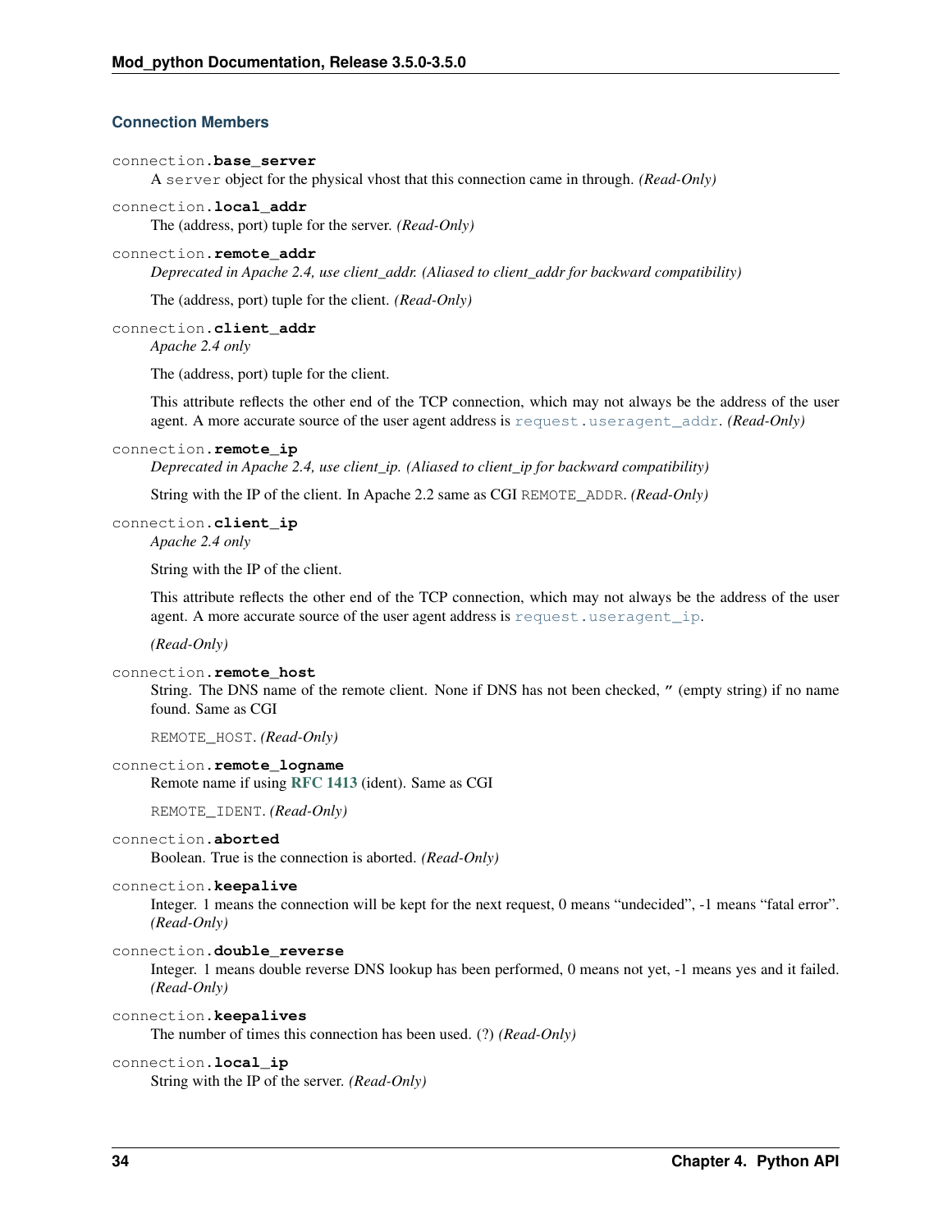### Connection Members

connection.**base_server**

A `server` object for the physical vhost that this connection came in through. *(Read-Only)*

connection.**local_addr**

The (address, port) tuple for the server. *(Read-Only)*

connection.**remote_addr**

*Deprecated in Apache 2.4, use client_addr. (Aliased to client_addr for backward compatibility)*

The (address, port) tuple for the client. *(Read-Only)*

connection.**client_addr**

*Apache 2.4 only*

The (address, port) tuple for the client.

This attribute reflects the other end of the TCP connection, which may not always be the address of the user agent. A more accurate source of the user agent address is `request.useragent_addr`. *(Read-Only)*

connection.**remote_ip**

*Deprecated in Apache 2.4, use client_ip. (Aliased to client_ip for backward compatibility)*

String with the IP of the client. In Apache 2.2 same as CGI `REMOTE_ADDR`. *(Read-Only)*

connection.**client_ip**

*Apache 2.4 only*

String with the IP of the client.

This attribute reflects the other end of the TCP connection, which may not always be the address of the user agent. A more accurate source of the user agent address is `request.useragent_ip`.

*(Read-Only)*

connection.**remote_host**

String. The DNS name of the remote client. None if DNS has not been checked, " (empty string) if no name found. Same as CGI

`REMOTE_HOST`. *(Read-Only)*

connection.**remote_logname**

Remote name if using **RFC 1413** (ident). Same as CGI

`REMOTE_IDENT`. *(Read-Only)*

connection.**aborted**

Boolean. True is the connection is aborted. *(Read-Only)*

connection.**keepalive**

Integer. 1 means the connection will be kept for the next request, 0 means "undecided", -1 means "fatal error". *(Read-Only)*

connection.**double_reverse**

Integer. 1 means double reverse DNS lookup has been performed, 0 means not yet, -1 means yes and it failed. *(Read-Only)*

connection.**keepalives**

The number of times this connection has been used. (?) *(Read-Only)*

connection.**local_ip**

String with the IP of the server. *(Read-Only)*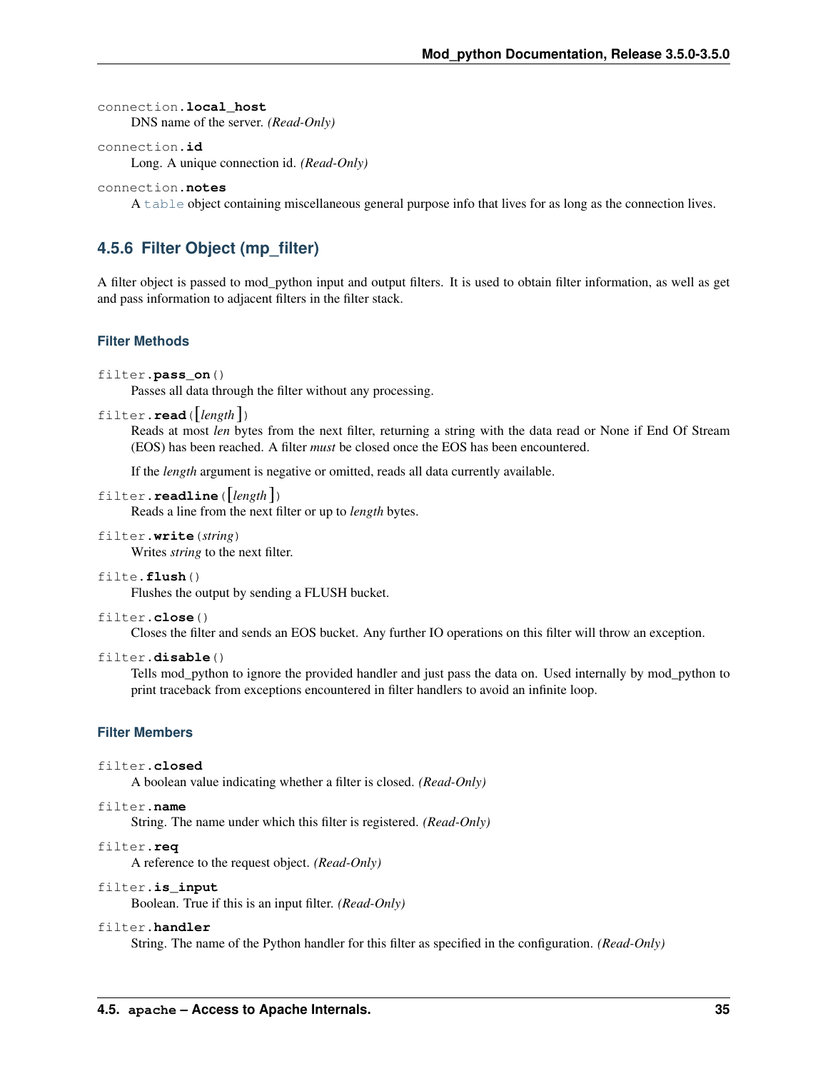connection.**local_host**
DNS name of the server. *(Read-Only)*

connection.**id**
Long. A unique connection id. *(Read-Only)*

connection.**notes**
A table object containing miscellaneous general purpose info that lives for as long as the connection lives.

### 4.5.6 Filter Object (mp_filter)

A filter object is passed to mod_python input and output filters. It is used to obtain filter information, as well as get and pass information to adjacent filters in the filter stack.

#### Filter Methods

filter.**pass_on**()
Passes all data through the filter without any processing.

filter.**read**([*length*])
Reads at most *len* bytes from the next filter, returning a string with the data read or None if End Of Stream (EOS) has been reached. A filter *must* be closed once the EOS has been encountered.

If the *length* argument is negative or omitted, reads all data currently available.

filter.**readline**([*length*])
Reads a line from the next filter or up to *length* bytes.

filter.**write**(*string*)
Writes *string* to the next filter.

filte.**flush**()
Flushes the output by sending a FLUSH bucket.

filter.**close**()
Closes the filter and sends an EOS bucket. Any further IO operations on this filter will throw an exception.

filter.**disable**()
Tells mod_python to ignore the provided handler and just pass the data on. Used internally by mod_python to print traceback from exceptions encountered in filter handlers to avoid an infinite loop.

#### Filter Members

filter.**closed**
A boolean value indicating whether a filter is closed. *(Read-Only)*

filter.**name**
String. The name under which this filter is registered. *(Read-Only)*

filter.**req**
A reference to the request object. *(Read-Only)*

filter.**is_input**
Boolean. True if this is an input filter. *(Read-Only)*

filter.**handler**
String. The name of the Python handler for this filter as specified in the configuration. *(Read-Only)*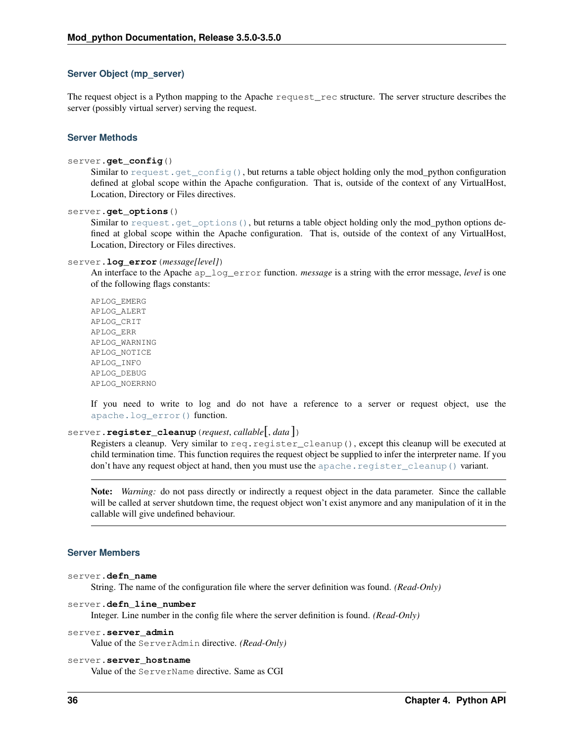### Server Object (mp_server)

The request object is a Python mapping to the Apache `request_rec` structure. The server structure describes the server (possibly virtual server) serving the request.

#### Server Methods

`server.get_config()`

Similar to `request.get_config()`, but returns a table object holding only the mod_python configuration defined at global scope within the Apache configuration. That is, outside of the context of any VirtualHost, Location, Directory or Files directives.

`server.get_options()`

Similar to `request.get_options()`, but returns a table object holding only the mod_python options defined at global scope within the Apache configuration. That is, outside of the context of any VirtualHost, Location, Directory or Files directives.

`server.log_error(message[level])`

An interface to the Apache `ap_log_error` function. *message* is a string with the error message, *level* is one of the following flags constants:

```
APLOG_EMERG
APLOG_ALERT
APLOG_CRIT
APLOG_ERR
APLOG_WARNING
APLOG_NOTICE
APLOG_INFO
APLOG_DEBUG
APLOG_NOERRNO
```

If you need to write to log and do not have a reference to a server or request object, use the `apache.log_error()` function.

`server.register_cleanup(request, callable[, data])`

Registers a cleanup. Very similar to `req.register_cleanup()`, except this cleanup will be executed at child termination time. This function requires the request object be supplied to infer the interpreter name. If you don't have any request object at hand, then you must use the `apache.register_cleanup()` variant.

> **Note:** *Warning:* do not pass directly or indirectly a request object in the data parameter. Since the callable will be called at server shutdown time, the request object won't exist anymore and any manipulation of it in the callable will give undefined behaviour.

#### Server Members

`server.defn_name`

String. The name of the configuration file where the server definition was found. *(Read-Only)*

`server.defn_line_number`

Integer. Line number in the config file where the server definition is found. *(Read-Only)*

`server.server_admin`

Value of the `ServerAdmin` directive. *(Read-Only)*

`server.server_hostname`

Value of the `ServerName` directive. Same as CGI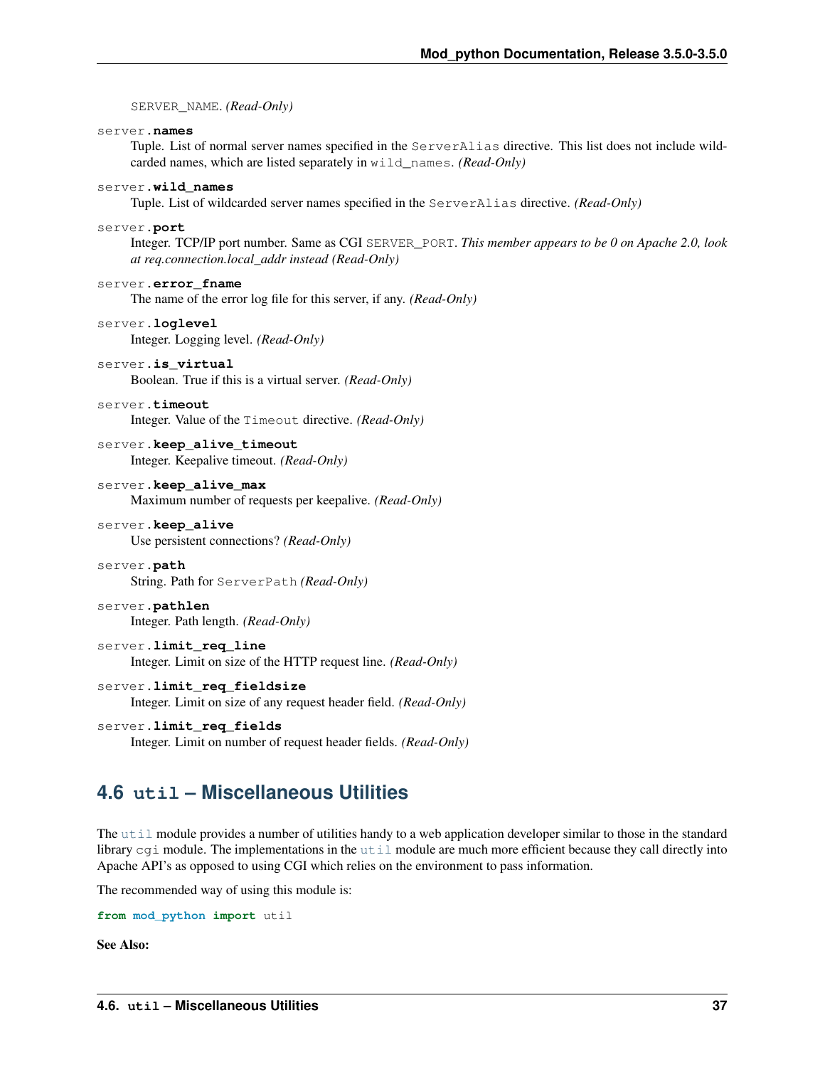SERVER_NAME. *(Read-Only)*

`server.names`
Tuple. List of normal server names specified in the `ServerAlias` directive. This list does not include wildcarded names, which are listed separately in `wild_names`. *(Read-Only)*

`server.wild_names`
Tuple. List of wildcarded server names specified in the `ServerAlias` directive. *(Read-Only)*

`server.port`
Integer. TCP/IP port number. Same as CGI `SERVER_PORT`. *This member appears to be 0 on Apache 2.0, look at req.connection.local_addr instead (Read-Only)*

`server.error_fname`
The name of the error log file for this server, if any. *(Read-Only)*

`server.loglevel`
Integer. Logging level. *(Read-Only)*

`server.is_virtual`
Boolean. True if this is a virtual server. *(Read-Only)*

`server.timeout`
Integer. Value of the `Timeout` directive. *(Read-Only)*

`server.keep_alive_timeout`
Integer. Keepalive timeout. *(Read-Only)*

`server.keep_alive_max`
Maximum number of requests per keepalive. *(Read-Only)*

`server.keep_alive`
Use persistent connections? *(Read-Only)*

`server.path`
String. Path for `ServerPath` *(Read-Only)*

`server.pathlen`
Integer. Path length. *(Read-Only)*

`server.limit_req_line`
Integer. Limit on size of the HTTP request line. *(Read-Only)*

`server.limit_req_fieldsize`
Integer. Limit on size of any request header field. *(Read-Only)*

`server.limit_req_fields`
Integer. Limit on number of request header fields. *(Read-Only)*

## 4.6 `util` – Miscellaneous Utilities

The `util` module provides a number of utilities handy to a web application developer similar to those in the standard library `cgi` module. The implementations in the `util` module are much more efficient because they call directly into Apache API's as opposed to using CGI which relies on the environment to pass information.

The recommended way of using this module is:

```
from mod_python import util
```

**See Also:**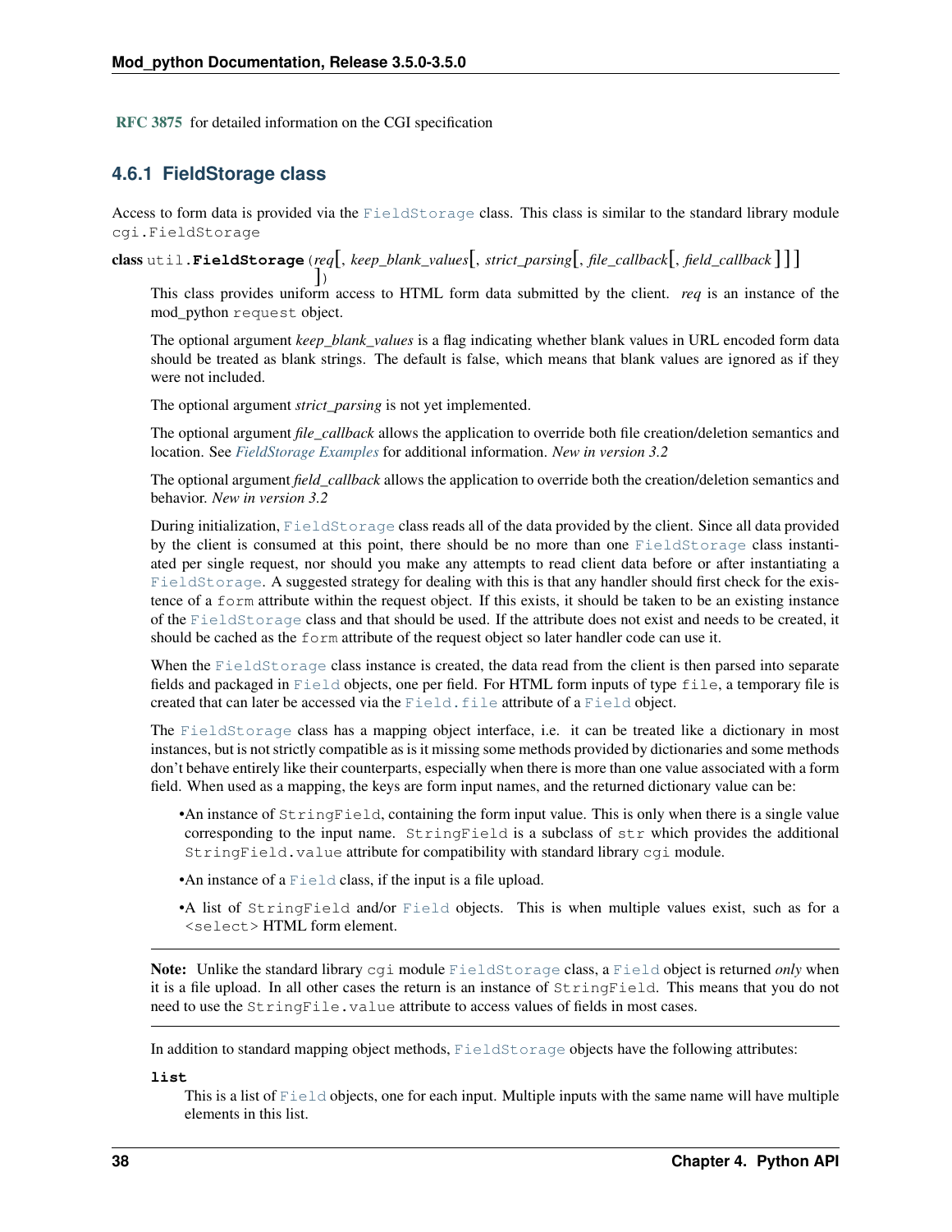RFC 3875 for detailed information on the CGI specification

### 4.6.1 FieldStorage class

Access to form data is provided via the FieldStorage class. This class is similar to the standard library module `cgi.FieldStorage`

**class** `util.`**`FieldStorage`**(*req*[, *keep_blank_values*[, *strict_parsing*[, *file_callback*[, *field_callback* ]]]])

This class provides uniform access to HTML form data submitted by the client. *req* is an instance of the mod_python `request` object.

The optional argument *keep_blank_values* is a flag indicating whether blank values in URL encoded form data should be treated as blank strings. The default is false, which means that blank values are ignored as if they were not included.

The optional argument *strict_parsing* is not yet implemented.

The optional argument *file_callback* allows the application to override both file creation/deletion semantics and location. See *FieldStorage Examples* for additional information. *New in version 3.2*

The optional argument *field_callback* allows the application to override both the creation/deletion semantics and behavior. *New in version 3.2*

During initialization, `FieldStorage` class reads all of the data provided by the client. Since all data provided by the client is consumed at this point, there should be no more than one `FieldStorage` class instantiated per single request, nor should you make any attempts to read client data before or after instantiating a `FieldStorage`. A suggested strategy for dealing with this is that any handler should first check for the existence of a `form` attribute within the request object. If this exists, it should be taken to be an existing instance of the `FieldStorage` class and that should be used. If the attribute does not exist and needs to be created, it should be cached as the `form` attribute of the request object so later handler code can use it.

When the `FieldStorage` class instance is created, the data read from the client is then parsed into separate fields and packaged in `Field` objects, one per field. For HTML form inputs of type `file`, a temporary file is created that can later be accessed via the `Field.file` attribute of a `Field` object.

The `FieldStorage` class has a mapping object interface, i.e. it can be treated like a dictionary in most instances, but is not strictly compatible as is it missing some methods provided by dictionaries and some methods don't behave entirely like their counterparts, especially when there is more than one value associated with a form field. When used as a mapping, the keys are form input names, and the returned dictionary value can be:

- An instance of `StringField`, containing the form input value. This is only when there is a single value corresponding to the input name. `StringField` is a subclass of `str` which provides the additional `StringField.value` attribute for compatibility with standard library `cgi` module.
- An instance of a `Field` class, if the input is a file upload.
- A list of `StringField` and/or `Field` objects. This is when multiple values exist, such as for a `<select>` HTML form element.

---

**Note:** Unlike the standard library `cgi` module `FieldStorage` class, a `Field` object is returned *only* when it is a file upload. In all other cases the return is an instance of `StringField`. This means that you do not need to use the `StringFile.value` attribute to access values of fields in most cases.

---

In addition to standard mapping object methods, `FieldStorage` objects have the following attributes:

**`list`**

This is a list of `Field` objects, one for each input. Multiple inputs with the same name will have multiple elements in this list.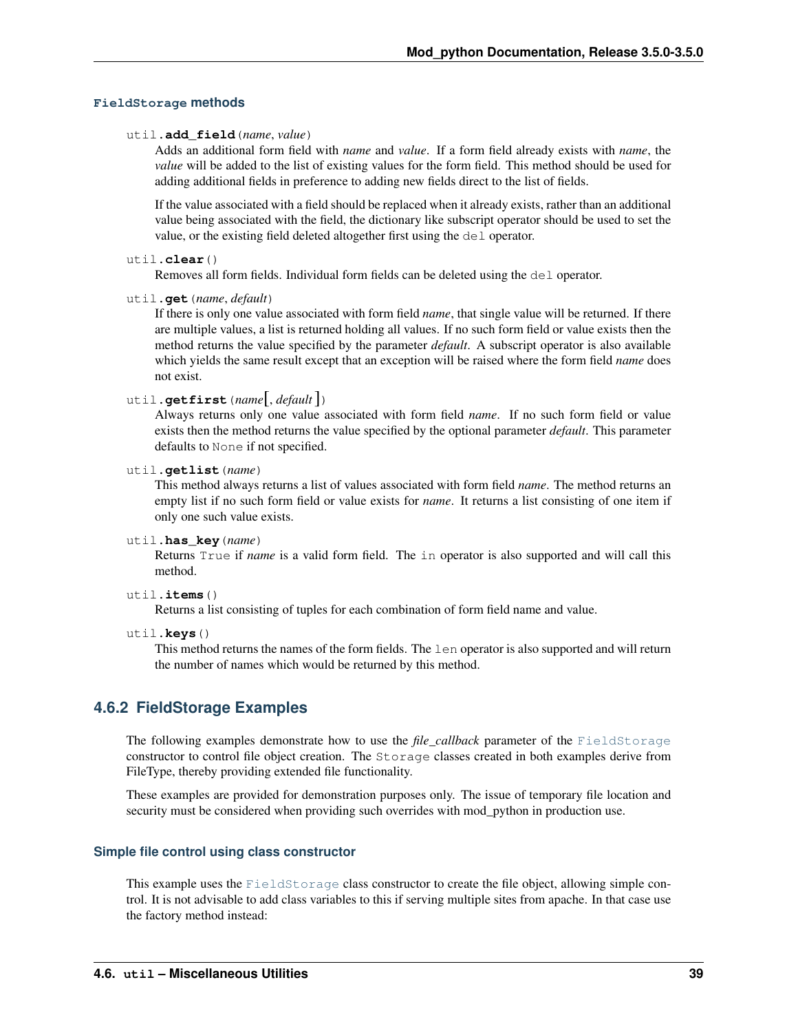#### `FieldStorage` methods

`util.add_field(name, value)`
Adds an additional form field with *name* and *value*. If a form field already exists with *name*, the *value* will be added to the list of existing values for the form field. This method should be used for adding additional fields in preference to adding new fields direct to the list of fields.

If the value associated with a field should be replaced when it already exists, rather than an additional value being associated with the field, the dictionary like subscript operator should be used to set the value, or the existing field deleted altogether first using the `del` operator.

`util.clear()`
Removes all form fields. Individual form fields can be deleted using the `del` operator.

`util.get(name, default)`
If there is only one value associated with form field *name*, that single value will be returned. If there are multiple values, a list is returned holding all values. If no such form field or value exists then the method returns the value specified by the parameter *default*. A subscript operator is also available which yields the same result except that an exception will be raised where the form field *name* does not exist.

`util.getfirst(name[, default])`
Always returns only one value associated with form field *name*. If no such form field or value exists then the method returns the value specified by the optional parameter *default*. This parameter defaults to `None` if not specified.

`util.getlist(name)`
This method always returns a list of values associated with form field *name*. The method returns an empty list if no such form field or value exists for *name*. It returns a list consisting of one item if only one such value exists.

`util.has_key(name)`
Returns `True` if *name* is a valid form field. The `in` operator is also supported and will call this method.

`util.items()`
Returns a list consisting of tuples for each combination of form field name and value.

`util.keys()`
This method returns the names of the form fields. The `len` operator is also supported and will return the number of names which would be returned by this method.

### 4.6.2 FieldStorage Examples

The following examples demonstrate how to use the *file_callback* parameter of the `FieldStorage` constructor to control file object creation. The `Storage` classes created in both examples derive from FileType, thereby providing extended file functionality.

These examples are provided for demonstration purposes only. The issue of temporary file location and security must be considered when providing such overrides with mod_python in production use.

#### Simple file control using class constructor

This example uses the `FieldStorage` class constructor to create the file object, allowing simple control. It is not advisable to add class variables to this if serving multiple sites from apache. In that case use the factory method instead: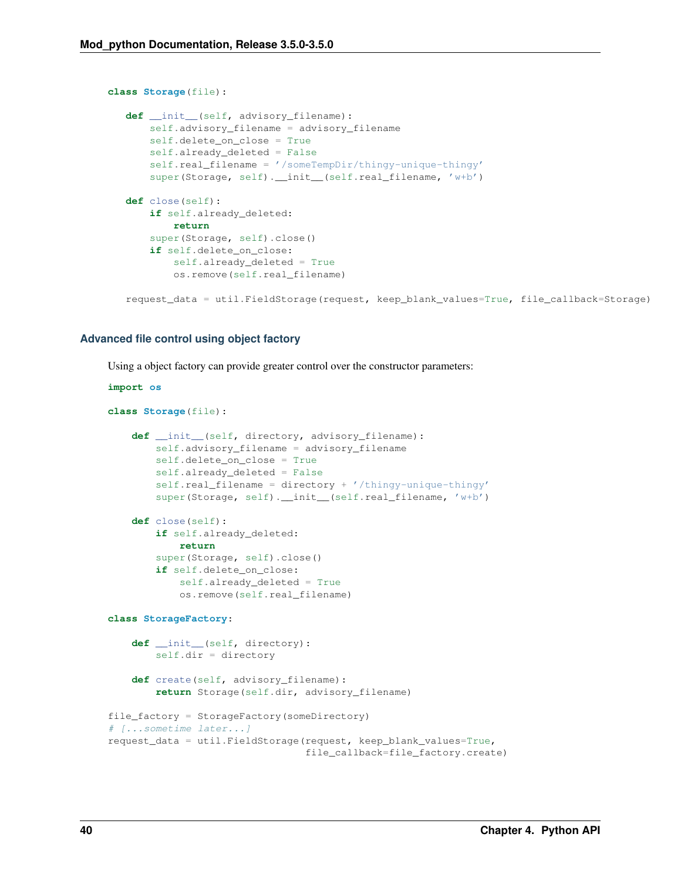```python
class Storage(file):

    def __init__(self, advisory_filename):
        self.advisory_filename = advisory_filename
        self.delete_on_close = True
        self.already_deleted = False
        self.real_filename = '/someTempDir/thingy-unique-thingy'
        super(Storage, self).__init__(self.real_filename, 'w+b')

    def close(self):
        if self.already_deleted:
            return
        super(Storage, self).close()
        if self.delete_on_close:
            self.already_deleted = True
            os.remove(self.real_filename)

request_data = util.FieldStorage(request, keep_blank_values=True, file_callback=Storage)
```

#### Advanced file control using object factory

Using a object factory can provide greater control over the constructor parameters:

```python
import os

class Storage(file):

    def __init__(self, directory, advisory_filename):
        self.advisory_filename = advisory_filename
        self.delete_on_close = True
        self.already_deleted = False
        self.real_filename = directory + '/thingy-unique-thingy'
        super(Storage, self).__init__(self.real_filename, 'w+b')

    def close(self):
        if self.already_deleted:
            return
        super(Storage, self).close()
        if self.delete_on_close:
            self.already_deleted = True
            os.remove(self.real_filename)

class StorageFactory:

    def __init__(self, directory):
        self.dir = directory

    def create(self, advisory_filename):
        return Storage(self.dir, advisory_filename)

file_factory = StorageFactory(someDirectory)
# [...sometime later...]
request_data = util.FieldStorage(request, keep_blank_values=True,
                                 file_callback=file_factory.create)
```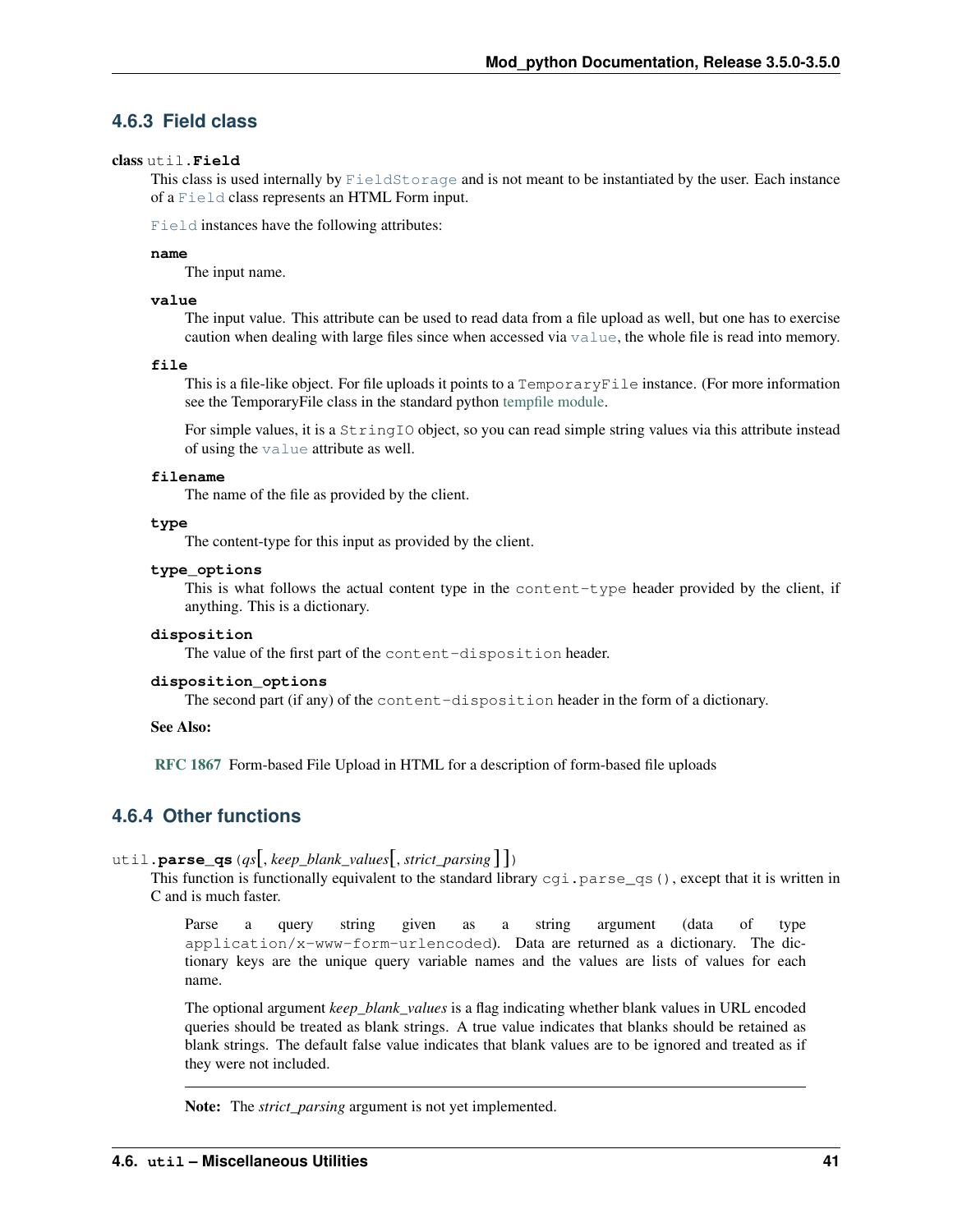### 4.6.3 Field class

**class** util.**Field**

This class is used internally by `FieldStorage` and is not meant to be instantiated by the user. Each instance of a `Field` class represents an HTML Form input.

`Field` instances have the following attributes:

**name**
The input name.

**value**
The input value. This attribute can be used to read data from a file upload as well, but one has to exercise caution when dealing with large files since when accessed via `value`, the whole file is read into memory.

**file**
This is a file-like object. For file uploads it points to a `TemporaryFile` instance. (For more information see the TemporaryFile class in the standard python tempfile module.

For simple values, it is a `StringIO` object, so you can read simple string values via this attribute instead of using the `value` attribute as well.

**filename**
The name of the file as provided by the client.

**type**
The content-type for this input as provided by the client.

**type_options**
This is what follows the actual content type in the `content-type` header provided by the client, if anything. This is a dictionary.

**disposition**
The value of the first part of the `content-disposition` header.

**disposition_options**
The second part (if any) of the `content-disposition` header in the form of a dictionary.

**See Also:**

**RFC 1867** Form-based File Upload in HTML for a description of form-based file uploads

### 4.6.4 Other functions

util.**parse_qs**(*qs*[, *keep_blank_values*[, *strict_parsing* ]])

This function is functionally equivalent to the standard library `cgi.parse_qs()`, except that it is written in C and is much faster.

Parse a query string given as a string argument (data of type `application/x-www-form-urlencoded`). Data are returned as a dictionary. The dictionary keys are the unique query variable names and the values are lists of values for each name.

The optional argument *keep_blank_values* is a flag indicating whether blank values in URL encoded queries should be treated as blank strings. A true value indicates that blanks should be retained as blank strings. The default false value indicates that blank values are to be ignored and treated as if they were not included.

**Note:** The *strict_parsing* argument is not yet implemented.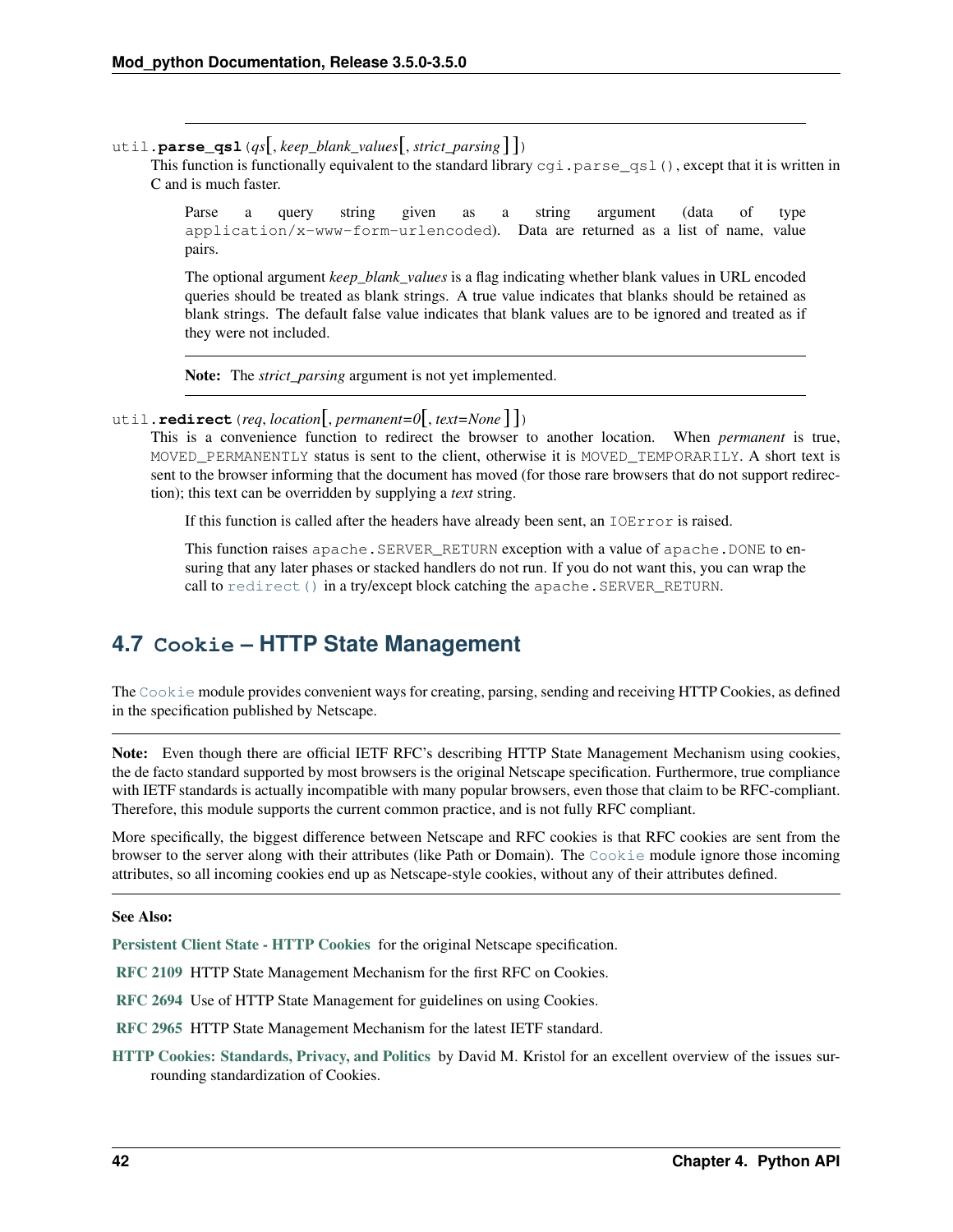util.**parse_qsl**(*qs*[, *keep_blank_values*[, *strict_parsing* ]])

This function is functionally equivalent to the standard library `cgi.parse_qsl()`, except that it is written in C and is much faster.

Parse a query string given as a string argument (data of type `application/x-www-form-urlencoded`). Data are returned as a list of name, value pairs.

The optional argument *keep_blank_values* is a flag indicating whether blank values in URL encoded queries should be treated as blank strings. A true value indicates that blanks should be retained as blank strings. The default false value indicates that blank values are to be ignored and treated as if they were not included.

**Note:** The *strict_parsing* argument is not yet implemented.

util.**redirect**(*req*, *location*[, *permanent=0*[, *text=None* ]])

This is a convenience function to redirect the browser to another location. When *permanent* is true, `MOVED_PERMANENTLY` status is sent to the client, otherwise it is `MOVED_TEMPORARILY`. A short text is sent to the browser informing that the document has moved (for those rare browsers that do not support redirection); this text can be overridden by supplying a *text* string.

If this function is called after the headers have already been sent, an `IOError` is raised.

This function raises `apache.SERVER_RETURN` exception with a value of `apache.DONE` to ensuring that any later phases or stacked handlers do not run. If you do not want this, you can wrap the call to `redirect()` in a try/except block catching the `apache.SERVER_RETURN`.

## 4.7 `Cookie` – HTTP State Management

The `Cookie` module provides convenient ways for creating, parsing, sending and receiving HTTP Cookies, as defined in the specification published by Netscape.

**Note:** Even though there are official IETF RFC's describing HTTP State Management Mechanism using cookies, the de facto standard supported by most browsers is the original Netscape specification. Furthermore, true compliance with IETF standards is actually incompatible with many popular browsers, even those that claim to be RFC-compliant. Therefore, this module supports the current common practice, and is not fully RFC compliant.

More specifically, the biggest difference between Netscape and RFC cookies is that RFC cookies are sent from the browser to the server along with their attributes (like Path or Domain). The `Cookie` module ignore those incoming attributes, so all incoming cookies end up as Netscape-style cookies, without any of their attributes defined.

**See Also:**

**Persistent Client State - HTTP Cookies** for the original Netscape specification.

**RFC 2109** HTTP State Management Mechanism for the first RFC on Cookies.

**RFC 2694** Use of HTTP State Management for guidelines on using Cookies.

**RFC 2965** HTTP State Management Mechanism for the latest IETF standard.

**HTTP Cookies: Standards, Privacy, and Politics** by David M. Kristol for an excellent overview of the issues surrounding standardization of Cookies.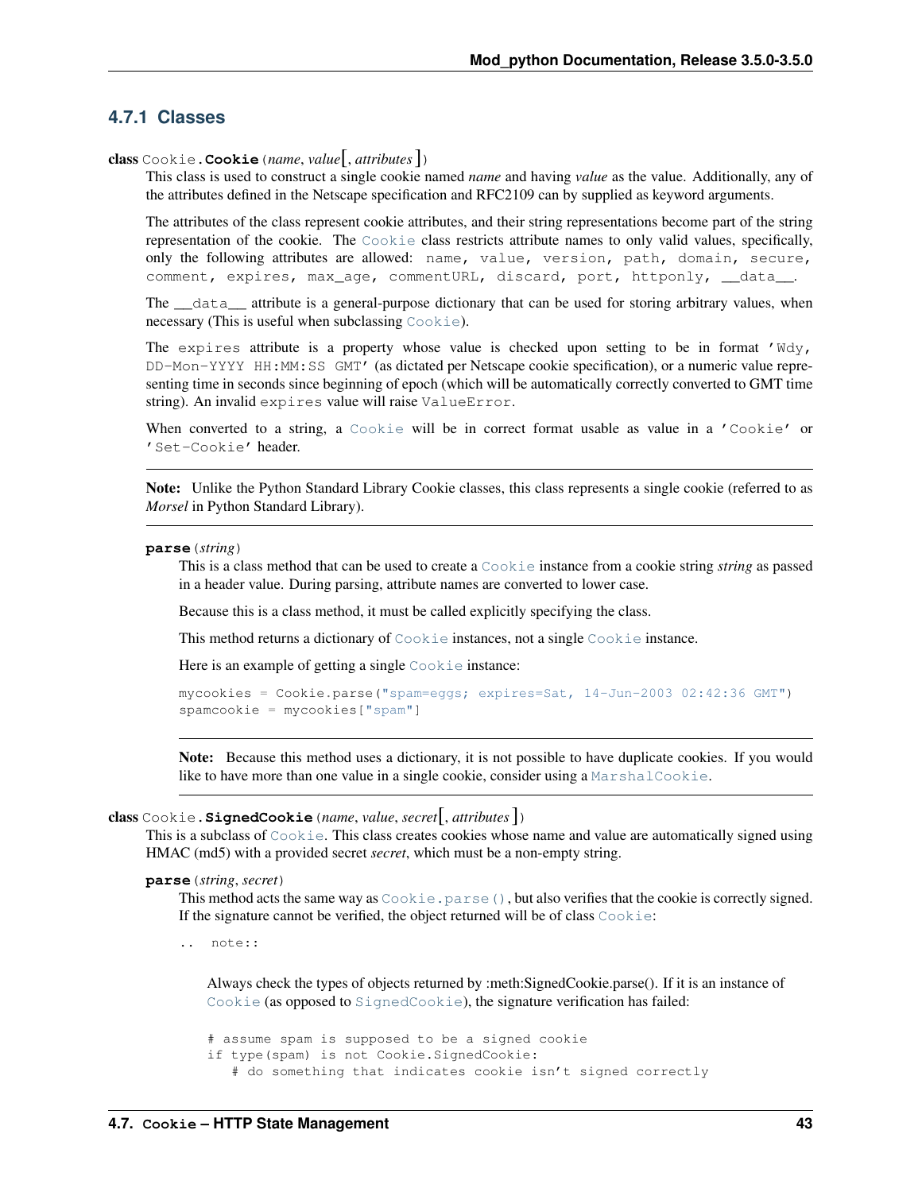### 4.7.1 Classes

**class** Cookie.**Cookie**(*name*, *value*[, *attributes*])

This class is used to construct a single cookie named *name* and having *value* as the value. Additionally, any of the attributes defined in the Netscape specification and RFC2109 can by supplied as keyword arguments.

The attributes of the class represent cookie attributes, and their string representations become part of the string representation of the cookie. The `Cookie` class restricts attribute names to only valid values, specifically, only the following attributes are allowed: `name, value, version, path, domain, secure, comment, expires, max_age, commentURL, discard, port, httponly, __data__`.

The `__data__` attribute is a general-purpose dictionary that can be used for storing arbitrary values, when necessary (This is useful when subclassing `Cookie`).

The `expires` attribute is a property whose value is checked upon setting to be in format `'Wdy, DD-Mon-YYYY HH:MM:SS GMT'` (as dictated per Netscape cookie specification), or a numeric value representing time in seconds since beginning of epoch (which will be automatically correctly converted to GMT time string). An invalid `expires` value will raise `ValueError`.

When converted to a string, a `Cookie` will be in correct format usable as value in a `'Cookie'` or `'Set-Cookie'` header.

---

**Note:** Unlike the Python Standard Library Cookie classes, this class represents a single cookie (referred to as *Morsel* in Python Standard Library).

---

**parse**(*string*)

This is a class method that can be used to create a `Cookie` instance from a cookie string *string* as passed in a header value. During parsing, attribute names are converted to lower case.

Because this is a class method, it must be called explicitly specifying the class.

This method returns a dictionary of `Cookie` instances, not a single `Cookie` instance.

Here is an example of getting a single `Cookie` instance:

```
mycookies = Cookie.parse("spam=eggs; expires=Sat, 14-Jun-2003 02:42:36 GMT")
spamcookie = mycookies["spam"]
```

---

**Note:** Because this method uses a dictionary, it is not possible to have duplicate cookies. If you would like to have more than one value in a single cookie, consider using a `MarshalCookie`.

---

**class** Cookie.**SignedCookie**(*name*, *value*, *secret*[, *attributes*])

This is a subclass of `Cookie`. This class creates cookies whose name and value are automatically signed using HMAC (md5) with a provided secret *secret*, which must be a non-empty string.

**parse**(*string*, *secret*)

This method acts the same way as `Cookie.parse()`, but also verifies that the cookie is correctly signed. If the signature cannot be verified, the object returned will be of class `Cookie`:

```
.. note::
```

Always check the types of objects returned by :meth:SignedCookie.parse(). If it is an instance of `Cookie` (as opposed to `SignedCookie`), the signature verification has failed:

```
# assume spam is supposed to be a signed cookie
if type(spam) is not Cookie.SignedCookie:
   # do something that indicates cookie isn't signed correctly
```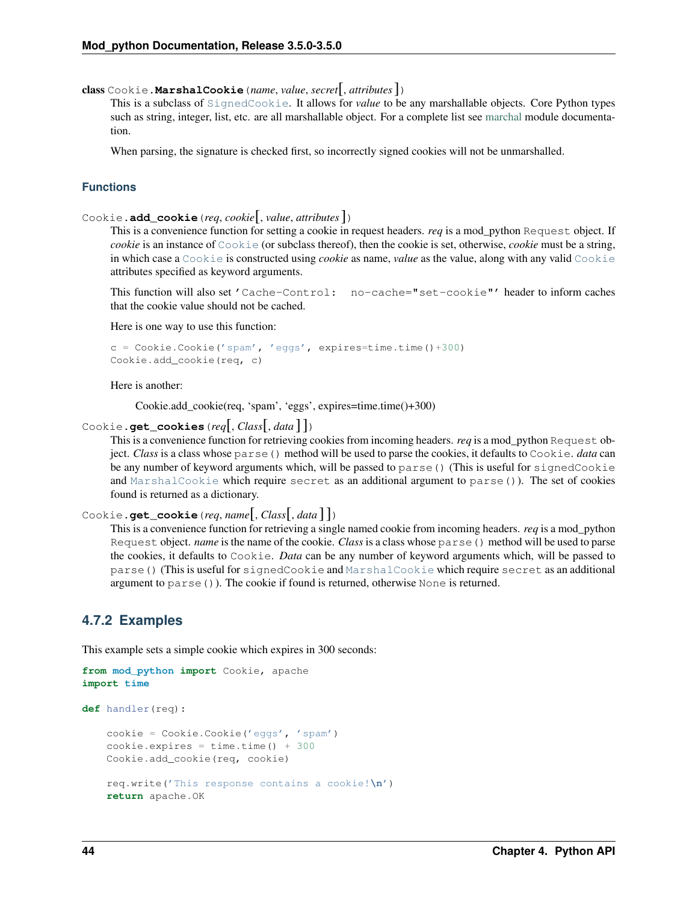**class** `Cookie.MarshalCookie`(*name*, *value*, *secret*[, *attributes* ])

This is a subclass of `SignedCookie`. It allows for *value* to be any marshallable objects. Core Python types such as string, integer, list, etc. are all marshallable object. For a complete list see marchal module documentation.

When parsing, the signature is checked first, so incorrectly signed cookies will not be unmarshalled.

### Functions

`Cookie.add_cookie`(*req*, *cookie*[, *value*, *attributes* ])

This is a convenience function for setting a cookie in request headers. *req* is a mod_python `Request` object. If *cookie* is an instance of `Cookie` (or subclass thereof), then the cookie is set, otherwise, *cookie* must be a string, in which case a `Cookie` is constructed using *cookie* as name, *value* as the value, along with any valid `Cookie` attributes specified as keyword arguments.

This function will also set `'Cache-Control: no-cache="set-cookie"'` header to inform caches that the cookie value should not be cached.

Here is one way to use this function:

```
c = Cookie.Cookie('spam', 'eggs', expires=time.time()+300)
Cookie.add_cookie(req, c)
```

Here is another:

Cookie.add_cookie(req, 'spam', 'eggs', expires=time.time()+300)

`Cookie.get_cookies`(*req*[, *Class*[, *data* ] ])

This is a convenience function for retrieving cookies from incoming headers. *req* is a mod_python `Request` object. *Class* is a class whose `parse()` method will be used to parse the cookies, it defaults to `Cookie`. *data* can be any number of keyword arguments which, will be passed to `parse()` (This is useful for `signedCookie` and `MarshalCookie` which require `secret` as an additional argument to `parse()`). The set of cookies found is returned as a dictionary.

`Cookie.get_cookie`(*req*, *name*[, *Class*[, *data* ] ])

This is a convenience function for retrieving a single named cookie from incoming headers. *req* is a mod_python `Request` object. *name* is the name of the cookie. *Class* is a class whose `parse()` method will be used to parse the cookies, it defaults to `Cookie`. *Data* can be any number of keyword arguments which, will be passed to `parse()` (This is useful for `signedCookie` and `MarshalCookie` which require `secret` as an additional argument to `parse()`). The cookie if found is returned, otherwise `None` is returned.

## 4.7.2 Examples

This example sets a simple cookie which expires in 300 seconds:

```python
from mod_python import Cookie, apache
import time

def handler(req):

    cookie = Cookie.Cookie('eggs', 'spam')
    cookie.expires = time.time() + 300
    Cookie.add_cookie(req, cookie)

    req.write('This response contains a cookie!\n')
    return apache.OK
```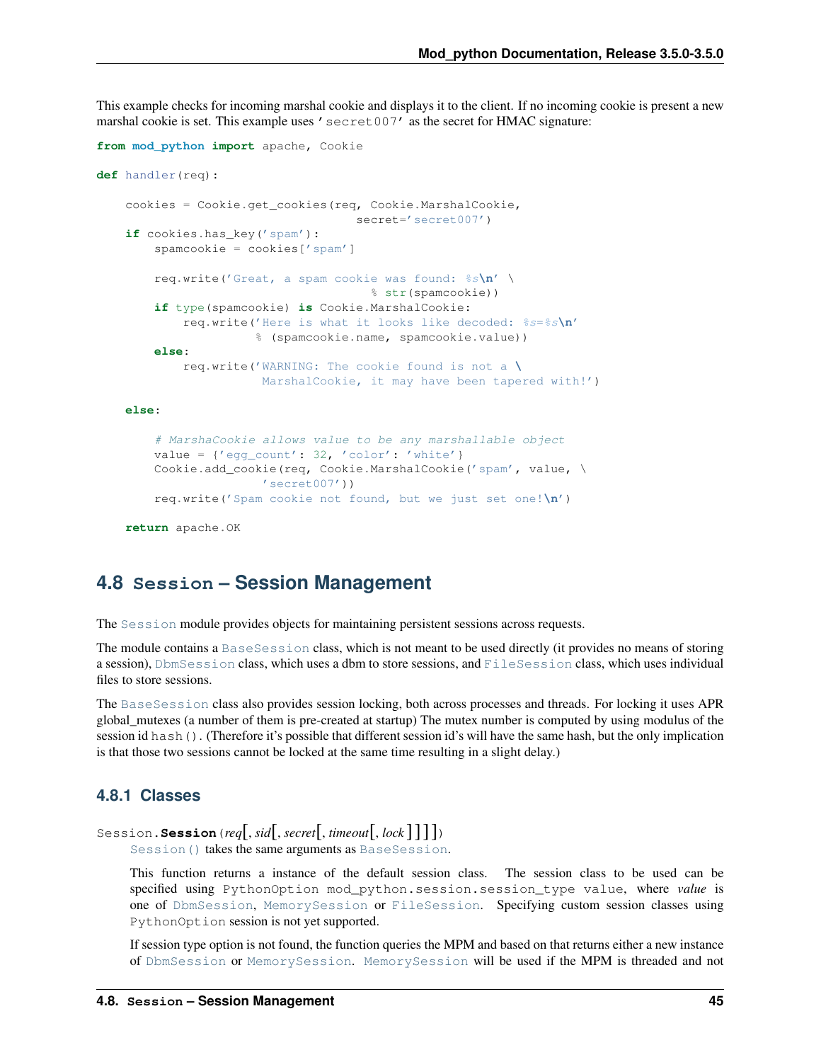This example checks for incoming marshal cookie and displays it to the client. If no incoming cookie is present a new marshal cookie is set. This example uses `'secret007'` as the secret for HMAC signature:

```
from mod_python import apache, Cookie

def handler(req):

    cookies = Cookie.get_cookies(req, Cookie.MarshalCookie,
                                    secret='secret007')
    if cookies.has_key('spam'):
        spamcookie = cookies['spam']

        req.write('Great, a spam cookie was found: %s\n' \
                                      % str(spamcookie))
        if type(spamcookie) is Cookie.MarshalCookie:
            req.write('Here is what it looks like decoded: %s=%s\n'
                      % (spamcookie.name, spamcookie.value))
        else:
            req.write('WARNING: The cookie found is not a \
                       MarshalCookie, it may have been tapered with!')

    else:

        # MarshaCookie allows value to be any marshallable object
        value = {'egg_count': 32, 'color': 'white'}
        Cookie.add_cookie(req, Cookie.MarshalCookie('spam', value, \
                           'secret007'))
        req.write('Spam cookie not found, but we just set one!\n')

    return apache.OK
```

## 4.8 `Session` – Session Management

The `Session` module provides objects for maintaining persistent sessions across requests.

The module contains a `BaseSession` class, which is not meant to be used directly (it provides no means of storing a session), `DbmSession` class, which uses a dbm to store sessions, and `FileSession` class, which uses individual files to store sessions.

The `BaseSession` class also provides session locking, both across processes and threads. For locking it uses APR global_mutexes (a number of them is pre-created at startup) The mutex number is computed by using modulus of the session id `hash()`. (Therefore it's possible that different session id's will have the same hash, but the only implication is that those two sessions cannot be locked at the same time resulting in a slight delay.)

### 4.8.1 Classes

`Session.`**`Session`**(*req*[, *sid*[, *secret*[, *timeout*[, *lock* ]]]])

`Session()` takes the same arguments as `BaseSession`.

This function returns a instance of the default session class. The session class to be used can be specified using `PythonOption mod_python.session.session_type value`, where *value* is one of `DbmSession`, `MemorySession` or `FileSession`. Specifying custom session classes using `PythonOption` session is not yet supported.

If session type option is not found, the function queries the MPM and based on that returns either a new instance of `DbmSession` or `MemorySession`. `MemorySession` will be used if the MPM is threaded and not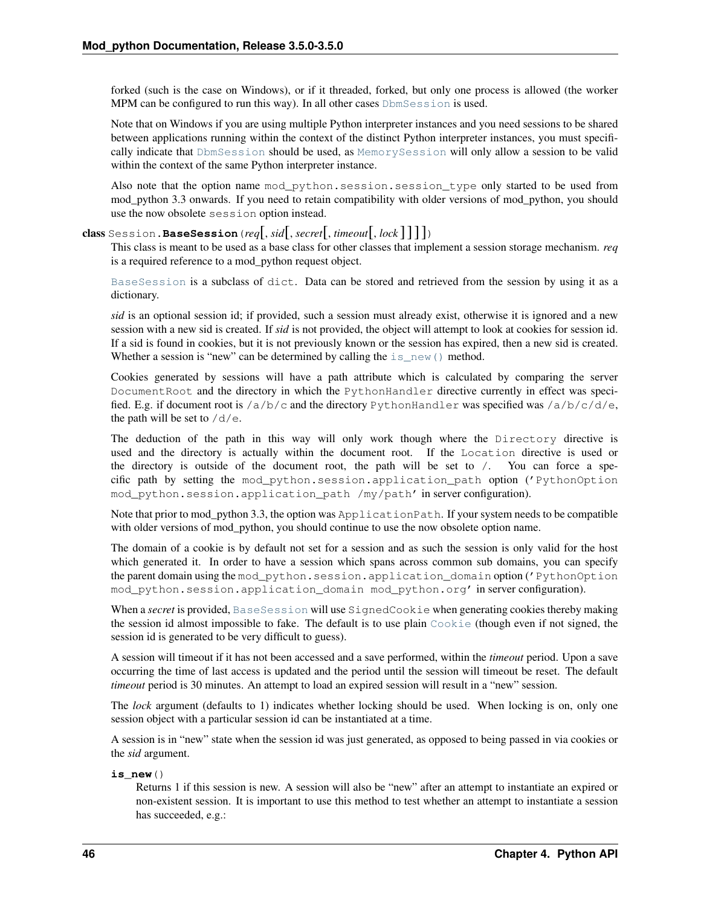forked (such is the case on Windows), or if it threaded, forked, but only one process is allowed (the worker MPM can be configured to run this way). In all other cases `DbmSession` is used.

Note that on Windows if you are using multiple Python interpreter instances and you need sessions to be shared between applications running within the context of the distinct Python interpreter instances, you must specifically indicate that `DbmSession` should be used, as `MemorySession` will only allow a session to be valid within the context of the same Python interpreter instance.

Also note that the option name `mod_python.session.session_type` only started to be used from mod_python 3.3 onwards. If you need to retain compatibility with older versions of mod_python, you should use the now obsolete `session` option instead.

**class** `Session.`**`BaseSession`**(*req*[, *sid*[, *secret*[, *timeout*[, *lock* ]]]])

This class is meant to be used as a base class for other classes that implement a session storage mechanism. *req* is a required reference to a mod_python request object.

`BaseSession` is a subclass of `dict`. Data can be stored and retrieved from the session by using it as a dictionary.

*sid* is an optional session id; if provided, such a session must already exist, otherwise it is ignored and a new session with a new sid is created. If *sid* is not provided, the object will attempt to look at cookies for session id. If a sid is found in cookies, but it is not previously known or the session has expired, then a new sid is created. Whether a session is "new" can be determined by calling the `is_new()` method.

Cookies generated by sessions will have a path attribute which is calculated by comparing the server `DocumentRoot` and the directory in which the `PythonHandler` directive currently in effect was specified. E.g. if document root is `/a/b/c` and the directory `PythonHandler` was specified was `/a/b/c/d/e`, the path will be set to `/d/e`.

The deduction of the path in this way will only work though where the `Directory` directive is used and the directory is actually within the document root. If the `Location` directive is used or the directory is outside of the document root, the path will be set to `/`. You can force a specific path by setting the `mod_python.session.application_path` option (`'PythonOption mod_python.session.application_path /my/path'` in server configuration).

Note that prior to mod_python 3.3, the option was `ApplicationPath`. If your system needs to be compatible with older versions of mod_python, you should continue to use the now obsolete option name.

The domain of a cookie is by default not set for a session and as such the session is only valid for the host which generated it. In order to have a session which spans across common sub domains, you can specify the parent domain using the `mod_python.session.application_domain` option (`'PythonOption mod_python.session.application_domain mod_python.org'` in server configuration).

When a *secret* is provided, `BaseSession` will use `SignedCookie` when generating cookies thereby making the session id almost impossible to fake. The default is to use plain `Cookie` (though even if not signed, the session id is generated to be very difficult to guess).

A session will timeout if it has not been accessed and a save performed, within the *timeout* period. Upon a save occurring the time of last access is updated and the period until the session will timeout be reset. The default *timeout* period is 30 minutes. An attempt to load an expired session will result in a "new" session.

The *lock* argument (defaults to 1) indicates whether locking should be used. When locking is on, only one session object with a particular session id can be instantiated at a time.

A session is in "new" state when the session id was just generated, as opposed to being passed in via cookies or the *sid* argument.

**`is_new`**()

Returns 1 if this session is new. A session will also be "new" after an attempt to instantiate an expired or non-existent session. It is important to use this method to test whether an attempt to instantiate a session has succeeded, e.g.: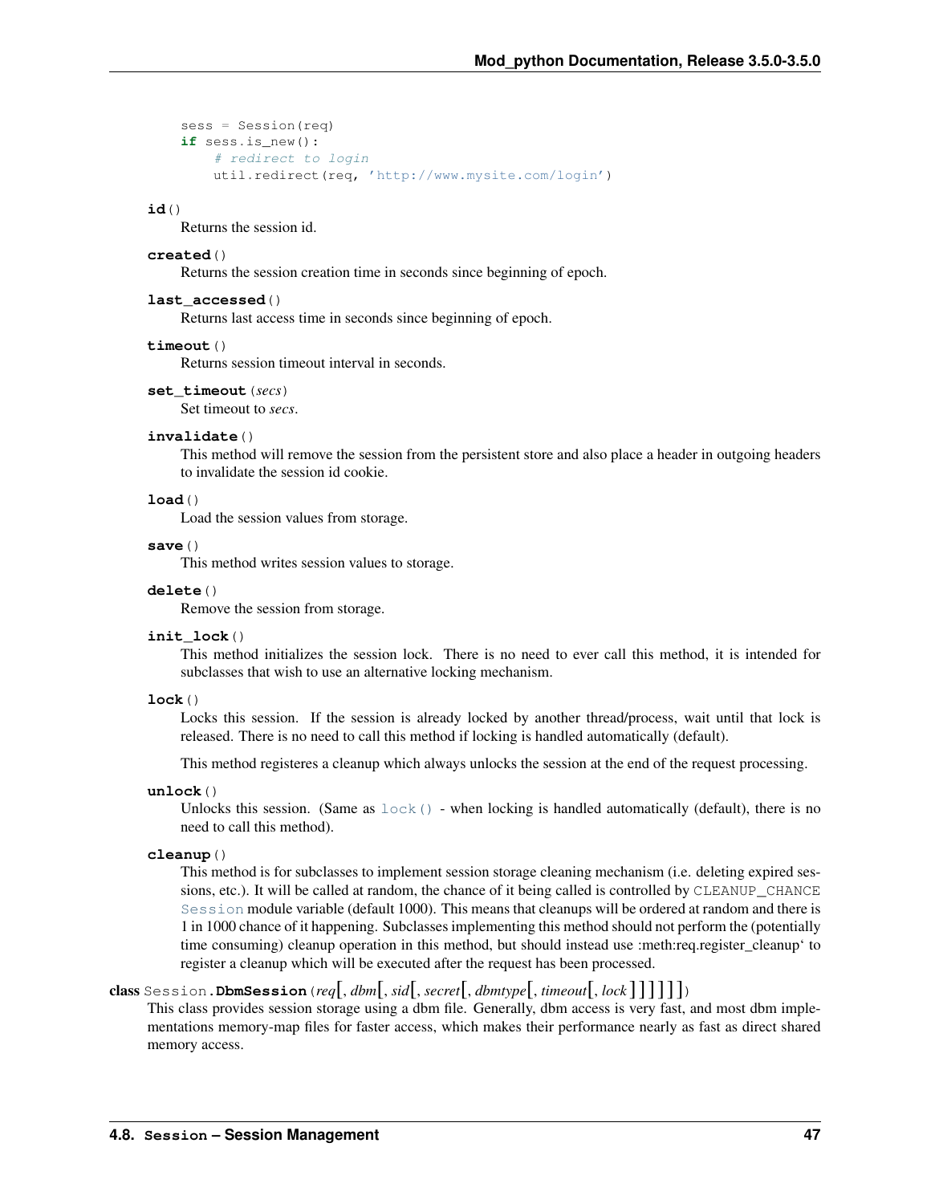```
sess = Session(req)
if sess.is_new():
    # redirect to login
    util.redirect(req, 'http://www.mysite.com/login')
```

**id**()

Returns the session id.

**created**()

Returns the session creation time in seconds since beginning of epoch.

**last_accessed**()

Returns last access time in seconds since beginning of epoch.

**timeout**()

Returns session timeout interval in seconds.

**set_timeout**(*secs*)

Set timeout to *secs*.

**invalidate**()

This method will remove the session from the persistent store and also place a header in outgoing headers to invalidate the session id cookie.

**load**()

Load the session values from storage.

**save**()

This method writes session values to storage.

**delete**()

Remove the session from storage.

**init_lock**()

This method initializes the session lock. There is no need to ever call this method, it is intended for subclasses that wish to use an alternative locking mechanism.

**lock**()

Locks this session. If the session is already locked by another thread/process, wait until that lock is released. There is no need to call this method if locking is handled automatically (default).

This method registeres a cleanup which always unlocks the session at the end of the request processing.

**unlock**()

Unlocks this session. (Same as `lock()` - when locking is handled automatically (default), there is no need to call this method).

**cleanup**()

This method is for subclasses to implement session storage cleaning mechanism (i.e. deleting expired sessions, etc.). It will be called at random, the chance of it being called is controlled by `CLEANUP_CHANCE` `Session` module variable (default 1000). This means that cleanups will be ordered at random and there is 1 in 1000 chance of it happening. Subclasses implementing this method should not perform the (potentially time consuming) cleanup operation in this method, but should instead use :meth:req.register_cleanup' to register a cleanup which will be executed after the request has been processed.

**class** Session.**DbmSession**(*req*[, *dbm*[, *sid*[, *secret*[, *dbmtype*[, *timeout*[, *lock*]]]]]])

This class provides session storage using a dbm file. Generally, dbm access is very fast, and most dbm implementations memory-map files for faster access, which makes their performance nearly as fast as direct shared memory access.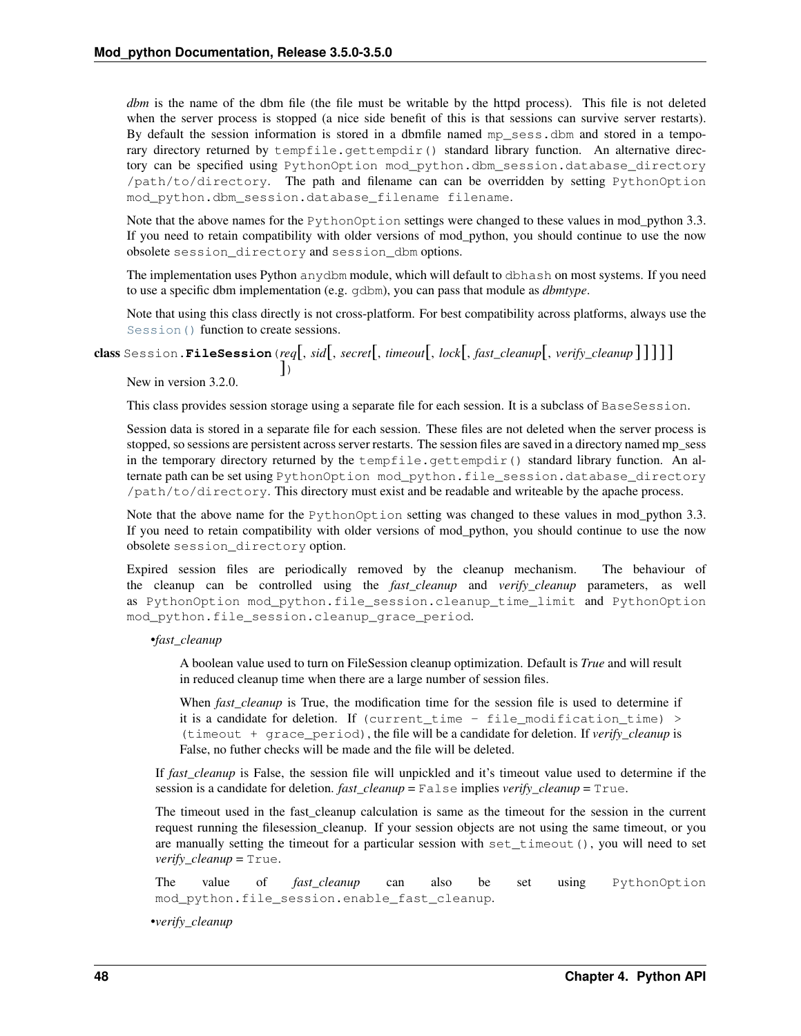*dbm* is the name of the dbm file (the file must be writable by the httpd process). This file is not deleted when the server process is stopped (a nice side benefit of this is that sessions can survive server restarts). By default the session information is stored in a dbmfile named `mp_sess.dbm` and stored in a temporary directory returned by `tempfile.gettempdir()` standard library function. An alternative directory can be specified using `PythonOption mod_python.dbm_session.database_directory /path/to/directory`. The path and filename can can be overridden by setting `PythonOption mod_python.dbm_session.database_filename filename`.

Note that the above names for the `PythonOption` settings were changed to these values in mod_python 3.3. If you need to retain compatibility with older versions of mod_python, you should continue to use the now obsolete `session_directory` and `session_dbm` options.

The implementation uses Python `anydbm` module, which will default to `dbhash` on most systems. If you need to use a specific dbm implementation (e.g. `gdbm`), you can pass that module as *dbmtype*.

Note that using this class directly is not cross-platform. For best compatibility across platforms, always use the `Session()` function to create sessions.

**class** Session.**FileSession**(*req*[, *sid*[, *secret*[, *timeout*[, *lock*[, *fast_cleanup*[, *verify_cleanup* ]]]]]])

New in version 3.2.0.

This class provides session storage using a separate file for each session. It is a subclass of `BaseSession`.

Session data is stored in a separate file for each session. These files are not deleted when the server process is stopped, so sessions are persistent across server restarts. The session files are saved in a directory named mp_sess in the temporary directory returned by the `tempfile.gettempdir()` standard library function. An alternate path can be set using `PythonOption mod_python.file_session.database_directory /path/to/directory`. This directory must exist and be readable and writeable by the apache process.

Note that the above name for the `PythonOption` setting was changed to these values in mod_python 3.3. If you need to retain compatibility with older versions of mod_python, you should continue to use the now obsolete `session_directory` option.

Expired session files are periodically removed by the cleanup mechanism. The behaviour of the cleanup can be controlled using the *fast_cleanup* and *verify_cleanup* parameters, as well as `PythonOption mod_python.file_session.cleanup_time_limit` and `PythonOption mod_python.file_session.cleanup_grace_period`.

- *fast_cleanup*

  A boolean value used to turn on FileSession cleanup optimization. Default is *True* and will result in reduced cleanup time when there are a large number of session files.

  When *fast_cleanup* is True, the modification time for the session file is used to determine if it is a candidate for deletion. If `(current_time - file_modification_time) > (timeout + grace_period)`, the file will be a candidate for deletion. If *verify_cleanup* is False, no futher checks will be made and the file will be deleted.

  If *fast_cleanup* is False, the session file will unpickled and it's timeout value used to determine if the session is a candidate for deletion. *fast_cleanup* = `False` implies *verify_cleanup* = `True`.

  The timeout used in the fast_cleanup calculation is same as the timeout for the session in the current request running the filesession_cleanup. If your session objects are not using the same timeout, or you are manually setting the timeout for a particular session with `set_timeout()`, you will need to set *verify_cleanup* = `True`.

  The value of *fast_cleanup* can also be set using `PythonOption mod_python.file_session.enable_fast_cleanup`.

- *verify_cleanup*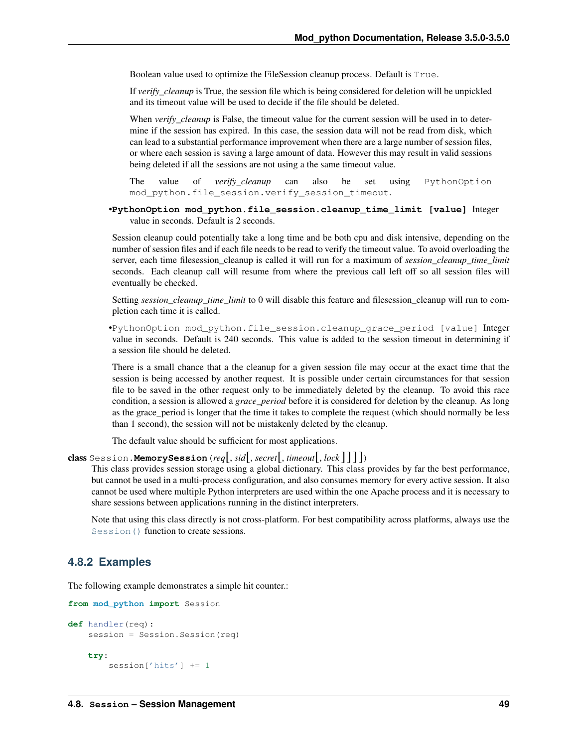Boolean value used to optimize the FileSession cleanup process. Default is `True`.

If *verify_cleanup* is True, the session file which is being considered for deletion will be unpickled and its timeout value will be used to decide if the file should be deleted.

When *verify_cleanup* is False, the timeout value for the current session will be used in to determine if the session has expired. In this case, the session data will not be read from disk, which can lead to a substantial performance improvement when there are a large number of session files, or where each session is saving a large amount of data. However this may result in valid sessions being deleted if all the sessions are not using a the same timeout value.

The value of *verify_cleanup* can also be set using `PythonOption mod_python.file_session.verify_session_timeout`.

- **`PythonOption mod_python.file_session.cleanup_time_limit [value]`** Integer value in seconds. Default is 2 seconds.

  Session cleanup could potentially take a long time and be both cpu and disk intensive, depending on the number of session files and if each file needs to be read to verify the timeout value. To avoid overloading the server, each time filesession_cleanup is called it will run for a maximum of *session_cleanup_time_limit* seconds. Each cleanup call will resume from where the previous call left off so all session files will eventually be checked.

  Setting *session_cleanup_time_limit* to 0 will disable this feature and filesession_cleanup will run to completion each time it is called.

- `PythonOption mod_python.file_session.cleanup_grace_period [value]` Integer value in seconds. Default is 240 seconds. This value is added to the session timeout in determining if a session file should be deleted.

  There is a small chance that a the cleanup for a given session file may occur at the exact time that the session is being accessed by another request. It is possible under certain circumstances for that session file to be saved in the other request only to be immediately deleted by the cleanup. To avoid this race condition, a session is allowed a *grace_period* before it is considered for deletion by the cleanup. As long as the grace_period is longer that the time it takes to complete the request (which should normally be less than 1 second), the session will not be mistakenly deleted by the cleanup.

  The default value should be sufficient for most applications.

**class** `Session.`**`MemorySession`**(*req*[, *sid*[, *secret*[, *timeout*[, *lock* ]]]])

This class provides session storage using a global dictionary. This class provides by far the best performance, but cannot be used in a multi-process configuration, and also consumes memory for every active session. It also cannot be used where multiple Python interpreters are used within the one Apache process and it is necessary to share sessions between applications running in the distinct interpreters.

Note that using this class directly is not cross-platform. For best compatibility across platforms, always use the `Session()` function to create sessions.

### 4.8.2 Examples

The following example demonstrates a simple hit counter.:

```
from mod_python import Session

def handler(req):
    session = Session.Session(req)

    try:
        session['hits'] += 1
```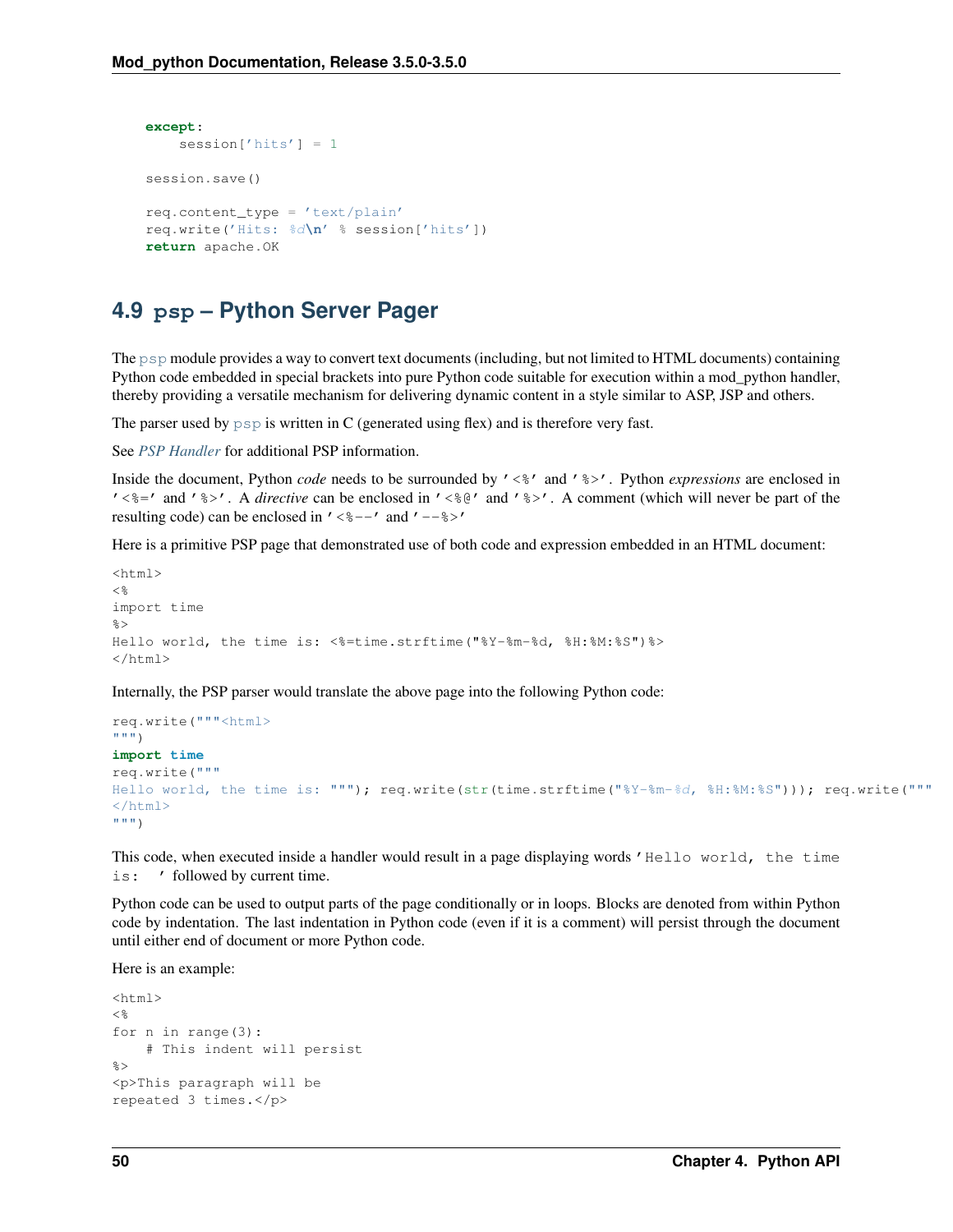```
    except:
        session['hits'] = 1

    session.save()

    req.content_type = 'text/plain'
    req.write('Hits: %d\n' % session['hits'])
    return apache.OK
```

## 4.9 psp – Python Server Pager

The psp module provides a way to convert text documents (including, but not limited to HTML documents) containing Python code embedded in special brackets into pure Python code suitable for execution within a mod_python handler, thereby providing a versatile mechanism for delivering dynamic content in a style similar to ASP, JSP and others.

The parser used by psp is written in C (generated using flex) and is therefore very fast.

See *PSP Handler* for additional PSP information.

Inside the document, Python *code* needs to be surrounded by `'<%'` and `'%>'`. Python *expressions* are enclosed in `'<%='` and `'%>'`. A *directive* can be enclosed in `'<%@'` and `'%>'`. A comment (which will never be part of the resulting code) can be enclosed in `'<%--'` and `'--%>'`

Here is a primitive PSP page that demonstrated use of both code and expression embedded in an HTML document:

```
<html>
<%
import time
%>
Hello world, the time is: <%=time.strftime("%Y-%m-%d, %H:%M:%S")%>
</html>
```

Internally, the PSP parser would translate the above page into the following Python code:

```
req.write("""<html>
""")
import time
req.write("""
Hello world, the time is: """); req.write(str(time.strftime("%Y-%m-%d, %H:%M:%S"))); req.write("""
</html>
""")
```

This code, when executed inside a handler would result in a page displaying words `'Hello world, the time is: '` followed by current time.

Python code can be used to output parts of the page conditionally or in loops. Blocks are denoted from within Python code by indentation. The last indentation in Python code (even if it is a comment) will persist through the document until either end of document or more Python code.

Here is an example:

```
<html>
<%
for n in range(3):
    # This indent will persist
%>
<p>This paragraph will be
repeated 3 times.</p>
```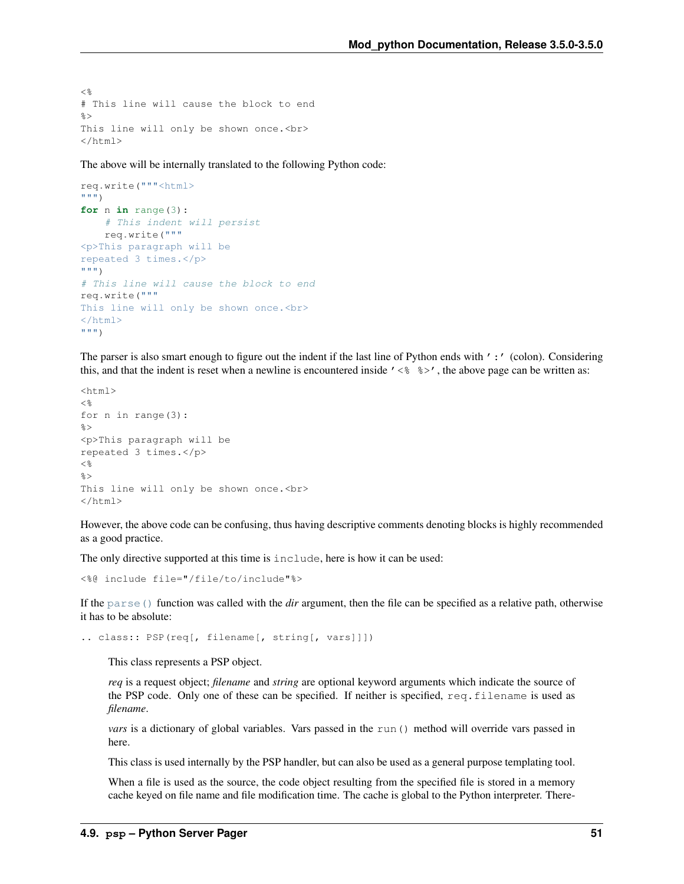```
<%
# This line will cause the block to end
%>
This line will only be shown once.<br>
</html>
```

The above will be internally translated to the following Python code:

```
req.write("""<html>
""")
for n in range(3):
    # This indent will persist
    req.write("""
<p>This paragraph will be
repeated 3 times.</p>
""")
# This line will cause the block to end
req.write("""
This line will only be shown once.<br>
</html>
""")
```

The parser is also smart enough to figure out the indent if the last line of Python ends with ':' (colon). Considering this, and that the indent is reset when a newline is encountered inside '<% %>', the above page can be written as:

```
<html>
<%
for n in range(3):
%>
<p>This paragraph will be
repeated 3 times.</p>
<%
%>
This line will only be shown once.<br>
</html>
```

However, the above code can be confusing, thus having descriptive comments denoting blocks is highly recommended as a good practice.

The only directive supported at this time is `include`, here is how it can be used:

```
<%@ include file="/file/to/include"%>
```

If the `parse()` function was called with the *dir* argument, then the file can be specified as a relative path, otherwise it has to be absolute:

```
.. class:: PSP(req[, filename[, string[, vars]]])
```

This class represents a PSP object.

*req* is a request object; *filename* and *string* are optional keyword arguments which indicate the source of the PSP code. Only one of these can be specified. If neither is specified, `req.filename` is used as *filename*.

*vars* is a dictionary of global variables. Vars passed in the `run()` method will override vars passed in here.

This class is used internally by the PSP handler, but can also be used as a general purpose templating tool.

When a file is used as the source, the code object resulting from the specified file is stored in a memory cache keyed on file name and file modification time. The cache is global to the Python interpreter. There-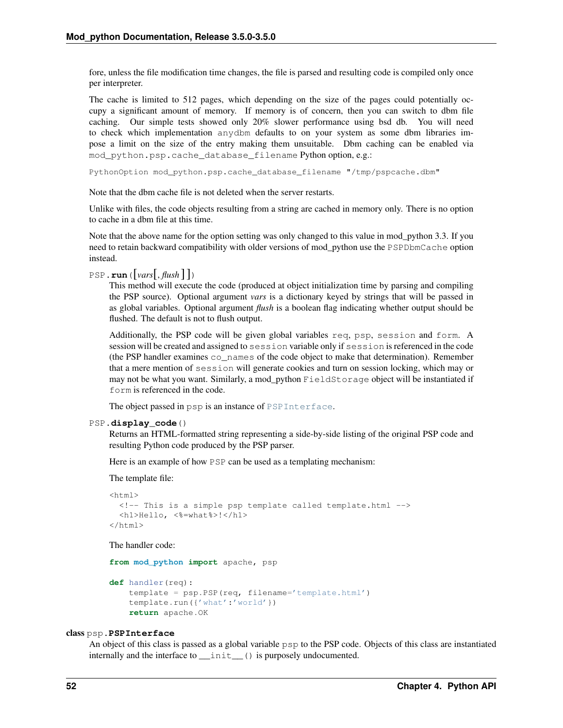fore, unless the file modification time changes, the file is parsed and resulting code is compiled only once per interpreter.

The cache is limited to 512 pages, which depending on the size of the pages could potentially occupy a significant amount of memory. If memory is of concern, then you can switch to dbm file caching. Our simple tests showed only 20% slower performance using bsd db. You will need to check which implementation `anydbm` defaults to on your system as some dbm libraries impose a limit on the size of the entry making them unsuitable. Dbm caching can be enabled via `mod_python.psp.cache_database_filename` Python option, e.g.:

```
PythonOption mod_python.psp.cache_database_filename "/tmp/pspcache.dbm"
```

Note that the dbm cache file is not deleted when the server restarts.

Unlike with files, the code objects resulting from a string are cached in memory only. There is no option to cache in a dbm file at this time.

Note that the above name for the option setting was only changed to this value in mod_python 3.3. If you need to retain backward compatibility with older versions of mod_python use the `PSPDbmCache` option instead.

`PSP.`**`run`**`(`[*vars*[, *flush* ]]`)`

This method will execute the code (produced at object initialization time by parsing and compiling the PSP source). Optional argument *vars* is a dictionary keyed by strings that will be passed in as global variables. Optional argument *flush* is a boolean flag indicating whether output should be flushed. The default is not to flush output.

Additionally, the PSP code will be given global variables `req`, `psp`, `session` and `form`. A session will be created and assigned to `session` variable only if `session` is referenced in the code (the PSP handler examines `co_names` of the code object to make that determination). Remember that a mere mention of `session` will generate cookies and turn on session locking, which may or may not be what you want. Similarly, a mod_python `FieldStorage` object will be instantiated if `form` is referenced in the code.

The object passed in `psp` is an instance of `PSPInterface`.

`PSP.`**`display_code`**`()`

Returns an HTML-formatted string representing a side-by-side listing of the original PSP code and resulting Python code produced by the PSP parser.

Here is an example of how `PSP` can be used as a templating mechanism:

The template file:

```
<html>
  <!-- This is a simple psp template called template.html -->
  <h1>Hello, <%=what%>!</h1>
</html>
```

The handler code:

```python
from mod_python import apache, psp

def handler(req):
    template = psp.PSP(req, filename='template.html')
    template.run({'what':'world'})
    return apache.OK
```

class `psp.`**`PSPInterface`**

An object of this class is passed as a global variable `psp` to the PSP code. Objects of this class are instantiated internally and the interface to `__init__()` is purposely undocumented.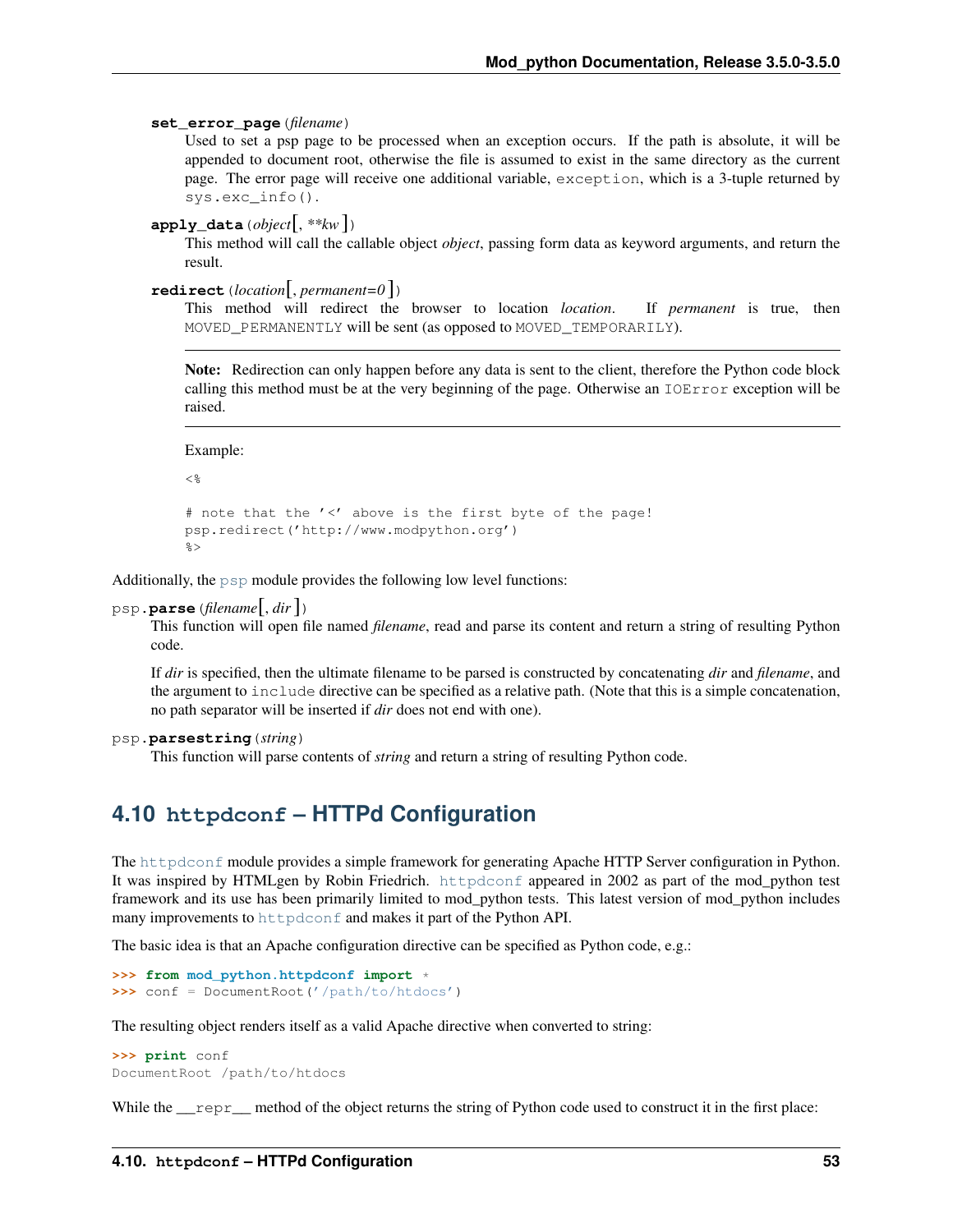**set_error_page**(*filename*)
Used to set a psp page to be processed when an exception occurs. If the path is absolute, it will be appended to document root, otherwise the file is assumed to exist in the same directory as the current page. The error page will receive one additional variable, `exception`, which is a 3-tuple returned by `sys.exc_info()`.

**apply_data**(*object*[, *\*\*kw*])
This method will call the callable object *object*, passing form data as keyword arguments, and return the result.

**redirect**(*location*[, *permanent=0*])
This method will redirect the browser to location *location*. If *permanent* is true, then `MOVED_PERMANENTLY` will be sent (as opposed to `MOVED_TEMPORARILY`).

---

**Note:** Redirection can only happen before any data is sent to the client, therefore the Python code block calling this method must be at the very beginning of the page. Otherwise an `IOError` exception will be raised.

---

Example:

```
<%

# note that the '<' above is the first byte of the page!
psp.redirect('http://www.modpython.org')
%>
```

Additionally, the `psp` module provides the following low level functions:

psp.**parse**(*filename*[, *dir*])
This function will open file named *filename*, read and parse its content and return a string of resulting Python code.

If *dir* is specified, then the ultimate filename to be parsed is constructed by concatenating *dir* and *filename*, and the argument to `include` directive can be specified as a relative path. (Note that this is a simple concatenation, no path separator will be inserted if *dir* does not end with one).

psp.**parsestring**(*string*)
This function will parse contents of *string* and return a string of resulting Python code.

## 4.10 `httpdconf` – HTTPd Configuration

The `httpdconf` module provides a simple framework for generating Apache HTTP Server configuration in Python. It was inspired by HTMLgen by Robin Friedrich. `httpdconf` appeared in 2002 as part of the mod_python test framework and its use has been primarily limited to mod_python tests. This latest version of mod_python includes many improvements to `httpdconf` and makes it part of the Python API.

The basic idea is that an Apache configuration directive can be specified as Python code, e.g.:

```
>>> from mod_python.httpdconf import *
>>> conf = DocumentRoot('/path/to/htdocs')
```

The resulting object renders itself as a valid Apache directive when converted to string:

```
>>> print conf
DocumentRoot /path/to/htdocs
```

While the `__repr__` method of the object returns the string of Python code used to construct it in the first place: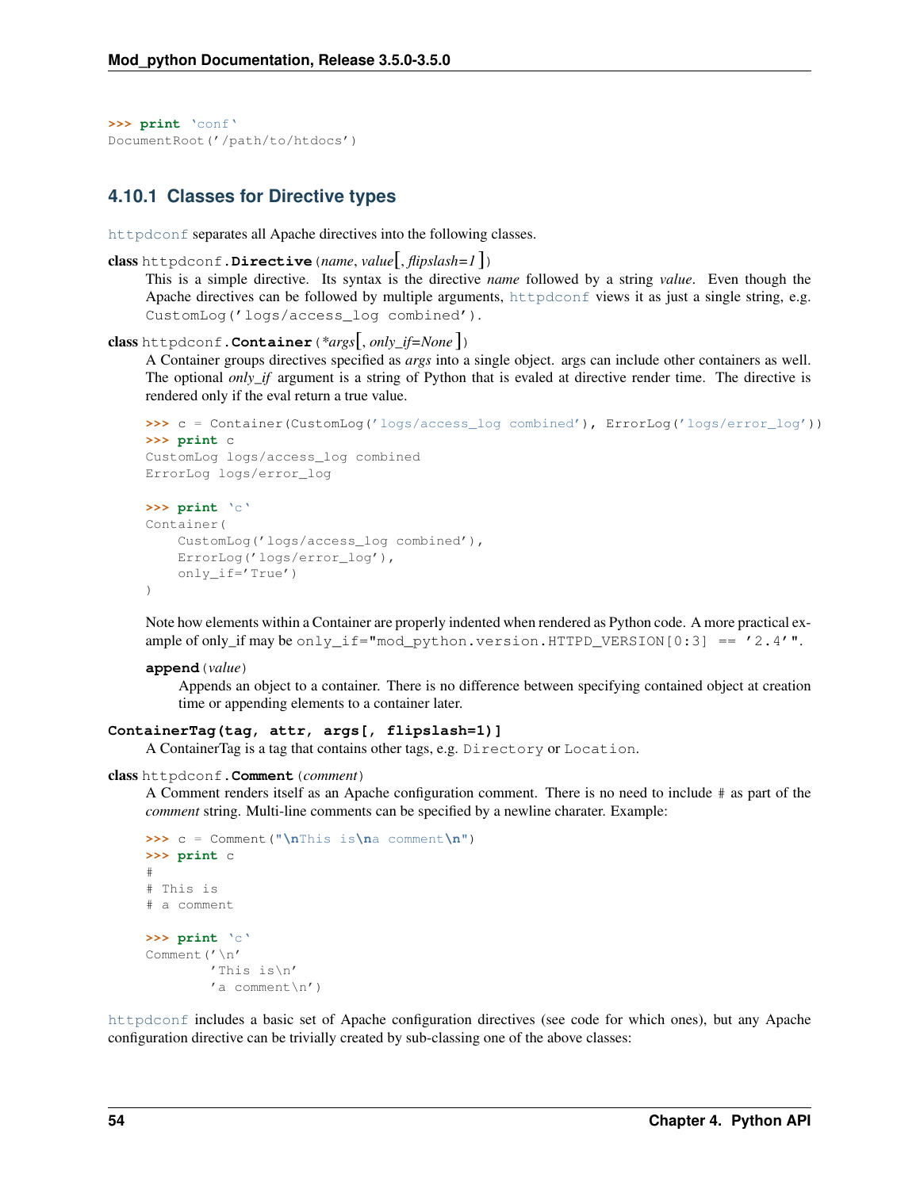```
>>> print `conf`
DocumentRoot('/path/to/htdocs')
```

### 4.10.1 Classes for Directive types

httpdconf separates all Apache directives into the following classes.

**class** httpdconf.**Directive**(*name*, *value*[, *flipslash=1* ])

This is a simple directive. Its syntax is the directive *name* followed by a string *value*. Even though the Apache directives can be followed by multiple arguments, httpdconf views it as just a single string, e.g. `CustomLog('logs/access_log combined')`.

**class** httpdconf.**Container**(*\*args*[, *only_if=None* ])

A Container groups directives specified as *args* into a single object. args can include other containers as well. The optional *only_if* argument is a string of Python that is evaled at directive render time. The directive is rendered only if the eval return a true value.

```
>>> c = Container(CustomLog('logs/access_log combined'), ErrorLog('logs/error_log'))
>>> print c
CustomLog logs/access_log combined
ErrorLog logs/error_log

>>> print `c`
Container(
    CustomLog('logs/access_log combined'),
    ErrorLog('logs/error_log'),
    only_if='True')
)
```

Note how elements within a Container are properly indented when rendered as Python code. A more practical example of only_if may be `only_if="mod_python.version.HTTPD_VERSION[0:3] == '2.4'"`.

**append**(*value*)

Appends an object to a container. There is no difference between specifying contained object at creation time or appending elements to a container later.

**ContainerTag(tag, attr, args[, flipslash=1)]**

A ContainerTag is a tag that contains other tags, e.g. `Directory` or `Location`.

**class** httpdconf.**Comment**(*comment*)

A Comment renders itself as an Apache configuration comment. There is no need to include `#` as part of the *comment* string. Multi-line comments can be specified by a newline charater. Example:

```
>>> c = Comment("\nThis is\na comment\n")
>>> print c
#
# This is
# a comment

>>> print `c`
Comment('\n'
        'This is\n'
        'a comment\n')
```

httpdconf includes a basic set of Apache configuration directives (see code for which ones), but any Apache configuration directive can be trivially created by sub-classing one of the above classes: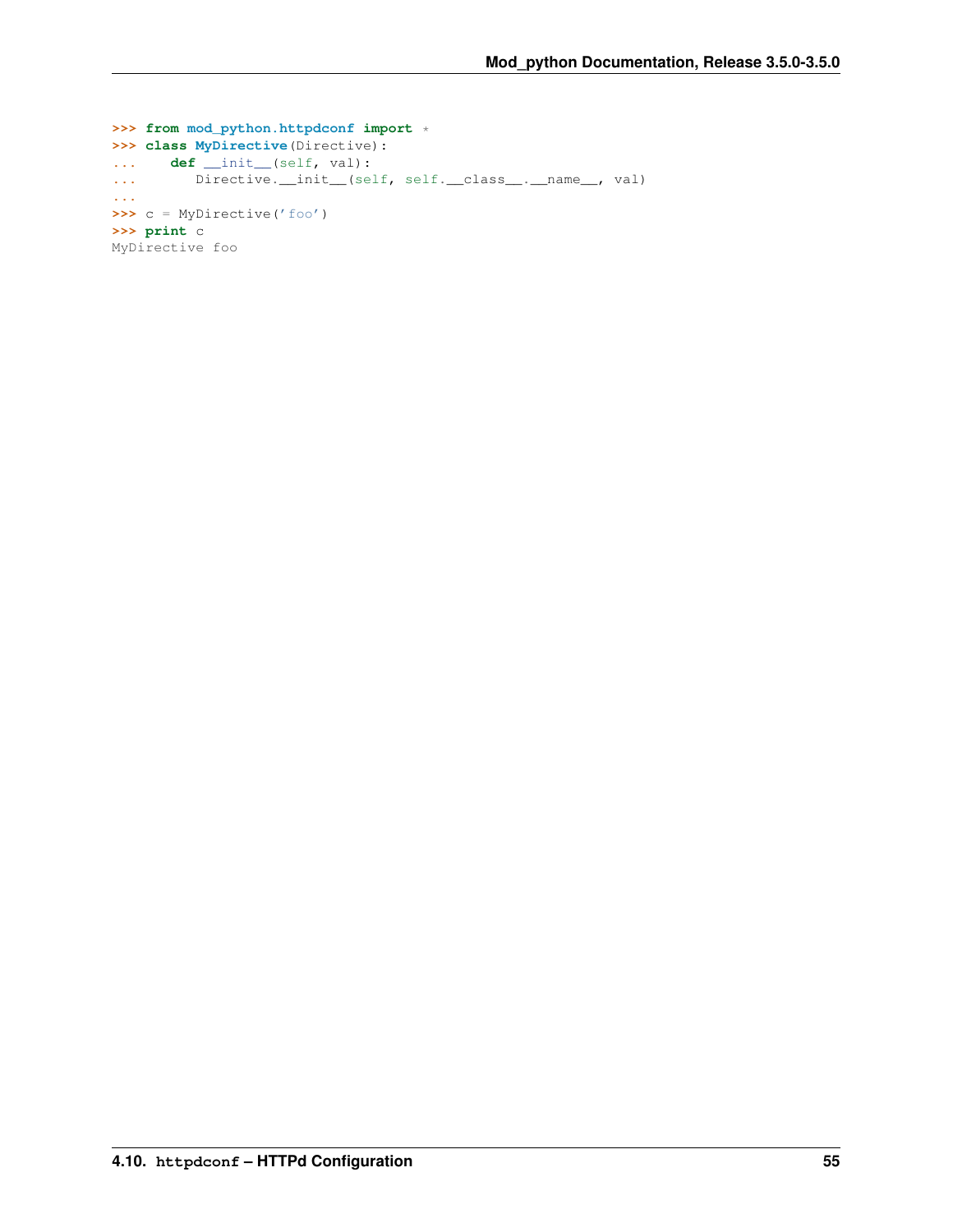```
>>> from mod_python.httpdconf import *
>>> class MyDirective(Directive):
...     def __init__(self, val):
...         Directive.__init__(self, self.__class__.__name__, val)
...
>>> c = MyDirective('foo')
>>> print c
MyDirective foo
```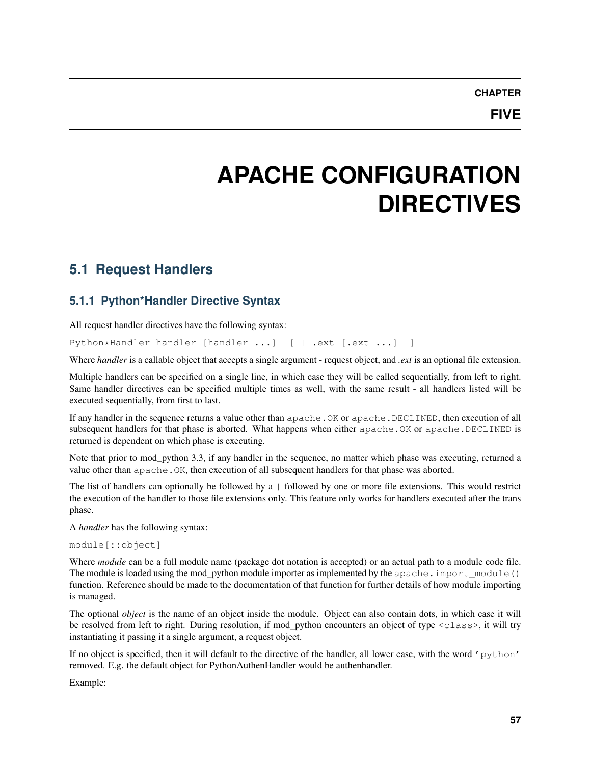# CHAPTER FIVE

# APACHE CONFIGURATION DIRECTIVES

## 5.1 Request Handlers

### 5.1.1 Python*Handler Directive Syntax

All request handler directives have the following syntax:

`Python*Handler handler [handler ...] [ | .ext [.ext ...] ]`

Where *handler* is a callable object that accepts a single argument - request object, and *.ext* is an optional file extension.

Multiple handlers can be specified on a single line, in which case they will be called sequentially, from left to right. Same handler directives can be specified multiple times as well, with the same result - all handlers listed will be executed sequentially, from first to last.

If any handler in the sequence returns a value other than `apache.OK` or `apache.DECLINED`, then execution of all subsequent handlers for that phase is aborted. What happens when either `apache.OK` or `apache.DECLINED` is returned is dependent on which phase is executing.

Note that prior to mod_python 3.3, if any handler in the sequence, no matter which phase was executing, returned a value other than `apache.OK`, then execution of all subsequent handlers for that phase was aborted.

The list of handlers can optionally be followed by a `|` followed by one or more file extensions. This would restrict the execution of the handler to those file extensions only. This feature only works for handlers executed after the trans phase.

A *handler* has the following syntax:

`module[::object]`

Where *module* can be a full module name (package dot notation is accepted) or an actual path to a module code file. The module is loaded using the mod_python module importer as implemented by the `apache.import_module()` function. Reference should be made to the documentation of that function for further details of how module importing is managed.

The optional *object* is the name of an object inside the module. Object can also contain dots, in which case it will be resolved from left to right. During resolution, if mod_python encounters an object of type `<class>`, it will try instantiating it passing it a single argument, a request object.

If no object is specified, then it will default to the directive of the handler, all lower case, with the word `'python'` removed. E.g. the default object for PythonAuthenHandler would be authenhandler.

Example: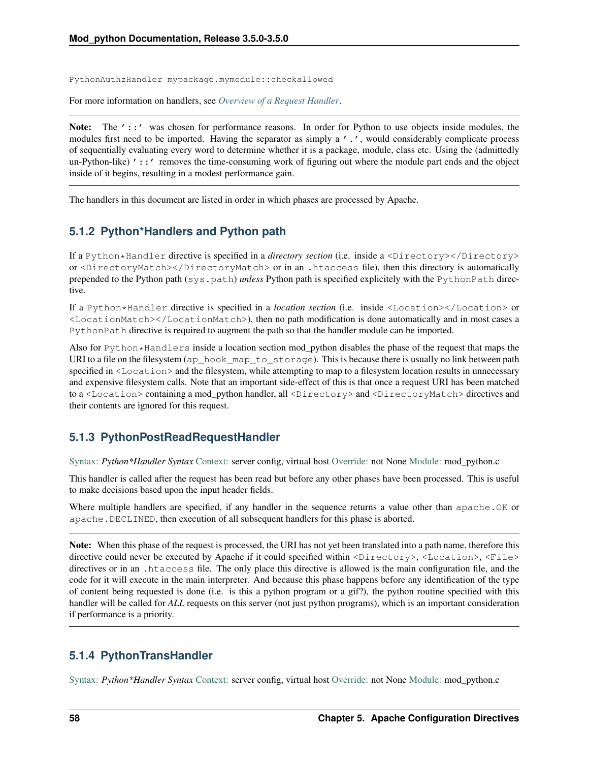```
PythonAuthzHandler mypackage.mymodule::checkallowed
```

For more information on handlers, see *Overview of a Request Handler*.

---

**Note:** The `'::'` was chosen for performance reasons. In order for Python to use objects inside modules, the modules first need to be imported. Having the separator as simply a `'.'`, would considerably complicate process of sequentially evaluating every word to determine whether it is a package, module, class etc. Using the (admittedly un-Python-like) `'::'` removes the time-consuming work of figuring out where the module part ends and the object inside of it begins, resulting in a modest performance gain.

---

The handlers in this document are listed in order in which phases are processed by Apache.

### 5.1.2 Python*Handlers and Python path

If a `Python*Handler` directive is specified in a *directory section* (i.e. inside a `<Directory></Directory>` or `<DirectoryMatch></DirectoryMatch>` or in an `.htaccess` file), then this directory is automatically prepended to the Python path (`sys.path`) ***unless*** Python path is specified explicitely with the `PythonPath` directive.

If a `Python*Handler` directive is specified in a *location section* (i.e. inside `<Location></Location>` or `<LocationMatch></LocationMatch>`), then no path modification is done automatically and in most cases a `PythonPath` directive is required to augment the path so that the handler module can be imported.

Also for `Python*Handlers` inside a location section mod_python disables the phase of the request that maps the URI to a file on the filesystem (`ap_hook_map_to_storage`). This is because there is usually no link between path specified in `<Location>` and the filesystem, while attempting to map to a filesystem location results in unnecessary and expensive filesystem calls. Note that an important side-effect of this is that once a request URI has been matched to a `<Location>` containing a mod_python handler, all `<Directory>` and `<DirectoryMatch>` directives and their contents are ignored for this request.

### 5.1.3 PythonPostReadRequestHandler

Syntax: *Python*Handler Syntax* Context: server config, virtual host Override: not None Module: mod_python.c

This handler is called after the request has been read but before any other phases have been processed. This is useful to make decisions based upon the input header fields.

Where multiple handlers are specified, if any handler in the sequence returns a value other than `apache.OK` or `apache.DECLINED`, then execution of all subsequent handlers for this phase is aborted.

---

**Note:** When this phase of the request is processed, the URI has not yet been translated into a path name, therefore this directive could never be executed by Apache if it could specified within `<Directory>`, `<Location>`, `<File>` directives or in an `.htaccess` file. The only place this directive is allowed is the main configuration file, and the code for it will execute in the main interpreter. And because this phase happens before any identification of the type of content being requested is done (i.e. is this a python program or a gif?), the python routine specified with this handler will be called for *ALL* requests on this server (not just python programs), which is an important consideration if performance is a priority.

---

### 5.1.4 PythonTransHandler

Syntax: *Python*Handler Syntax* Context: server config, virtual host Override: not None Module: mod_python.c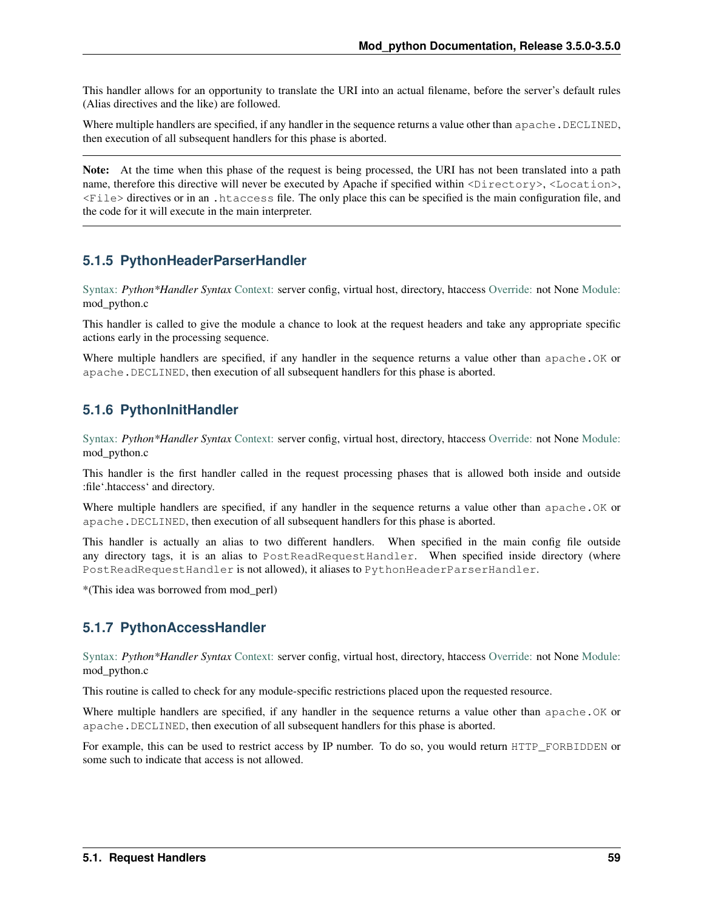This handler allows for an opportunity to translate the URI into an actual filename, before the server's default rules (Alias directives and the like) are followed.

Where multiple handlers are specified, if any handler in the sequence returns a value other than `apache.DECLINED`, then execution of all subsequent handlers for this phase is aborted.

---

**Note:** At the time when this phase of the request is being processed, the URI has not been translated into a path name, therefore this directive will never be executed by Apache if specified within `<Directory>`, `<Location>`, `<File>` directives or in an `.htaccess` file. The only place this can be specified is the main configuration file, and the code for it will execute in the main interpreter.

---

### 5.1.5 PythonHeaderParserHandler

Syntax: *Python*Handler Syntax* Context: server config, virtual host, directory, htaccess Override: not None Module: mod_python.c

This handler is called to give the module a chance to look at the request headers and take any appropriate specific actions early in the processing sequence.

Where multiple handlers are specified, if any handler in the sequence returns a value other than `apache.OK` or `apache.DECLINED`, then execution of all subsequent handlers for this phase is aborted.

### 5.1.6 PythonInitHandler

Syntax: *Python*Handler Syntax* Context: server config, virtual host, directory, htaccess Override: not None Module: mod_python.c

This handler is the first handler called in the request processing phases that is allowed both inside and outside :file`.htaccess` and directory.

Where multiple handlers are specified, if any handler in the sequence returns a value other than `apache.OK` or `apache.DECLINED`, then execution of all subsequent handlers for this phase is aborted.

This handler is actually an alias to two different handlers. When specified in the main config file outside any directory tags, it is an alias to `PostReadRequestHandler`. When specified inside directory (where `PostReadRequestHandler` is not allowed), it aliases to `PythonHeaderParserHandler`.

*(This idea was borrowed from mod_perl)

### 5.1.7 PythonAccessHandler

Syntax: *Python*Handler Syntax* Context: server config, virtual host, directory, htaccess Override: not None Module: mod_python.c

This routine is called to check for any module-specific restrictions placed upon the requested resource.

Where multiple handlers are specified, if any handler in the sequence returns a value other than `apache.OK` or `apache.DECLINED`, then execution of all subsequent handlers for this phase is aborted.

For example, this can be used to restrict access by IP number. To do so, you would return `HTTP_FORBIDDEN` or some such to indicate that access is not allowed.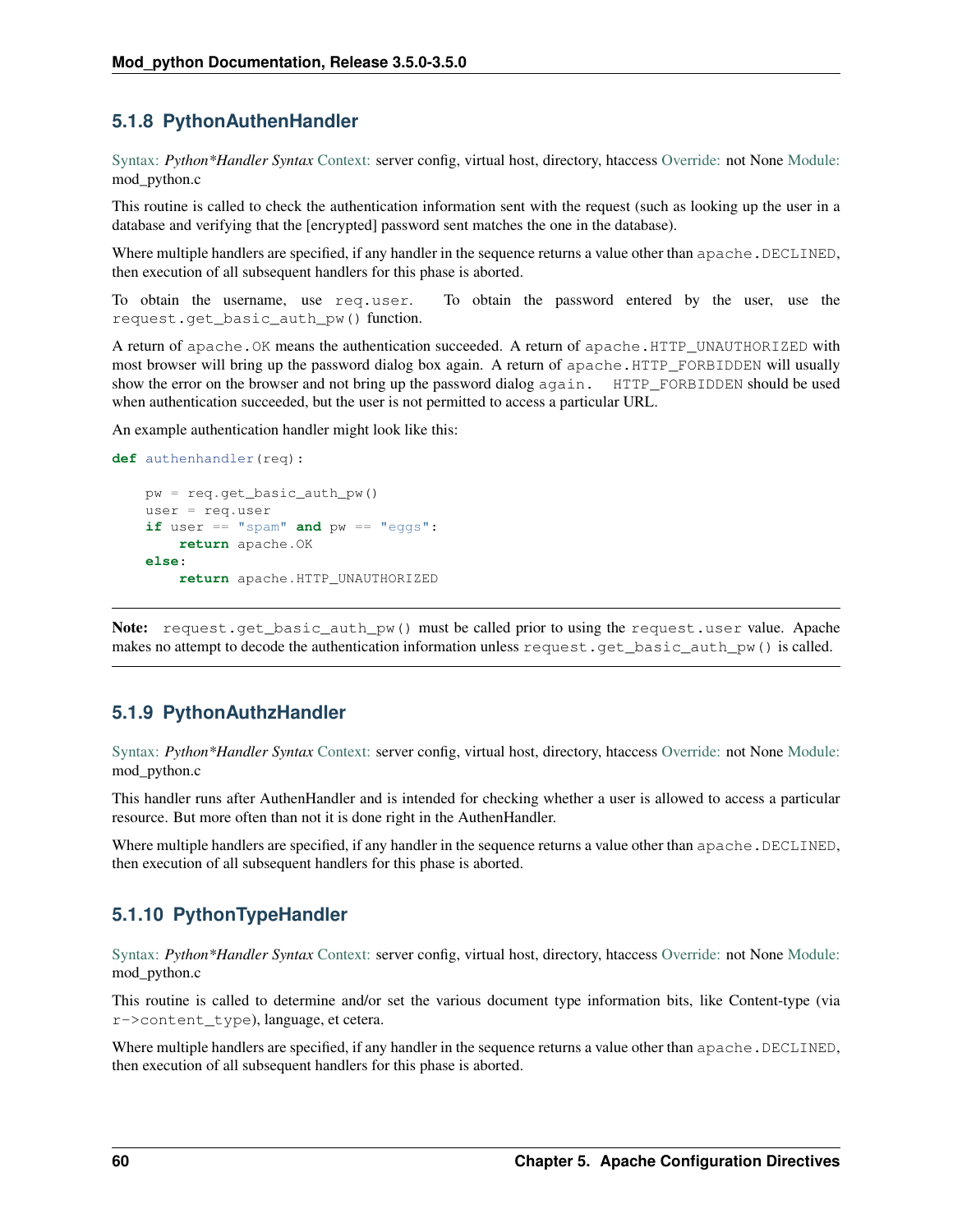### 5.1.8 PythonAuthenHandler

Syntax: *Python*Handler Syntax* Context: server config, virtual host, directory, htaccess Override: not None Module: mod_python.c

This routine is called to check the authentication information sent with the request (such as looking up the user in a database and verifying that the [encrypted] password sent matches the one in the database).

Where multiple handlers are specified, if any handler in the sequence returns a value other than `apache.DECLINED`, then execution of all subsequent handlers for this phase is aborted.

To obtain the username, use `req.user`. To obtain the password entered by the user, use the `request.get_basic_auth_pw()` function.

A return of `apache.OK` means the authentication succeeded. A return of `apache.HTTP_UNAUTHORIZED` with most browser will bring up the password dialog box again. A return of `apache.HTTP_FORBIDDEN` will usually show the error on the browser and not bring up the password dialog `again.` `HTTP_FORBIDDEN` should be used when authentication succeeded, but the user is not permitted to access a particular URL.

An example authentication handler might look like this:

```
def authenhandler(req):

    pw = req.get_basic_auth_pw()
    user = req.user
    if user == "spam" and pw == "eggs":
        return apache.OK
    else:
        return apache.HTTP_UNAUTHORIZED
```

**Note:** `request.get_basic_auth_pw()` must be called prior to using the `request.user` value. Apache makes no attempt to decode the authentication information unless `request.get_basic_auth_pw()` is called.

### 5.1.9 PythonAuthzHandler

Syntax: *Python*Handler Syntax* Context: server config, virtual host, directory, htaccess Override: not None Module: mod_python.c

This handler runs after AuthenHandler and is intended for checking whether a user is allowed to access a particular resource. But more often than not it is done right in the AuthenHandler.

Where multiple handlers are specified, if any handler in the sequence returns a value other than `apache.DECLINED`, then execution of all subsequent handlers for this phase is aborted.

### 5.1.10 PythonTypeHandler

Syntax: *Python*Handler Syntax* Context: server config, virtual host, directory, htaccess Override: not None Module: mod_python.c

This routine is called to determine and/or set the various document type information bits, like Content-type (via `r->content_type`), language, et cetera.

Where multiple handlers are specified, if any handler in the sequence returns a value other than `apache.DECLINED`, then execution of all subsequent handlers for this phase is aborted.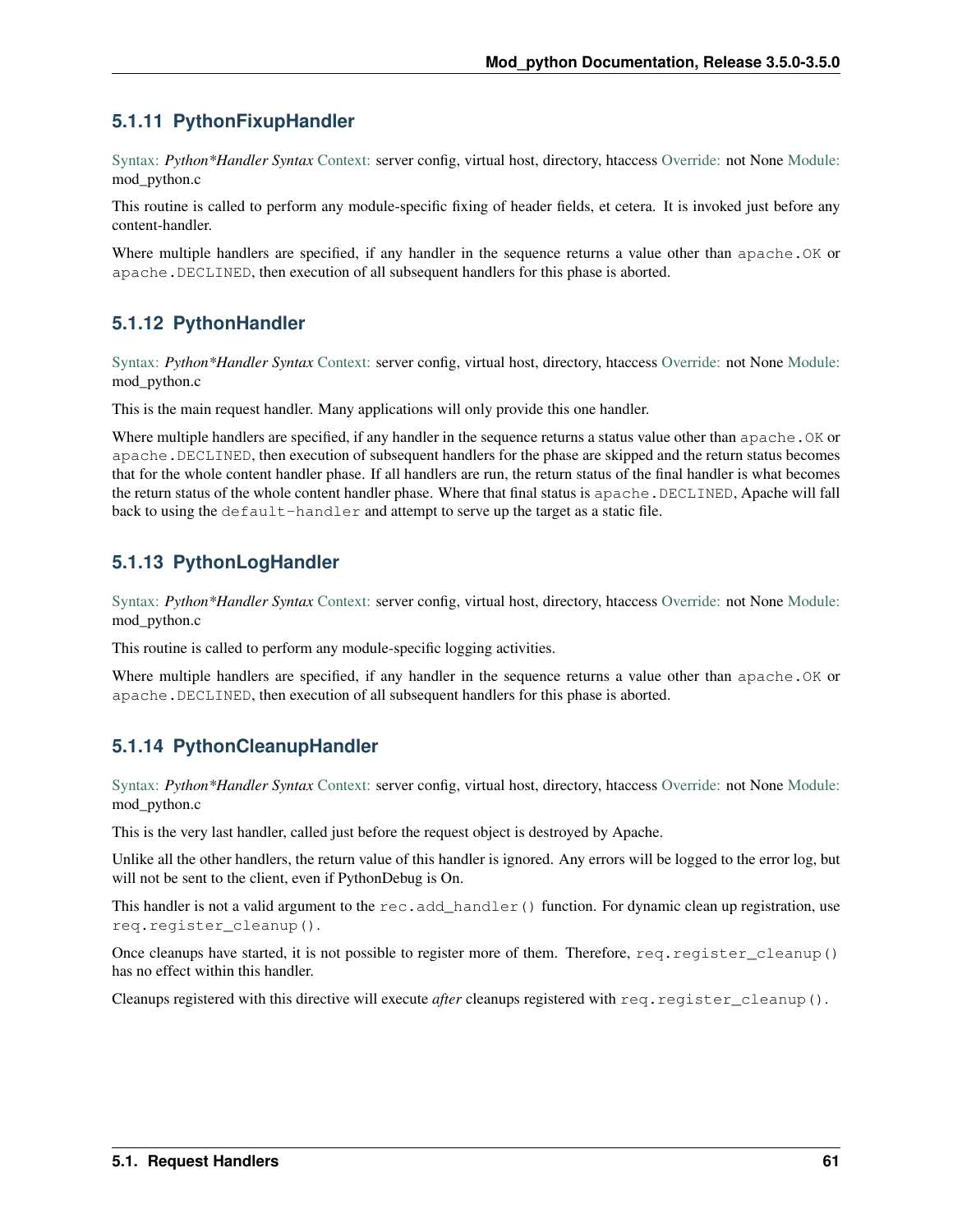### 5.1.11 PythonFixupHandler

Syntax: *Python*Handler Syntax* Context: server config, virtual host, directory, htaccess Override: not None Module: mod_python.c

This routine is called to perform any module-specific fixing of header fields, et cetera. It is invoked just before any content-handler.

Where multiple handlers are specified, if any handler in the sequence returns a value other than `apache.OK` or `apache.DECLINED`, then execution of all subsequent handlers for this phase is aborted.

### 5.1.12 PythonHandler

Syntax: *Python*Handler Syntax* Context: server config, virtual host, directory, htaccess Override: not None Module: mod_python.c

This is the main request handler. Many applications will only provide this one handler.

Where multiple handlers are specified, if any handler in the sequence returns a status value other than `apache.OK` or `apache.DECLINED`, then execution of subsequent handlers for the phase are skipped and the return status becomes that for the whole content handler phase. If all handlers are run, the return status of the final handler is what becomes the return status of the whole content handler phase. Where that final status is `apache.DECLINED`, Apache will fall back to using the `default-handler` and attempt to serve up the target as a static file.

### 5.1.13 PythonLogHandler

Syntax: *Python*Handler Syntax* Context: server config, virtual host, directory, htaccess Override: not None Module: mod_python.c

This routine is called to perform any module-specific logging activities.

Where multiple handlers are specified, if any handler in the sequence returns a value other than `apache.OK` or `apache.DECLINED`, then execution of all subsequent handlers for this phase is aborted.

### 5.1.14 PythonCleanupHandler

Syntax: *Python*Handler Syntax* Context: server config, virtual host, directory, htaccess Override: not None Module: mod_python.c

This is the very last handler, called just before the request object is destroyed by Apache.

Unlike all the other handlers, the return value of this handler is ignored. Any errors will be logged to the error log, but will not be sent to the client, even if PythonDebug is On.

This handler is not a valid argument to the `rec.add_handler()` function. For dynamic clean up registration, use `req.register_cleanup()`.

Once cleanups have started, it is not possible to register more of them. Therefore, `req.register_cleanup()` has no effect within this handler.

Cleanups registered with this directive will execute *after* cleanups registered with `req.register_cleanup()`.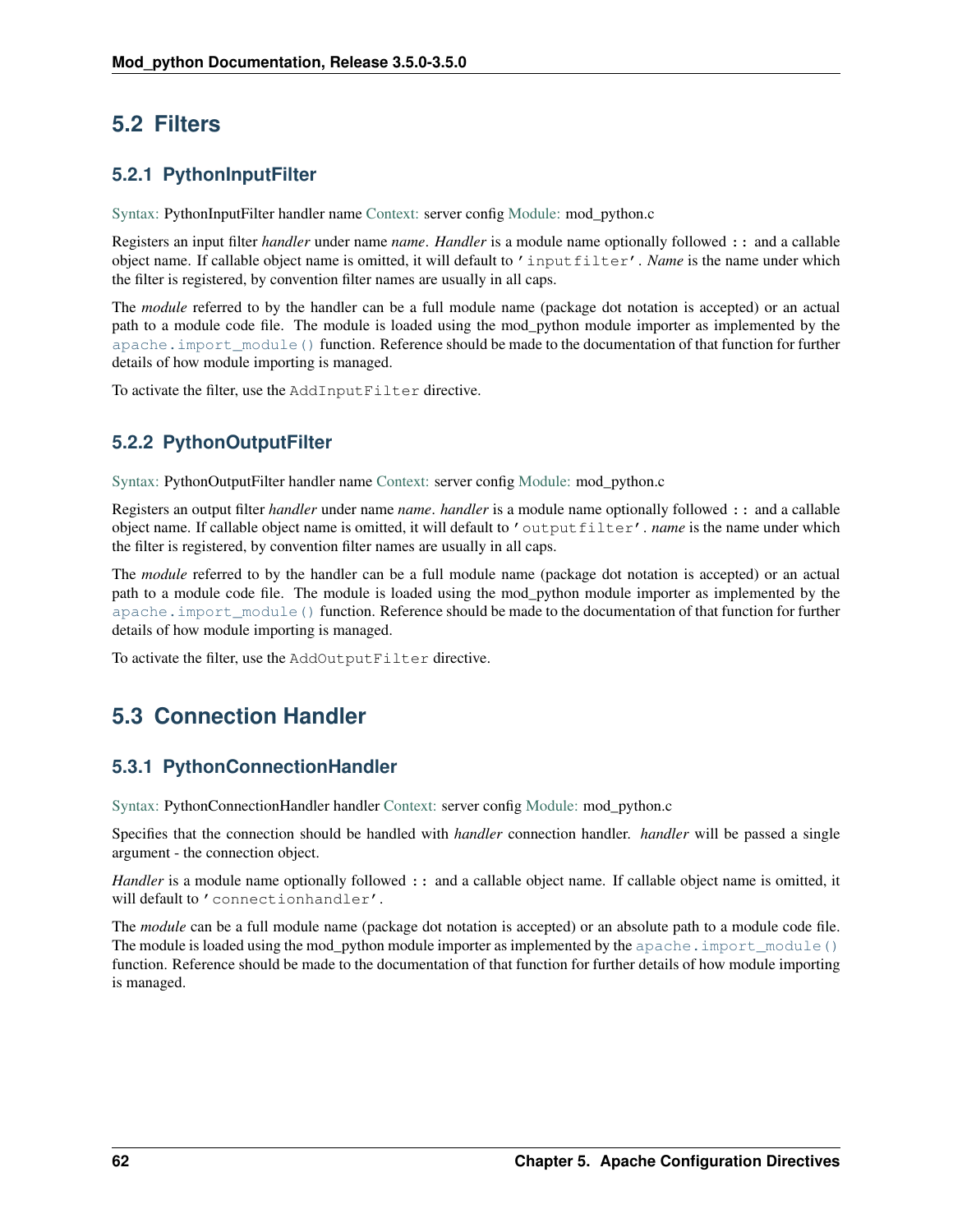## 5.2 Filters

### 5.2.1 PythonInputFilter

Syntax: PythonInputFilter handler name Context: server config Module: mod_python.c

Registers an input filter *handler* under name *name*. *Handler* is a module name optionally followed `::` and a callable object name. If callable object name is omitted, it will default to `'inputfilter'`. *Name* is the name under which the filter is registered, by convention filter names are usually in all caps.

The *module* referred to by the handler can be a full module name (package dot notation is accepted) or an actual path to a module code file. The module is loaded using the mod_python module importer as implemented by the `apache.import_module()` function. Reference should be made to the documentation of that function for further details of how module importing is managed.

To activate the filter, use the `AddInputFilter` directive.

### 5.2.2 PythonOutputFilter

Syntax: PythonOutputFilter handler name Context: server config Module: mod_python.c

Registers an output filter *handler* under name *name*. *handler* is a module name optionally followed `::` and a callable object name. If callable object name is omitted, it will default to `'outputfilter'`. *name* is the name under which the filter is registered, by convention filter names are usually in all caps.

The *module* referred to by the handler can be a full module name (package dot notation is accepted) or an actual path to a module code file. The module is loaded using the mod_python module importer as implemented by the `apache.import_module()` function. Reference should be made to the documentation of that function for further details of how module importing is managed.

To activate the filter, use the `AddOutputFilter` directive.

## 5.3 Connection Handler

### 5.3.1 PythonConnectionHandler

Syntax: PythonConnectionHandler handler Context: server config Module: mod_python.c

Specifies that the connection should be handled with *handler* connection handler. *handler* will be passed a single argument - the connection object.

*Handler* is a module name optionally followed `::` and a callable object name. If callable object name is omitted, it will default to `'connectionhandler'`.

The *module* can be a full module name (package dot notation is accepted) or an absolute path to a module code file. The module is loaded using the mod_python module importer as implemented by the `apache.import_module()` function. Reference should be made to the documentation of that function for further details of how module importing is managed.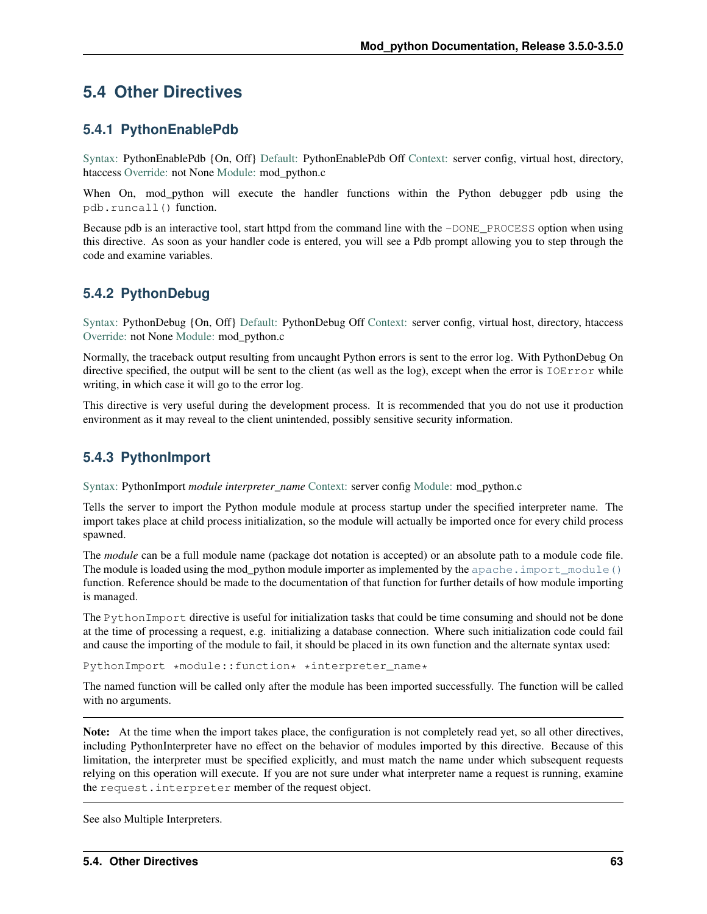## 5.4 Other Directives

### 5.4.1 PythonEnablePdb

Syntax: PythonEnablePdb {On, Off} Default: PythonEnablePdb Off Context: server config, virtual host, directory, htaccess Override: not None Module: mod_python.c

When On, mod_python will execute the handler functions within the Python debugger pdb using the `pdb.runcall()` function.

Because pdb is an interactive tool, start httpd from the command line with the `-DONE_PROCESS` option when using this directive. As soon as your handler code is entered, you will see a Pdb prompt allowing you to step through the code and examine variables.

### 5.4.2 PythonDebug

Syntax: PythonDebug {On, Off} Default: PythonDebug Off Context: server config, virtual host, directory, htaccess Override: not None Module: mod_python.c

Normally, the traceback output resulting from uncaught Python errors is sent to the error log. With PythonDebug On directive specified, the output will be sent to the client (as well as the log), except when the error is `IOError` while writing, in which case it will go to the error log.

This directive is very useful during the development process. It is recommended that you do not use it production environment as it may reveal to the client unintended, possibly sensitive security information.

### 5.4.3 PythonImport

Syntax: PythonImport *module interpreter_name* Context: server config Module: mod_python.c

Tells the server to import the Python module module at process startup under the specified interpreter name. The import takes place at child process initialization, so the module will actually be imported once for every child process spawned.

The *module* can be a full module name (package dot notation is accepted) or an absolute path to a module code file. The module is loaded using the mod_python module importer as implemented by the `apache.import_module()` function. Reference should be made to the documentation of that function for further details of how module importing is managed.

The `PythonImport` directive is useful for initialization tasks that could be time consuming and should not be done at the time of processing a request, e.g. initializing a database connection. Where such initialization code could fail and cause the importing of the module to fail, it should be placed in its own function and the alternate syntax used:

```
PythonImport *module::function* *interpreter_name*
```

The named function will be called only after the module has been imported successfully. The function will be called with no arguments.

---

**Note:** At the time when the import takes place, the configuration is not completely read yet, so all other directives, including PythonInterpreter have no effect on the behavior of modules imported by this directive. Because of this limitation, the interpreter must be specified explicitly, and must match the name under which subsequent requests relying on this operation will execute. If you are not sure under what interpreter name a request is running, examine the `request.interpreter` member of the request object.

---

See also Multiple Interpreters.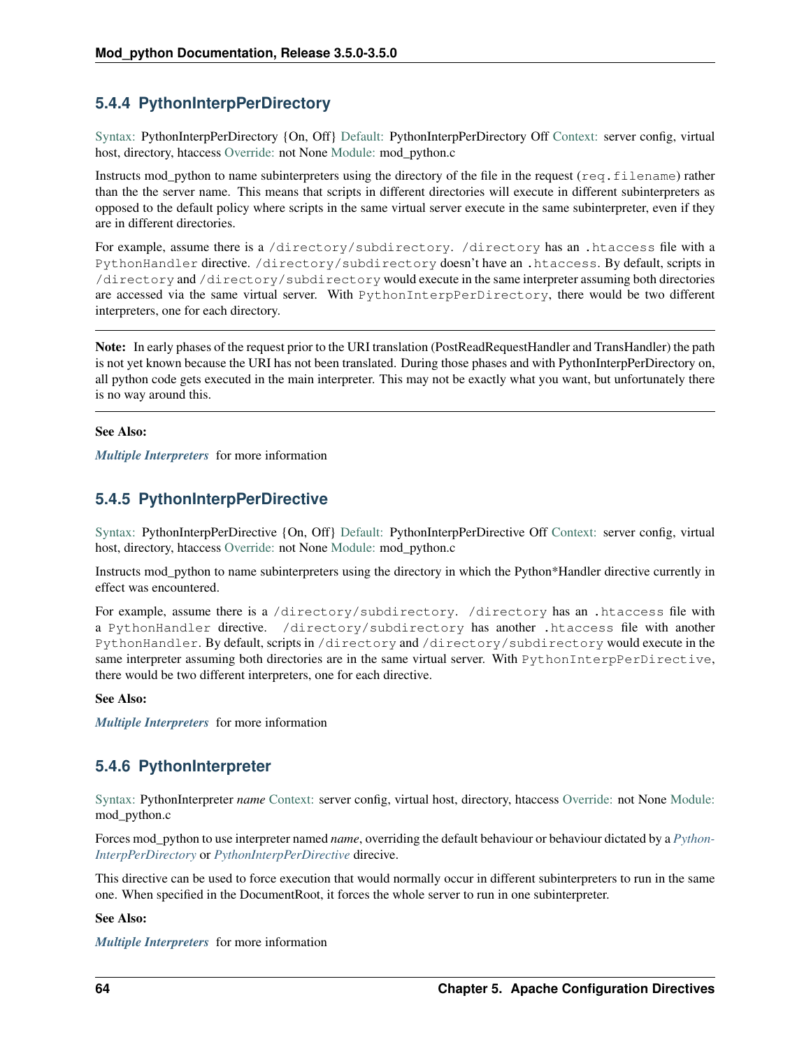### 5.4.4 PythonInterpPerDirectory

Syntax: PythonInterpPerDirectory {On, Off} Default: PythonInterpPerDirectory Off Context: server config, virtual host, directory, htaccess Override: not None Module: mod_python.c

Instructs mod_python to name subinterpreters using the directory of the file in the request (`req.filename`) rather than the the server name. This means that scripts in different directories will execute in different subinterpreters as opposed to the default policy where scripts in the same virtual server execute in the same subinterpreter, even if they are in different directories.

For example, assume there is a `/directory/subdirectory`. `/directory` has an `.htaccess` file with a `PythonHandler` directive. `/directory/subdirectory` doesn't have an `.htaccess`. By default, scripts in `/directory` and `/directory/subdirectory` would execute in the same interpreter assuming both directories are accessed via the same virtual server. With `PythonInterpPerDirectory`, there would be two different interpreters, one for each directory.

**Note:** In early phases of the request prior to the URI translation (PostReadRequestHandler and TransHandler) the path is not yet known because the URI has not been translated. During those phases and with PythonInterpPerDirectory on, all python code gets executed in the main interpreter. This may not be exactly what you want, but unfortunately there is no way around this.

**See Also:**

***Multiple Interpreters*** for more information

### 5.4.5 PythonInterpPerDirective

Syntax: PythonInterpPerDirective {On, Off} Default: PythonInterpPerDirective Off Context: server config, virtual host, directory, htaccess Override: not None Module: mod_python.c

Instructs mod_python to name subinterpreters using the directory in which the Python*Handler directive currently in effect was encountered.

For example, assume there is a `/directory/subdirectory`. `/directory` has an `.htaccess` file with a `PythonHandler` directive. `/directory/subdirectory` has another `.htaccess` file with another `PythonHandler`. By default, scripts in `/directory` and `/directory/subdirectory` would execute in the same interpreter assuming both directories are in the same virtual server. With `PythonInterpPerDirective`, there would be two different interpreters, one for each directive.

**See Also:**

***Multiple Interpreters*** for more information

### 5.4.6 PythonInterpreter

Syntax: PythonInterpreter *name* Context: server config, virtual host, directory, htaccess Override: not None Module: mod_python.c

Forces mod_python to use interpreter named *name*, overriding the default behaviour or behaviour dictated by a *PythonInterpPerDirectory* or *PythonInterpPerDirective* direcive.

This directive can be used to force execution that would normally occur in different subinterpreters to run in the same one. When specified in the DocumentRoot, it forces the whole server to run in one subinterpreter.

**See Also:**

***Multiple Interpreters*** for more information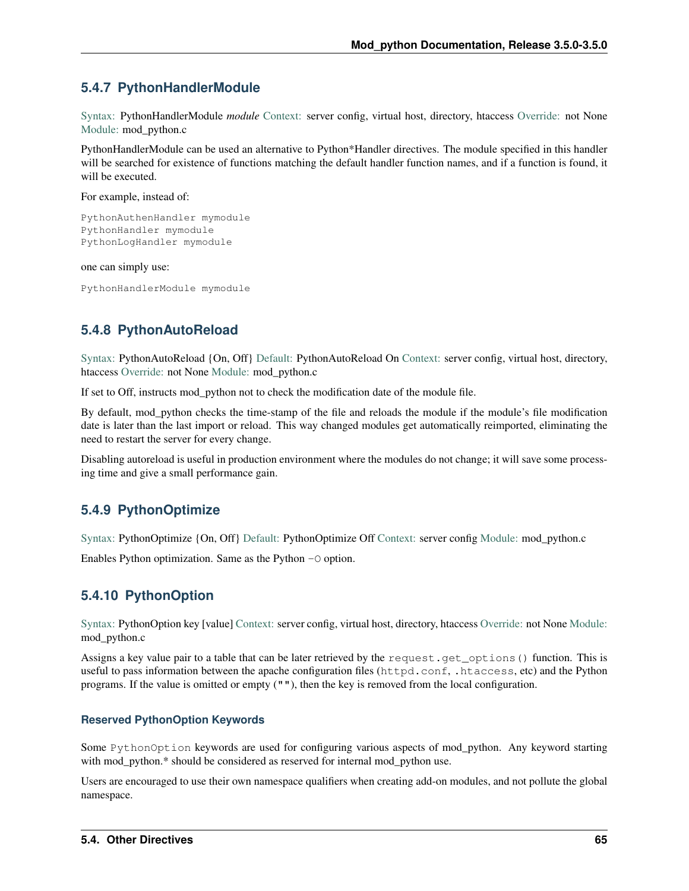### 5.4.7 PythonHandlerModule

Syntax: PythonHandlerModule *module* Context: server config, virtual host, directory, htaccess Override: not None Module: mod_python.c

PythonHandlerModule can be used an alternative to Python*Handler directives. The module specified in this handler will be searched for existence of functions matching the default handler function names, and if a function is found, it will be executed.

For example, instead of:

```
PythonAuthenHandler mymodule
PythonHandler mymodule
PythonLogHandler mymodule
```

one can simply use:

```
PythonHandlerModule mymodule
```

### 5.4.8 PythonAutoReload

Syntax: PythonAutoReload {On, Off} Default: PythonAutoReload On Context: server config, virtual host, directory, htaccess Override: not None Module: mod_python.c

If set to Off, instructs mod_python not to check the modification date of the module file.

By default, mod_python checks the time-stamp of the file and reloads the module if the module's file modification date is later than the last import or reload. This way changed modules get automatically reimported, eliminating the need to restart the server for every change.

Disabling autoreload is useful in production environment where the modules do not change; it will save some processing time and give a small performance gain.

### 5.4.9 PythonOptimize

Syntax: PythonOptimize {On, Off} Default: PythonOptimize Off Context: server config Module: mod_python.c

Enables Python optimization. Same as the Python `-O` option.

### 5.4.10 PythonOption

Syntax: PythonOption key [value] Context: server config, virtual host, directory, htaccess Override: not None Module: mod_python.c

Assigns a key value pair to a table that can be later retrieved by the `request.get_options()` function. This is useful to pass information between the apache configuration files (`httpd.conf`, `.htaccess`, etc) and the Python programs. If the value is omitted or empty (`""`), then the key is removed from the local configuration.

#### Reserved PythonOption Keywords

Some `PythonOption` keywords are used for configuring various aspects of mod_python. Any keyword starting with mod_python.* should be considered as reserved for internal mod_python use.

Users are encouraged to use their own namespace qualifiers when creating add-on modules, and not pollute the global namespace.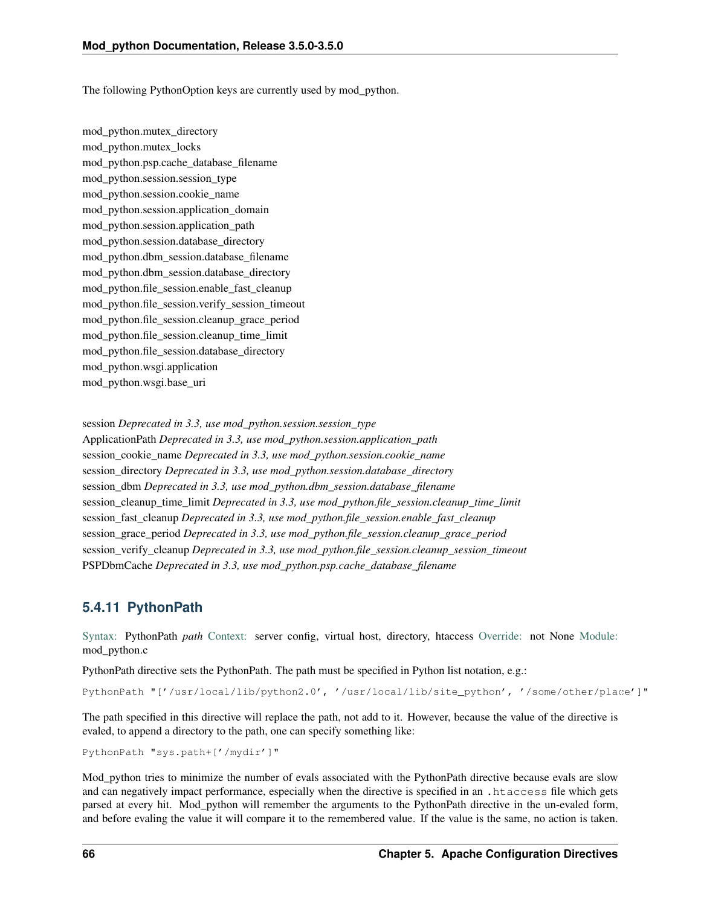The following PythonOption keys are currently used by mod_python.

mod_python.mutex_directory
mod_python.mutex_locks
mod_python.psp.cache_database_filename
mod_python.session.session_type
mod_python.session.cookie_name
mod_python.session.application_domain
mod_python.session.application_path
mod_python.session.database_directory
mod_python.dbm_session.database_filename
mod_python.dbm_session.database_directory
mod_python.file_session.enable_fast_cleanup
mod_python.file_session.verify_session_timeout
mod_python.file_session.cleanup_grace_period
mod_python.file_session.cleanup_time_limit
mod_python.file_session.database_directory
mod_python.wsgi.application
mod_python.wsgi.base_uri

session *Deprecated in 3.3, use mod_python.session.session_type*
ApplicationPath *Deprecated in 3.3, use mod_python.session.application_path*
session_cookie_name *Deprecated in 3.3, use mod_python.session.cookie_name*
session_directory *Deprecated in 3.3, use mod_python.session.database_directory*
session_dbm *Deprecated in 3.3, use mod_python.dbm_session.database_filename*
session_cleanup_time_limit *Deprecated in 3.3, use mod_python.file_session.cleanup_time_limit*
session_fast_cleanup *Deprecated in 3.3, use mod_python.file_session.enable_fast_cleanup*
session_grace_period *Deprecated in 3.3, use mod_python.file_session.cleanup_grace_period*
session_verify_cleanup *Deprecated in 3.3, use mod_python.file_session.cleanup_session_timeout*
PSPDbmCache *Deprecated in 3.3, use mod_python.psp.cache_database_filename*

### 5.4.11 PythonPath

Syntax: PythonPath *path* Context: server config, virtual host, directory, htaccess Override: not None Module: mod_python.c

PythonPath directive sets the PythonPath. The path must be specified in Python list notation, e.g.:

```
PythonPath "['/usr/local/lib/python2.0', '/usr/local/lib/site_python', '/some/other/place']"
```

The path specified in this directive will replace the path, not add to it. However, because the value of the directive is evaled, to append a directory to the path, one can specify something like:

```
PythonPath "sys.path+['/mydir']"
```

Mod_python tries to minimize the number of evals associated with the PythonPath directive because evals are slow and can negatively impact performance, especially when the directive is specified in an `.htaccess` file which gets parsed at every hit. Mod_python will remember the arguments to the PythonPath directive in the un-evaled form, and before evaling the value it will compare it to the remembered value. If the value is the same, no action is taken.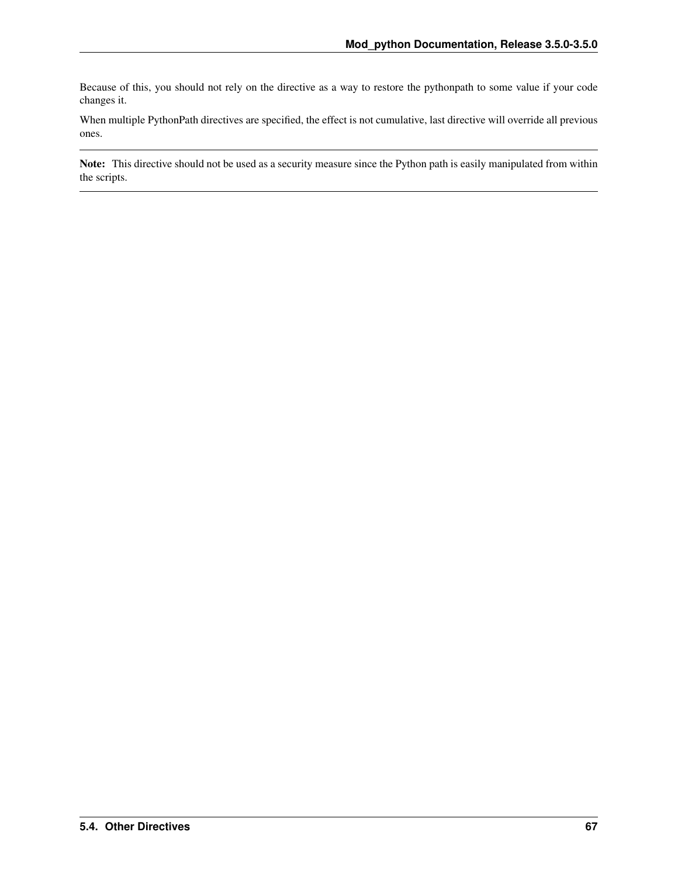Because of this, you should not rely on the directive as a way to restore the pythonpath to some value if your code changes it.

When multiple PythonPath directives are specified, the effect is not cumulative, last directive will override all previous ones.

---

**Note:** This directive should not be used as a security measure since the Python path is easily manipulated from within the scripts.

---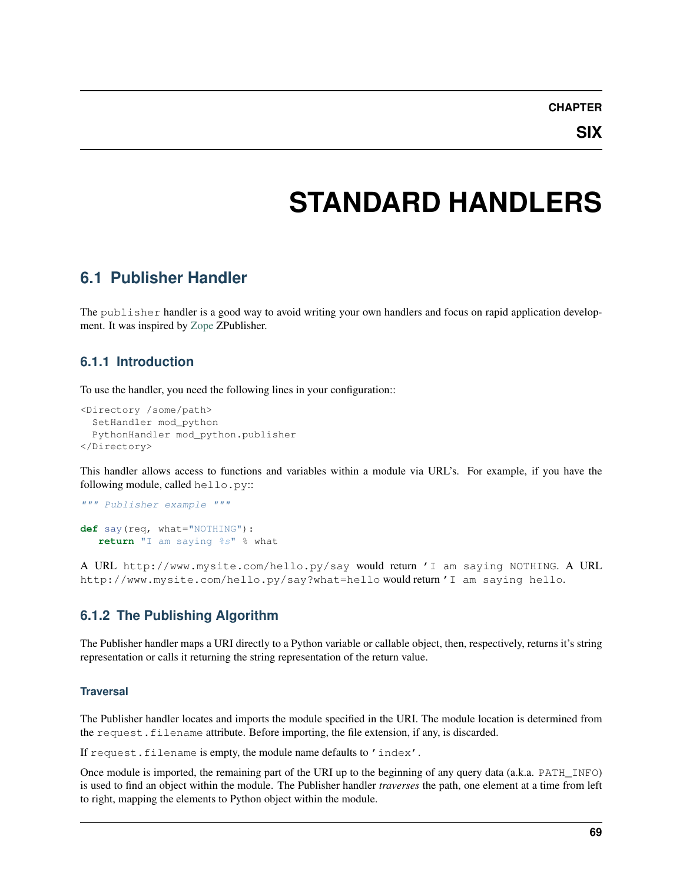# CHAPTER SIX

# STANDARD HANDLERS

## 6.1 Publisher Handler

The `publisher` handler is a good way to avoid writing your own handlers and focus on rapid application development. It was inspired by Zope ZPublisher.

### 6.1.1 Introduction

To use the handler, you need the following lines in your configuration::

```
<Directory /some/path>
  SetHandler mod_python
  PythonHandler mod_python.publisher
</Directory>
```

This handler allows access to functions and variables within a module via URL's. For example, if you have the following module, called `hello.py`::

```python
""" Publisher example """

def say(req, what="NOTHING"):
   return "I am saying %s" % what
```

A URL `http://www.mysite.com/hello.py/say` would return `'I am saying NOTHING`. A URL `http://www.mysite.com/hello.py/say?what=hello` would return `'I am saying hello`.

### 6.1.2 The Publishing Algorithm

The Publisher handler maps a URI directly to a Python variable or callable object, then, respectively, returns it's string representation or calls it returning the string representation of the return value.

#### Traversal

The Publisher handler locates and imports the module specified in the URI. The module location is determined from the `request.filename` attribute. Before importing, the file extension, if any, is discarded.

If `request.filename` is empty, the module name defaults to `'index'`.

Once module is imported, the remaining part of the URI up to the beginning of any query data (a.k.a. `PATH_INFO`) is used to find an object within the module. The Publisher handler *traverses* the path, one element at a time from left to right, mapping the elements to Python object within the module.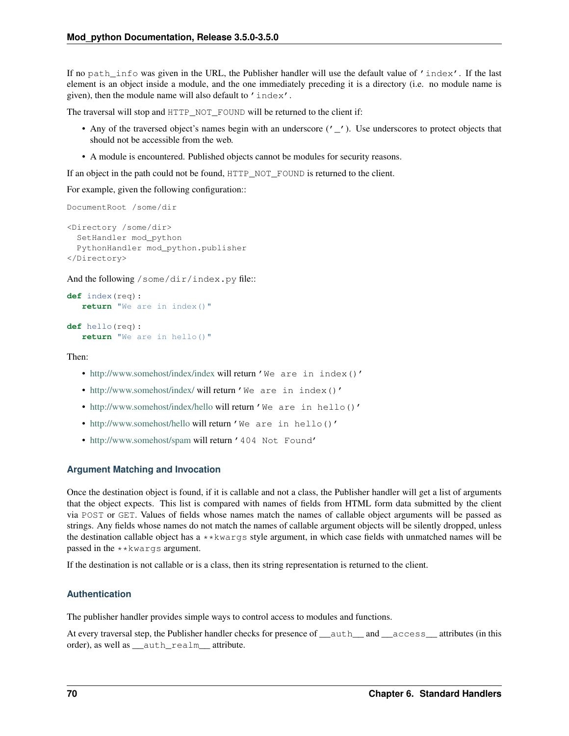If no `path_info` was given in the URL, the Publisher handler will use the default value of `'index'`. If the last element is an object inside a module, and the one immediately preceding it is a directory (i.e. no module name is given), then the module name will also default to `'index'`.

The traversal will stop and `HTTP_NOT_FOUND` will be returned to the client if:

- Any of the traversed object's names begin with an underscore (`'_'`). Use underscores to protect objects that should not be accessible from the web.
- A module is encountered. Published objects cannot be modules for security reasons.

If an object in the path could not be found, `HTTP_NOT_FOUND` is returned to the client.

For example, given the following configuration::

```
DocumentRoot /some/dir

<Directory /some/dir>
  SetHandler mod_python
  PythonHandler mod_python.publisher
</Directory>
```

And the following `/some/dir/index.py` file::

```python
def index(req):
   return "We are in index()"

def hello(req):
   return "We are in hello()"
```

Then:

- http://www.somehost/index/index will return `'We are in index()'`
- http://www.somehost/index/ will return `'We are in index()'`
- http://www.somehost/index/hello will return `'We are in hello()'`
- http://www.somehost/hello will return `'We are in hello()'`
- http://www.somehost/spam will return `'404 Not Found'`

### Argument Matching and Invocation

Once the destination object is found, if it is callable and not a class, the Publisher handler will get a list of arguments that the object expects. This list is compared with names of fields from HTML form data submitted by the client via `POST` or `GET`. Values of fields whose names match the names of callable object arguments will be passed as strings. Any fields whose names do not match the names of callable argument objects will be silently dropped, unless the destination callable object has a `**kwargs` style argument, in which case fields with unmatched names will be passed in the `**kwargs` argument.

If the destination is not callable or is a class, then its string representation is returned to the client.

### Authentication

The publisher handler provides simple ways to control access to modules and functions.

At every traversal step, the Publisher handler checks for presence of `__auth__` and `__access__` attributes (in this order), as well as `__auth_realm__` attribute.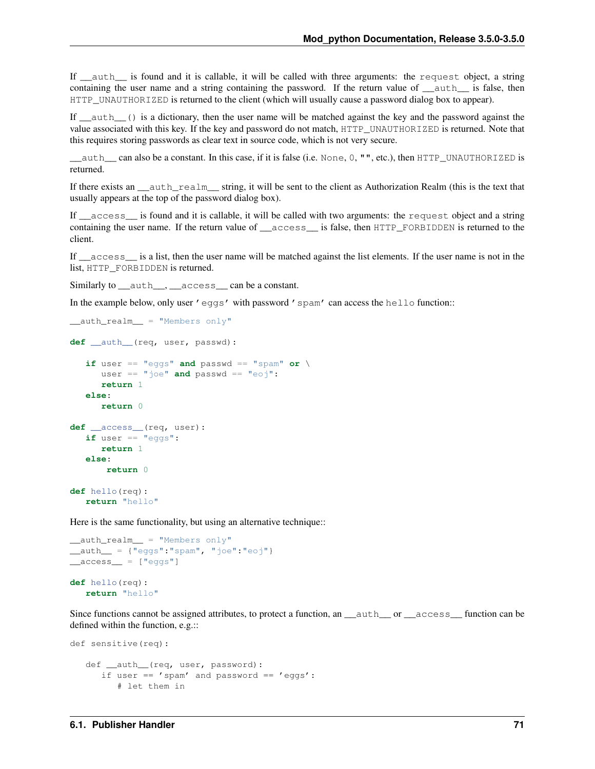If `__auth__` is found and it is callable, it will be called with three arguments: the `request` object, a string containing the user name and a string containing the password. If the return value of `__auth__` is false, then `HTTP_UNAUTHORIZED` is returned to the client (which will usually cause a password dialog box to appear).

If `__auth__()` is a dictionary, then the user name will be matched against the key and the password against the value associated with this key. If the key and password do not match, `HTTP_UNAUTHORIZED` is returned. Note that this requires storing passwords as clear text in source code, which is not very secure.

`__auth__` can also be a constant. In this case, if it is false (i.e. `None`, `0`, `""`, etc.), then `HTTP_UNAUTHORIZED` is returned.

If there exists an `__auth_realm__` string, it will be sent to the client as Authorization Realm (this is the text that usually appears at the top of the password dialog box).

If `__access__` is found and it is callable, it will be called with two arguments: the `request` object and a string containing the user name. If the return value of `__access__` is false, then `HTTP_FORBIDDEN` is returned to the client.

If `__access__` is a list, then the user name will be matched against the list elements. If the user name is not in the list, `HTTP_FORBIDDEN` is returned.

Similarly to `__auth__`, `__access__` can be a constant.

In the example below, only user `'eggs'` with password `'spam'` can access the `hello` function::

```
__auth_realm__ = "Members only"

def __auth__(req, user, passwd):

   if user == "eggs" and passwd == "spam" or \
      user == "joe" and passwd == "eoj":
      return 1
   else:
      return 0

def __access__(req, user):
   if user == "eggs":
      return 1
   else:
       return 0

def hello(req):
   return "hello"
```

Here is the same functionality, but using an alternative technique::

```
__auth_realm__ = "Members only"
__auth__ = {"eggs":"spam", "joe":"eoj"}
__access__ = ["eggs"]

def hello(req):
   return "hello"
```

Since functions cannot be assigned attributes, to protect a function, an `__auth__` or `__access__` function can be defined within the function, e.g.::

```
def sensitive(req):

   def __auth__(req, user, password):
      if user == 'spam' and password == 'eggs':
         # let them in
```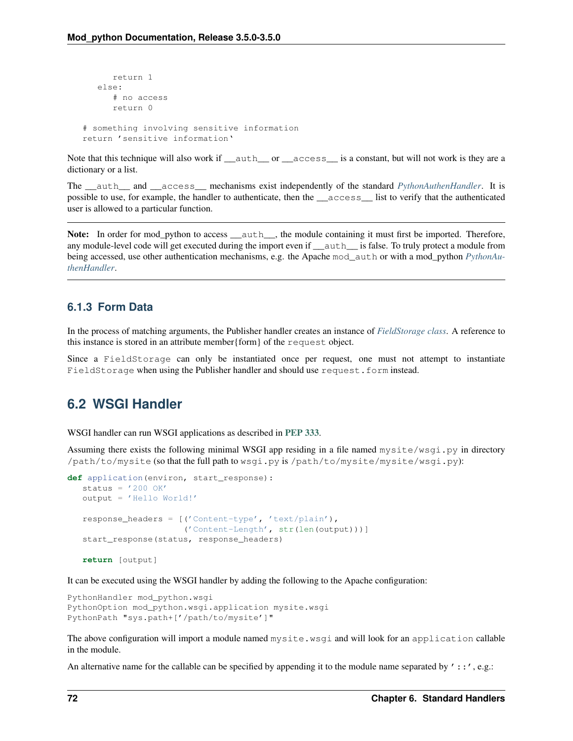```
        return 1
    else:
        # no access
        return 0

    # something involving sensitive information
    return 'sensitive information'
```

Note that this technique will also work if `__auth__` or `__access__` is a constant, but will not work is they are a dictionary or a list.

The `__auth__` and `__access__` mechanisms exist independently of the standard *PythonAuthenHandler*. It is possible to use, for example, the handler to authenticate, then the `__access__` list to verify that the authenticated user is allowed to a particular function.

---

**Note:** In order for mod_python to access `__auth__`, the module containing it must first be imported. Therefore, any module-level code will get executed during the import even if `__auth__` is false. To truly protect a module from being accessed, use other authentication mechanisms, e.g. the Apache `mod_auth` or with a mod_python *PythonAuthenHandler*.

---

### 6.1.3 Form Data

In the process of matching arguments, the Publisher handler creates an instance of *FieldStorage class*. A reference to this instance is stored in an attribute member{form} of the `request` object.

Since a `FieldStorage` can only be instantiated once per request, one must not attempt to instantiate `FieldStorage` when using the Publisher handler and should use `request.form` instead.

## 6.2 WSGI Handler

WSGI handler can run WSGI applications as described in **PEP 333**.

Assuming there exists the following minimal WSGI app residing in a file named `mysite/wsgi.py` in directory `/path/to/mysite` (so that the full path to `wsgi.py` is `/path/to/mysite/mysite/wsgi.py`):

```
def application(environ, start_response):
    status = '200 OK'
    output = 'Hello World!'

    response_headers = [('Content-type', 'text/plain'),
                        ('Content-Length', str(len(output)))]
    start_response(status, response_headers)

    return [output]
```

It can be executed using the WSGI handler by adding the following to the Apache configuration:

```
PythonHandler mod_python.wsgi
PythonOption mod_python.wsgi.application mysite.wsgi
PythonPath "sys.path+['/path/to/mysite']"
```

The above configuration will import a module named `mysite.wsgi` and will look for an `application` callable in the module.

An alternative name for the callable can be specified by appending it to the module name separated by `'::'`, e.g.: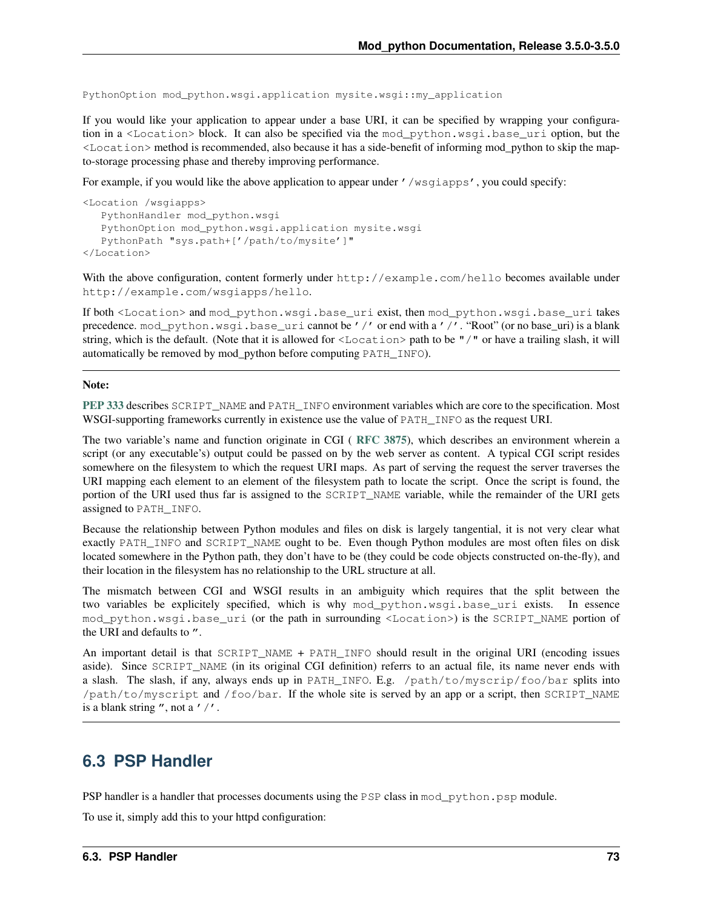```
PythonOption mod_python.wsgi.application mysite.wsgi::my_application
```

If you would like your application to appear under a base URI, it can be specified by wrapping your configuration in a `<Location>` block. It can also be specified via the `mod_python.wsgi.base_uri` option, but the `<Location>` method is recommended, also because it has a side-benefit of informing mod_python to skip the map-to-storage processing phase and thereby improving performance.

For example, if you would like the above application to appear under `'/wsgiapps'`, you could specify:

```
<Location /wsgiapps>
   PythonHandler mod_python.wsgi
   PythonOption mod_python.wsgi.application mysite.wsgi
   PythonPath "sys.path+['/path/to/mysite']"
</Location>
```

With the above configuration, content formerly under `http://example.com/hello` becomes available under `http://example.com/wsgiapps/hello`.

If both `<Location>` and `mod_python.wsgi.base_uri` exist, then `mod_python.wsgi.base_uri` takes precedence. `mod_python.wsgi.base_uri` cannot be `'/'` or end with a `'/'`. "Root" (or no base_uri) is a blank string, which is the default. (Note that it is allowed for `<Location>` path to be `"/"` or have a trailing slash, it will automatically be removed by mod_python before computing `PATH_INFO`).

**Note:**

**PEP 333** describes `SCRIPT_NAME` and `PATH_INFO` environment variables which are core to the specification. Most WSGI-supporting frameworks currently in existence use the value of `PATH_INFO` as the request URI.

The two variable's name and function originate in CGI ( **RFC 3875**), which describes an environment wherein a script (or any executable's) output could be passed on by the web server as content. A typical CGI script resides somewhere on the filesystem to which the request URI maps. As part of serving the request the server traverses the URI mapping each element to an element of the filesystem path to locate the script. Once the script is found, the portion of the URI used thus far is assigned to the `SCRIPT_NAME` variable, while the remainder of the URI gets assigned to `PATH_INFO`.

Because the relationship between Python modules and files on disk is largely tangential, it is not very clear what exactly `PATH_INFO` and `SCRIPT_NAME` ought to be. Even though Python modules are most often files on disk located somewhere in the Python path, they don't have to be (they could be code objects constructed on-the-fly), and their location in the filesystem has no relationship to the URL structure at all.

The mismatch between CGI and WSGI results in an ambiguity which requires that the split between the two variables be explicitely specified, which is why `mod_python.wsgi.base_uri` exists. In essence `mod_python.wsgi.base_uri` (or the path in surrounding `<Location>`) is the `SCRIPT_NAME` portion of the URI and defaults to `''`.

An important detail is that `SCRIPT_NAME + PATH_INFO` should result in the original URI (encoding issues aside). Since `SCRIPT_NAME` (in its original CGI definition) referrs to an actual file, its name never ends with a slash. The slash, if any, always ends up in `PATH_INFO`. E.g. `/path/to/myscrip/foo/bar` splits into `/path/to/myscript` and `/foo/bar`. If the whole site is served by an app or a script, then `SCRIPT_NAME` is a blank string `''`, not a `'/'`.

## 6.3 PSP Handler

PSP handler is a handler that processes documents using the `PSP` class in `mod_python.psp` module.

To use it, simply add this to your httpd configuration: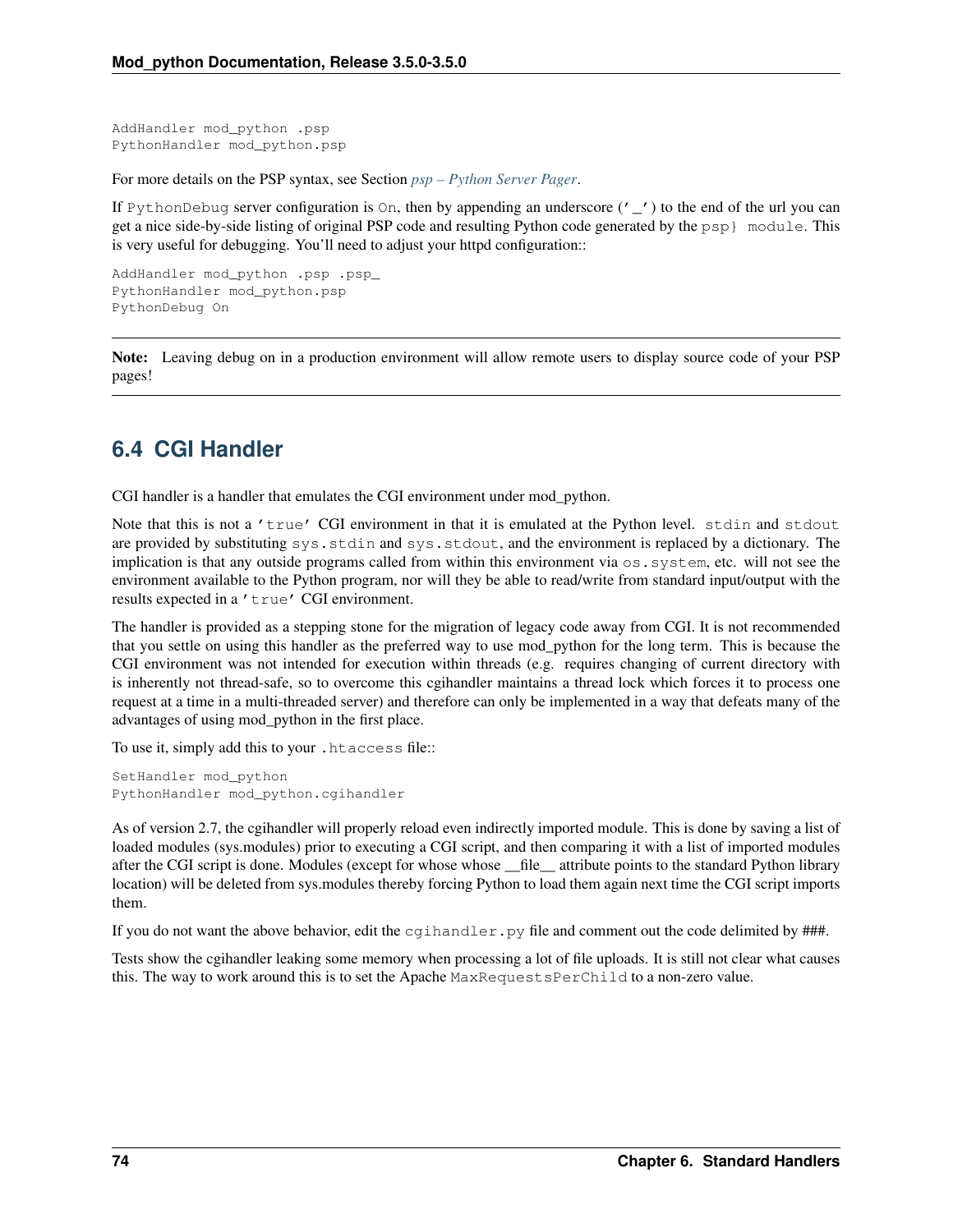```
AddHandler mod_python .psp
PythonHandler mod_python.psp
```

For more details on the PSP syntax, see Section *psp – Python Server Pager*.

If `PythonDebug` server configuration is `On`, then by appending an underscore (`'_'`) to the end of the url you can get a nice side-by-side listing of original PSP code and resulting Python code generated by the `psp} module`. This is very useful for debugging. You'll need to adjust your httpd configuration::

```
AddHandler mod_python .psp .psp_
PythonHandler mod_python.psp
PythonDebug On
```

**Note:** Leaving debug on in a production environment will allow remote users to display source code of your PSP pages!

## 6.4 CGI Handler

CGI handler is a handler that emulates the CGI environment under mod_python.

Note that this is not a `'true'` CGI environment in that it is emulated at the Python level. `stdin` and `stdout` are provided by substituting `sys.stdin` and `sys.stdout`, and the environment is replaced by a dictionary. The implication is that any outside programs called from within this environment via `os.system`, etc. will not see the environment available to the Python program, nor will they be able to read/write from standard input/output with the results expected in a `'true'` CGI environment.

The handler is provided as a stepping stone for the migration of legacy code away from CGI. It is not recommended that you settle on using this handler as the preferred way to use mod_python for the long term. This is because the CGI environment was not intended for execution within threads (e.g. requires changing of current directory with is inherently not thread-safe, so to overcome this cgihandler maintains a thread lock which forces it to process one request at a time in a multi-threaded server) and therefore can only be implemented in a way that defeats many of the advantages of using mod_python in the first place.

To use it, simply add this to your `.htaccess` file::

```
SetHandler mod_python
PythonHandler mod_python.cgihandler
```

As of version 2.7, the cgihandler will properly reload even indirectly imported module. This is done by saving a list of loaded modules (sys.modules) prior to executing a CGI script, and then comparing it with a list of imported modules after the CGI script is done. Modules (except for whose whose __file__ attribute points to the standard Python library location) will be deleted from sys.modules thereby forcing Python to load them again next time the CGI script imports them.

If you do not want the above behavior, edit the `cgihandler.py` file and comment out the code delimited by ###.

Tests show the cgihandler leaking some memory when processing a lot of file uploads. It is still not clear what causes this. The way to work around this is to set the Apache `MaxRequestsPerChild` to a non-zero value.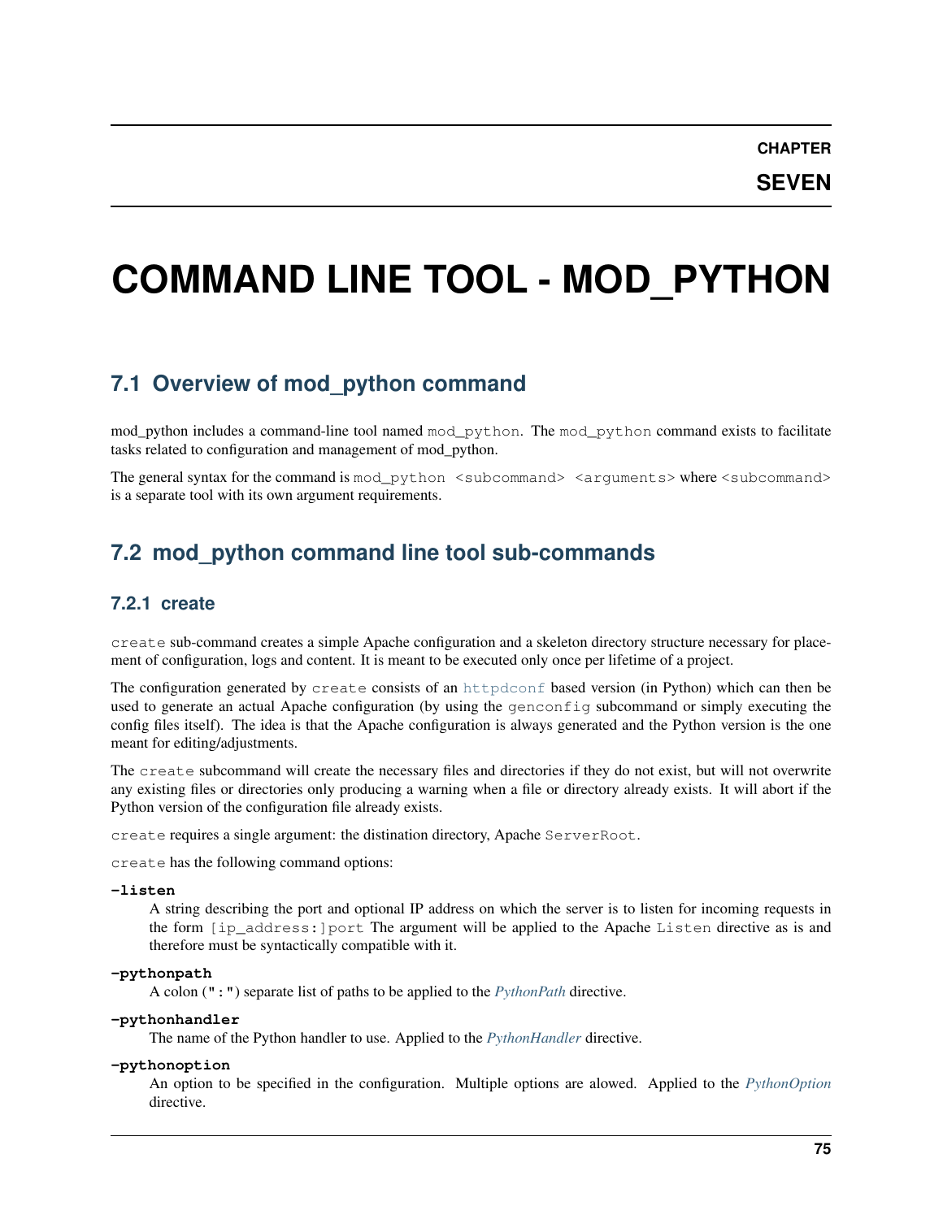# CHAPTER SEVEN

# COMMAND LINE TOOL - MOD_PYTHON

## 7.1 Overview of mod_python command

mod_python includes a command-line tool named `mod_python`. The `mod_python` command exists to facilitate tasks related to configuration and management of mod_python.

The general syntax for the command is `mod_python <subcommand> <arguments>` where `<subcommand>` is a separate tool with its own argument requirements.

## 7.2 mod_python command line tool sub-commands

### 7.2.1 create

`create` sub-command creates a simple Apache configuration and a skeleton directory structure necessary for placement of configuration, logs and content. It is meant to be executed only once per lifetime of a project.

The configuration generated by `create` consists of an `httpdconf` based version (in Python) which can then be used to generate an actual Apache configuration (by using the `genconfig` subcommand or simply executing the config files itself). The idea is that the Apache configuration is always generated and the Python version is the one meant for editing/adjustments.

The `create` subcommand will create the necessary files and directories if they do not exist, but will not overwrite any existing files or directories only producing a warning when a file or directory already exists. It will abort if the Python version of the configuration file already exists.

`create` requires a single argument: the distination directory, Apache `ServerRoot`.

`create` has the following command options:

**--listen**
A string describing the port and optional IP address on which the server is to listen for incoming requests in the form `[ip_address:]port` The argument will be applied to the Apache `Listen` directive as is and therefore must be syntactically compatible with it.

**--pythonpath**
A colon (`":"`) separate list of paths to be applied to the *PythonPath* directive.

**--pythonhandler**
The name of the Python handler to use. Applied to the *PythonHandler* directive.

**--pythonoption**
An option to be specified in the configuration. Multiple options are alowed. Applied to the *PythonOption* directive.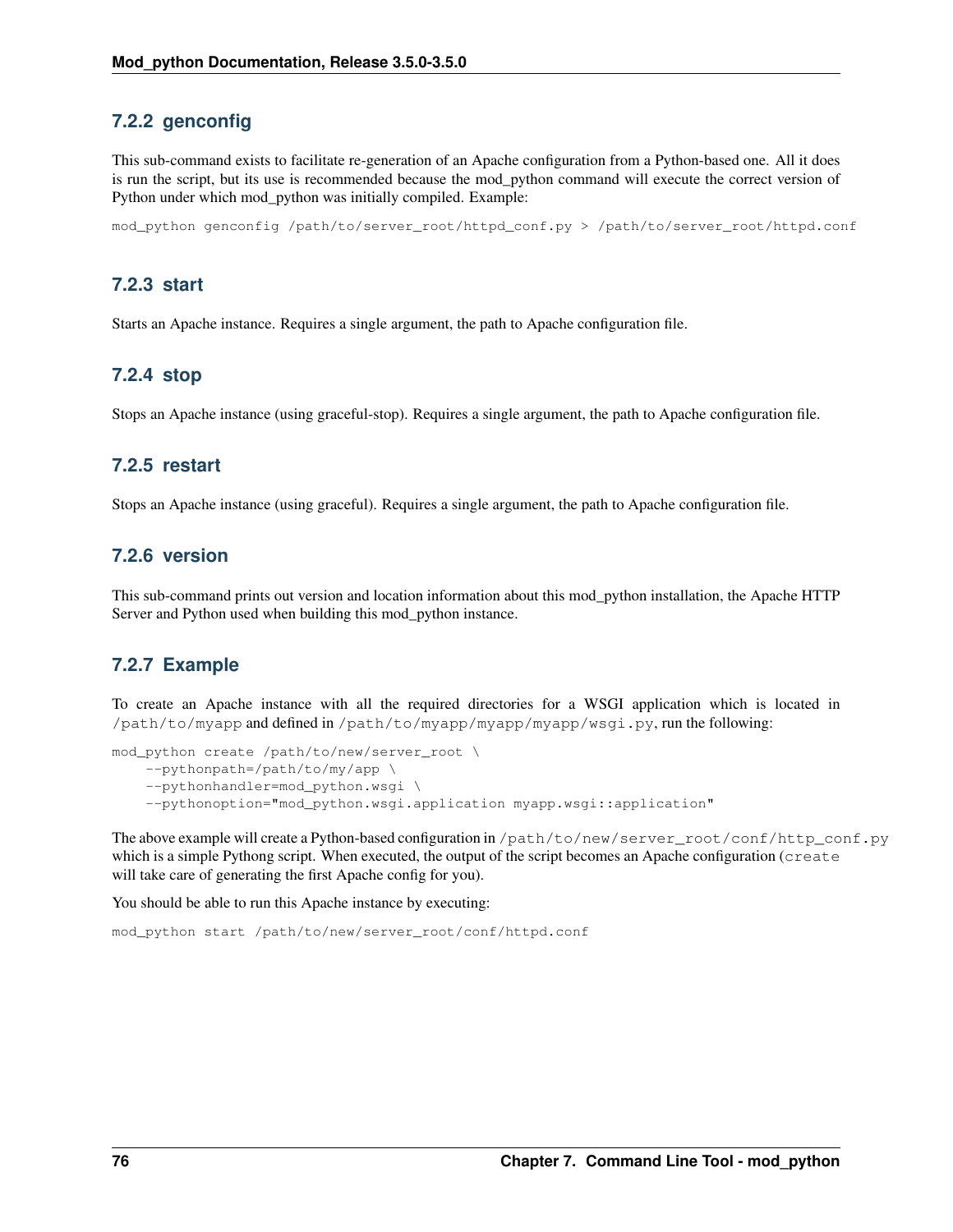### 7.2.2 genconfig

This sub-command exists to facilitate re-generation of an Apache configuration from a Python-based one. All it does is run the script, but its use is recommended because the mod_python command will execute the correct version of Python under which mod_python was initially compiled. Example:

```
mod_python genconfig /path/to/server_root/httpd_conf.py > /path/to/server_root/httpd.conf
```

### 7.2.3 start

Starts an Apache instance. Requires a single argument, the path to Apache configuration file.

### 7.2.4 stop

Stops an Apache instance (using graceful-stop). Requires a single argument, the path to Apache configuration file.

### 7.2.5 restart

Stops an Apache instance (using graceful). Requires a single argument, the path to Apache configuration file.

### 7.2.6 version

This sub-command prints out version and location information about this mod_python installation, the Apache HTTP Server and Python used when building this mod_python instance.

### 7.2.7 Example

To create an Apache instance with all the required directories for a WSGI application which is located in `/path/to/myapp` and defined in `/path/to/myapp/myapp/myapp/wsgi.py`, run the following:

```
mod_python create /path/to/new/server_root \
    --pythonpath=/path/to/my/app \
    --pythonhandler=mod_python.wsgi \
    --pythonoption="mod_python.wsgi.application myapp.wsgi::application"
```

The above example will create a Python-based configuration in `/path/to/new/server_root/conf/http_conf.py` which is a simple Pythong script. When executed, the output of the script becomes an Apache configuration (`create` will take care of generating the first Apache config for you).

You should be able to run this Apache instance by executing:

```
mod_python start /path/to/new/server_root/conf/httpd.conf
```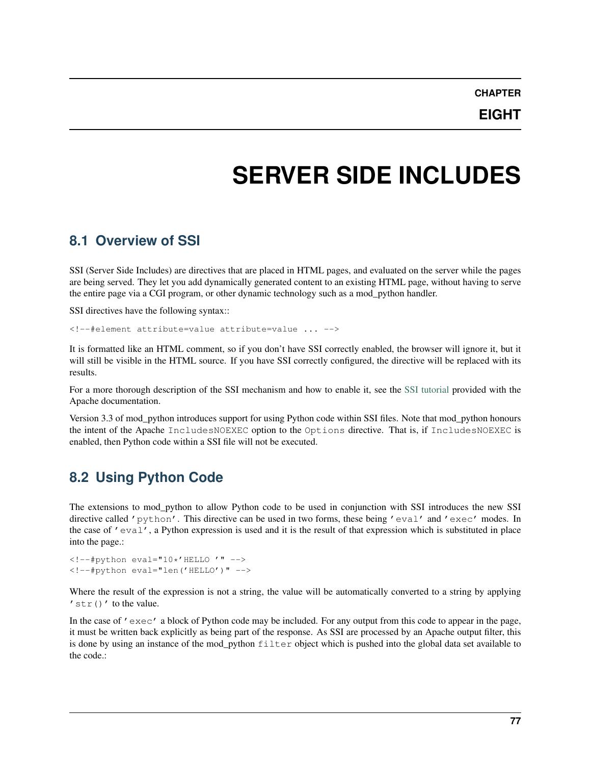# CHAPTER EIGHT

# SERVER SIDE INCLUDES

## 8.1 Overview of SSI

SSI (Server Side Includes) are directives that are placed in HTML pages, and evaluated on the server while the pages are being served. They let you add dynamically generated content to an existing HTML page, without having to serve the entire page via a CGI program, or other dynamic technology such as a mod_python handler.

SSI directives have the following syntax::

```
<!--#element attribute=value attribute=value ... -->
```

It is formatted like an HTML comment, so if you don't have SSI correctly enabled, the browser will ignore it, but it will still be visible in the HTML source. If you have SSI correctly configured, the directive will be replaced with its results.

For a more thorough description of the SSI mechanism and how to enable it, see the SSI tutorial provided with the Apache documentation.

Version 3.3 of mod_python introduces support for using Python code within SSI files. Note that mod_python honours the intent of the Apache `IncludesNOEXEC` option to the `Options` directive. That is, if `IncludesNOEXEC` is enabled, then Python code within a SSI file will not be executed.

## 8.2 Using Python Code

The extensions to mod_python to allow Python code to be used in conjunction with SSI introduces the new SSI directive called `'python'`. This directive can be used in two forms, these being `'eval'` and `'exec'` modes. In the case of `'eval'`, a Python expression is used and it is the result of that expression which is substituted in place into the page.:

```
<!--#python eval="10*'HELLO '" -->
<!--#python eval="len('HELLO')" -->
```

Where the result of the expression is not a string, the value will be automatically converted to a string by applying `'str()'` to the value.

In the case of `'exec'` a block of Python code may be included. For any output from this code to appear in the page, it must be written back explicitly as being part of the response. As SSI are processed by an Apache output filter, this is done by using an instance of the mod_python `filter` object which is pushed into the global data set available to the code.: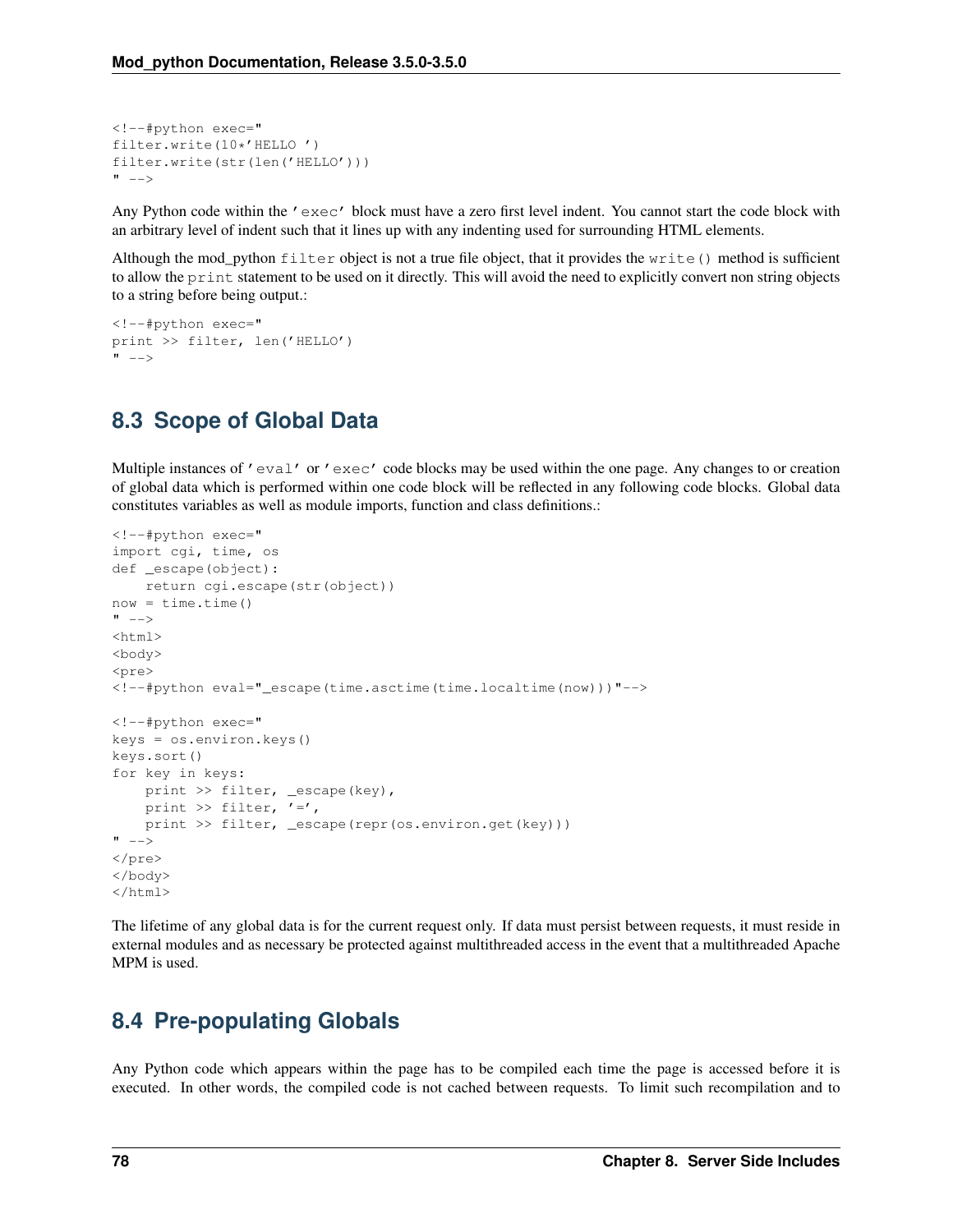```
<!--#python exec="
filter.write(10*'HELLO ')
filter.write(str(len('HELLO')))
" -->
```

Any Python code within the `'exec'` block must have a zero first level indent. You cannot start the code block with an arbitrary level of indent such that it lines up with any indenting used for surrounding HTML elements.

Although the mod_python `filter` object is not a true file object, that it provides the `write()` method is sufficient to allow the `print` statement to be used on it directly. This will avoid the need to explicitly convert non string objects to a string before being output.:

```
<!--#python exec="
print >> filter, len('HELLO')
" -->
```

## 8.3 Scope of Global Data

Multiple instances of `'eval'` or `'exec'` code blocks may be used within the one page. Any changes to or creation of global data which is performed within one code block will be reflected in any following code blocks. Global data constitutes variables as well as module imports, function and class definitions.:

```
<!--#python exec="
import cgi, time, os
def _escape(object):
    return cgi.escape(str(object))
now = time.time()
" -->
<html>
<body>
<pre>
<!--#python eval="_escape(time.asctime(time.localtime(now)))"-->

<!--#python exec="
keys = os.environ.keys()
keys.sort()
for key in keys:
    print >> filter, _escape(key),
    print >> filter, '=',
    print >> filter, _escape(repr(os.environ.get(key)))
" -->
</pre>
</body>
</html>
```

The lifetime of any global data is for the current request only. If data must persist between requests, it must reside in external modules and as necessary be protected against multithreaded access in the event that a multithreaded Apache MPM is used.

## 8.4 Pre-populating Globals

Any Python code which appears within the page has to be compiled each time the page is accessed before it is executed. In other words, the compiled code is not cached between requests. To limit such recompilation and to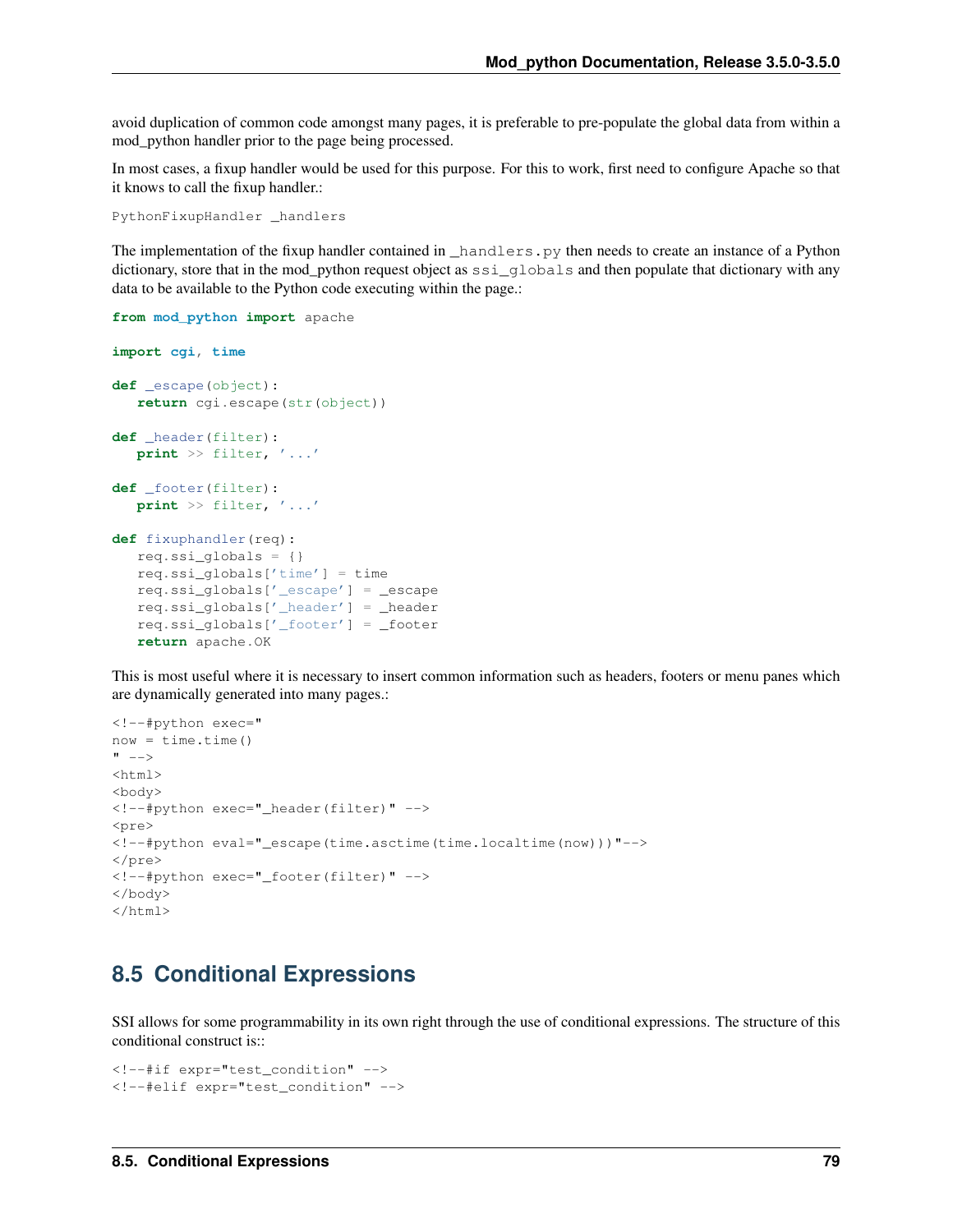avoid duplication of common code amongst many pages, it is preferable to pre-populate the global data from within a mod_python handler prior to the page being processed.

In most cases, a fixup handler would be used for this purpose. For this to work, first need to configure Apache so that it knows to call the fixup handler.:

```
PythonFixupHandler _handlers
```

The implementation of the fixup handler contained in `_handlers.py` then needs to create an instance of a Python dictionary, store that in the mod_python request object as `ssi_globals` and then populate that dictionary with any data to be available to the Python code executing within the page.:

```
from mod_python import apache

import cgi, time

def _escape(object):
   return cgi.escape(str(object))

def _header(filter):
   print >> filter, '...'

def _footer(filter):
   print >> filter, '...'

def fixuphandler(req):
   req.ssi_globals = {}
   req.ssi_globals['time'] = time
   req.ssi_globals['_escape'] = _escape
   req.ssi_globals['_header'] = _header
   req.ssi_globals['_footer'] = _footer
   return apache.OK
```

This is most useful where it is necessary to insert common information such as headers, footers or menu panes which are dynamically generated into many pages.:

```
<!--#python exec="
now = time.time()
" -->
<html>
<body>
<!--#python exec="_header(filter)" -->
<pre>
<!--#python eval="_escape(time.asctime(time.localtime(now)))"-->
</pre>
<!--#python exec="_footer(filter)" -->
</body>
</html>
```

## 8.5 Conditional Expressions

SSI allows for some programmability in its own right through the use of conditional expressions. The structure of this conditional construct is::

```
<!--#if expr="test_condition" -->
<!--#elif expr="test_condition" -->
```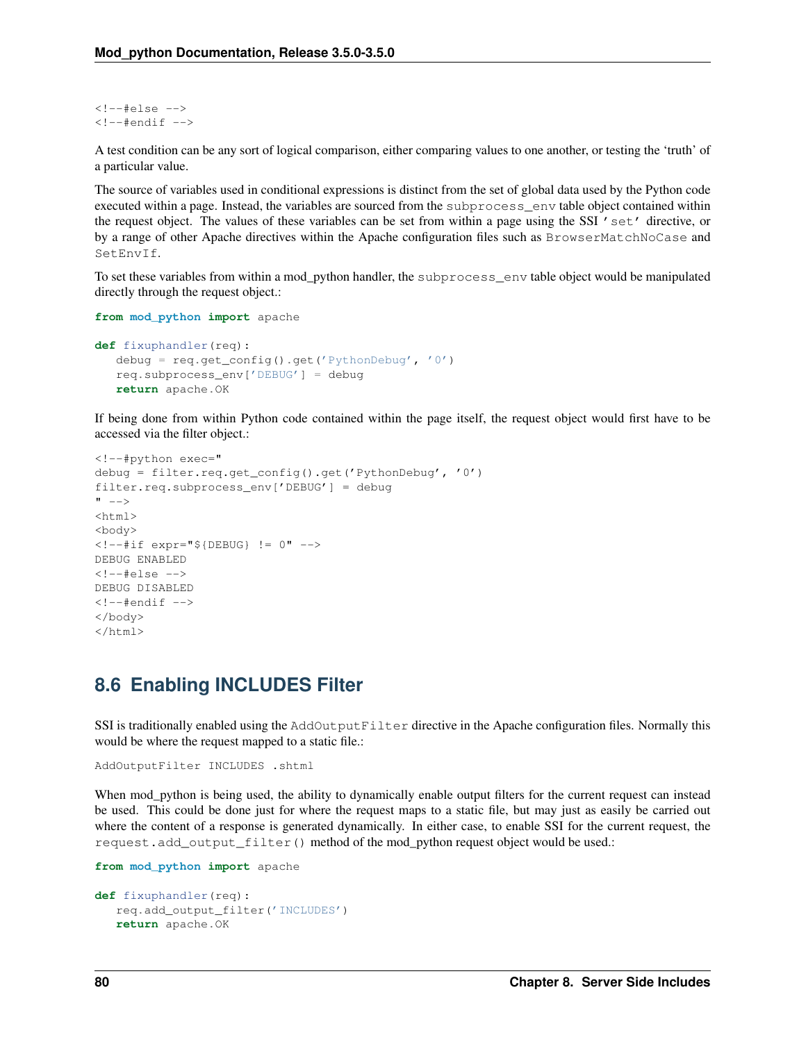```
<!--#else -->
<!--#endif -->
```

A test condition can be any sort of logical comparison, either comparing values to one another, or testing the 'truth' of a particular value.

The source of variables used in conditional expressions is distinct from the set of global data used by the Python code executed within a page. Instead, the variables are sourced from the `subprocess_env` table object contained within the request object. The values of these variables can be set from within a page using the SSI `'set'` directive, or by a range of other Apache directives within the Apache configuration files such as `BrowserMatchNoCase` and `SetEnvIf`.

To set these variables from within a mod_python handler, the `subprocess_env` table object would be manipulated directly through the request object.:

```python
from mod_python import apache

def fixuphandler(req):
    debug = req.get_config().get('PythonDebug', '0')
    req.subprocess_env['DEBUG'] = debug
    return apache.OK
```

If being done from within Python code contained within the page itself, the request object would first have to be accessed via the filter object.:

```
<!--#python exec="
debug = filter.req.get_config().get('PythonDebug', '0')
filter.req.subprocess_env['DEBUG'] = debug
" -->
<html>
<body>
<!--#if expr="${DEBUG} != 0" -->
DEBUG ENABLED
<!--#else -->
DEBUG DISABLED
<!--#endif -->
</body>
</html>
```

## 8.6 Enabling INCLUDES Filter

SSI is traditionally enabled using the `AddOutputFilter` directive in the Apache configuration files. Normally this would be where the request mapped to a static file.:

```
AddOutputFilter INCLUDES .shtml
```

When mod_python is being used, the ability to dynamically enable output filters for the current request can instead be used. This could be done just for where the request maps to a static file, but may just as easily be carried out where the content of a response is generated dynamically. In either case, to enable SSI for the current request, the `request.add_output_filter()` method of the mod_python request object would be used.:

```python
from mod_python import apache

def fixuphandler(req):
    req.add_output_filter('INCLUDES')
    return apache.OK
```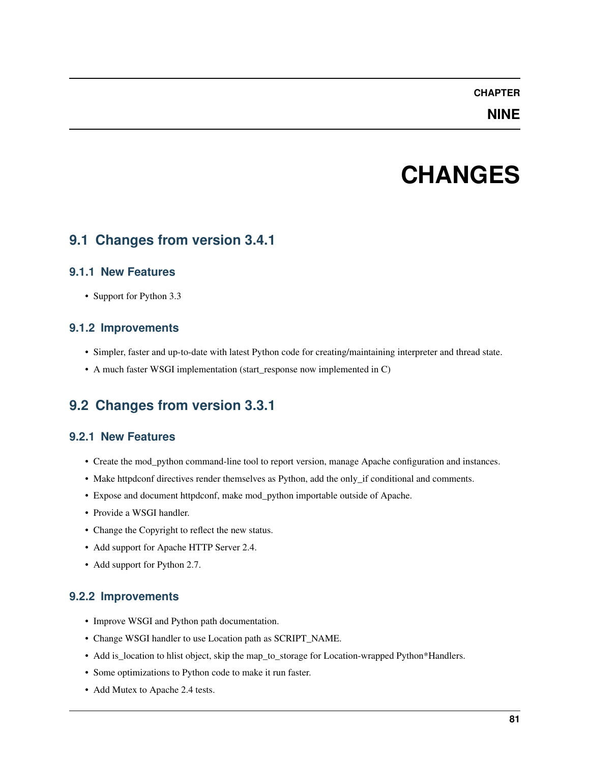# CHAPTER NINE

# CHANGES

## 9.1 Changes from version 3.4.1

### 9.1.1 New Features

- Support for Python 3.3

### 9.1.2 Improvements

- Simpler, faster and up-to-date with latest Python code for creating/maintaining interpreter and thread state.
- A much faster WSGI implementation (start_response now implemented in C)

## 9.2 Changes from version 3.3.1

### 9.2.1 New Features

- Create the mod_python command-line tool to report version, manage Apache configuration and instances.
- Make httpdconf directives render themselves as Python, add the only_if conditional and comments.
- Expose and document httpdconf, make mod_python importable outside of Apache.
- Provide a WSGI handler.
- Change the Copyright to reflect the new status.
- Add support for Apache HTTP Server 2.4.
- Add support for Python 2.7.

### 9.2.2 Improvements

- Improve WSGI and Python path documentation.
- Change WSGI handler to use Location path as SCRIPT_NAME.
- Add is_location to hlist object, skip the map_to_storage for Location-wrapped Python*Handlers.
- Some optimizations to Python code to make it run faster.
- Add Mutex to Apache 2.4 tests.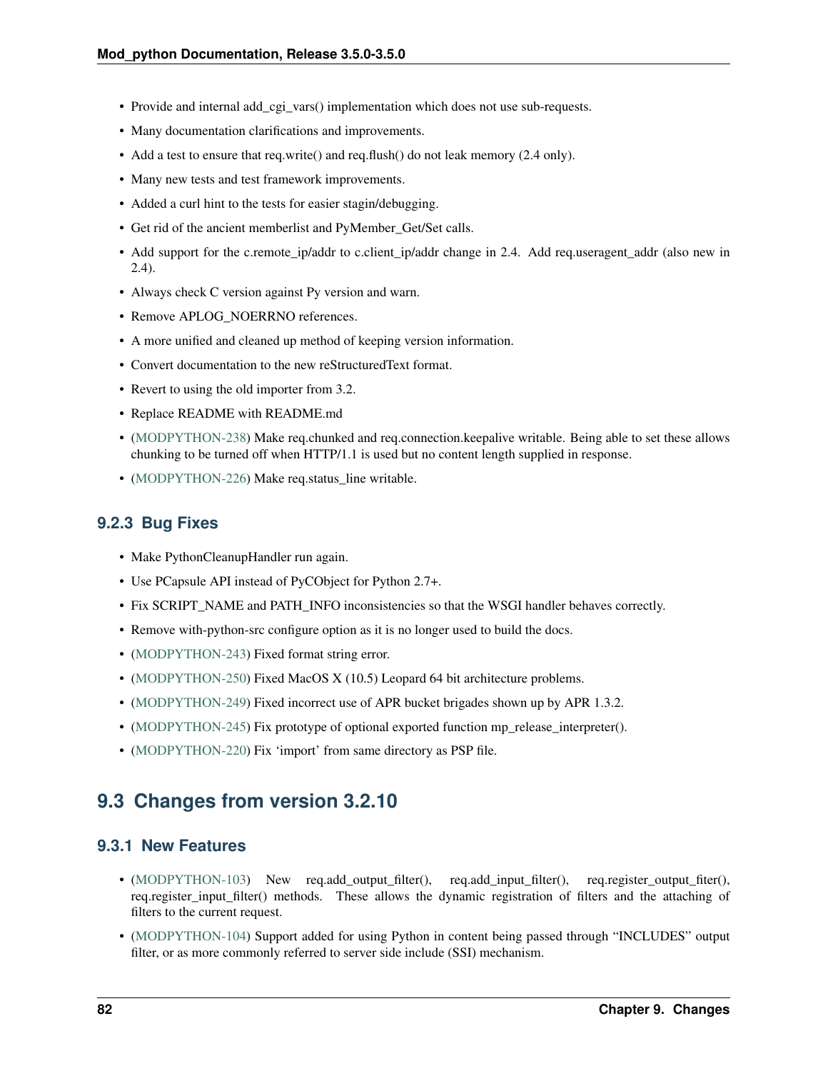- Provide and internal add_cgi_vars() implementation which does not use sub-requests.
- Many documentation clarifications and improvements.
- Add a test to ensure that req.write() and req.flush() do not leak memory (2.4 only).
- Many new tests and test framework improvements.
- Added a curl hint to the tests for easier stagin/debugging.
- Get rid of the ancient memberlist and PyMember_Get/Set calls.
- Add support for the c.remote_ip/addr to c.client_ip/addr change in 2.4. Add req.useragent_addr (also new in 2.4).
- Always check C version against Py version and warn.
- Remove APLOG_NOERRNO references.
- A more unified and cleaned up method of keeping version information.
- Convert documentation to the new reStructuredText format.
- Revert to using the old importer from 3.2.
- Replace README with README.md
- (MODPYTHON-238) Make req.chunked and req.connection.keepalive writable. Being able to set these allows chunking to be turned off when HTTP/1.1 is used but no content length supplied in response.
- (MODPYTHON-226) Make req.status_line writable.

### 9.2.3 Bug Fixes

- Make PythonCleanupHandler run again.
- Use PCapsule API instead of PyCObject for Python 2.7+.
- Fix SCRIPT_NAME and PATH_INFO inconsistencies so that the WSGI handler behaves correctly.
- Remove with-python-src configure option as it is no longer used to build the docs.
- (MODPYTHON-243) Fixed format string error.
- (MODPYTHON-250) Fixed MacOS X (10.5) Leopard 64 bit architecture problems.
- (MODPYTHON-249) Fixed incorrect use of APR bucket brigades shown up by APR 1.3.2.
- (MODPYTHON-245) Fix prototype of optional exported function mp_release_interpreter().
- (MODPYTHON-220) Fix 'import' from same directory as PSP file.

## 9.3 Changes from version 3.2.10

### 9.3.1 New Features

- (MODPYTHON-103) New req.add_output_filter(), req.add_input_filter(), req.register_output_fiter(), req.register_input_filter() methods. These allows the dynamic registration of filters and the attaching of filters to the current request.
- (MODPYTHON-104) Support added for using Python in content being passed through "INCLUDES" output filter, or as more commonly referred to server side include (SSI) mechanism.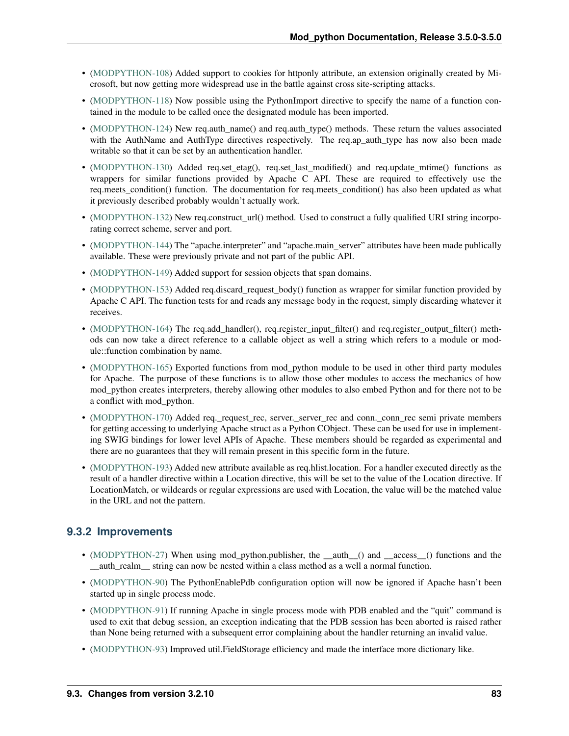- (MODPYTHON-108) Added support to cookies for httponly attribute, an extension originally created by Microsoft, but now getting more widespread use in the battle against cross site-scripting attacks.
- (MODPYTHON-118) Now possible using the PythonImport directive to specify the name of a function contained in the module to be called once the designated module has been imported.
- (MODPYTHON-124) New req.auth_name() and req.auth_type() methods. These return the values associated with the AuthName and AuthType directives respectively. The req.ap_auth_type has now also been made writable so that it can be set by an authentication handler.
- (MODPYTHON-130) Added req.set_etag(), req.set_last_modified() and req.update_mtime() functions as wrappers for similar functions provided by Apache C API. These are required to effectively use the req.meets_condition() function. The documentation for req.meets_condition() has also been updated as what it previously described probably wouldn't actually work.
- (MODPYTHON-132) New req.construct_url() method. Used to construct a fully qualified URI string incorporating correct scheme, server and port.
- (MODPYTHON-144) The "apache.interpreter" and "apache.main_server" attributes have been made publically available. These were previously private and not part of the public API.
- (MODPYTHON-149) Added support for session objects that span domains.
- (MODPYTHON-153) Added req.discard_request_body() function as wrapper for similar function provided by Apache C API. The function tests for and reads any message body in the request, simply discarding whatever it receives.
- (MODPYTHON-164) The req.add_handler(), req.register_input_filter() and req.register_output_filter() methods can now take a direct reference to a callable object as well a string which refers to a module or module::function combination by name.
- (MODPYTHON-165) Exported functions from mod_python module to be used in other third party modules for Apache. The purpose of these functions is to allow those other modules to access the mechanics of how mod_python creates interpreters, thereby allowing other modules to also embed Python and for there not to be a conflict with mod_python.
- (MODPYTHON-170) Added req._request_rec, server._server_rec and conn._conn_rec semi private members for getting accessing to underlying Apache struct as a Python CObject. These can be used for use in implementing SWIG bindings for lower level APIs of Apache. These members should be regarded as experimental and there are no guarantees that they will remain present in this specific form in the future.
- (MODPYTHON-193) Added new attribute available as req.hlist.location. For a handler executed directly as the result of a handler directive within a Location directive, this will be set to the value of the Location directive. If LocationMatch, or wildcards or regular expressions are used with Location, the value will be the matched value in the URL and not the pattern.

### 9.3.2 Improvements

- (MODPYTHON-27) When using mod_python.publisher, the __auth__() and __access__() functions and the __auth_realm__ string can now be nested within a class method as a well a normal function.
- (MODPYTHON-90) The PythonEnablePdb configuration option will now be ignored if Apache hasn't been started up in single process mode.
- (MODPYTHON-91) If running Apache in single process mode with PDB enabled and the "quit" command is used to exit that debug session, an exception indicating that the PDB session has been aborted is raised rather than None being returned with a subsequent error complaining about the handler returning an invalid value.
- (MODPYTHON-93) Improved util.FieldStorage efficiency and made the interface more dictionary like.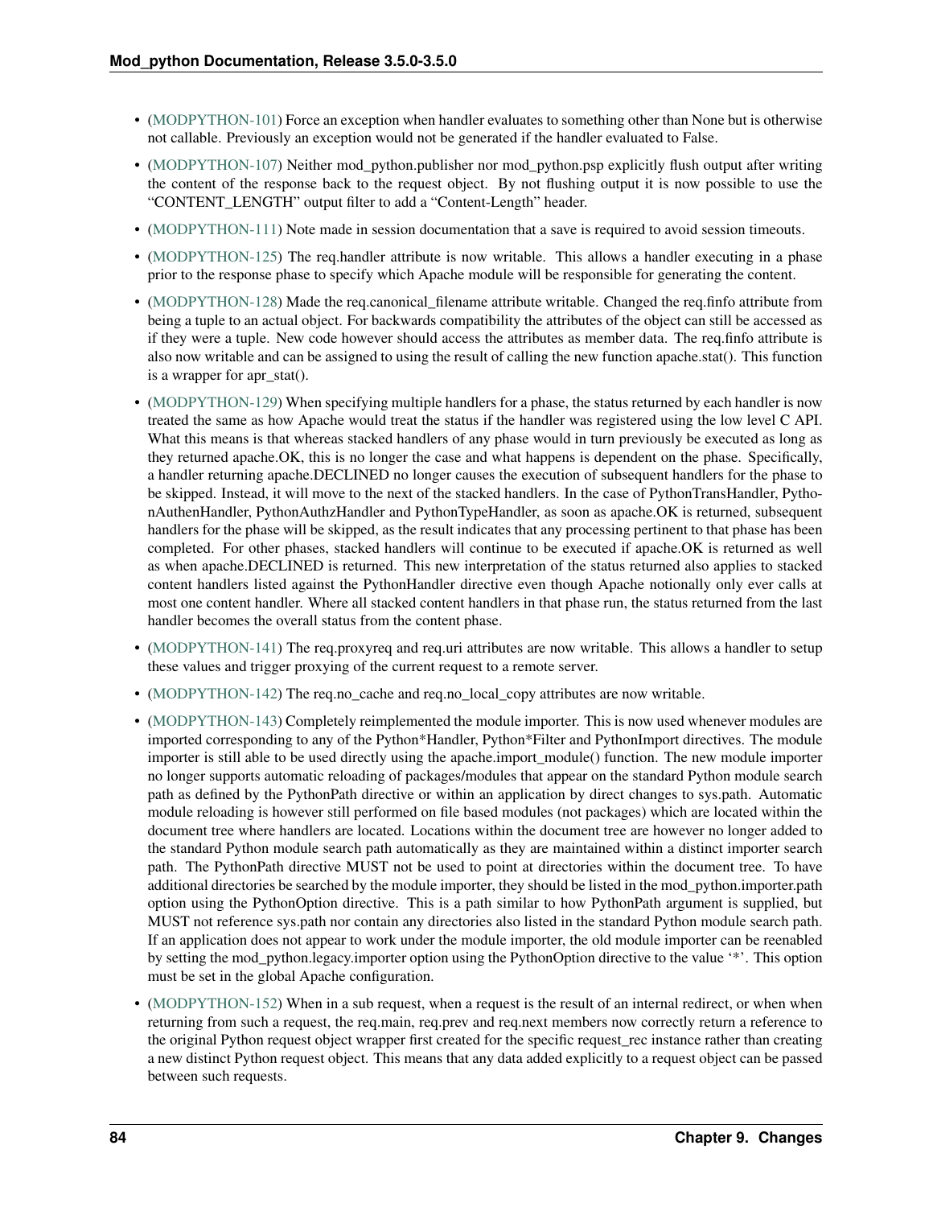- (MODPYTHON-101) Force an exception when handler evaluates to something other than None but is otherwise not callable. Previously an exception would not be generated if the handler evaluated to False.
- (MODPYTHON-107) Neither mod_python.publisher nor mod_python.psp explicitly flush output after writing the content of the response back to the request object. By not flushing output it is now possible to use the "CONTENT_LENGTH" output filter to add a "Content-Length" header.
- (MODPYTHON-111) Note made in session documentation that a save is required to avoid session timeouts.
- (MODPYTHON-125) The req.handler attribute is now writable. This allows a handler executing in a phase prior to the response phase to specify which Apache module will be responsible for generating the content.
- (MODPYTHON-128) Made the req.canonical_filename attribute writable. Changed the req.finfo attribute from being a tuple to an actual object. For backwards compatibility the attributes of the object can still be accessed as if they were a tuple. New code however should access the attributes as member data. The req.finfo attribute is also now writable and can be assigned to using the result of calling the new function apache.stat(). This function is a wrapper for apr_stat().
- (MODPYTHON-129) When specifying multiple handlers for a phase, the status returned by each handler is now treated the same as how Apache would treat the status if the handler was registered using the low level C API. What this means is that whereas stacked handlers of any phase would in turn previously be executed as long as they returned apache.OK, this is no longer the case and what happens is dependent on the phase. Specifically, a handler returning apache.DECLINED no longer causes the execution of subsequent handlers for the phase to be skipped. Instead, it will move to the next of the stacked handlers. In the case of PythonTransHandler, PythonAuthenHandler, PythonAuthzHandler and PythonTypeHandler, as soon as apache.OK is returned, subsequent handlers for the phase will be skipped, as the result indicates that any processing pertinent to that phase has been completed. For other phases, stacked handlers will continue to be executed if apache.OK is returned as well as when apache.DECLINED is returned. This new interpretation of the status returned also applies to stacked content handlers listed against the PythonHandler directive even though Apache notionally only ever calls at most one content handler. Where all stacked content handlers in that phase run, the status returned from the last handler becomes the overall status from the content phase.
- (MODPYTHON-141) The req.proxyreq and req.uri attributes are now writable. This allows a handler to setup these values and trigger proxying of the current request to a remote server.
- (MODPYTHON-142) The req.no_cache and req.no_local_copy attributes are now writable.
- (MODPYTHON-143) Completely reimplemented the module importer. This is now used whenever modules are imported corresponding to any of the Python*Handler, Python*Filter and PythonImport directives. The module importer is still able to be used directly using the apache.import_module() function. The new module importer no longer supports automatic reloading of packages/modules that appear on the standard Python module search path as defined by the PythonPath directive or within an application by direct changes to sys.path. Automatic module reloading is however still performed on file based modules (not packages) which are located within the document tree where handlers are located. Locations within the document tree are however no longer added to the standard Python module search path automatically as they are maintained within a distinct importer search path. The PythonPath directive MUST not be used to point at directories within the document tree. To have additional directories be searched by the module importer, they should be listed in the mod_python.importer.path option using the PythonOption directive. This is a path similar to how PythonPath argument is supplied, but MUST not reference sys.path nor contain any directories also listed in the standard Python module search path. If an application does not appear to work under the module importer, the old module importer can be reenabled by setting the mod_python.legacy.importer option using the PythonOption directive to the value '*'. This option must be set in the global Apache configuration.
- (MODPYTHON-152) When in a sub request, when a request is the result of an internal redirect, or when when returning from such a request, the req.main, req.prev and req.next members now correctly return a reference to the original Python request object wrapper first created for the specific request_rec instance rather than creating a new distinct Python request object. This means that any data added explicitly to a request object can be passed between such requests.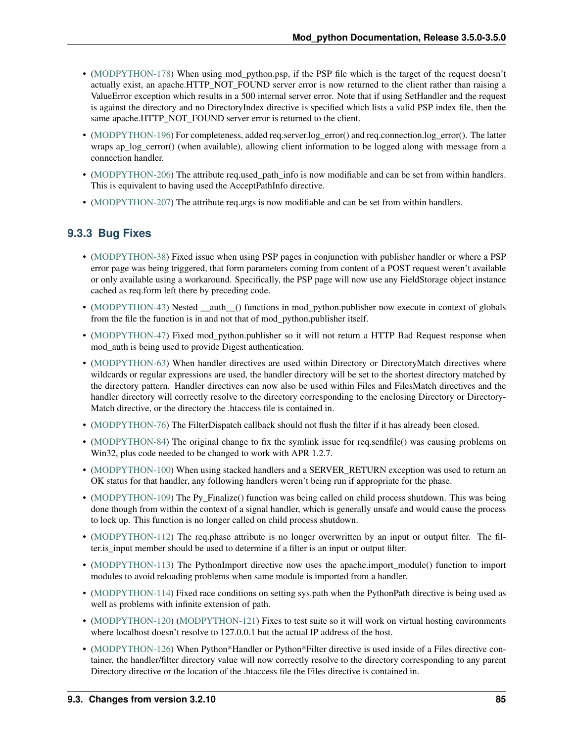- (MODPYTHON-178) When using mod_python.psp, if the PSP file which is the target of the request doesn't actually exist, an apache.HTTP_NOT_FOUND server error is now returned to the client rather than raising a ValueError exception which results in a 500 internal server error. Note that if using SetHandler and the request is against the directory and no DirectoryIndex directive is specified which lists a valid PSP index file, then the same apache.HTTP_NOT_FOUND server error is returned to the client.
- (MODPYTHON-196) For completeness, added req.server.log_error() and req.connection.log_error(). The latter wraps ap_log_cerror() (when available), allowing client information to be logged along with message from a connection handler.
- (MODPYTHON-206) The attribute req.used_path_info is now modifiable and can be set from within handlers. This is equivalent to having used the AcceptPathInfo directive.
- (MODPYTHON-207) The attribute req.args is now modifiable and can be set from within handlers.

### 9.3.3 Bug Fixes

- (MODPYTHON-38) Fixed issue when using PSP pages in conjunction with publisher handler or where a PSP error page was being triggered, that form parameters coming from content of a POST request weren't available or only available using a workaround. Specifically, the PSP page will now use any FieldStorage object instance cached as req.form left there by preceding code.
- (MODPYTHON-43) Nested __auth__() functions in mod_python.publisher now execute in context of globals from the file the function is in and not that of mod_python.publisher itself.
- (MODPYTHON-47) Fixed mod_python.publisher so it will not return a HTTP Bad Request response when mod_auth is being used to provide Digest authentication.
- (MODPYTHON-63) When handler directives are used within Directory or DirectoryMatch directives where wildcards or regular expressions are used, the handler directory will be set to the shortest directory matched by the directory pattern. Handler directives can now also be used within Files and FilesMatch directives and the handler directory will correctly resolve to the directory corresponding to the enclosing Directory or DirectoryMatch directive, or the directory the .htaccess file is contained in.
- (MODPYTHON-76) The FilterDispatch callback should not flush the filter if it has already been closed.
- (MODPYTHON-84) The original change to fix the symlink issue for req.sendfile() was causing problems on Win32, plus code needed to be changed to work with APR 1.2.7.
- (MODPYTHON-100) When using stacked handlers and a SERVER_RETURN exception was used to return an OK status for that handler, any following handlers weren't being run if appropriate for the phase.
- (MODPYTHON-109) The Py_Finalize() function was being called on child process shutdown. This was being done though from within the context of a signal handler, which is generally unsafe and would cause the process to lock up. This function is no longer called on child process shutdown.
- (MODPYTHON-112) The req.phase attribute is no longer overwritten by an input or output filter. The filter.is_input member should be used to determine if a filter is an input or output filter.
- (MODPYTHON-113) The PythonImport directive now uses the apache.import_module() function to import modules to avoid reloading problems when same module is imported from a handler.
- (MODPYTHON-114) Fixed race conditions on setting sys.path when the PythonPath directive is being used as well as problems with infinite extension of path.
- (MODPYTHON-120) (MODPYTHON-121) Fixes to test suite so it will work on virtual hosting environments where localhost doesn't resolve to 127.0.0.1 but the actual IP address of the host.
- (MODPYTHON-126) When Python*Handler or Python*Filter directive is used inside of a Files directive container, the handler/filter directory value will now correctly resolve to the directory corresponding to any parent Directory directive or the location of the .htaccess file the Files directive is contained in.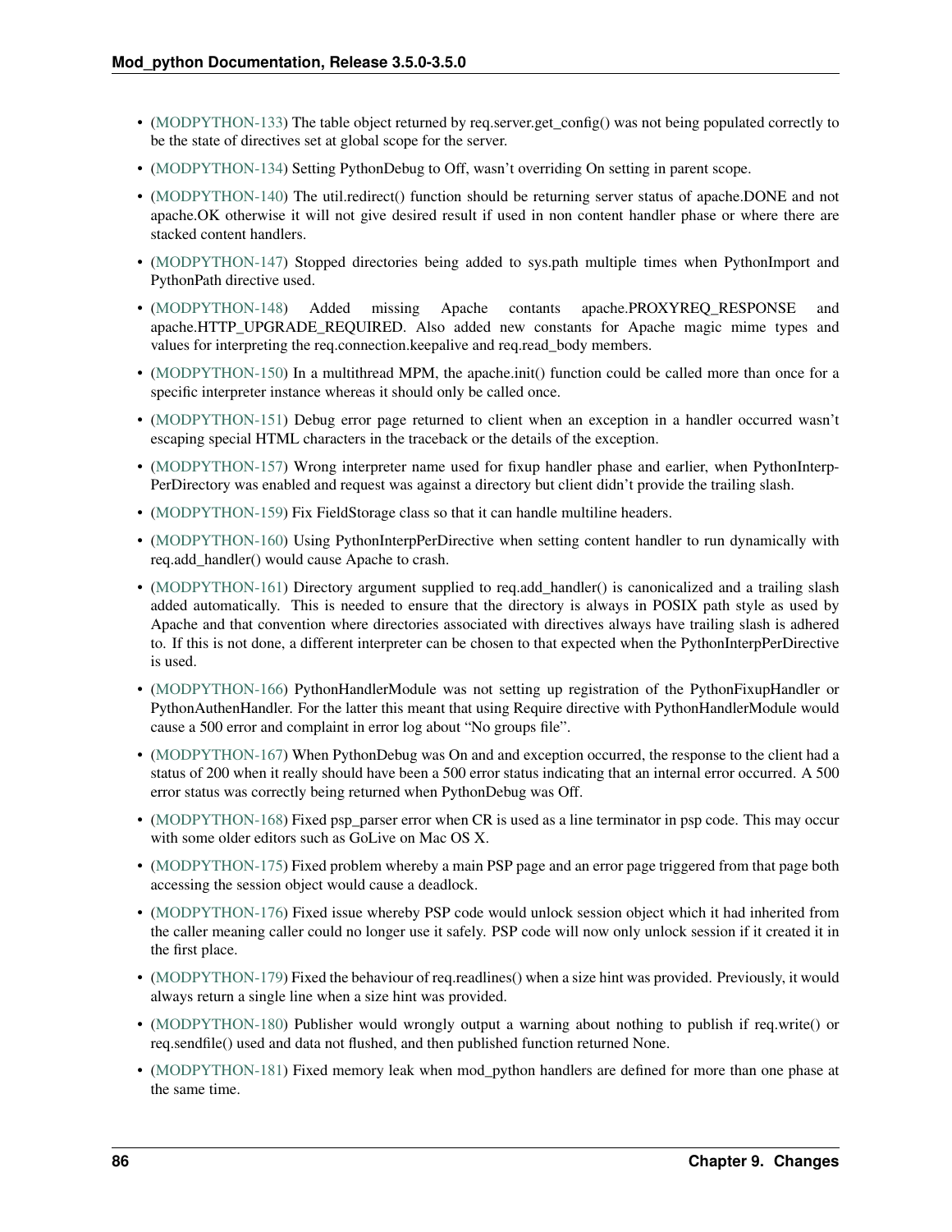- (MODPYTHON-133) The table object returned by req.server.get_config() was not being populated correctly to be the state of directives set at global scope for the server.
- (MODPYTHON-134) Setting PythonDebug to Off, wasn't overriding On setting in parent scope.
- (MODPYTHON-140) The util.redirect() function should be returning server status of apache.DONE and not apache.OK otherwise it will not give desired result if used in non content handler phase or where there are stacked content handlers.
- (MODPYTHON-147) Stopped directories being added to sys.path multiple times when PythonImport and PythonPath directive used.
- (MODPYTHON-148) Added missing Apache contants apache.PROXYREQ_RESPONSE and apache.HTTP_UPGRADE_REQUIRED. Also added new constants for Apache magic mime types and values for interpreting the req.connection.keepalive and req.read_body members.
- (MODPYTHON-150) In a multithread MPM, the apache.init() function could be called more than once for a specific interpreter instance whereas it should only be called once.
- (MODPYTHON-151) Debug error page returned to client when an exception in a handler occurred wasn't escaping special HTML characters in the traceback or the details of the exception.
- (MODPYTHON-157) Wrong interpreter name used for fixup handler phase and earlier, when PythonInterpPerDirectory was enabled and request was against a directory but client didn't provide the trailing slash.
- (MODPYTHON-159) Fix FieldStorage class so that it can handle multiline headers.
- (MODPYTHON-160) Using PythonInterpPerDirective when setting content handler to run dynamically with req.add_handler() would cause Apache to crash.
- (MODPYTHON-161) Directory argument supplied to req.add_handler() is canonicalized and a trailing slash added automatically. This is needed to ensure that the directory is always in POSIX path style as used by Apache and that convention where directories associated with directives always have trailing slash is adhered to. If this is not done, a different interpreter can be chosen to that expected when the PythonInterpPerDirective is used.
- (MODPYTHON-166) PythonHandlerModule was not setting up registration of the PythonFixupHandler or PythonAuthenHandler. For the latter this meant that using Require directive with PythonHandlerModule would cause a 500 error and complaint in error log about "No groups file".
- (MODPYTHON-167) When PythonDebug was On and and exception occurred, the response to the client had a status of 200 when it really should have been a 500 error status indicating that an internal error occurred. A 500 error status was correctly being returned when PythonDebug was Off.
- (MODPYTHON-168) Fixed psp_parser error when CR is used as a line terminator in psp code. This may occur with some older editors such as GoLive on Mac OS X.
- (MODPYTHON-175) Fixed problem whereby a main PSP page and an error page triggered from that page both accessing the session object would cause a deadlock.
- (MODPYTHON-176) Fixed issue whereby PSP code would unlock session object which it had inherited from the caller meaning caller could no longer use it safely. PSP code will now only unlock session if it created it in the first place.
- (MODPYTHON-179) Fixed the behaviour of req.readlines() when a size hint was provided. Previously, it would always return a single line when a size hint was provided.
- (MODPYTHON-180) Publisher would wrongly output a warning about nothing to publish if req.write() or req.sendfile() used and data not flushed, and then published function returned None.
- (MODPYTHON-181) Fixed memory leak when mod_python handlers are defined for more than one phase at the same time.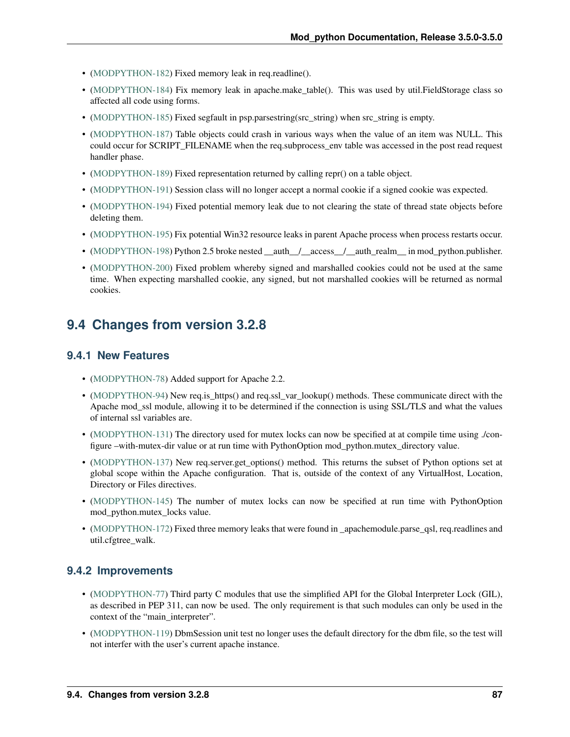- (MODPYTHON-182) Fixed memory leak in req.readline().
- (MODPYTHON-184) Fix memory leak in apache.make_table(). This was used by util.FieldStorage class so affected all code using forms.
- (MODPYTHON-185) Fixed segfault in psp.parsestring(src_string) when src_string is empty.
- (MODPYTHON-187) Table objects could crash in various ways when the value of an item was NULL. This could occur for SCRIPT_FILENAME when the req.subprocess_env table was accessed in the post read request handler phase.
- (MODPYTHON-189) Fixed representation returned by calling repr() on a table object.
- (MODPYTHON-191) Session class will no longer accept a normal cookie if a signed cookie was expected.
- (MODPYTHON-194) Fixed potential memory leak due to not clearing the state of thread state objects before deleting them.
- (MODPYTHON-195) Fix potential Win32 resource leaks in parent Apache process when process restarts occur.
- (MODPYTHON-198) Python 2.5 broke nested __auth__/__access__/__auth_realm__ in mod_python.publisher.
- (MODPYTHON-200) Fixed problem whereby signed and marshalled cookies could not be used at the same time. When expecting marshalled cookie, any signed, but not marshalled cookies will be returned as normal cookies.

## 9.4 Changes from version 3.2.8

### 9.4.1 New Features

- (MODPYTHON-78) Added support for Apache 2.2.
- (MODPYTHON-94) New req.is_https() and req.ssl_var_lookup() methods. These communicate direct with the Apache mod_ssl module, allowing it to be determined if the connection is using SSL/TLS and what the values of internal ssl variables are.
- (MODPYTHON-131) The directory used for mutex locks can now be specified at at compile time using ./configure –with-mutex-dir value or at run time with PythonOption mod_python.mutex_directory value.
- (MODPYTHON-137) New req.server.get_options() method. This returns the subset of Python options set at global scope within the Apache configuration. That is, outside of the context of any VirtualHost, Location, Directory or Files directives.
- (MODPYTHON-145) The number of mutex locks can now be specified at run time with PythonOption mod_python.mutex_locks value.
- (MODPYTHON-172) Fixed three memory leaks that were found in _apachemodule.parse_qsl, req.readlines and util.cfgtree_walk.

### 9.4.2 Improvements

- (MODPYTHON-77) Third party C modules that use the simplified API for the Global Interpreter Lock (GIL), as described in PEP 311, can now be used. The only requirement is that such modules can only be used in the context of the “main_interpreter”.
- (MODPYTHON-119) DbmSession unit test no longer uses the default directory for the dbm file, so the test will not interfer with the user’s current apache instance.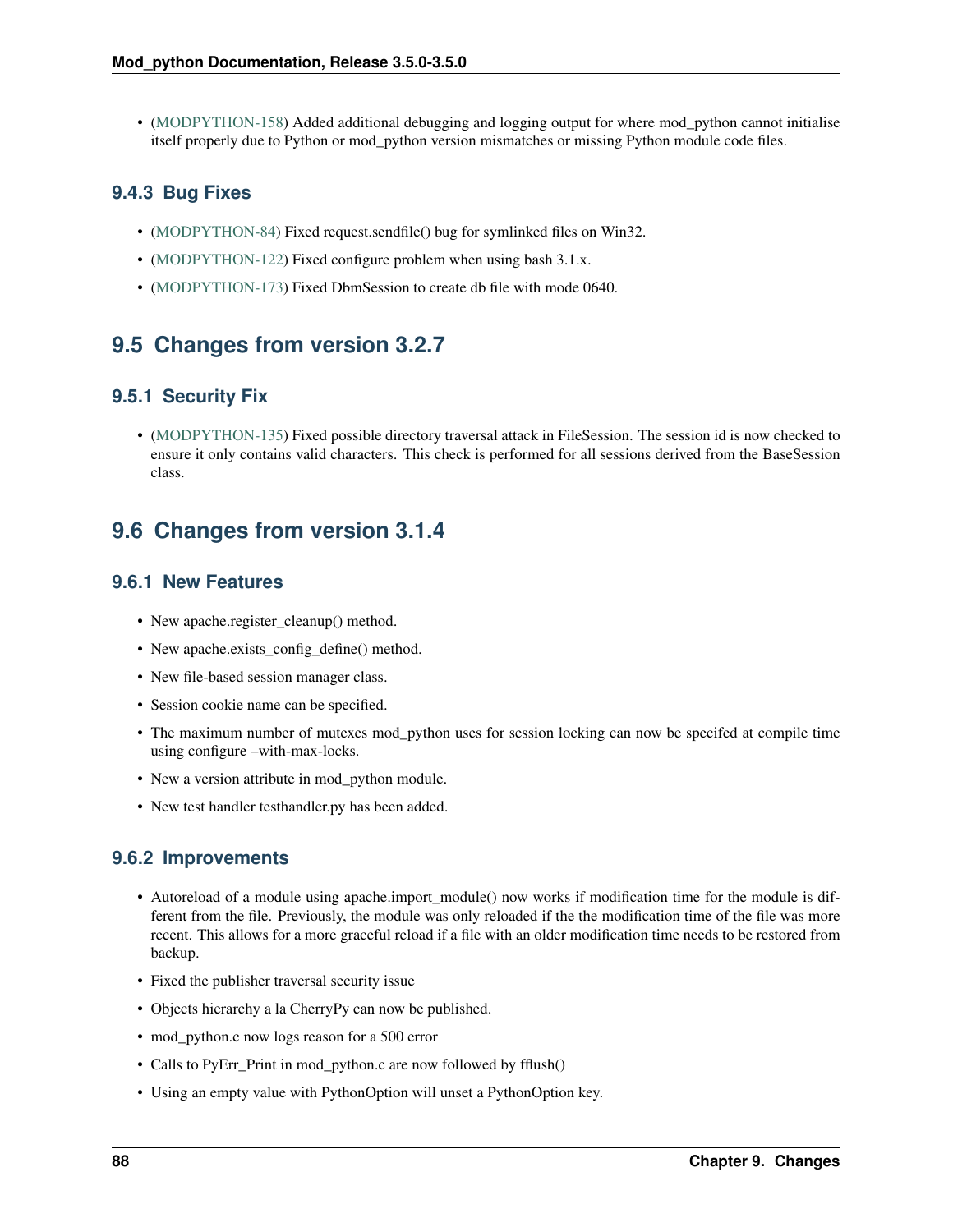- (MODPYTHON-158) Added additional debugging and logging output for where mod_python cannot initialise itself properly due to Python or mod_python version mismatches or missing Python module code files.

### 9.4.3 Bug Fixes

- (MODPYTHON-84) Fixed request.sendfile() bug for symlinked files on Win32.
- (MODPYTHON-122) Fixed configure problem when using bash 3.1.x.
- (MODPYTHON-173) Fixed DbmSession to create db file with mode 0640.

## 9.5 Changes from version 3.2.7

### 9.5.1 Security Fix

- (MODPYTHON-135) Fixed possible directory traversal attack in FileSession. The session id is now checked to ensure it only contains valid characters. This check is performed for all sessions derived from the BaseSession class.

## 9.6 Changes from version 3.1.4

### 9.6.1 New Features

- New apache.register_cleanup() method.
- New apache.exists_config_define() method.
- New file-based session manager class.
- Session cookie name can be specified.
- The maximum number of mutexes mod_python uses for session locking can now be specifed at compile time using configure –with-max-locks.
- New a version attribute in mod_python module.
- New test handler testhandler.py has been added.

### 9.6.2 Improvements

- Autoreload of a module using apache.import_module() now works if modification time for the module is different from the file. Previously, the module was only reloaded if the the modification time of the file was more recent. This allows for a more graceful reload if a file with an older modification time needs to be restored from backup.
- Fixed the publisher traversal security issue
- Objects hierarchy a la CherryPy can now be published.
- mod_python.c now logs reason for a 500 error
- Calls to PyErr_Print in mod_python.c are now followed by fflush()
- Using an empty value with PythonOption will unset a PythonOption key.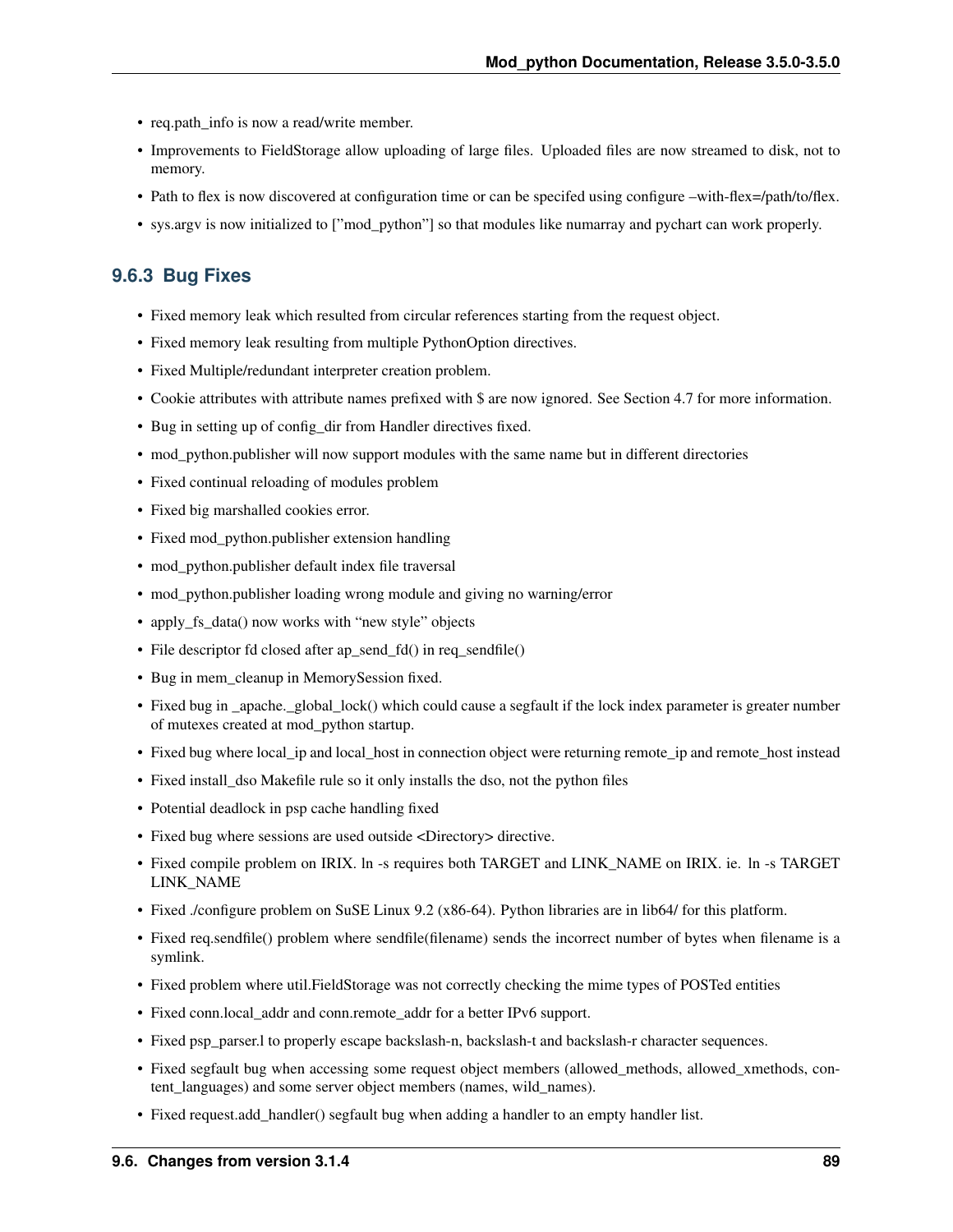- req.path_info is now a read/write member.
- Improvements to FieldStorage allow uploading of large files. Uploaded files are now streamed to disk, not to memory.
- Path to flex is now discovered at configuration time or can be specifed using configure –with-flex=/path/to/flex.
- sys.argv is now initialized to ["mod_python"] so that modules like numarray and pychart can work properly.

### 9.6.3 Bug Fixes

- Fixed memory leak which resulted from circular references starting from the request object.
- Fixed memory leak resulting from multiple PythonOption directives.
- Fixed Multiple/redundant interpreter creation problem.
- Cookie attributes with attribute names prefixed with $ are now ignored. See Section 4.7 for more information.
- Bug in setting up of config_dir from Handler directives fixed.
- mod_python.publisher will now support modules with the same name but in different directories
- Fixed continual reloading of modules problem
- Fixed big marshalled cookies error.
- Fixed mod_python.publisher extension handling
- mod_python.publisher default index file traversal
- mod_python.publisher loading wrong module and giving no warning/error
- apply_fs_data() now works with "new style" objects
- File descriptor fd closed after ap_send_fd() in req_sendfile()
- Bug in mem_cleanup in MemorySession fixed.
- Fixed bug in _apache._global_lock() which could cause a segfault if the lock index parameter is greater number of mutexes created at mod_python startup.
- Fixed bug where local_ip and local_host in connection object were returning remote_ip and remote_host instead
- Fixed install_dso Makefile rule so it only installs the dso, not the python files
- Potential deadlock in psp cache handling fixed
- Fixed bug where sessions are used outside <Directory> directive.
- Fixed compile problem on IRIX. ln -s requires both TARGET and LINK_NAME on IRIX. ie. ln -s TARGET LINK_NAME
- Fixed ./configure problem on SuSE Linux 9.2 (x86-64). Python libraries are in lib64/ for this platform.
- Fixed req.sendfile() problem where sendfile(filename) sends the incorrect number of bytes when filename is a symlink.
- Fixed problem where util.FieldStorage was not correctly checking the mime types of POSTed entities
- Fixed conn.local_addr and conn.remote_addr for a better IPv6 support.
- Fixed psp_parser.l to properly escape backslash-n, backslash-t and backslash-r character sequences.
- Fixed segfault bug when accessing some request object members (allowed_methods, allowed_xmethods, content_languages) and some server object members (names, wild_names).
- Fixed request.add_handler() segfault bug when adding a handler to an empty handler list.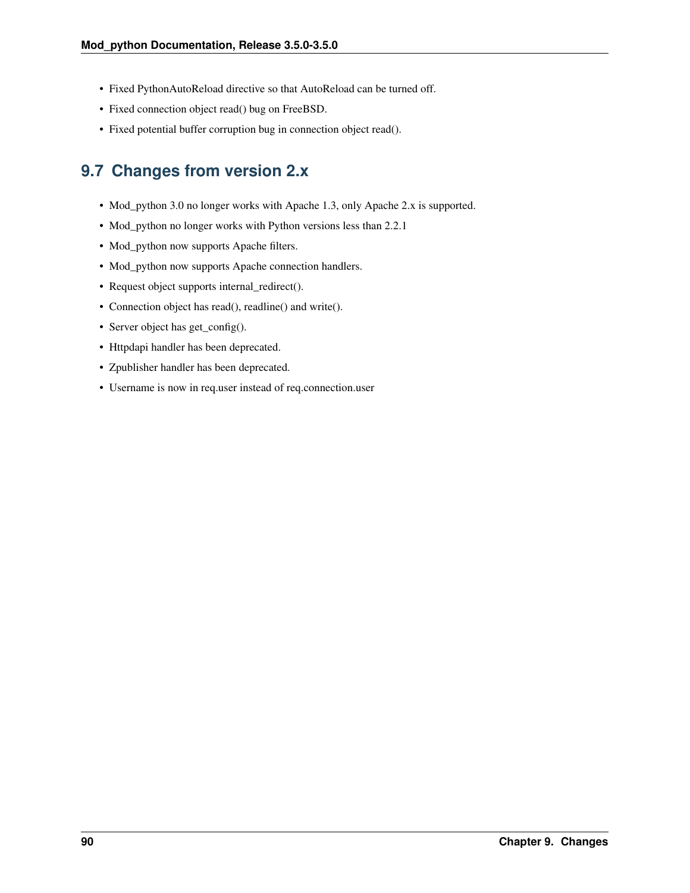- Fixed PythonAutoReload directive so that AutoReload can be turned off.
- Fixed connection object read() bug on FreeBSD.
- Fixed potential buffer corruption bug in connection object read().

## 9.7 Changes from version 2.x

- Mod_python 3.0 no longer works with Apache 1.3, only Apache 2.x is supported.
- Mod_python no longer works with Python versions less than 2.2.1
- Mod_python now supports Apache filters.
- Mod_python now supports Apache connection handlers.
- Request object supports internal_redirect().
- Connection object has read(), readline() and write().
- Server object has get_config().
- Httpdapi handler has been deprecated.
- Zpublisher handler has been deprecated.
- Username is now in req.user instead of req.connection.user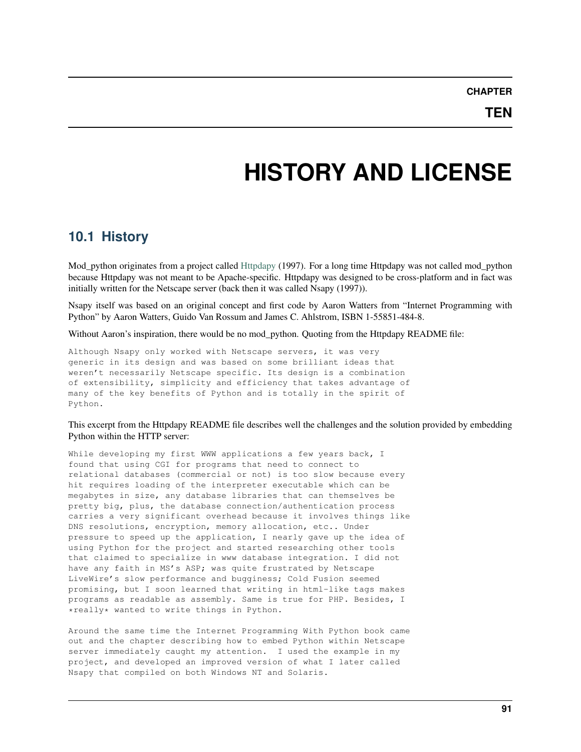# CHAPTER TEN

# HISTORY AND LICENSE

## 10.1 History

Mod_python originates from a project called Httpdapy (1997). For a long time Httpdapy was not called mod_python because Httpdapy was not meant to be Apache-specific. Httpdapy was designed to be cross-platform and in fact was initially written for the Netscape server (back then it was called Nsapy (1997)).

Nsapy itself was based on an original concept and first code by Aaron Watters from "Internet Programming with Python" by Aaron Watters, Guido Van Rossum and James C. Ahlstrom, ISBN 1-55851-484-8.

Without Aaron's inspiration, there would be no mod_python. Quoting from the Httpdapy README file:

```
Although Nsapy only worked with Netscape servers, it was very
generic in its design and was based on some brilliant ideas that
weren't necessarily Netscape specific. Its design is a combination
of extensibility, simplicity and efficiency that takes advantage of
many of the key benefits of Python and is totally in the spirit of
Python.
```

This excerpt from the Httpdapy README file describes well the challenges and the solution provided by embedding Python within the HTTP server:

```
While developing my first WWW applications a few years back, I
found that using CGI for programs that need to connect to
relational databases (commercial or not) is too slow because every
hit requires loading of the interpreter executable which can be
megabytes in size, any database libraries that can themselves be
pretty big, plus, the database connection/authentication process
carries a very significant overhead because it involves things like
DNS resolutions, encryption, memory allocation, etc.. Under
pressure to speed up the application, I nearly gave up the idea of
using Python for the project and started researching other tools
that claimed to specialize in www database integration. I did not
have any faith in MS's ASP; was quite frustrated by Netscape
LiveWire's slow performance and bugginess; Cold Fusion seemed
promising, but I soon learned that writing in html-like tags makes
programs as readable as assembly. Same is true for PHP. Besides, I
*really* wanted to write things in Python.

Around the same time the Internet Programming With Python book came
out and the chapter describing how to embed Python within Netscape
server immediately caught my attention.  I used the example in my
project, and developed an improved version of what I later called
Nsapy that compiled on both Windows NT and Solaris.
```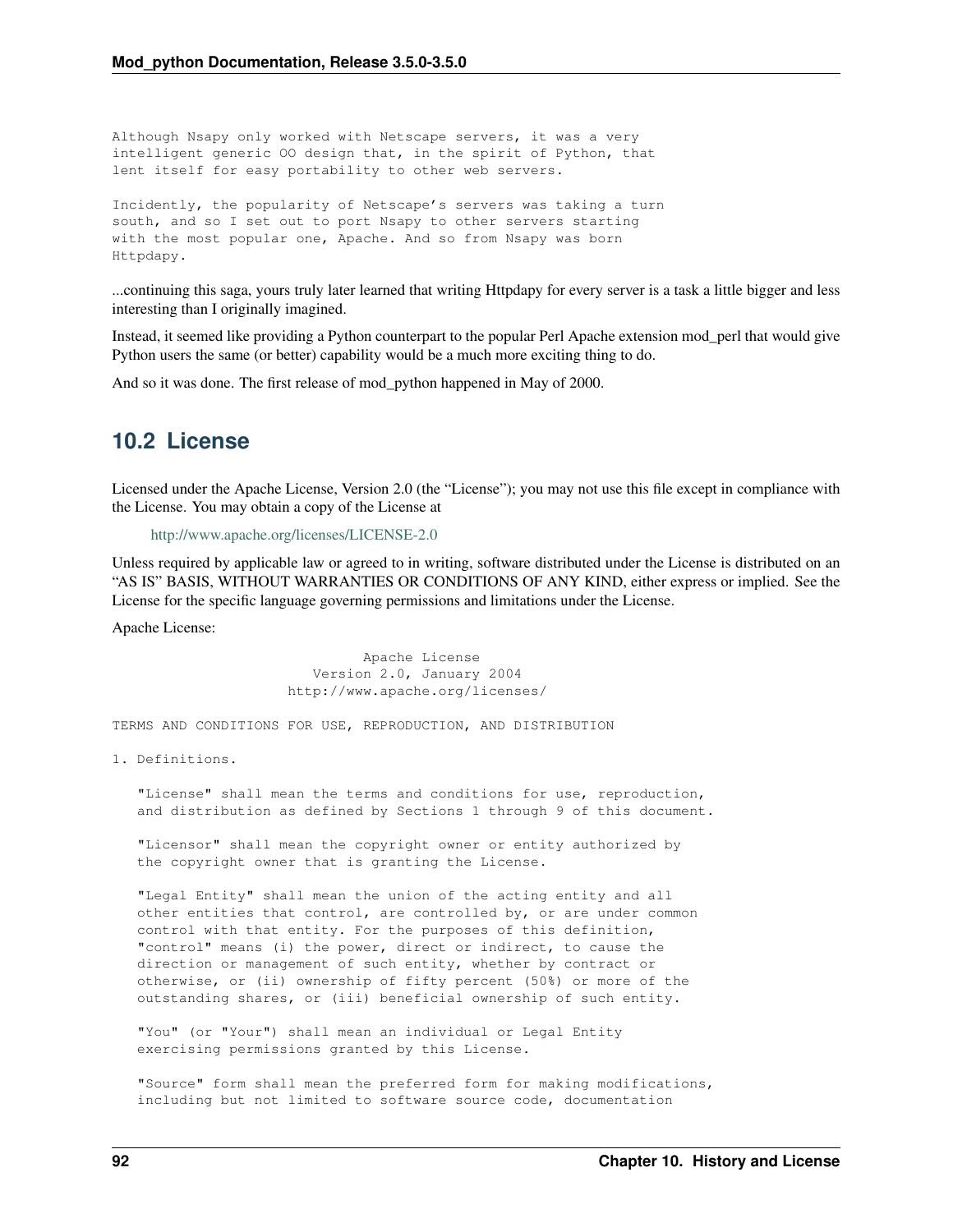```
Although Nsapy only worked with Netscape servers, it was a very
intelligent generic OO design that, in the spirit of Python, that
lent itself for easy portability to other web servers.

Incidently, the popularity of Netscape's servers was taking a turn
south, and so I set out to port Nsapy to other servers starting
with the most popular one, Apache. And so from Nsapy was born
Httpdapy.
```

...continuing this saga, yours truly later learned that writing Httpdapy for every server is a task a little bigger and less interesting than I originally imagined.

Instead, it seemed like providing a Python counterpart to the popular Perl Apache extension mod_perl that would give Python users the same (or better) capability would be a much more exciting thing to do.

And so it was done. The first release of mod_python happened in May of 2000.

## 10.2 License

Licensed under the Apache License, Version 2.0 (the "License"); you may not use this file except in compliance with the License. You may obtain a copy of the License at

> http://www.apache.org/licenses/LICENSE-2.0

Unless required by applicable law or agreed to in writing, software distributed under the License is distributed on an "AS IS" BASIS, WITHOUT WARRANTIES OR CONDITIONS OF ANY KIND, either express or implied. See the License for the specific language governing permissions and limitations under the License.

Apache License:

```
                              Apache License
                        Version 2.0, January 2004
                     http://www.apache.org/licenses/

TERMS AND CONDITIONS FOR USE, REPRODUCTION, AND DISTRIBUTION

1. Definitions.

   "License" shall mean the terms and conditions for use, reproduction,
   and distribution as defined by Sections 1 through 9 of this document.

   "Licensor" shall mean the copyright owner or entity authorized by
   the copyright owner that is granting the License.

   "Legal Entity" shall mean the union of the acting entity and all
   other entities that control, are controlled by, or are under common
   control with that entity. For the purposes of this definition,
   "control" means (i) the power, direct or indirect, to cause the
   direction or management of such entity, whether by contract or
   otherwise, or (ii) ownership of fifty percent (50%) or more of the
   outstanding shares, or (iii) beneficial ownership of such entity.

   "You" (or "Your") shall mean an individual or Legal Entity
   exercising permissions granted by this License.

   "Source" form shall mean the preferred form for making modifications,
   including but not limited to software source code, documentation
```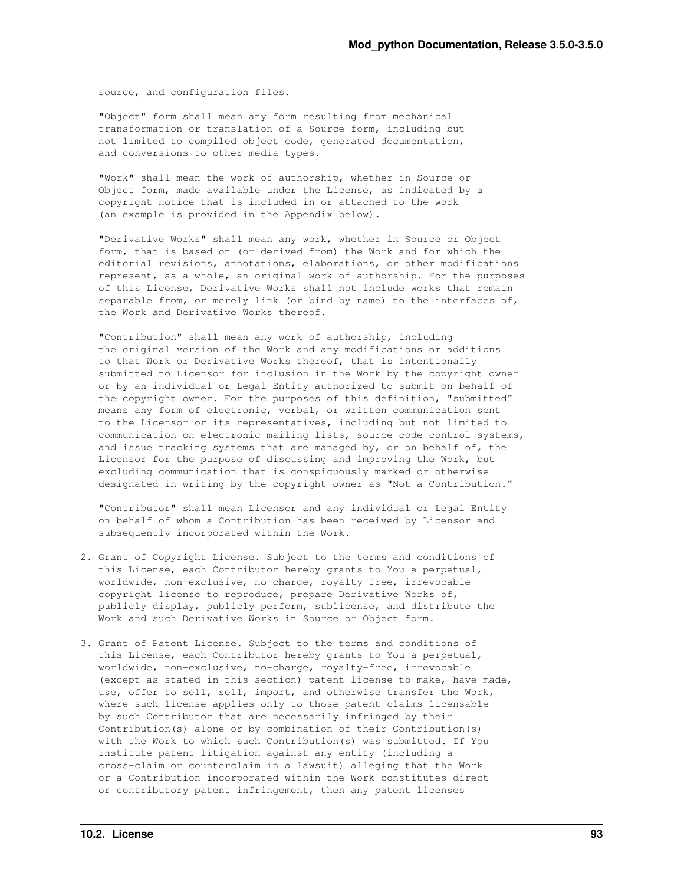source, and configuration files.

"Object" form shall mean any form resulting from mechanical transformation or translation of a Source form, including but not limited to compiled object code, generated documentation, and conversions to other media types.

"Work" shall mean the work of authorship, whether in Source or Object form, made available under the License, as indicated by a copyright notice that is included in or attached to the work (an example is provided in the Appendix below).

"Derivative Works" shall mean any work, whether in Source or Object form, that is based on (or derived from) the Work and for which the editorial revisions, annotations, elaborations, or other modifications represent, as a whole, an original work of authorship. For the purposes of this License, Derivative Works shall not include works that remain separable from, or merely link (or bind by name) to the interfaces of, the Work and Derivative Works thereof.

"Contribution" shall mean any work of authorship, including the original version of the Work and any modifications or additions to that Work or Derivative Works thereof, that is intentionally submitted to Licensor for inclusion in the Work by the copyright owner or by an individual or Legal Entity authorized to submit on behalf of the copyright owner. For the purposes of this definition, "submitted" means any form of electronic, verbal, or written communication sent to the Licensor or its representatives, including but not limited to communication on electronic mailing lists, source code control systems, and issue tracking systems that are managed by, or on behalf of, the Licensor for the purpose of discussing and improving the Work, but excluding communication that is conspicuously marked or otherwise designated in writing by the copyright owner as "Not a Contribution."

"Contributor" shall mean Licensor and any individual or Legal Entity on behalf of whom a Contribution has been received by Licensor and subsequently incorporated within the Work.

2. Grant of Copyright License. Subject to the terms and conditions of this License, each Contributor hereby grants to You a perpetual, worldwide, non-exclusive, no-charge, royalty-free, irrevocable copyright license to reproduce, prepare Derivative Works of, publicly display, publicly perform, sublicense, and distribute the Work and such Derivative Works in Source or Object form.

3. Grant of Patent License. Subject to the terms and conditions of this License, each Contributor hereby grants to You a perpetual, worldwide, non-exclusive, no-charge, royalty-free, irrevocable (except as stated in this section) patent license to make, have made, use, offer to sell, sell, import, and otherwise transfer the Work, where such license applies only to those patent claims licensable by such Contributor that are necessarily infringed by their Contribution(s) alone or by combination of their Contribution(s) with the Work to which such Contribution(s) was submitted. If You institute patent litigation against any entity (including a cross-claim or counterclaim in a lawsuit) alleging that the Work or a Contribution incorporated within the Work constitutes direct or contributory patent infringement, then any patent licenses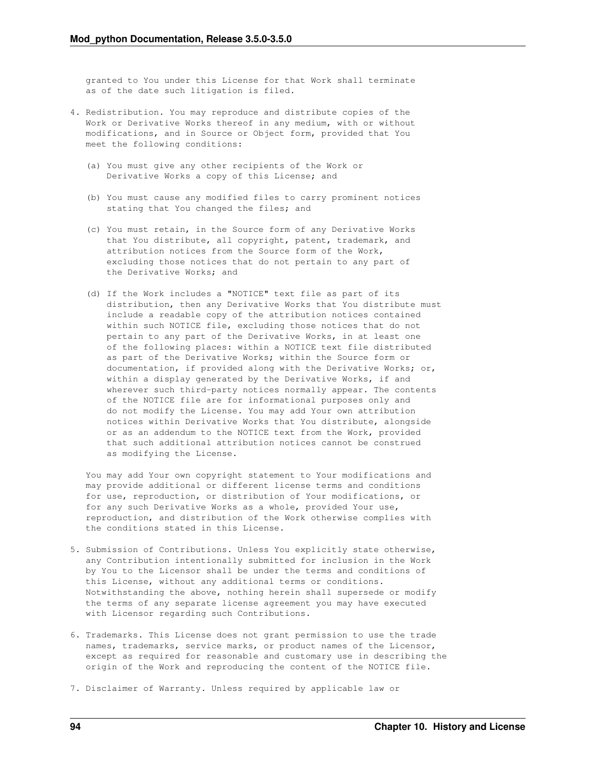```
   granted to You under this License for that Work shall terminate
   as of the date such litigation is filed.

4. Redistribution. You may reproduce and distribute copies of the
   Work or Derivative Works thereof in any medium, with or without
   modifications, and in Source or Object form, provided that You
   meet the following conditions:

   (a) You must give any other recipients of the Work or
       Derivative Works a copy of this License; and

   (b) You must cause any modified files to carry prominent notices
       stating that You changed the files; and

   (c) You must retain, in the Source form of any Derivative Works
       that You distribute, all copyright, patent, trademark, and
       attribution notices from the Source form of the Work,
       excluding those notices that do not pertain to any part of
       the Derivative Works; and

   (d) If the Work includes a "NOTICE" text file as part of its
       distribution, then any Derivative Works that You distribute must
       include a readable copy of the attribution notices contained
       within such NOTICE file, excluding those notices that do not
       pertain to any part of the Derivative Works, in at least one
       of the following places: within a NOTICE text file distributed
       as part of the Derivative Works; within the Source form or
       documentation, if provided along with the Derivative Works; or,
       within a display generated by the Derivative Works, if and
       wherever such third-party notices normally appear. The contents
       of the NOTICE file are for informational purposes only and
       do not modify the License. You may add Your own attribution
       notices within Derivative Works that You distribute, alongside
       or as an addendum to the NOTICE text from the Work, provided
       that such additional attribution notices cannot be construed
       as modifying the License.

   You may add Your own copyright statement to Your modifications and
   may provide additional or different license terms and conditions
   for use, reproduction, or distribution of Your modifications, or
   for any such Derivative Works as a whole, provided Your use,
   reproduction, and distribution of the Work otherwise complies with
   the conditions stated in this License.

5. Submission of Contributions. Unless You explicitly state otherwise,
   any Contribution intentionally submitted for inclusion in the Work
   by You to the Licensor shall be under the terms and conditions of
   this License, without any additional terms or conditions.
   Notwithstanding the above, nothing herein shall supersede or modify
   the terms of any separate license agreement you may have executed
   with Licensor regarding such Contributions.

6. Trademarks. This License does not grant permission to use the trade
   names, trademarks, service marks, or product names of the Licensor,
   except as required for reasonable and customary use in describing the
   origin of the Work and reproducing the content of the NOTICE file.

7. Disclaimer of Warranty. Unless required by applicable law or
```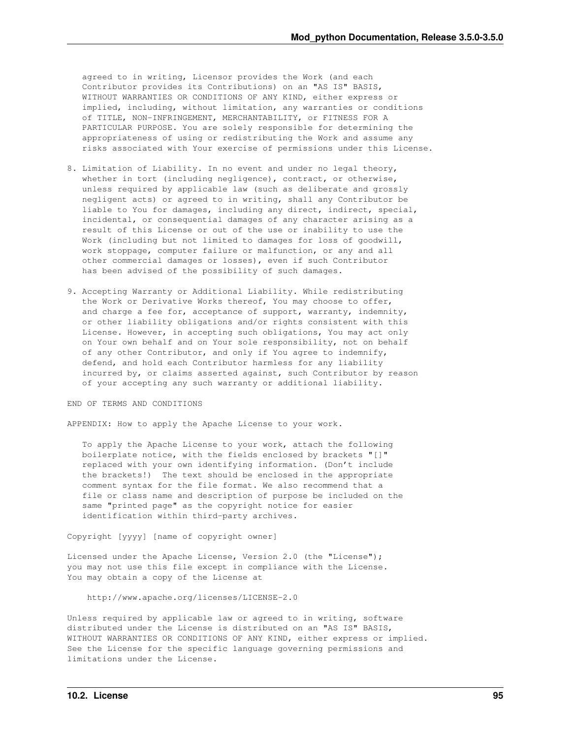```
   agreed to in writing, Licensor provides the Work (and each
   Contributor provides its Contributions) on an "AS IS" BASIS,
   WITHOUT WARRANTIES OR CONDITIONS OF ANY KIND, either express or
   implied, including, without limitation, any warranties or conditions
   of TITLE, NON-INFRINGEMENT, MERCHANTABILITY, or FITNESS FOR A
   PARTICULAR PURPOSE. You are solely responsible for determining the
   appropriateness of using or redistributing the Work and assume any
   risks associated with Your exercise of permissions under this License.

8. Limitation of Liability. In no event and under no legal theory,
   whether in tort (including negligence), contract, or otherwise,
   unless required by applicable law (such as deliberate and grossly
   negligent acts) or agreed to in writing, shall any Contributor be
   liable to You for damages, including any direct, indirect, special,
   incidental, or consequential damages of any character arising as a
   result of this License or out of the use or inability to use the
   Work (including but not limited to damages for loss of goodwill,
   work stoppage, computer failure or malfunction, or any and all
   other commercial damages or losses), even if such Contributor
   has been advised of the possibility of such damages.

9. Accepting Warranty or Additional Liability. While redistributing
   the Work or Derivative Works thereof, You may choose to offer,
   and charge a fee for, acceptance of support, warranty, indemnity,
   or other liability obligations and/or rights consistent with this
   License. However, in accepting such obligations, You may act only
   on Your own behalf and on Your sole responsibility, not on behalf
   of any other Contributor, and only if You agree to indemnify,
   defend, and hold each Contributor harmless for any liability
   incurred by, or claims asserted against, such Contributor by reason
   of your accepting any such warranty or additional liability.

END OF TERMS AND CONDITIONS

APPENDIX: How to apply the Apache License to your work.

   To apply the Apache License to your work, attach the following
   boilerplate notice, with the fields enclosed by brackets "[]"
   replaced with your own identifying information. (Don't include
   the brackets!)  The text should be enclosed in the appropriate
   comment syntax for the file format. We also recommend that a
   file or class name and description of purpose be included on the
   same "printed page" as the copyright notice for easier
   identification within third-party archives.

Copyright [yyyy] [name of copyright owner]

Licensed under the Apache License, Version 2.0 (the "License");
you may not use this file except in compliance with the License.
You may obtain a copy of the License at

    http://www.apache.org/licenses/LICENSE-2.0

Unless required by applicable law or agreed to in writing, software
distributed under the License is distributed on an "AS IS" BASIS,
WITHOUT WARRANTIES OR CONDITIONS OF ANY KIND, either express or implied.
See the License for the specific language governing permissions and
limitations under the License.
```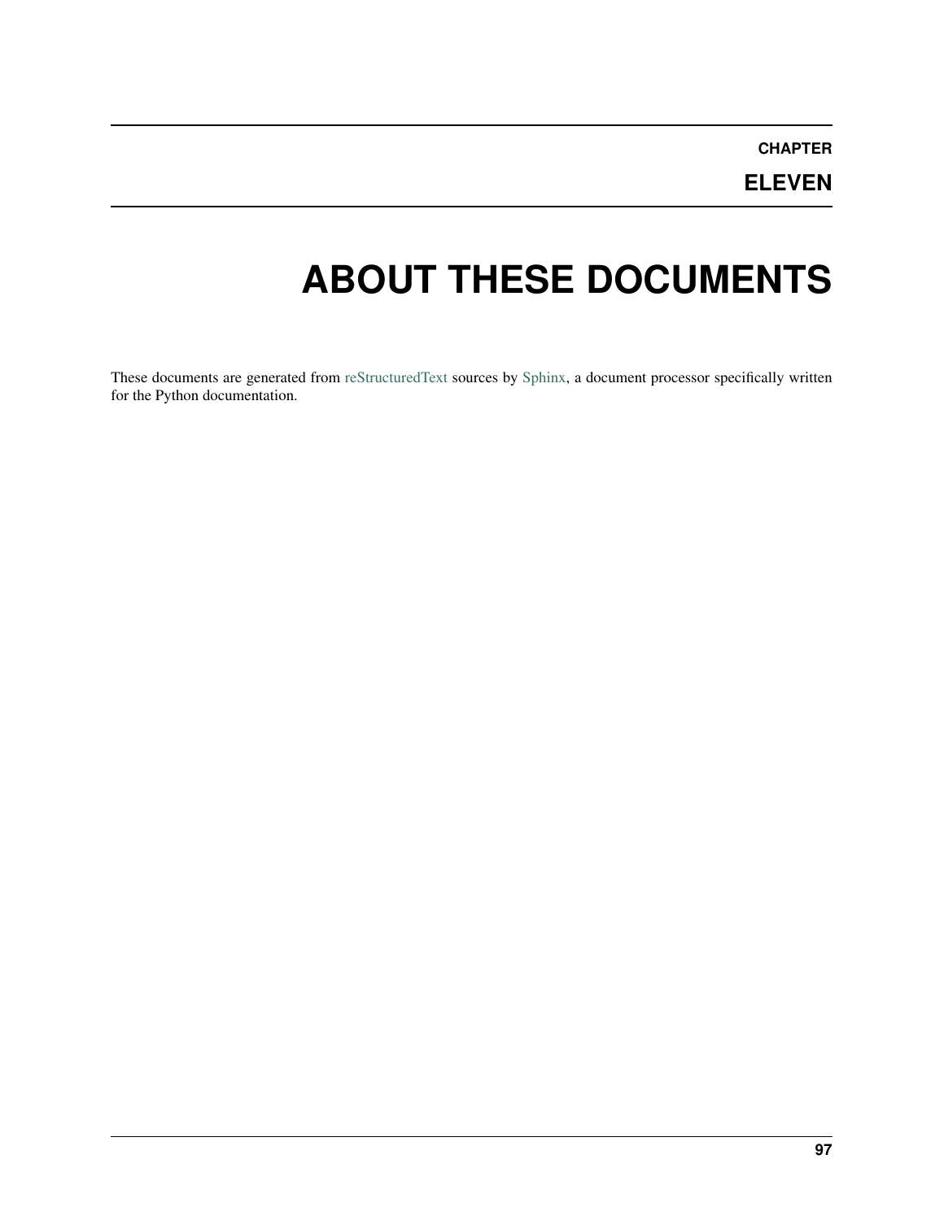# CHAPTER ELEVEN

# ABOUT THESE DOCUMENTS

These documents are generated from reStructuredText sources by Sphinx, a document processor specifically written for the Python documentation.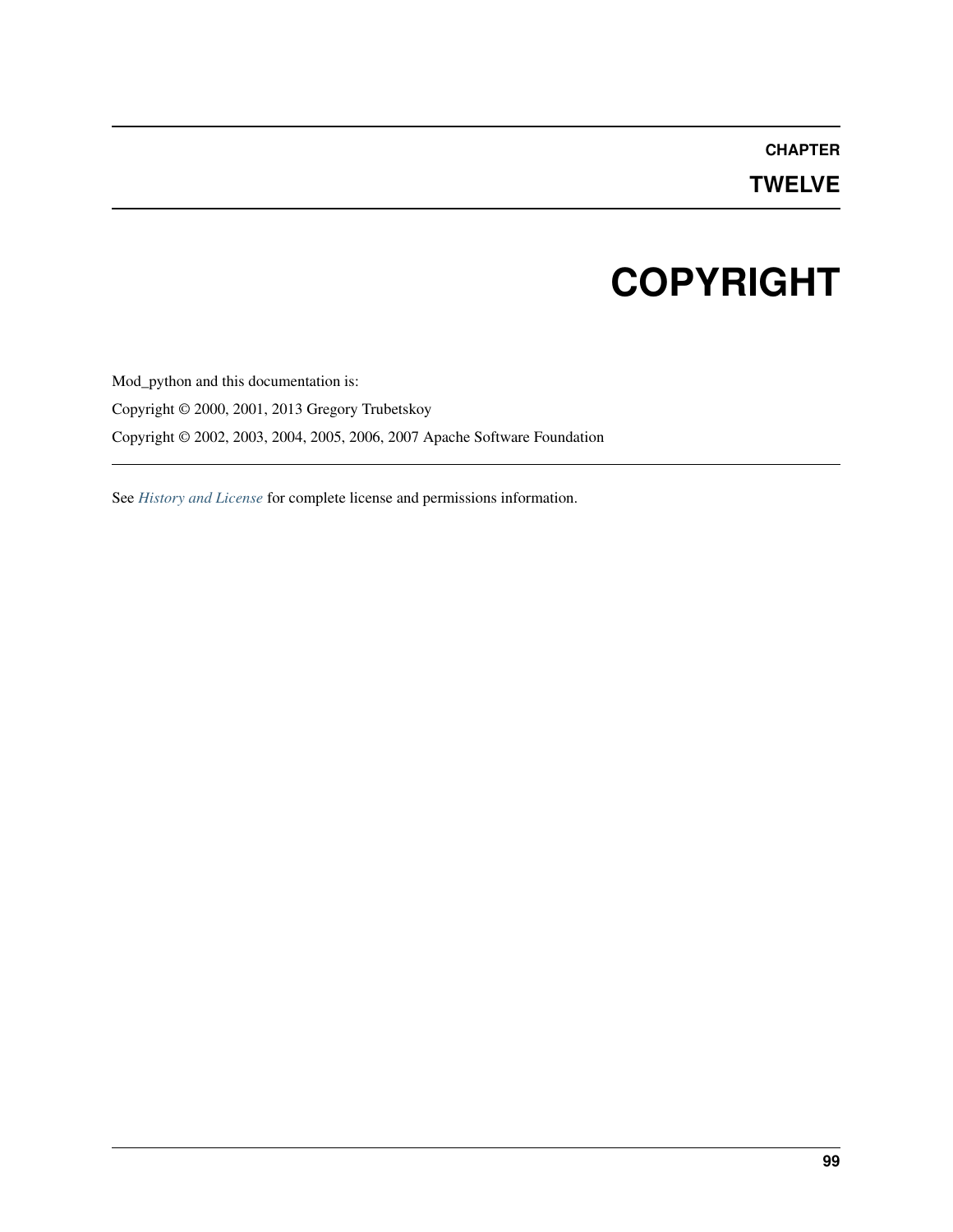# CHAPTER TWELVE

# COPYRIGHT

Mod_python and this documentation is:

Copyright © 2000, 2001, 2013 Gregory Trubetskoy

Copyright © 2002, 2003, 2004, 2005, 2006, 2007 Apache Software Foundation

---

See *History and License* for complete license and permissions information.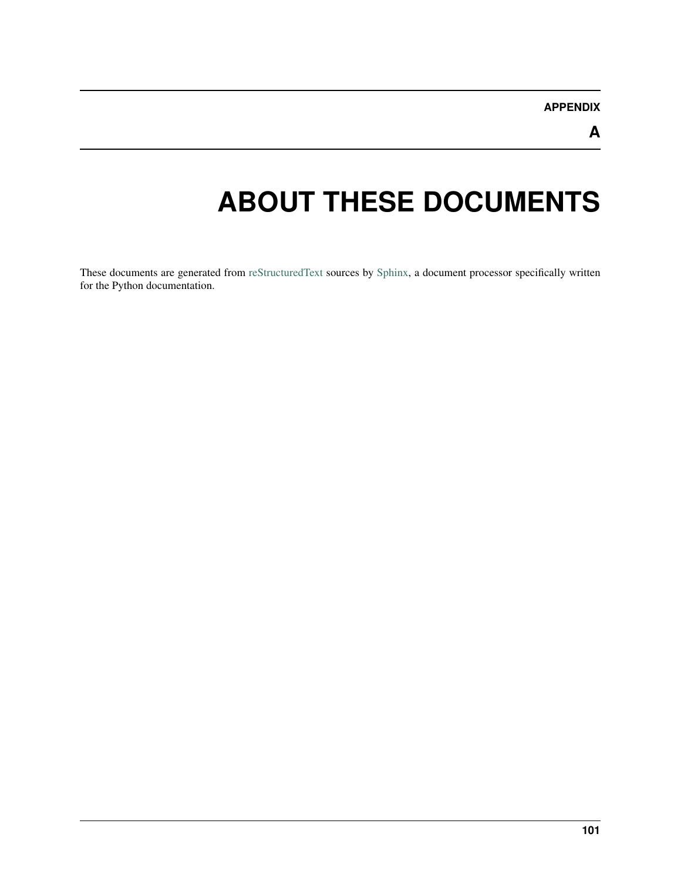# APPENDIX A

# ABOUT THESE DOCUMENTS

These documents are generated from reStructuredText sources by Sphinx, a document processor specifically written for the Python documentation.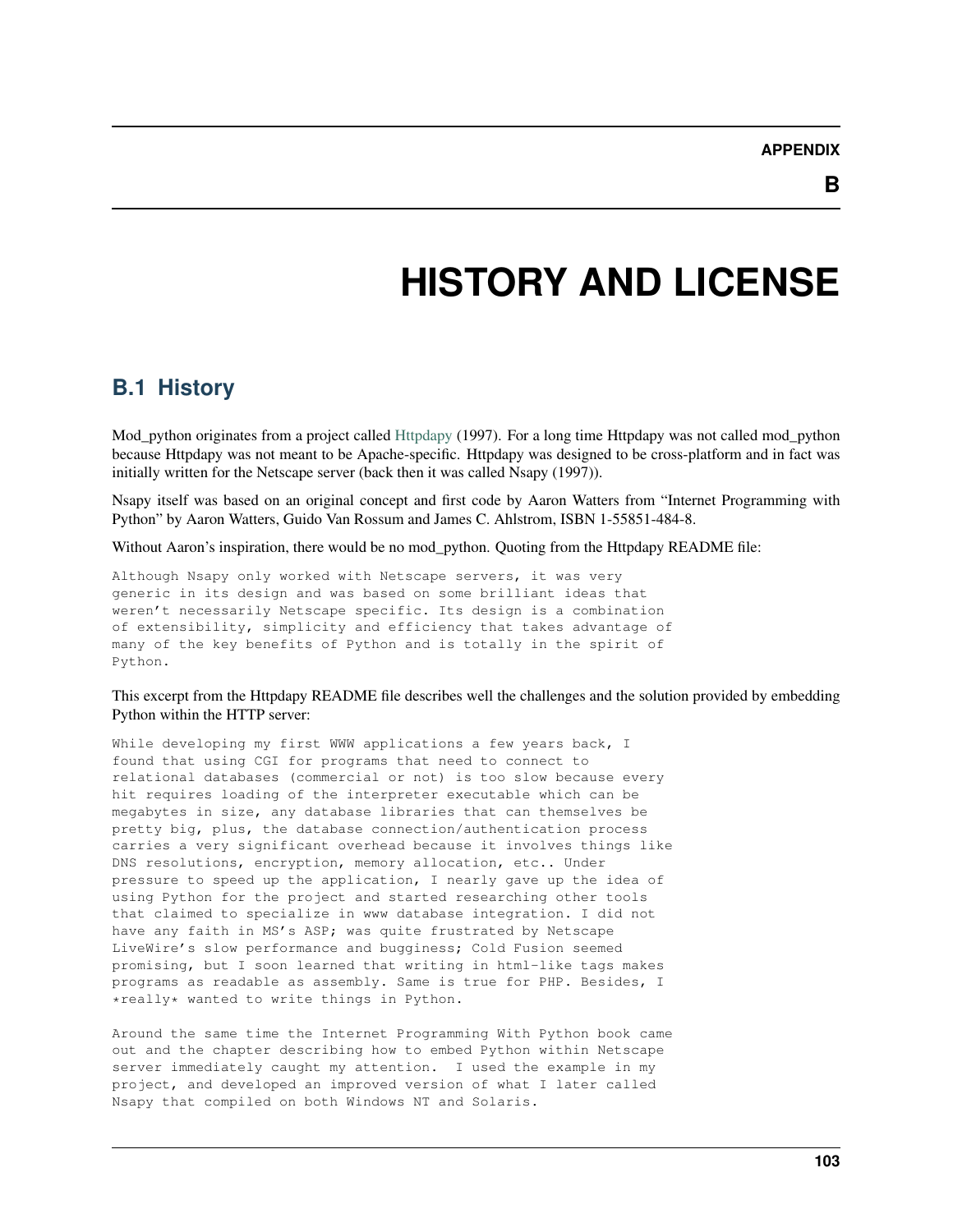# APPENDIX B

# HISTORY AND LICENSE

## B.1 History

Mod_python originates from a project called Httpdapy (1997). For a long time Httpdapy was not called mod_python because Httpdapy was not meant to be Apache-specific. Httpdapy was designed to be cross-platform and in fact was initially written for the Netscape server (back then it was called Nsapy (1997)).

Nsapy itself was based on an original concept and first code by Aaron Watters from "Internet Programming with Python" by Aaron Watters, Guido Van Rossum and James C. Ahlstrom, ISBN 1-55851-484-8.

Without Aaron's inspiration, there would be no mod_python. Quoting from the Httpdapy README file:

```
Although Nsapy only worked with Netscape servers, it was very
generic in its design and was based on some brilliant ideas that
weren't necessarily Netscape specific. Its design is a combination
of extensibility, simplicity and efficiency that takes advantage of
many of the key benefits of Python and is totally in the spirit of
Python.
```

This excerpt from the Httpdapy README file describes well the challenges and the solution provided by embedding Python within the HTTP server:

```
While developing my first WWW applications a few years back, I
found that using CGI for programs that need to connect to
relational databases (commercial or not) is too slow because every
hit requires loading of the interpreter executable which can be
megabytes in size, any database libraries that can themselves be
pretty big, plus, the database connection/authentication process
carries a very significant overhead because it involves things like
DNS resolutions, encryption, memory allocation, etc.. Under
pressure to speed up the application, I nearly gave up the idea of
using Python for the project and started researching other tools
that claimed to specialize in www database integration. I did not
have any faith in MS's ASP; was quite frustrated by Netscape
LiveWire's slow performance and bugginess; Cold Fusion seemed
promising, but I soon learned that writing in html-like tags makes
programs as readable as assembly. Same is true for PHP. Besides, I
*really* wanted to write things in Python.

Around the same time the Internet Programming With Python book came
out and the chapter describing how to embed Python within Netscape
server immediately caught my attention.  I used the example in my
project, and developed an improved version of what I later called
Nsapy that compiled on both Windows NT and Solaris.
```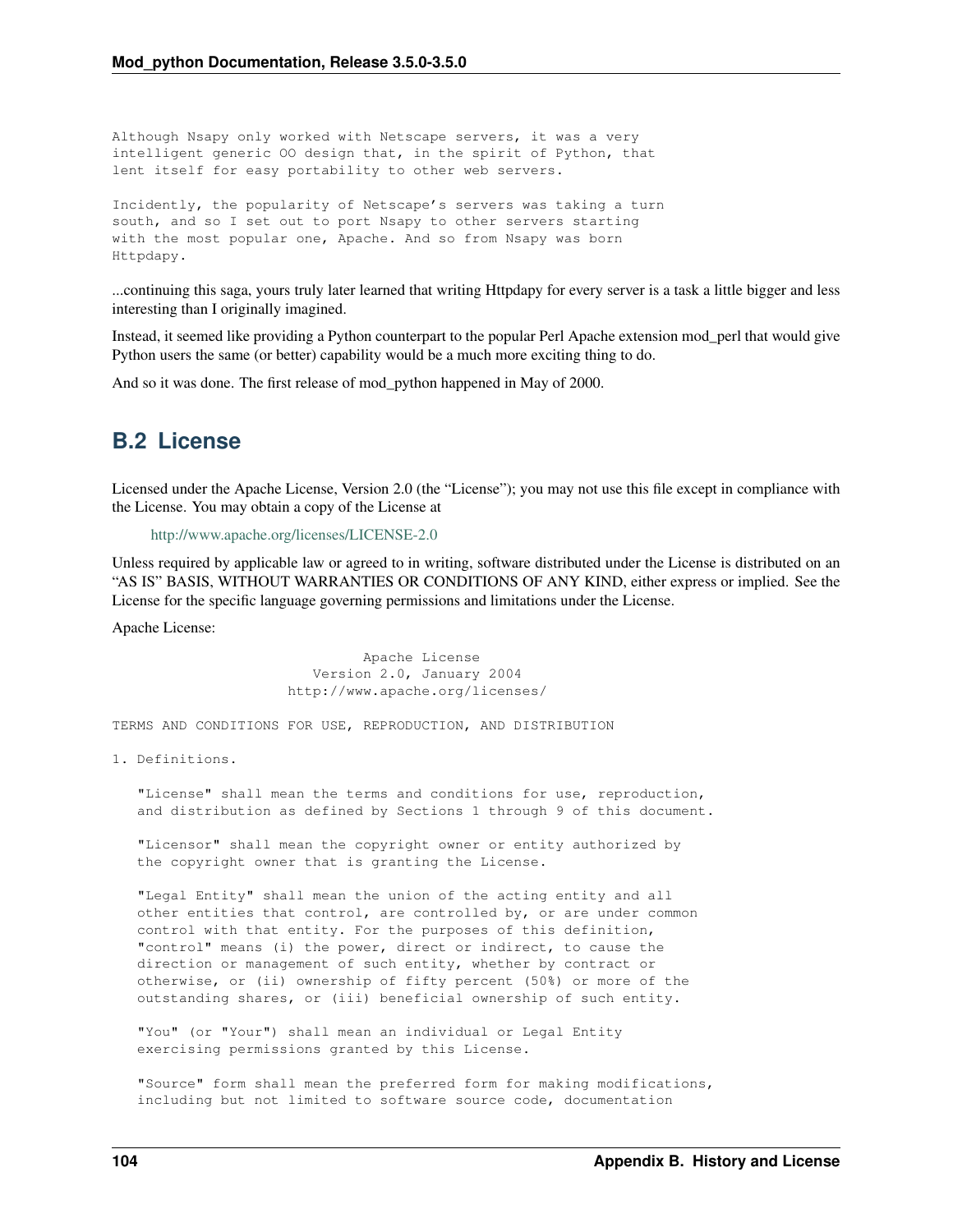```
Although Nsapy only worked with Netscape servers, it was a very
intelligent generic OO design that, in the spirit of Python, that
lent itself for easy portability to other web servers.

Incidently, the popularity of Netscape's servers was taking a turn
south, and so I set out to port Nsapy to other servers starting
with the most popular one, Apache. And so from Nsapy was born
Httpdapy.
```

...continuing this saga, yours truly later learned that writing Httpdapy for every server is a task a little bigger and less interesting than I originally imagined.

Instead, it seemed like providing a Python counterpart to the popular Perl Apache extension mod_perl that would give Python users the same (or better) capability would be a much more exciting thing to do.

And so it was done. The first release of mod_python happened in May of 2000.

## B.2 License

Licensed under the Apache License, Version 2.0 (the "License"); you may not use this file except in compliance with the License. You may obtain a copy of the License at

> http://www.apache.org/licenses/LICENSE-2.0

Unless required by applicable law or agreed to in writing, software distributed under the License is distributed on an "AS IS" BASIS, WITHOUT WARRANTIES OR CONDITIONS OF ANY KIND, either express or implied. See the License for the specific language governing permissions and limitations under the License.

Apache License:

```
                                 Apache License
                           Version 2.0, January 2004
                        http://www.apache.org/licenses/

   TERMS AND CONDITIONS FOR USE, REPRODUCTION, AND DISTRIBUTION

   1. Definitions.

      "License" shall mean the terms and conditions for use, reproduction,
      and distribution as defined by Sections 1 through 9 of this document.

      "Licensor" shall mean the copyright owner or entity authorized by
      the copyright owner that is granting the License.

      "Legal Entity" shall mean the union of the acting entity and all
      other entities that control, are controlled by, or are under common
      control with that entity. For the purposes of this definition,
      "control" means (i) the power, direct or indirect, to cause the
      direction or management of such entity, whether by contract or
      otherwise, or (ii) ownership of fifty percent (50%) or more of the
      outstanding shares, or (iii) beneficial ownership of such entity.

      "You" (or "Your") shall mean an individual or Legal Entity
      exercising permissions granted by this License.

      "Source" form shall mean the preferred form for making modifications,
      including but not limited to software source code, documentation
```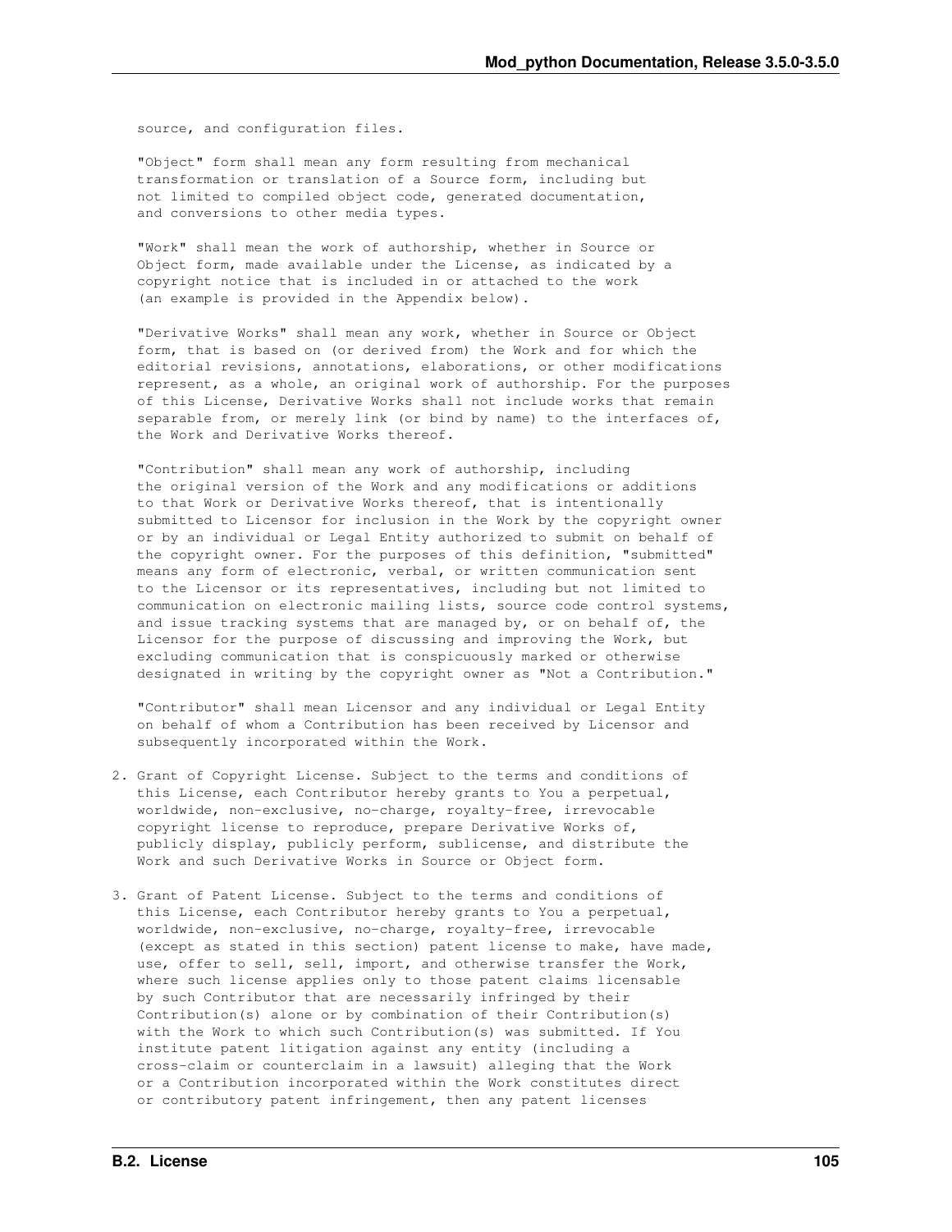```
   source, and configuration files.

   "Object" form shall mean any form resulting from mechanical
   transformation or translation of a Source form, including but
   not limited to compiled object code, generated documentation,
   and conversions to other media types.

   "Work" shall mean the work of authorship, whether in Source or
   Object form, made available under the License, as indicated by a
   copyright notice that is included in or attached to the work
   (an example is provided in the Appendix below).

   "Derivative Works" shall mean any work, whether in Source or Object
   form, that is based on (or derived from) the Work and for which the
   editorial revisions, annotations, elaborations, or other modifications
   represent, as a whole, an original work of authorship. For the purposes
   of this License, Derivative Works shall not include works that remain
   separable from, or merely link (or bind by name) to the interfaces of,
   the Work and Derivative Works thereof.

   "Contribution" shall mean any work of authorship, including
   the original version of the Work and any modifications or additions
   to that Work or Derivative Works thereof, that is intentionally
   submitted to Licensor for inclusion in the Work by the copyright owner
   or by an individual or Legal Entity authorized to submit on behalf of
   the copyright owner. For the purposes of this definition, "submitted"
   means any form of electronic, verbal, or written communication sent
   to the Licensor or its representatives, including but not limited to
   communication on electronic mailing lists, source code control systems,
   and issue tracking systems that are managed by, or on behalf of, the
   Licensor for the purpose of discussing and improving the Work, but
   excluding communication that is conspicuously marked or otherwise
   designated in writing by the copyright owner as "Not a Contribution."

   "Contributor" shall mean Licensor and any individual or Legal Entity
   on behalf of whom a Contribution has been received by Licensor and
   subsequently incorporated within the Work.

2. Grant of Copyright License. Subject to the terms and conditions of
   this License, each Contributor hereby grants to You a perpetual,
   worldwide, non-exclusive, no-charge, royalty-free, irrevocable
   copyright license to reproduce, prepare Derivative Works of,
   publicly display, publicly perform, sublicense, and distribute the
   Work and such Derivative Works in Source or Object form.

3. Grant of Patent License. Subject to the terms and conditions of
   this License, each Contributor hereby grants to You a perpetual,
   worldwide, non-exclusive, no-charge, royalty-free, irrevocable
   (except as stated in this section) patent license to make, have made,
   use, offer to sell, sell, import, and otherwise transfer the Work,
   where such license applies only to those patent claims licensable
   by such Contributor that are necessarily infringed by their
   Contribution(s) alone or by combination of their Contribution(s)
   with the Work to which such Contribution(s) was submitted. If You
   institute patent litigation against any entity (including a
   cross-claim or counterclaim in a lawsuit) alleging that the Work
   or a Contribution incorporated within the Work constitutes direct
   or contributory patent infringement, then any patent licenses
```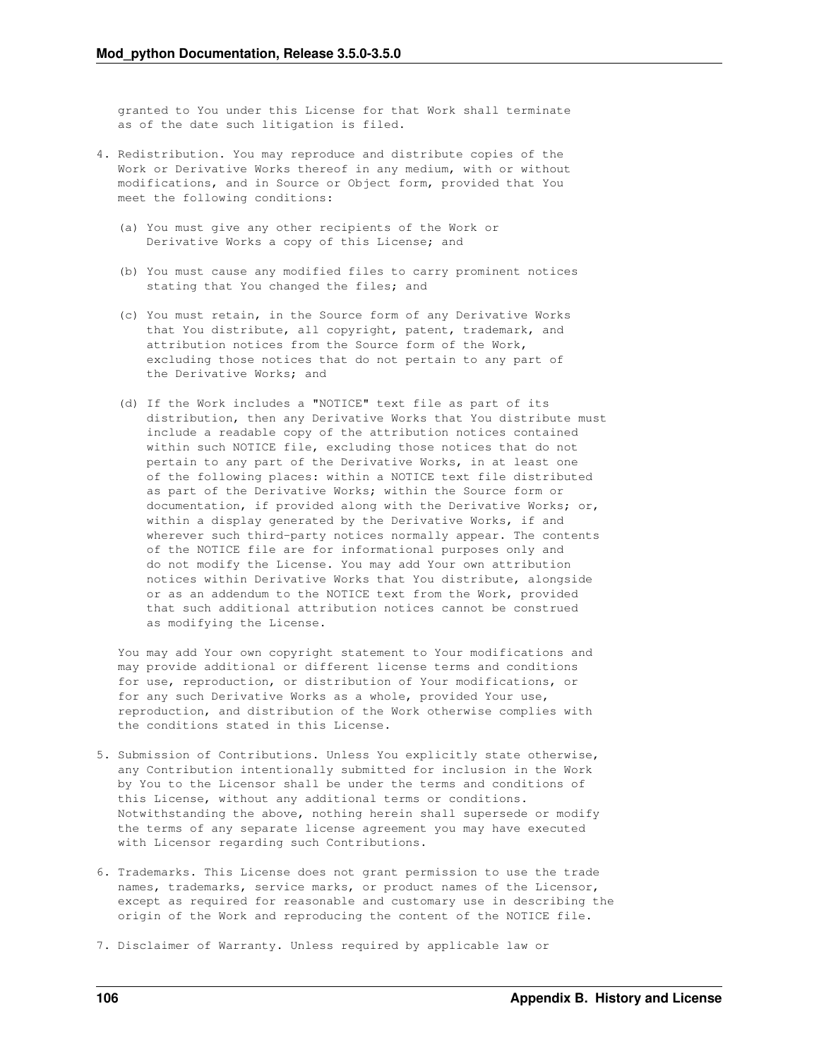```
   granted to You under this License for that Work shall terminate
   as of the date such litigation is filed.

4. Redistribution. You may reproduce and distribute copies of the
   Work or Derivative Works thereof in any medium, with or without
   modifications, and in Source or Object form, provided that You
   meet the following conditions:

   (a) You must give any other recipients of the Work or
       Derivative Works a copy of this License; and

   (b) You must cause any modified files to carry prominent notices
       stating that You changed the files; and

   (c) You must retain, in the Source form of any Derivative Works
       that You distribute, all copyright, patent, trademark, and
       attribution notices from the Source form of the Work,
       excluding those notices that do not pertain to any part of
       the Derivative Works; and

   (d) If the Work includes a "NOTICE" text file as part of its
       distribution, then any Derivative Works that You distribute must
       include a readable copy of the attribution notices contained
       within such NOTICE file, excluding those notices that do not
       pertain to any part of the Derivative Works, in at least one
       of the following places: within a NOTICE text file distributed
       as part of the Derivative Works; within the Source form or
       documentation, if provided along with the Derivative Works; or,
       within a display generated by the Derivative Works, if and
       wherever such third-party notices normally appear. The contents
       of the NOTICE file are for informational purposes only and
       do not modify the License. You may add Your own attribution
       notices within Derivative Works that You distribute, alongside
       or as an addendum to the NOTICE text from the Work, provided
       that such additional attribution notices cannot be construed
       as modifying the License.

   You may add Your own copyright statement to Your modifications and
   may provide additional or different license terms and conditions
   for use, reproduction, or distribution of Your modifications, or
   for any such Derivative Works as a whole, provided Your use,
   reproduction, and distribution of the Work otherwise complies with
   the conditions stated in this License.

5. Submission of Contributions. Unless You explicitly state otherwise,
   any Contribution intentionally submitted for inclusion in the Work
   by You to the Licensor shall be under the terms and conditions of
   this License, without any additional terms or conditions.
   Notwithstanding the above, nothing herein shall supersede or modify
   the terms of any separate license agreement you may have executed
   with Licensor regarding such Contributions.

6. Trademarks. This License does not grant permission to use the trade
   names, trademarks, service marks, or product names of the Licensor,
   except as required for reasonable and customary use in describing the
   origin of the Work and reproducing the content of the NOTICE file.

7. Disclaimer of Warranty. Unless required by applicable law or
```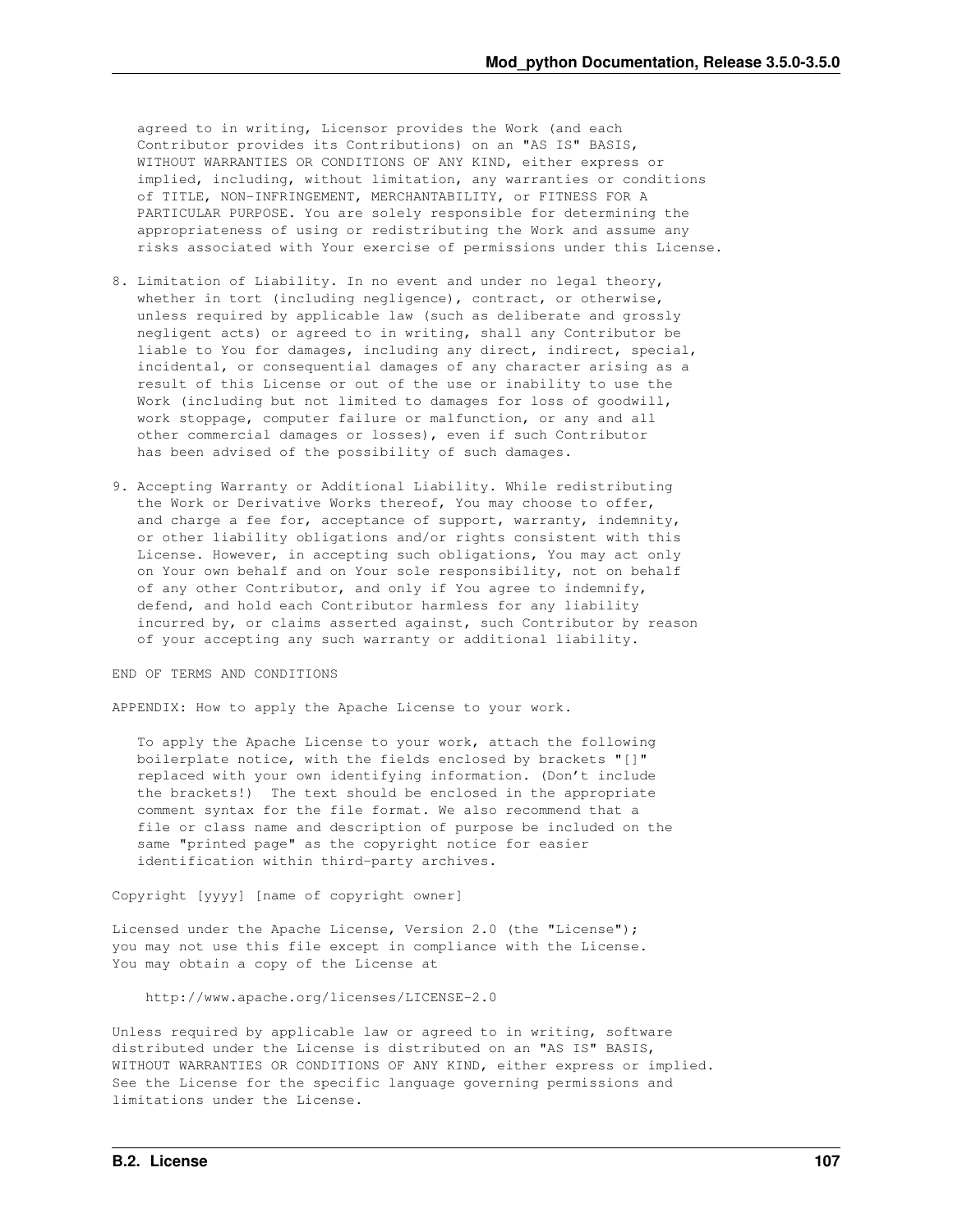```
   agreed to in writing, Licensor provides the Work (and each
   Contributor provides its Contributions) on an "AS IS" BASIS,
   WITHOUT WARRANTIES OR CONDITIONS OF ANY KIND, either express or
   implied, including, without limitation, any warranties or conditions
   of TITLE, NON-INFRINGEMENT, MERCHANTABILITY, or FITNESS FOR A
   PARTICULAR PURPOSE. You are solely responsible for determining the
   appropriateness of using or redistributing the Work and assume any
   risks associated with Your exercise of permissions under this License.

8. Limitation of Liability. In no event and under no legal theory,
   whether in tort (including negligence), contract, or otherwise,
   unless required by applicable law (such as deliberate and grossly
   negligent acts) or agreed to in writing, shall any Contributor be
   liable to You for damages, including any direct, indirect, special,
   incidental, or consequential damages of any character arising as a
   result of this License or out of the use or inability to use the
   Work (including but not limited to damages for loss of goodwill,
   work stoppage, computer failure or malfunction, or any and all
   other commercial damages or losses), even if such Contributor
   has been advised of the possibility of such damages.

9. Accepting Warranty or Additional Liability. While redistributing
   the Work or Derivative Works thereof, You may choose to offer,
   and charge a fee for, acceptance of support, warranty, indemnity,
   or other liability obligations and/or rights consistent with this
   License. However, in accepting such obligations, You may act only
   on Your own behalf and on Your sole responsibility, not on behalf
   of any other Contributor, and only if You agree to indemnify,
   defend, and hold each Contributor harmless for any liability
   incurred by, or claims asserted against, such Contributor by reason
   of your accepting any such warranty or additional liability.

END OF TERMS AND CONDITIONS

APPENDIX: How to apply the Apache License to your work.

   To apply the Apache License to your work, attach the following
   boilerplate notice, with the fields enclosed by brackets "[]"
   replaced with your own identifying information. (Don't include
   the brackets!)  The text should be enclosed in the appropriate
   comment syntax for the file format. We also recommend that a
   file or class name and description of purpose be included on the
   same "printed page" as the copyright notice for easier
   identification within third-party archives.

Copyright [yyyy] [name of copyright owner]

Licensed under the Apache License, Version 2.0 (the "License");
you may not use this file except in compliance with the License.
You may obtain a copy of the License at

    http://www.apache.org/licenses/LICENSE-2.0

Unless required by applicable law or agreed to in writing, software
distributed under the License is distributed on an "AS IS" BASIS,
WITHOUT WARRANTIES OR CONDITIONS OF ANY KIND, either express or implied.
See the License for the specific language governing permissions and
limitations under the License.
```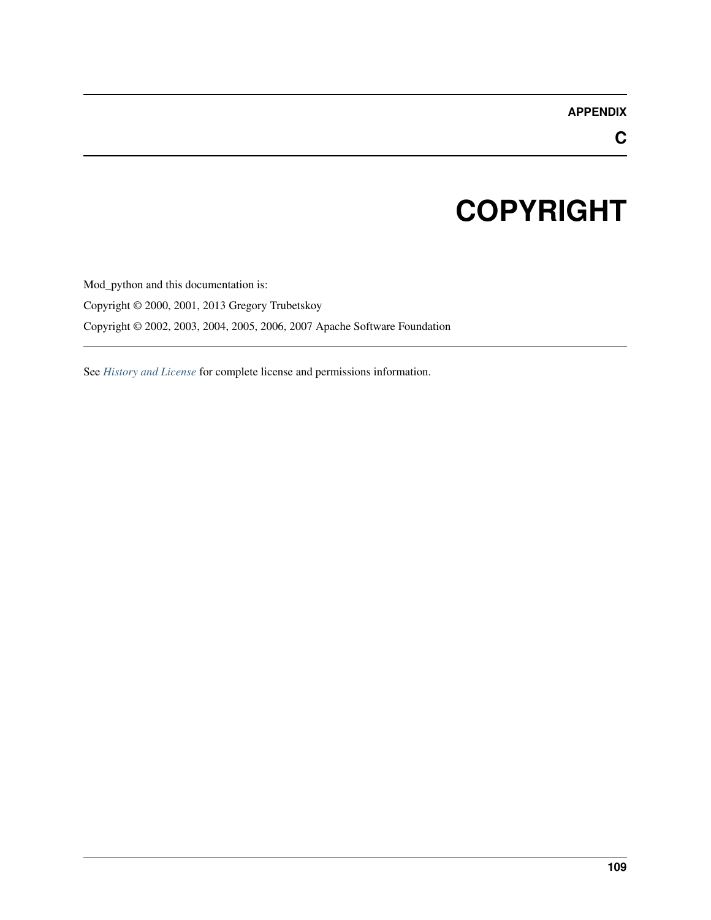# APPENDIX C

# COPYRIGHT

Mod_python and this documentation is:

Copyright © 2000, 2001, 2013 Gregory Trubetskoy

Copyright © 2002, 2003, 2004, 2005, 2006, 2007 Apache Software Foundation

---

See *History and License* for complete license and permissions information.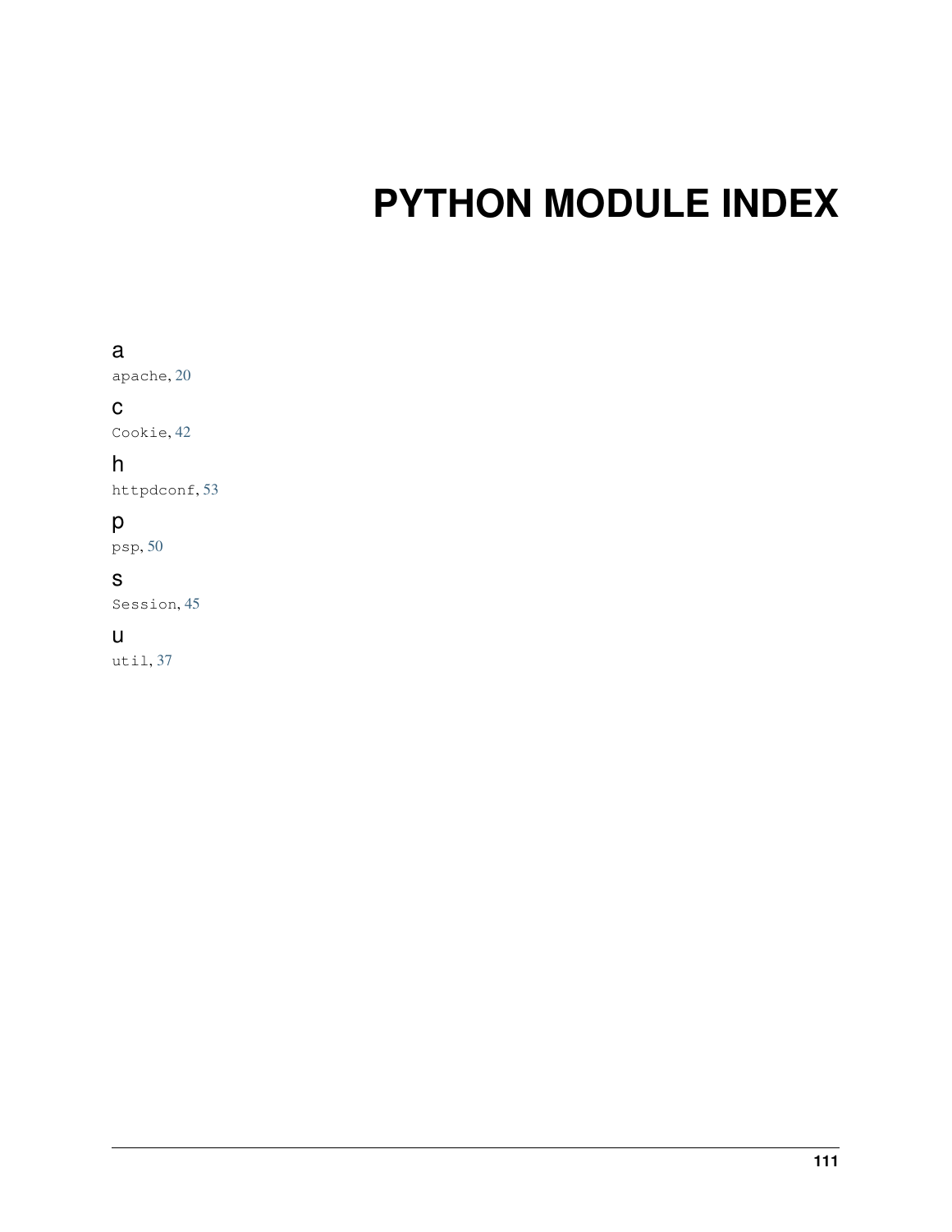# PYTHON MODULE INDEX

### a

apache, 20

### c

Cookie, 42

### h

httpdconf, 53

### p

psp, 50

### s

Session, 45

### u

util, 37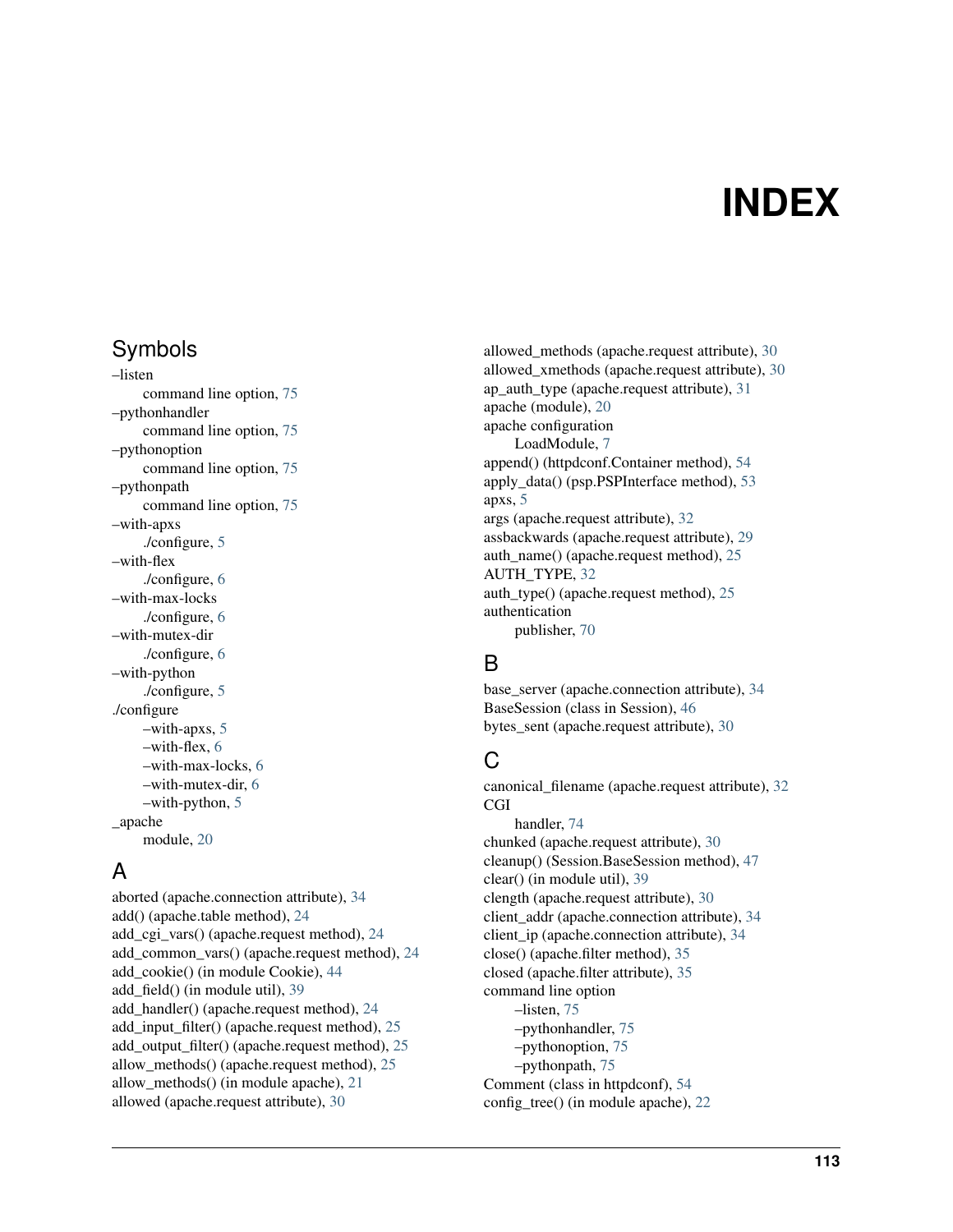# INDEX

## Symbols

–listen
    command line option, 75
–pythonhandler
    command line option, 75
–pythonoption
    command line option, 75
–pythonpath
    command line option, 75
–with-apxs
    ./configure, 5
–with-flex
    ./configure, 6
–with-max-locks
    ./configure, 6
–with-mutex-dir
    ./configure, 6
–with-python
    ./configure, 5
./configure
    –with-apxs, 5
    –with-flex, 6
    –with-max-locks, 6
    –with-mutex-dir, 6
    –with-python, 5
_apache
    module, 20

## A

aborted (apache.connection attribute), 34
add() (apache.table method), 24
add_cgi_vars() (apache.request method), 24
add_common_vars() (apache.request method), 24
add_cookie() (in module Cookie), 44
add_field() (in module util), 39
add_handler() (apache.request method), 24
add_input_filter() (apache.request method), 25
add_output_filter() (apache.request method), 25
allow_methods() (apache.request method), 25
allow_methods() (in module apache), 21
allowed (apache.request attribute), 30
allowed_methods (apache.request attribute), 30
allowed_xmethods (apache.request attribute), 30
ap_auth_type (apache.request attribute), 31
apache (module), 20
apache configuration
    LoadModule, 7
append() (httpdconf.Container method), 54
apply_data() (psp.PSPInterface method), 53
apxs, 5
args (apache.request attribute), 32
assbackwards (apache.request attribute), 29
auth_name() (apache.request method), 25
AUTH_TYPE, 32
auth_type() (apache.request method), 25
authentication
    publisher, 70

## B

base_server (apache.connection attribute), 34
BaseSession (class in Session), 46
bytes_sent (apache.request attribute), 30

## C

canonical_filename (apache.request attribute), 32
CGI
    handler, 74
chunked (apache.request attribute), 30
cleanup() (Session.BaseSession method), 47
clear() (in module util), 39
clength (apache.request attribute), 30
client_addr (apache.connection attribute), 34
client_ip (apache.connection attribute), 34
close() (apache.filter method), 35
closed (apache.filter attribute), 35
command line option
    –listen, 75
    –pythonhandler, 75
    –pythonoption, 75
    –pythonpath, 75
Comment (class in httpdconf), 54
config_tree() (in module apache), 22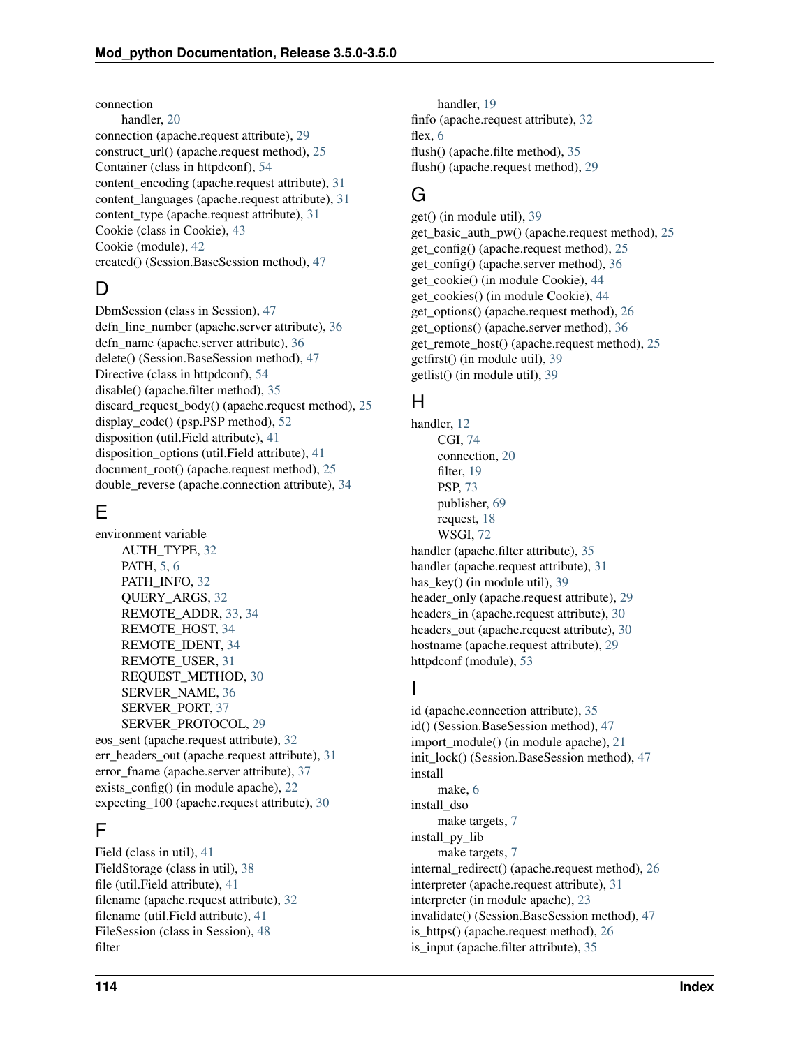connection
    handler, 20
connection (apache.request attribute), 29
construct_url() (apache.request method), 25
Container (class in httpdconf), 54
content_encoding (apache.request attribute), 31
content_languages (apache.request attribute), 31
content_type (apache.request attribute), 31
Cookie (class in Cookie), 43
Cookie (module), 42
created() (Session.BaseSession method), 47

## D

DbmSession (class in Session), 47
defn_line_number (apache.server attribute), 36
defn_name (apache.server attribute), 36
delete() (Session.BaseSession method), 47
Directive (class in httpdconf), 54
disable() (apache.filter method), 35
discard_request_body() (apache.request method), 25
display_code() (psp.PSP method), 52
disposition (util.Field attribute), 41
disposition_options (util.Field attribute), 41
document_root() (apache.request method), 25
double_reverse (apache.connection attribute), 34

## E

environment variable
    AUTH_TYPE, 32
    PATH, 5, 6
    PATH_INFO, 32
    QUERY_ARGS, 32
    REMOTE_ADDR, 33, 34
    REMOTE_HOST, 34
    REMOTE_IDENT, 34
    REMOTE_USER, 31
    REQUEST_METHOD, 30
    SERVER_NAME, 36
    SERVER_PORT, 37
    SERVER_PROTOCOL, 29
eos_sent (apache.request attribute), 32
err_headers_out (apache.request attribute), 31
error_fname (apache.server attribute), 37
exists_config() (in module apache), 22
expecting_100 (apache.request attribute), 30

## F

Field (class in util), 41
FieldStorage (class in util), 38
file (util.Field attribute), 41
filename (apache.request attribute), 32
filename (util.Field attribute), 41
FileSession (class in Session), 48
filter
    handler, 19
finfo (apache.request attribute), 32
flex, 6
flush() (apache.filte method), 35
flush() (apache.request method), 29

## G

get() (in module util), 39
get_basic_auth_pw() (apache.request method), 25
get_config() (apache.request method), 25
get_config() (apache.server method), 36
get_cookie() (in module Cookie), 44
get_cookies() (in module Cookie), 44
get_options() (apache.request method), 26
get_options() (apache.server method), 36
get_remote_host() (apache.request method), 25
getfirst() (in module util), 39
getlist() (in module util), 39

## H

handler, 12
    CGI, 74
    connection, 20
    filter, 19
    PSP, 73
    publisher, 69
    request, 18
    WSGI, 72
handler (apache.filter attribute), 35
handler (apache.request attribute), 31
has_key() (in module util), 39
header_only (apache.request attribute), 29
headers_in (apache.request attribute), 30
headers_out (apache.request attribute), 30
hostname (apache.request attribute), 29
httpdconf (module), 53

## I

id (apache.connection attribute), 35
id() (Session.BaseSession method), 47
import_module() (in module apache), 21
init_lock() (Session.BaseSession method), 47
install
    make, 6
install_dso
    make targets, 7
install_py_lib
    make targets, 7
internal_redirect() (apache.request method), 26
interpreter (apache.request attribute), 31
interpreter (in module apache), 23
invalidate() (Session.BaseSession method), 47
is_https() (apache.request method), 26
is_input (apache.filter attribute), 35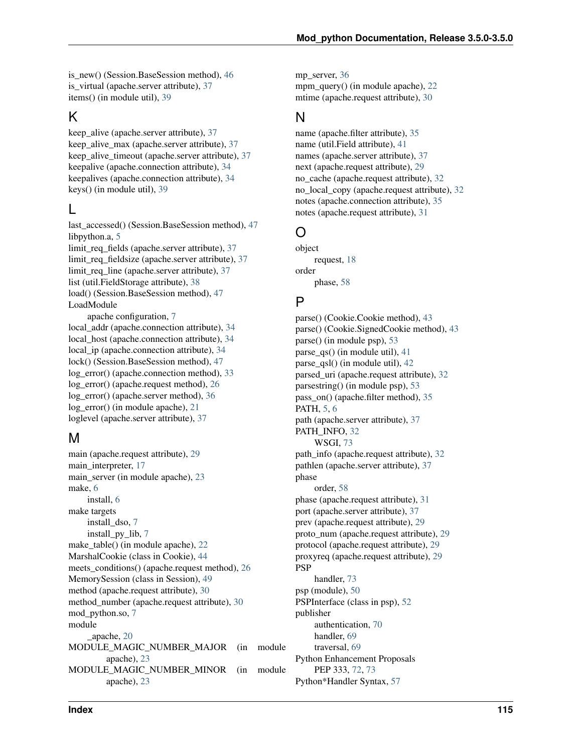is_new() (Session.BaseSession method), 46
is_virtual (apache.server attribute), 37
items() (in module util), 39

## K

keep_alive (apache.server attribute), 37
keep_alive_max (apache.server attribute), 37
keep_alive_timeout (apache.server attribute), 37
keepalive (apache.connection attribute), 34
keepalives (apache.connection attribute), 34
keys() (in module util), 39

## L

last_accessed() (Session.BaseSession method), 47
libpython.a, 5
limit_req_fields (apache.server attribute), 37
limit_req_fieldsize (apache.server attribute), 37
limit_req_line (apache.server attribute), 37
list (util.FieldStorage attribute), 38
load() (Session.BaseSession method), 47
LoadModule
    apache configuration, 7
local_addr (apache.connection attribute), 34
local_host (apache.connection attribute), 34
local_ip (apache.connection attribute), 34
lock() (Session.BaseSession method), 47
log_error() (apache.connection method), 33
log_error() (apache.request method), 26
log_error() (apache.server method), 36
log_error() (in module apache), 21
loglevel (apache.server attribute), 37

## M

main (apache.request attribute), 29
main_interpreter, 17
main_server (in module apache), 23
make, 6
    install, 6
make targets
    install_dso, 7
    install_py_lib, 7
make_table() (in module apache), 22
MarshalCookie (class in Cookie), 44
meets_conditions() (apache.request method), 26
MemorySession (class in Session), 49
method (apache.request attribute), 30
method_number (apache.request attribute), 30
mod_python.so, 7
module
    _apache, 20
MODULE_MAGIC_NUMBER_MAJOR (in module apache), 23
MODULE_MAGIC_NUMBER_MINOR (in module apache), 23
mp_server, 36
mpm_query() (in module apache), 22
mtime (apache.request attribute), 30

## N

name (apache.filter attribute), 35
name (util.Field attribute), 41
names (apache.server attribute), 37
next (apache.request attribute), 29
no_cache (apache.request attribute), 32
no_local_copy (apache.request attribute), 32
notes (apache.connection attribute), 35
notes (apache.request attribute), 31

## O

object
    request, 18
order
    phase, 58

## P

parse() (Cookie.Cookie method), 43
parse() (Cookie.SignedCookie method), 43
parse() (in module psp), 53
parse_qs() (in module util), 41
parse_qsl() (in module util), 42
parsed_uri (apache.request attribute), 32
parsestring() (in module psp), 53
pass_on() (apache.filter method), 35
PATH, 5, 6
path (apache.server attribute), 37
PATH_INFO, 32
    WSGI, 73
path_info (apache.request attribute), 32
pathlen (apache.server attribute), 37
phase
    order, 58
phase (apache.request attribute), 31
port (apache.server attribute), 37
prev (apache.request attribute), 29
proto_num (apache.request attribute), 29
protocol (apache.request attribute), 29
proxyreq (apache.request attribute), 29
PSP
    handler, 73
psp (module), 50
PSPInterface (class in psp), 52
publisher
    authentication, 70
    handler, 69
    traversal, 69
Python Enhancement Proposals
    PEP 333, 72, 73
Python*Handler Syntax, 57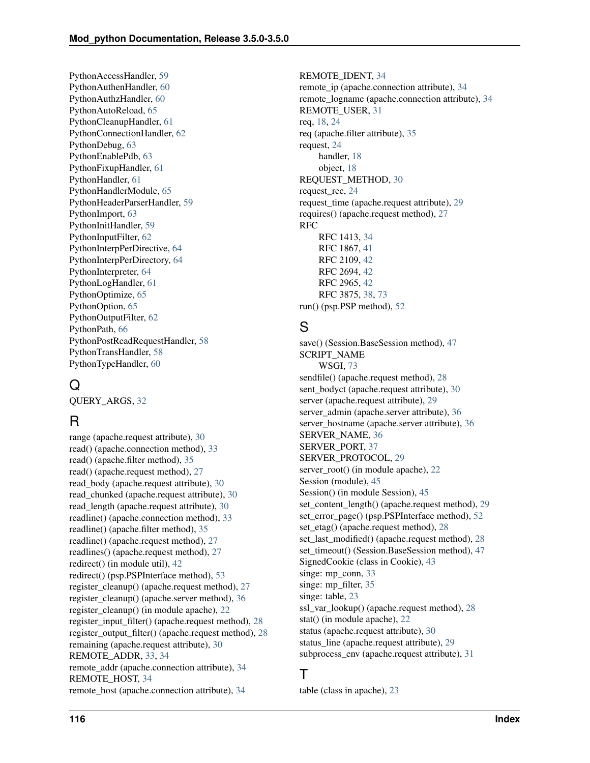PythonAccessHandler, 59
PythonAuthenHandler, 60
PythonAuthzHandler, 60
PythonAutoReload, 65
PythonCleanupHandler, 61
PythonConnectionHandler, 62
PythonDebug, 63
PythonEnablePdb, 63
PythonFixupHandler, 61
PythonHandler, 61
PythonHandlerModule, 65
PythonHeaderParserHandler, 59
PythonImport, 63
PythonInitHandler, 59
PythonInputFilter, 62
PythonInterpPerDirective, 64
PythonInterpPerDirectory, 64
PythonInterpreter, 64
PythonLogHandler, 61
PythonOptimize, 65
PythonOption, 65
PythonOutputFilter, 62
PythonPath, 66
PythonPostReadRequestHandler, 58
PythonTransHandler, 58
PythonTypeHandler, 60

## Q

QUERY_ARGS, 32

## R

range (apache.request attribute), 30
read() (apache.connection method), 33
read() (apache.filter method), 35
read() (apache.request method), 27
read_body (apache.request attribute), 30
read_chunked (apache.request attribute), 30
read_length (apache.request attribute), 30
readline() (apache.connection method), 33
readline() (apache.filter method), 35
readline() (apache.request method), 27
readlines() (apache.request method), 27
redirect() (in module util), 42
redirect() (psp.PSPInterface method), 53
register_cleanup() (apache.request method), 27
register_cleanup() (apache.server method), 36
register_cleanup() (in module apache), 22
register_input_filter() (apache.request method), 28
register_output_filter() (apache.request method), 28
remaining (apache.request attribute), 30
REMOTE_ADDR, 33, 34
remote_addr (apache.connection attribute), 34
REMOTE_HOST, 34
remote_host (apache.connection attribute), 34
REMOTE_IDENT, 34
remote_ip (apache.connection attribute), 34
remote_logname (apache.connection attribute), 34
REMOTE_USER, 31
req, 18, 24
req (apache.filter attribute), 35
request, 24
    handler, 18
    object, 18
REQUEST_METHOD, 30
request_rec, 24
request_time (apache.request attribute), 29
requires() (apache.request method), 27
RFC
    RFC 1413, 34
    RFC 1867, 41
    RFC 2109, 42
    RFC 2694, 42
    RFC 2965, 42
    RFC 3875, 38, 73
run() (psp.PSP method), 52

## S

save() (Session.BaseSession method), 47
SCRIPT_NAME
    WSGI, 73
sendfile() (apache.request method), 28
sent_bodyct (apache.request attribute), 30
server (apache.request attribute), 29
server_admin (apache.server attribute), 36
server_hostname (apache.server attribute), 36
SERVER_NAME, 36
SERVER_PORT, 37
SERVER_PROTOCOL, 29
server_root() (in module apache), 22
Session (module), 45
Session() (in module Session), 45
set_content_length() (apache.request method), 29
set_error_page() (psp.PSPInterface method), 52
set_etag() (apache.request method), 28
set_last_modified() (apache.request method), 28
set_timeout() (Session.BaseSession method), 47
SignedCookie (class in Cookie), 43
singe: mp_conn, 33
singe: mp_filter, 35
singe: table, 23
ssl_var_lookup() (apache.request method), 28
stat() (in module apache), 22
status (apache.request attribute), 30
status_line (apache.request attribute), 29
subprocess_env (apache.request attribute), 31

## T

table (class in apache), 23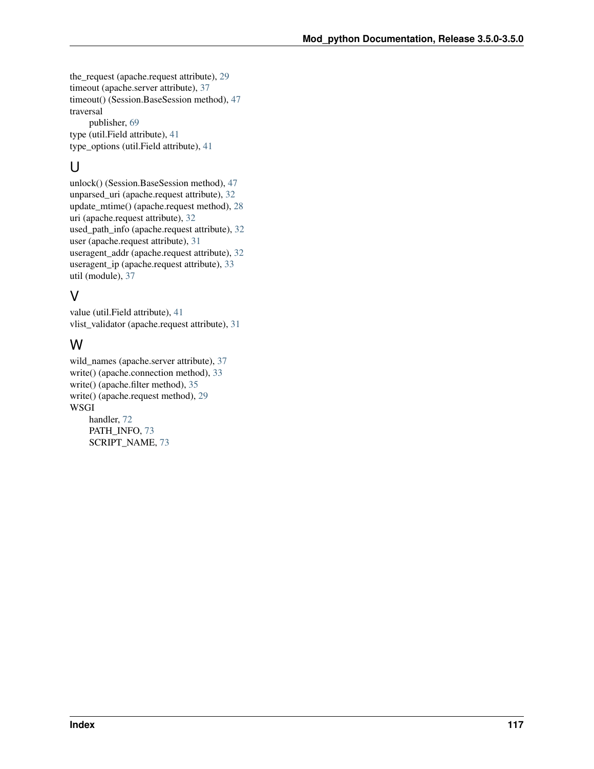the_request (apache.request attribute), 29
timeout (apache.server attribute), 37
timeout() (Session.BaseSession method), 47
traversal
    publisher, 69
type (util.Field attribute), 41
type_options (util.Field attribute), 41

## U

unlock() (Session.BaseSession method), 47
unparsed_uri (apache.request attribute), 32
update_mtime() (apache.request method), 28
uri (apache.request attribute), 32
used_path_info (apache.request attribute), 32
user (apache.request attribute), 31
useragent_addr (apache.request attribute), 32
useragent_ip (apache.request attribute), 33
util (module), 37

## V

value (util.Field attribute), 41
vlist_validator (apache.request attribute), 31

## W

wild_names (apache.server attribute), 37
write() (apache.connection method), 33
write() (apache.filter method), 35
write() (apache.request method), 29
WSGI
    handler, 72
    PATH_INFO, 73
    SCRIPT_NAME, 73